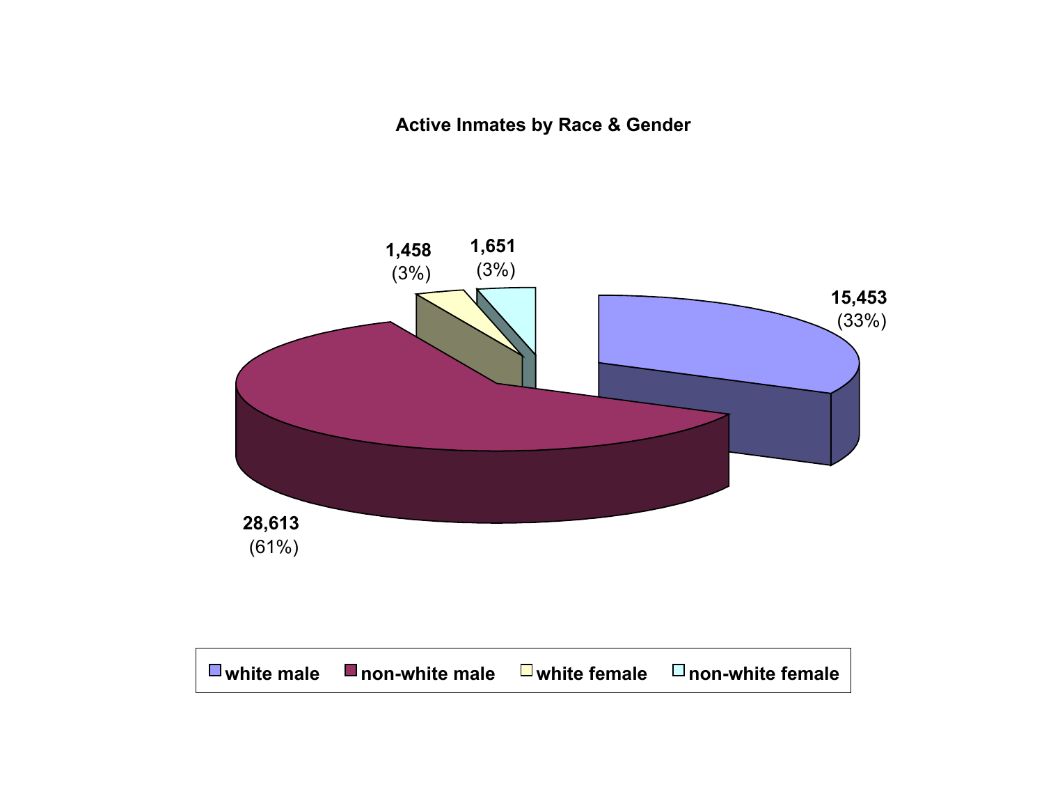**Active Inmates by Race & Gender**

| Category | Count | Percent |
|---|---|---|
| white male | 15,453 | (33%) |
| non-white male | 28,613 | (61%) |
| white female | 1,458 | (3%) |
| non-white female | 1,651 | (3%) |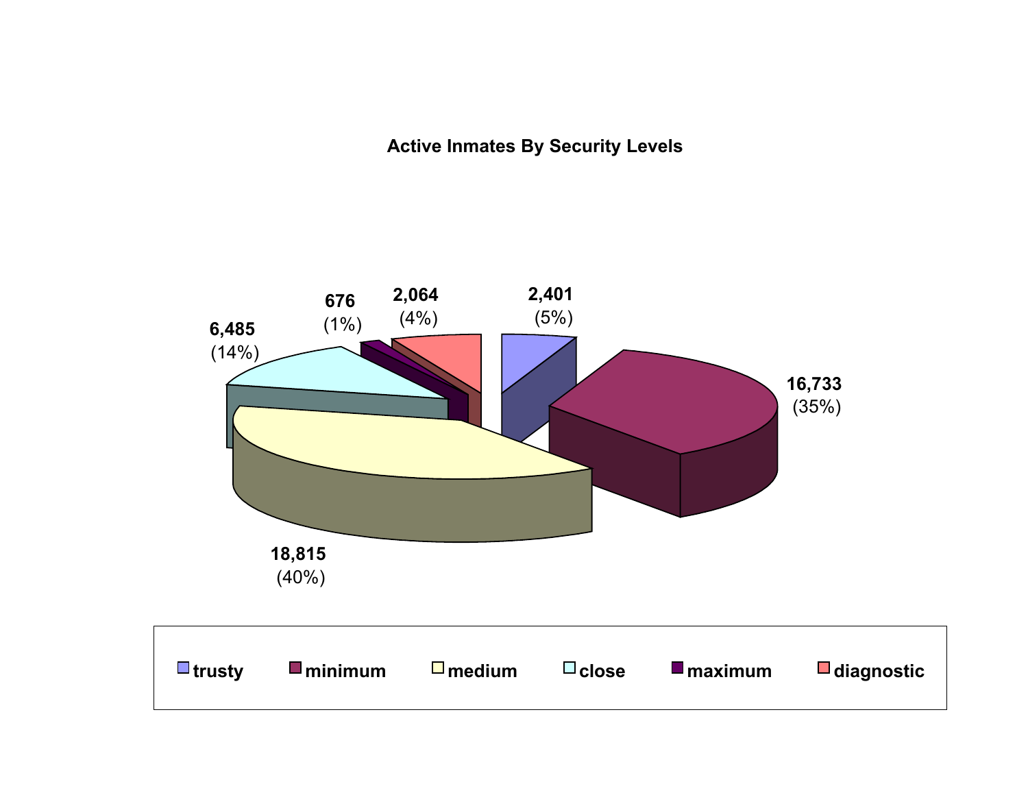**Active Inmates By Security Levels**

| Security Level | Inmates | Percent |
|---|---|---|
| trusty | 2,401 | (5%) |
| minimum | 16,733 | (35%) |
| medium | 18,815 | (40%) |
| close | 6,485 | (14%) |
| maximum | 676 | (1%) |
| diagnostic | 2,064 | (4%) |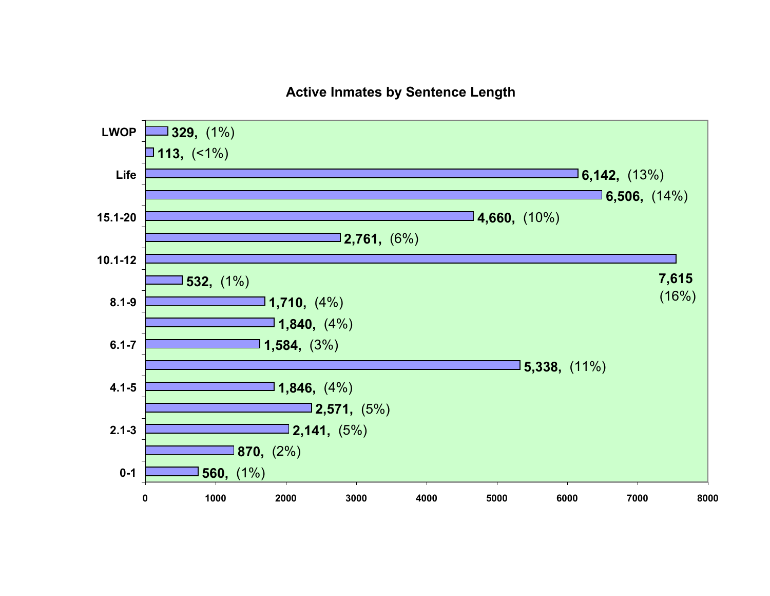## Active Inmates by Sentence Length

| Sentence Length | Inmates | Percent |
|---|---|---|
| LWOP | 329 | (1%) |
| | 113 | (<1%) |
| Life | 6,142 | (13%) |
| | 6,506 | (14%) |
| 15.1-20 | 4,660 | (10%) |
| | 2,761 | (6%) |
| 10.1-12 | 7,615 | (16%) |
| | 532 | (1%) |
| 8.1-9 | 1,710 | (4%) |
| | 1,840 | (4%) |
| 6.1-7 | 1,584 | (3%) |
| | 5,338 | (11%) |
| 4.1-5 | 1,846 | (4%) |
| | 2,571 | (5%) |
| 2.1-3 | 2,141 | (5%) |
| | 870 | (2%) |
| 0-1 | 560 | (1%) |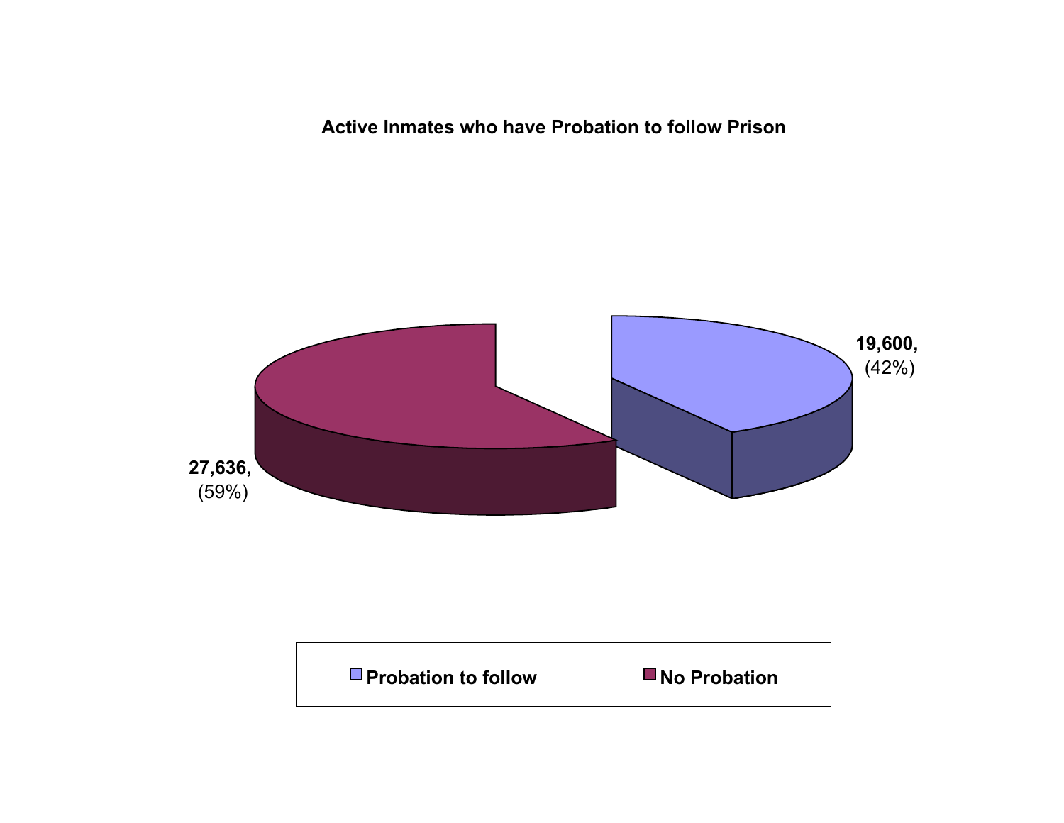**Active Inmates who have Probation to follow Prison**

19,600, (42%)

27,636, (59%)

Probation to follow | No Probation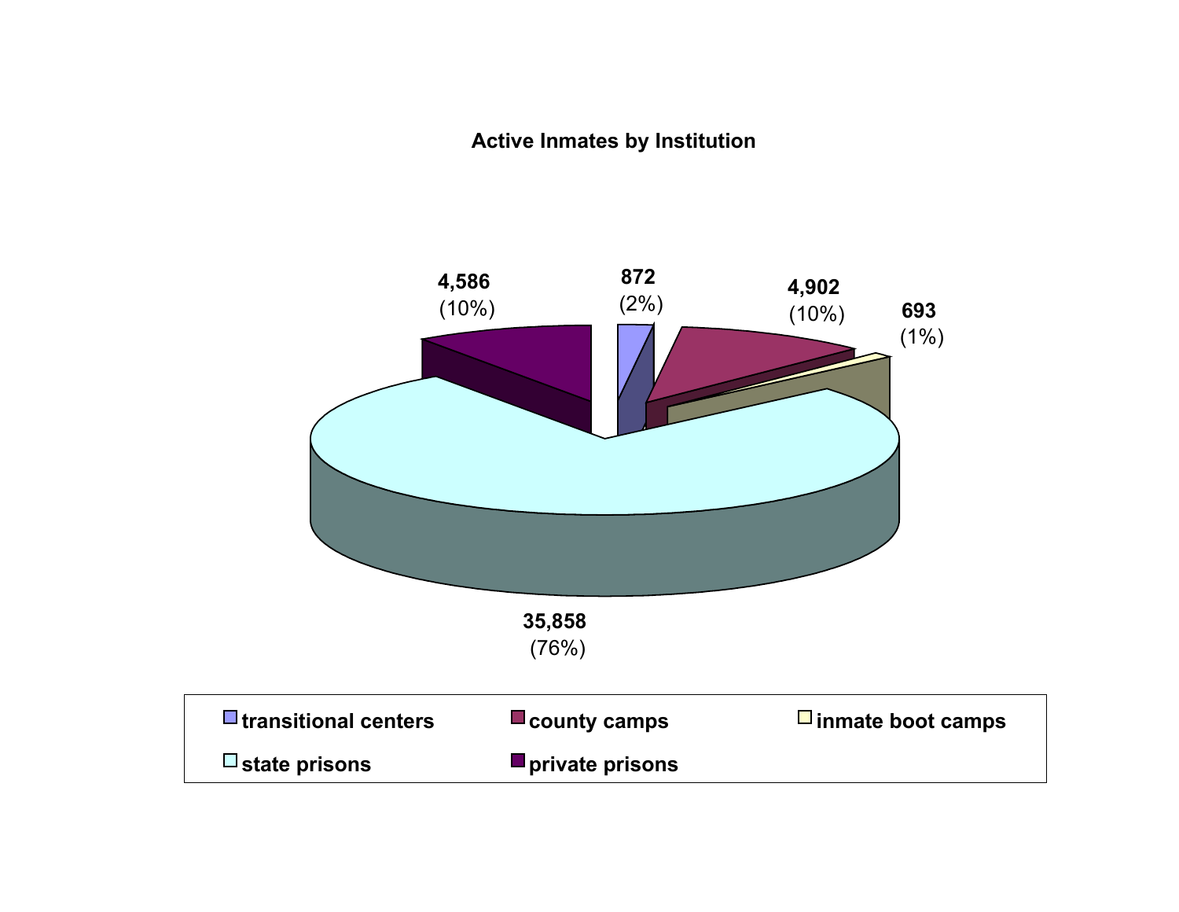**Active Inmates by Institution**

| Institution | Inmates | Percent |
|---|---|---|
| transitional centers | 872 | (2%) |
| county camps | 4,902 | (10%) |
| inmate boot camps | 693 | (1%) |
| state prisons | 35,858 | (76%) |
| private prisons | 4,586 | (10%) |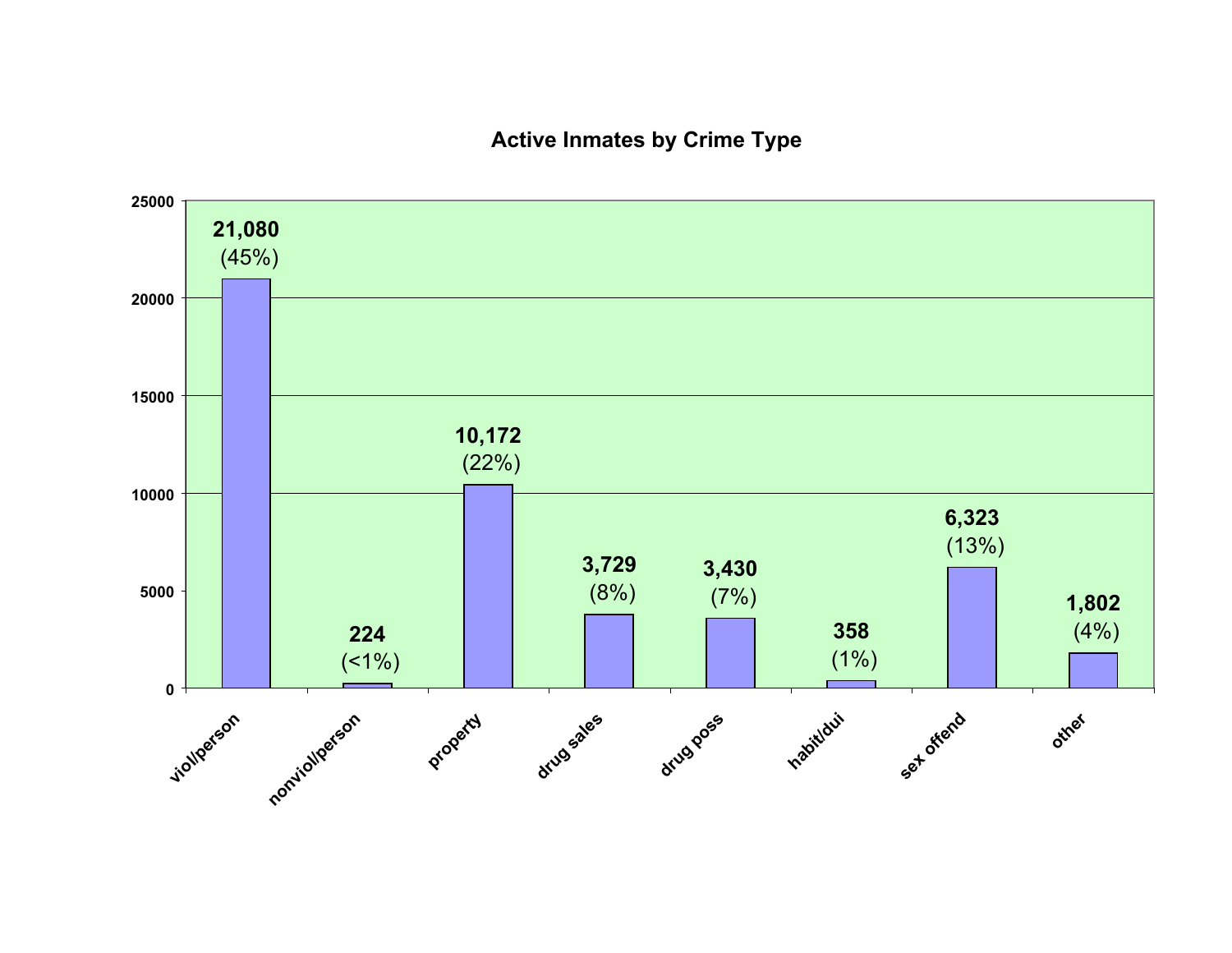## Active Inmates by Crime Type

| Crime Type | Inmates | Percent |
|---|---|---|
| viol/person | 21,080 | (45%) |
| nonviol/person | 224 | (<1%) |
| property | 10,172 | (22%) |
| drug sales | 3,729 | (8%) |
| drug poss | 3,430 | (7%) |
| habit/dui | 358 | (1%) |
| sex offend | 6,323 | (13%) |
| other | 1,802 | (4%) |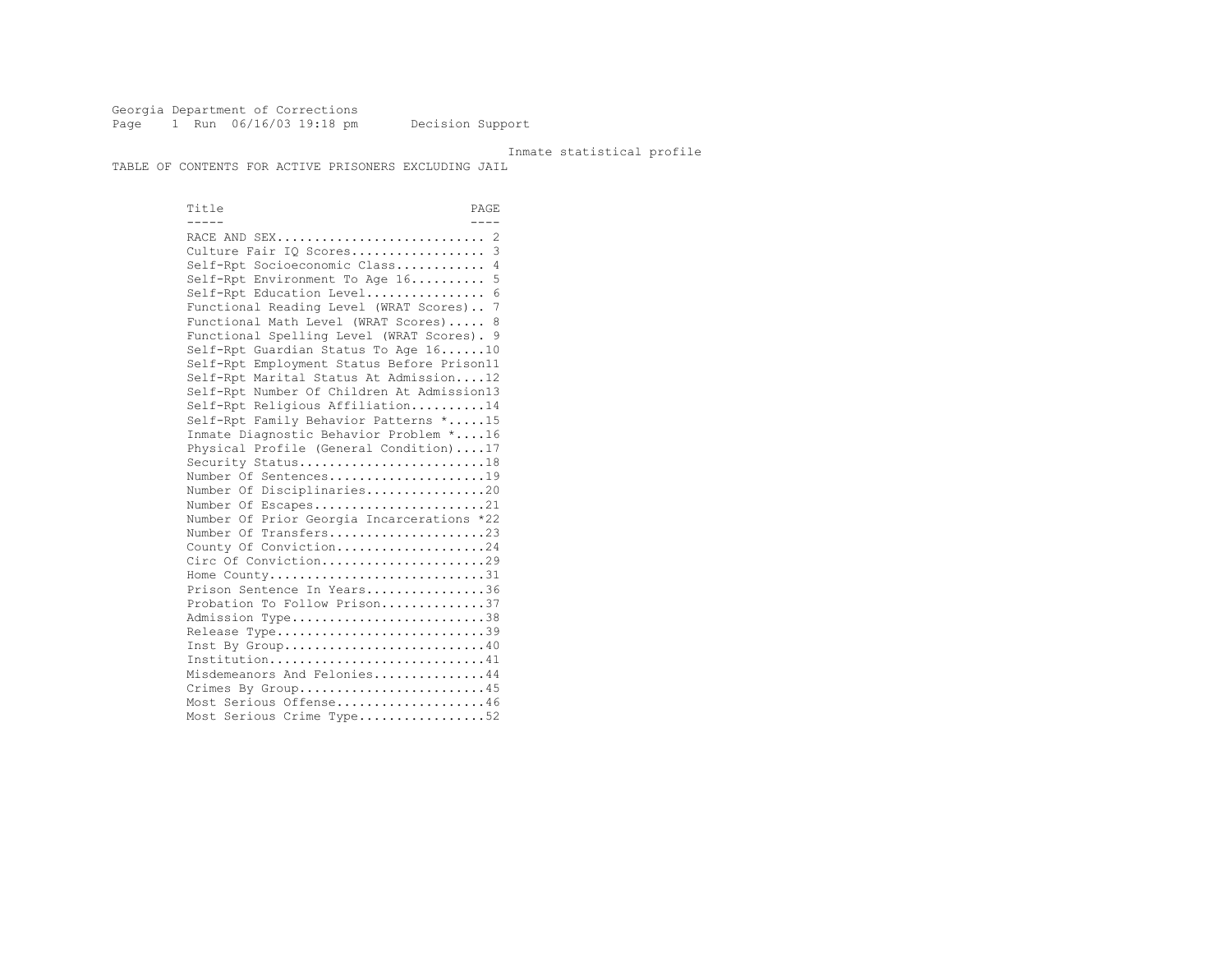Georgia Department of Corrections
Run 06/16/03 19:18 pm Decision Support

Inmate statistical profile

TABLE OF CONTENTS FOR ACTIVE PRISONERS EXCLUDING JAIL

| Title | PAGE |
| --- | --- |
| RACE AND SEX | 2 |
| Culture Fair IQ Scores | 3 |
| Self-Rpt Socioeconomic Class | 4 |
| Self-Rpt Environment To Age 16 | 5 |
| Self-Rpt Education Level | 6 |
| Functional Reading Level (WRAT Scores) | 7 |
| Functional Math Level (WRAT Scores) | 8 |
| Functional Spelling Level (WRAT Scores) | 9 |
| Self-Rpt Guardian Status To Age 16 | 10 |
| Self-Rpt Employment Status Before Prison | 11 |
| Self-Rpt Marital Status At Admission | 12 |
| Self-Rpt Number Of Children At Admission | 13 |
| Self-Rpt Religious Affiliation | 14 |
| Self-Rpt Family Behavior Patterns * | 15 |
| Inmate Diagnostic Behavior Problem * | 16 |
| Physical Profile (General Condition) | 17 |
| Security Status | 18 |
| Number Of Sentences | 19 |
| Number Of Disciplinaries | 20 |
| Number Of Escapes | 21 |
| Number Of Prior Georgia Incarcerations * | 22 |
| Number Of Transfers | 23 |
| County Of Conviction | 24 |
| Circ Of Conviction | 29 |
| Home County | 31 |
| Prison Sentence In Years | 36 |
| Probation To Follow Prison | 37 |
| Admission Type | 38 |
| Release Type | 39 |
| Inst By Group | 40 |
| Institution | 41 |
| Misdemeanors And Felonies | 44 |
| Crimes By Group | 45 |
| Most Serious Offense | 46 |
| Most Serious Crime Type | 52 |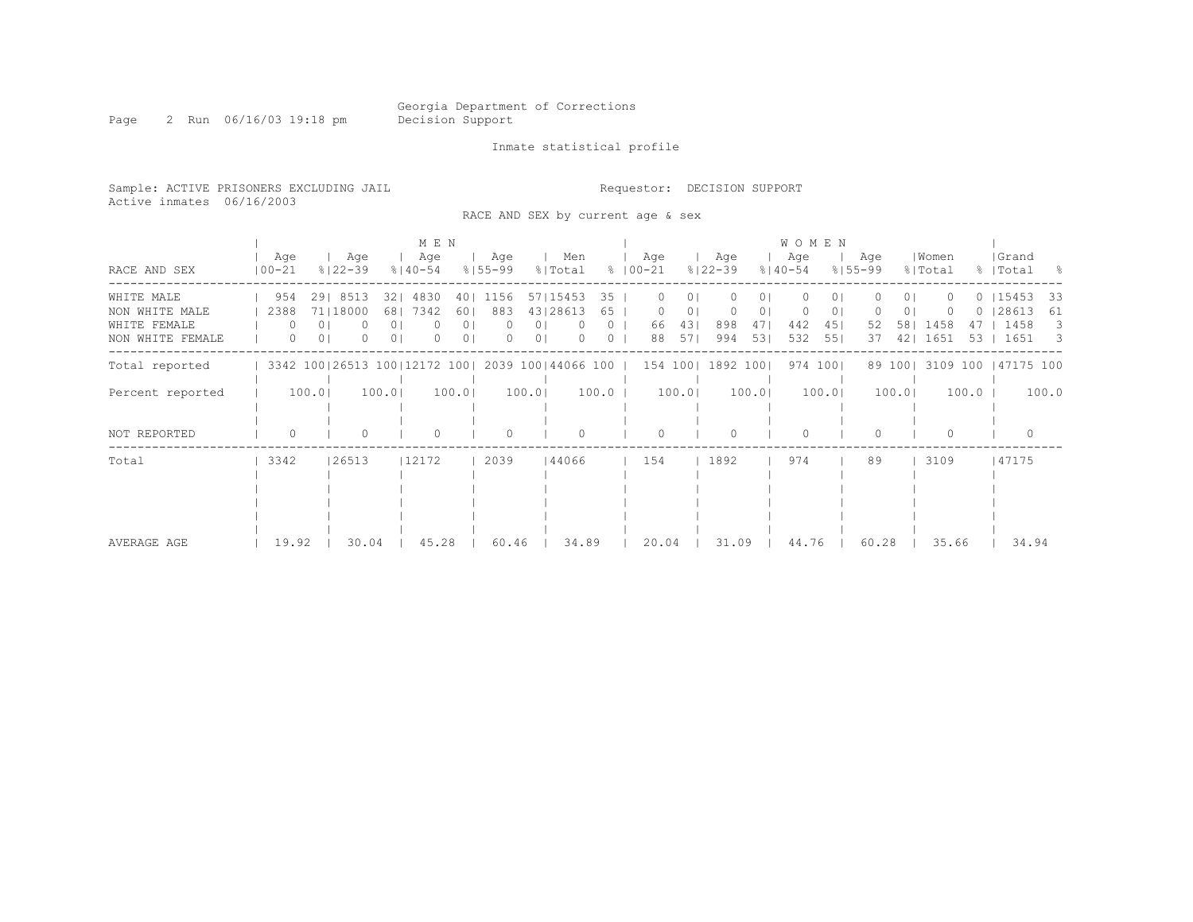Georgia Department of Corrections
Decision Support

Inmate statistical profile

Sample: ACTIVE PRISONERS EXCLUDING JAIL
Active inmates 06/16/2003

Requestor: DECISION SUPPORT

RACE AND SEX by current age & sex

| RACE AND SEX | MEN Age 00-21 | % | Age 22-39 | % | Age 40-54 | % | Age 55-99 | % | Men Total | % | WOMEN Age 00-21 | % | Age 22-39 | % | Age 40-54 | % | Age 55-99 | % | Women Total | % | Grand Total | % |
|---|---|---|---|---|---|---|---|---|---|---|---|---|---|---|---|---|---|---|---|---|---|---|
| WHITE MALE | 954 | 29 | 8513 | 32 | 4830 | 40 | 1156 | 57 | 15453 | 35 | 0 | 0 | 0 | 0 | 0 | 0 | 0 | 0 | 0 | 0 | 15453 | 33 |
| NON WHITE MALE | 2388 | 71 | 18000 | 68 | 7342 | 60 | 883 | 43 | 28613 | 65 | 0 | 0 | 0 | 0 | 0 | 0 | 0 | 0 | 0 | 0 | 28613 | 61 |
| WHITE FEMALE | 0 | 0 | 0 | 0 | 0 | 0 | 0 | 0 | 0 | 0 | 66 | 43 | 898 | 47 | 442 | 45 | 52 | 58 | 1458 | 47 | 1458 | 3 |
| NON WHITE FEMALE | 0 | 0 | 0 | 0 | 0 | 0 | 0 | 0 | 0 | 0 | 88 | 57 | 994 | 53 | 532 | 55 | 37 | 42 | 1651 | 53 | 1651 | 3 |
| Total reported | 3342 | 100 | 26513 | 100 | 12172 | 100 | 2039 | 100 | 44066 | 100 | 154 | 100 | 1892 | 100 | 974 | 100 | 89 | 100 | 3109 | 100 | 47175 | 100 |
| Percent reported | | 100.0 | | 100.0 | | 100.0 | | 100.0 | | 100.0 | | 100.0 | | 100.0 | | 100.0 | | 100.0 | | 100.0 | | 100.0 |
| NOT REPORTED | 0 | | 0 | | 0 | | 0 | | 0 | | 0 | | 0 | | 0 | | 0 | | 0 | | 0 | |
| Total | 3342 | | 26513 | | 12172 | | 2039 | | 44066 | | 154 | | 1892 | | 974 | | 89 | | 3109 | | 47175 | |
| AVERAGE AGE | 19.92 | | 30.04 | | 45.28 | | 60.46 | | 34.89 | | 20.04 | | 31.09 | | 44.76 | | 60.28 | | 35.66 | | 34.94 | |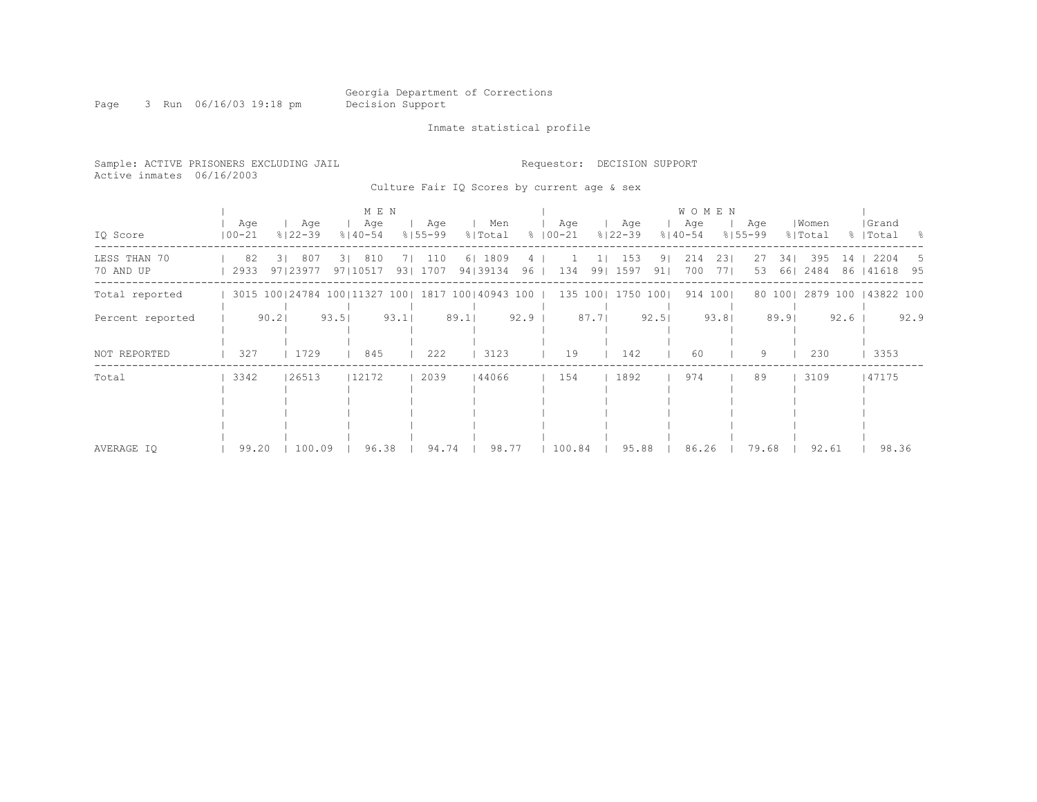Georgia Department of Corrections
Decision Support

Inmate statistical profile

Sample: ACTIVE PRISONERS EXCLUDING JAIL
Active inmates 06/16/2003

Requestor: DECISION SUPPORT

Culture Fair IQ Scores by current age & sex

| IQ Score | MEN Age 00-21 | % | Age 22-39 | % | Age 40-54 | % | Age 55-99 | % | Men Total | % | WOMEN Age 00-21 | % | Age 22-39 | % | Age 40-54 | % | Age 55-99 | % | Women Total | % | Grand Total | % |
|---|---|---|---|---|---|---|---|---|---|---|---|---|---|---|---|---|---|---|---|---|---|---|
| LESS THAN 70 | 82 | 3 | 807 | 3 | 810 | 7 | 110 | 6 | 1809 | 4 | 1 | 1 | 153 | 9 | 214 | 23 | 27 | 34 | 395 | 14 | 2204 | 5 |
| 70 AND UP | 2933 | 97 | 23977 | 97 | 10517 | 93 | 1707 | 94 | 39134 | 96 | 134 | 99 | 1597 | 91 | 700 | 77 | 53 | 66 | 2484 | 86 | 41618 | 95 |
| Total reported | 3015 | 100 | 24784 | 100 | 11327 | 100 | 1817 | 100 | 40943 | 100 | 135 | 100 | 1750 | 100 | 914 | 100 | 80 | 100 | 2879 | 100 | 43822 | 100 |
| Percent reported | | 90.2 | | 93.5 | | 93.1 | | 89.1 | | 92.9 | | 87.7 | | 92.5 | | 93.8 | | 89.9 | | 92.6 | | 92.9 |
| NOT REPORTED | 327 | | 1729 | | 845 | | 222 | | 3123 | | 19 | | 142 | | 60 | | 9 | | 230 | | 3353 | |
| Total | 3342 | | 26513 | | 12172 | | 2039 | | 44066 | | 154 | | 1892 | | 974 | | 89 | | 3109 | | 47175 | |
| AVERAGE IQ | 99.20 | | 100.09 | | 96.38 | | 94.74 | | 98.77 | | 100.84 | | 95.88 | | 86.26 | | 79.68 | | 92.61 | | 98.36 | |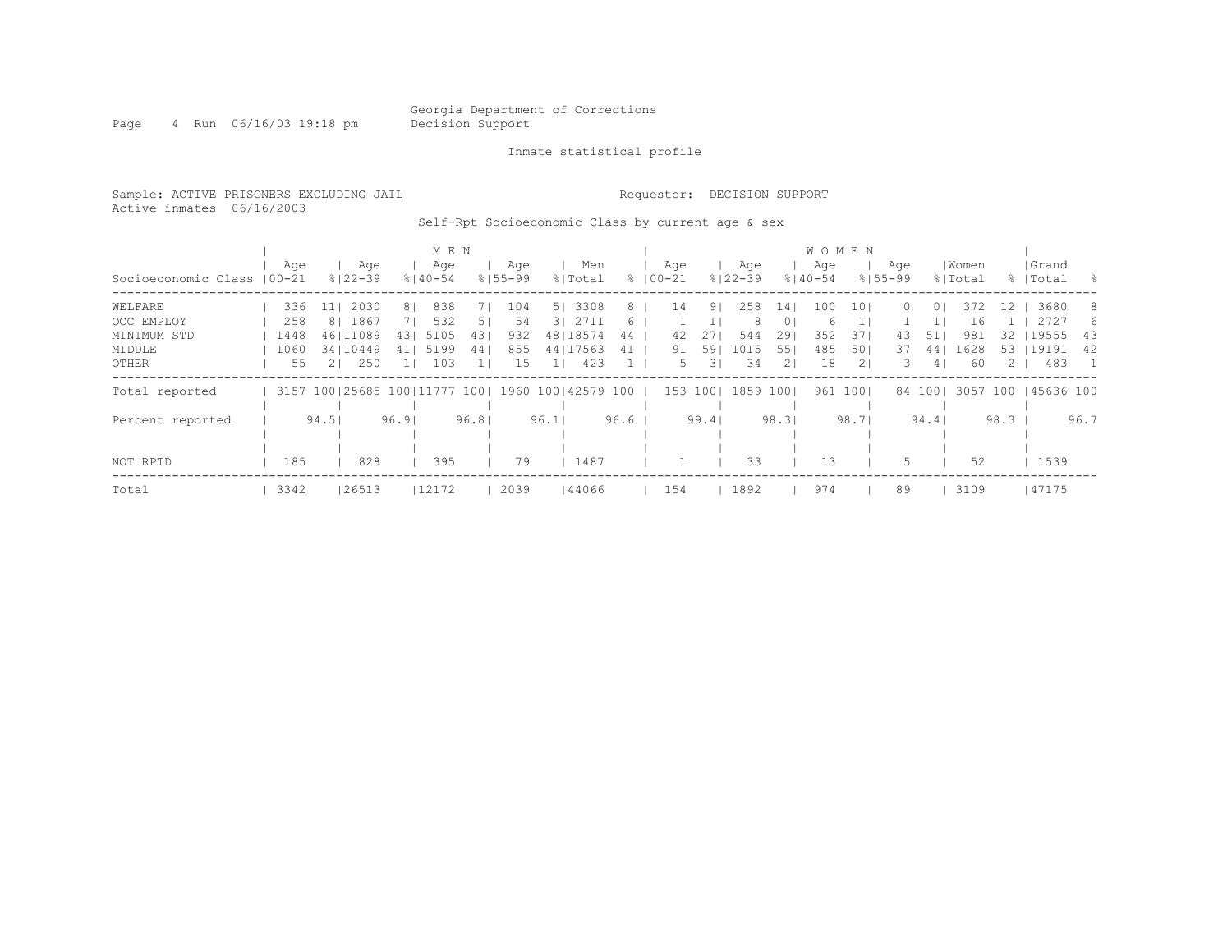Georgia Department of Corrections
Decision Support

Inmate statistical profile

Sample: ACTIVE PRISONERS EXCLUDING JAIL
Active inmates 06/16/2003

Requestor: DECISION SUPPORT

Self-Rpt Socioeconomic Class by current age & sex

| Socioeconomic Class | MEN Age 00-21 | % | Age 22-39 | % | Age 40-54 | % | Age 55-99 | % | Men Total | % | WOMEN Age 00-21 | % | Age 22-39 | % | Age 40-54 | % | Age 55-99 | % | Women Total | % | Grand Total | % |
|---|---|---|---|---|---|---|---|---|---|---|---|---|---|---|---|---|---|---|---|---|---|---|
| WELFARE | 336 | 11 | 2030 | 8 | 838 | 7 | 104 | 5 | 3308 | 8 | 14 | 9 | 258 | 14 | 100 | 10 | 0 | 0 | 372 | 12 | 3680 | 8 |
| OCC EMPLOY | 258 | 8 | 1867 | 7 | 532 | 5 | 54 | 3 | 2711 | 6 | 1 | 1 | 8 | 0 | 6 | 1 | 1 | 1 | 16 | 1 | 2727 | 6 |
| MINIMUM STD | 1448 | 46 | 11089 | 43 | 5105 | 43 | 932 | 48 | 18574 | 44 | 42 | 27 | 544 | 29 | 352 | 37 | 43 | 51 | 981 | 32 | 19555 | 43 |
| MIDDLE | 1060 | 34 | 10449 | 41 | 5199 | 44 | 855 | 44 | 17563 | 41 | 91 | 59 | 1015 | 55 | 485 | 50 | 37 | 44 | 1628 | 53 | 19191 | 42 |
| OTHER | 55 | 2 | 250 | 1 | 103 | 1 | 15 | 1 | 423 | 1 | 5 | 3 | 34 | 2 | 18 | 2 | 3 | 4 | 60 | 2 | 483 | 1 |
| Total reported | 3157 | 100 | 25685 | 100 | 11777 | 100 | 1960 | 100 | 42579 | 100 | 153 | 100 | 1859 | 100 | 961 | 100 | 84 | 100 | 3057 | 100 | 45636 | 100 |
| Percent reported | | 94.5 | | 96.9 | | 96.8 | | 96.1 | | 96.6 | | 99.4 | | 98.3 | | 98.7 | | 94.4 | | 98.3 | | 96.7 |
| NOT RPTD | 185 | | 828 | | 395 | | 79 | | 1487 | | 1 | | 33 | | 13 | | 5 | | 52 | | 1539 | |
| Total | 3342 | | 26513 | | 12172 | | 2039 | | 44066 | | 154 | | 1892 | | 974 | | 89 | | 3109 | | 47175 | |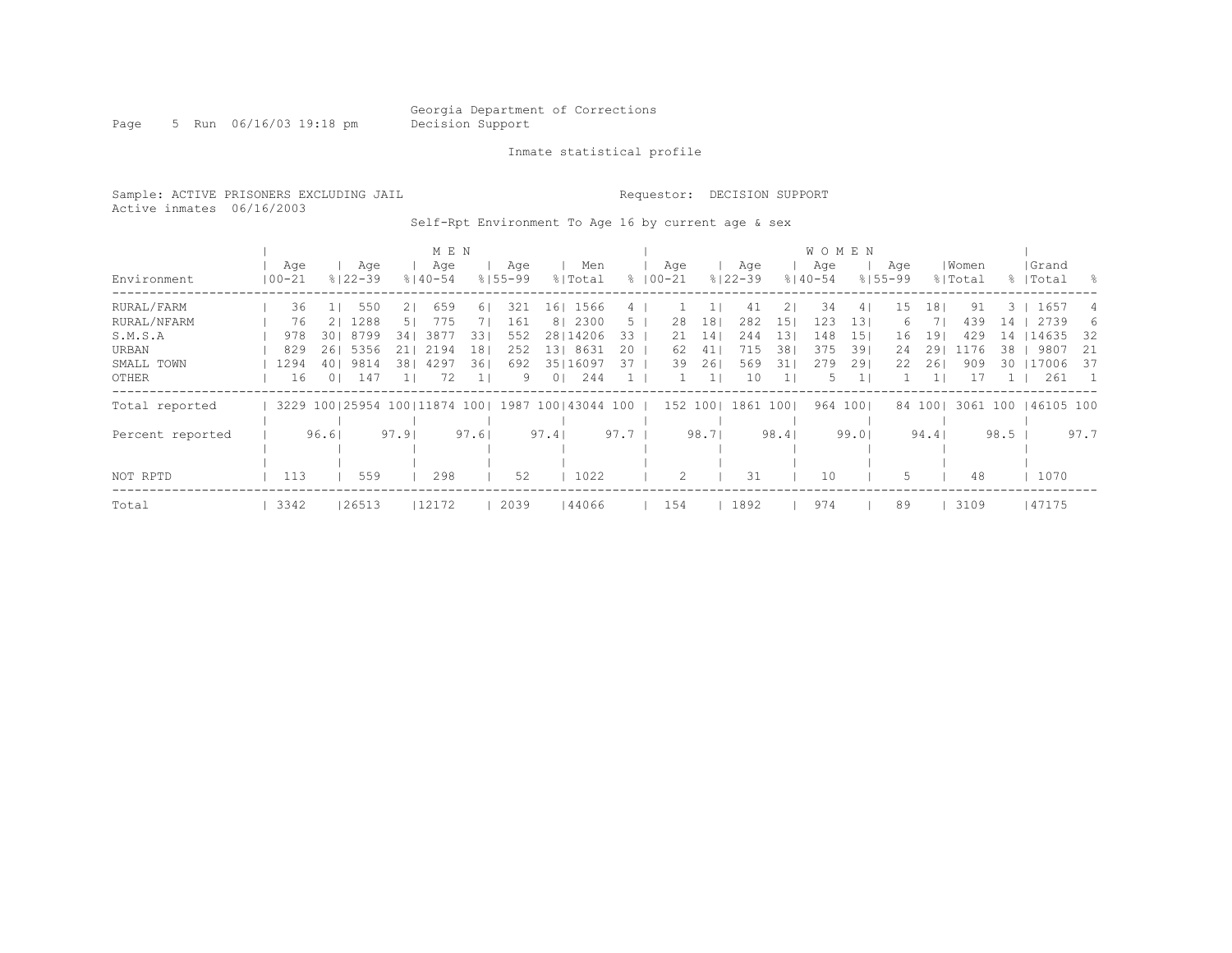Georgia Department of Corrections
Decision Support

Inmate statistical profile

Sample: ACTIVE PRISONERS EXCLUDING JAIL — Requestor: DECISION SUPPORT
Active inmates 06/16/2003

Self-Rpt Environment To Age 16 by current age & sex

| | MEN | | | | | | | | | | WOMEN | | | | | | | | | | | |
|---|---|---|---|---|---|---|---|---|---|---|---|---|---|---|---|---|---|---|---|---|---|---|
| Environment | Age 00-21 | % | Age 22-39 | % | Age 40-54 | % | Age 55-99 | % | Men Total | % | Age 00-21 | % | Age 22-39 | % | Age 40-54 | % | Age 55-99 | % | Women Total | % | Grand Total | % |
| RURAL/FARM | 36 | 1 | 550 | 2 | 659 | 6 | 321 | 16 | 1566 | 4 | 1 | 1 | 41 | 2 | 34 | 4 | 15 | 18 | 91 | 3 | 1657 | 4 |
| RURAL/NFARM | 76 | 2 | 1288 | 5 | 775 | 7 | 161 | 8 | 2300 | 5 | 28 | 18 | 282 | 15 | 123 | 13 | 6 | 7 | 439 | 14 | 2739 | 6 |
| S.M.S.A | 978 | 30 | 8799 | 34 | 3877 | 33 | 552 | 28 | 14206 | 33 | 21 | 14 | 244 | 13 | 148 | 15 | 16 | 19 | 429 | 14 | 14635 | 32 |
| URBAN | 829 | 26 | 5356 | 21 | 2194 | 18 | 252 | 13 | 8631 | 20 | 62 | 41 | 715 | 38 | 375 | 39 | 24 | 29 | 1176 | 38 | 9807 | 21 |
| SMALL TOWN | 1294 | 40 | 9814 | 38 | 4297 | 36 | 692 | 35 | 16097 | 37 | 39 | 26 | 569 | 31 | 279 | 29 | 22 | 26 | 909 | 30 | 17006 | 37 |
| OTHER | 16 | 0 | 147 | 1 | 72 | 1 | 9 | 0 | 244 | 1 | 1 | 1 | 10 | 1 | 5 | 1 | 1 | 1 | 17 | 1 | 261 | 1 |
| Total reported | 3229 | 100 | 25954 | 100 | 11874 | 100 | 1987 | 100 | 43044 | 100 | 152 | 100 | 1861 | 100 | 964 | 100 | 84 | 100 | 3061 | 100 | 46105 | 100 |
| Percent reported | | 96.6 | | 97.9 | | 97.6 | | 97.4 | | 97.7 | | 98.7 | | 98.4 | | 99.0 | | 94.4 | | 98.5 | | 97.7 |
| NOT RPTD | 113 | | 559 | | 298 | | 52 | | 1022 | | 2 | | 31 | | 10 | | 5 | | 48 | | 1070 | |
| Total | 3342 | | 26513 | | 12172 | | 2039 | | 44066 | | 154 | | 1892 | | 974 | | 89 | | 3109 | | 47175 | |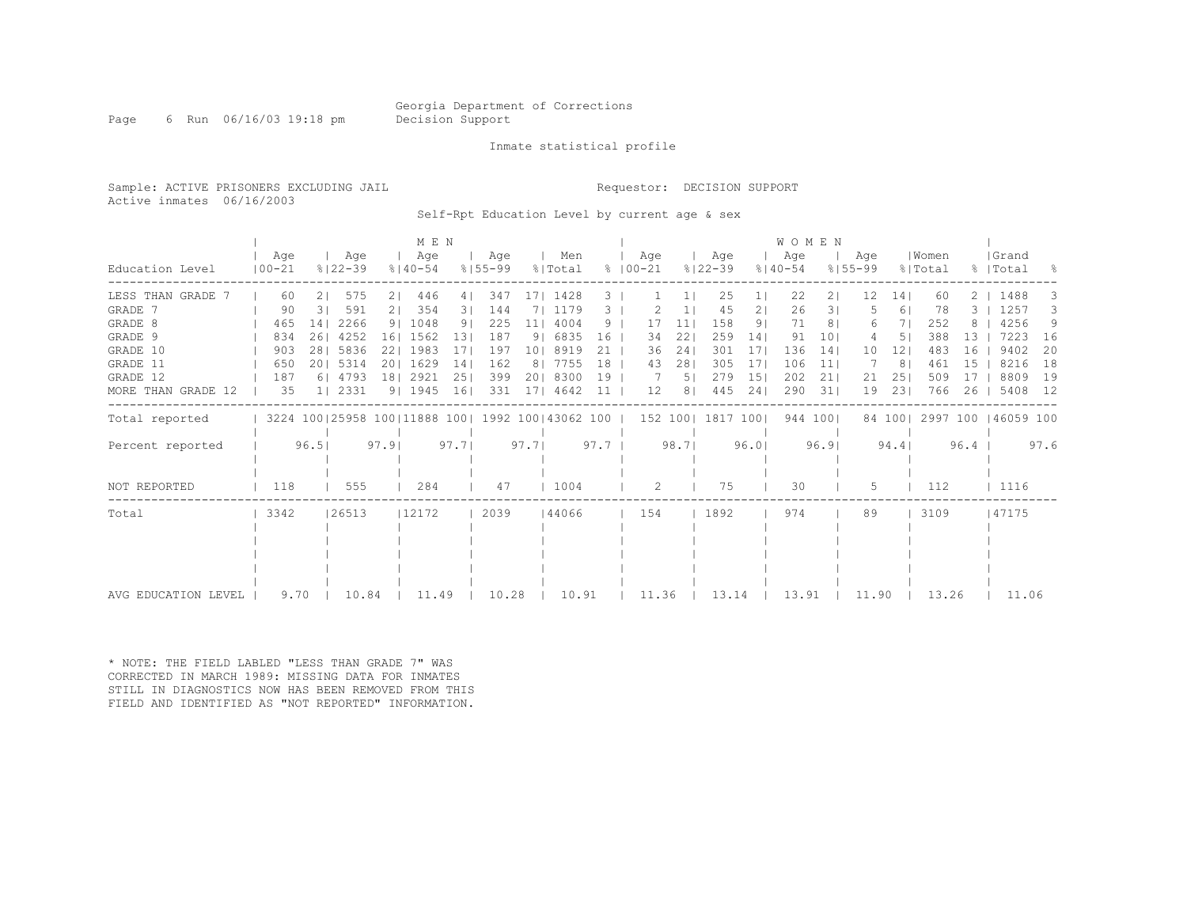Georgia Department of Corrections
Decision Support

Inmate statistical profile

Sample: ACTIVE PRISONERS EXCLUDING JAIL
Active inmates 06/16/2003

Requestor: DECISION SUPPORT

Self-Rpt Education Level by current age & sex

| | MEN | | | | | | | | | | WOMEN | | | | | | | | | | | |
|---|---|---|---|---|---|---|---|---|---|---|---|---|---|---|---|---|---|---|---|---|---|---|
| Education Level | Age 00-21 | % | Age 22-39 | % | Age 40-54 | % | Age 55-99 | % | Men Total | % | Age 00-21 | % | Age 22-39 | % | Age 40-54 | % | Age 55-99 | % | Women Total | % | Grand Total | % |
| LESS THAN GRADE 7 | 60 | 2 | 575 | 2 | 446 | 4 | 347 | 17 | 1428 | 3 | 1 | 1 | 25 | 1 | 22 | 2 | 12 | 14 | 60 | 2 | 1488 | 3 |
| GRADE 7 | 90 | 3 | 591 | 2 | 354 | 3 | 144 | 7 | 1179 | 3 | 2 | 1 | 45 | 2 | 26 | 3 | 5 | 6 | 78 | 3 | 1257 | 3 |
| GRADE 8 | 465 | 14 | 2266 | 9 | 1048 | 9 | 225 | 11 | 4004 | 9 | 17 | 11 | 158 | 9 | 71 | 8 | 6 | 7 | 252 | 8 | 4256 | 9 |
| GRADE 9 | 834 | 26 | 4252 | 16 | 1562 | 13 | 187 | 9 | 6835 | 16 | 34 | 22 | 259 | 14 | 91 | 10 | 4 | 5 | 388 | 13 | 7223 | 16 |
| GRADE 10 | 903 | 28 | 5836 | 22 | 1983 | 17 | 197 | 10 | 8919 | 21 | 36 | 24 | 301 | 17 | 136 | 14 | 10 | 12 | 483 | 16 | 9402 | 20 |
| GRADE 11 | 650 | 20 | 5314 | 20 | 1629 | 14 | 162 | 8 | 7755 | 18 | 43 | 28 | 305 | 17 | 106 | 11 | 7 | 8 | 461 | 15 | 8216 | 18 |
| GRADE 12 | 187 | 6 | 4793 | 18 | 2921 | 25 | 399 | 20 | 8300 | 19 | 7 | 5 | 279 | 15 | 202 | 21 | 21 | 25 | 509 | 17 | 8809 | 19 |
| MORE THAN GRADE 12 | 35 | 1 | 2331 | 9 | 1945 | 16 | 331 | 17 | 4642 | 11 | 12 | 8 | 445 | 24 | 290 | 31 | 19 | 23 | 766 | 26 | 5408 | 12 |
| Total reported | 3224 | 100 | 25958 | 100 | 11888 | 100 | 1992 | 100 | 43062 | 100 | 152 | 100 | 1817 | 100 | 944 | 100 | 84 | 100 | 2997 | 100 | 46059 | 100 |
| Percent reported | | 96.5 | | 97.9 | | 97.7 | | 97.7 | | 97.7 | | 98.7 | | 96.0 | | 96.9 | | 94.4 | | 96.4 | | 97.6 |
| NOT REPORTED | 118 | | 555 | | 284 | | 47 | | 1004 | | 2 | | 75 | | 30 | | 5 | | 112 | | 1116 | |
| Total | 3342 | | 26513 | | 12172 | | 2039 | | 44066 | | 154 | | 1892 | | 974 | | 89 | | 3109 | | 47175 | |
| AVG EDUCATION LEVEL | 9.70 | | 10.84 | | 11.49 | | 10.28 | | 10.91 | | 11.36 | | 13.14 | | 13.91 | | 11.90 | | 13.26 | | 11.06 | |

* NOTE: THE FIELD LABLED "LESS THAN GRADE 7" WAS CORRECTED IN MARCH 1989: MISSING DATA FOR INMATES STILL IN DIAGNOSTICS NOW HAS BEEN REMOVED FROM THIS FIELD AND IDENTIFIED AS "NOT REPORTED" INFORMATION.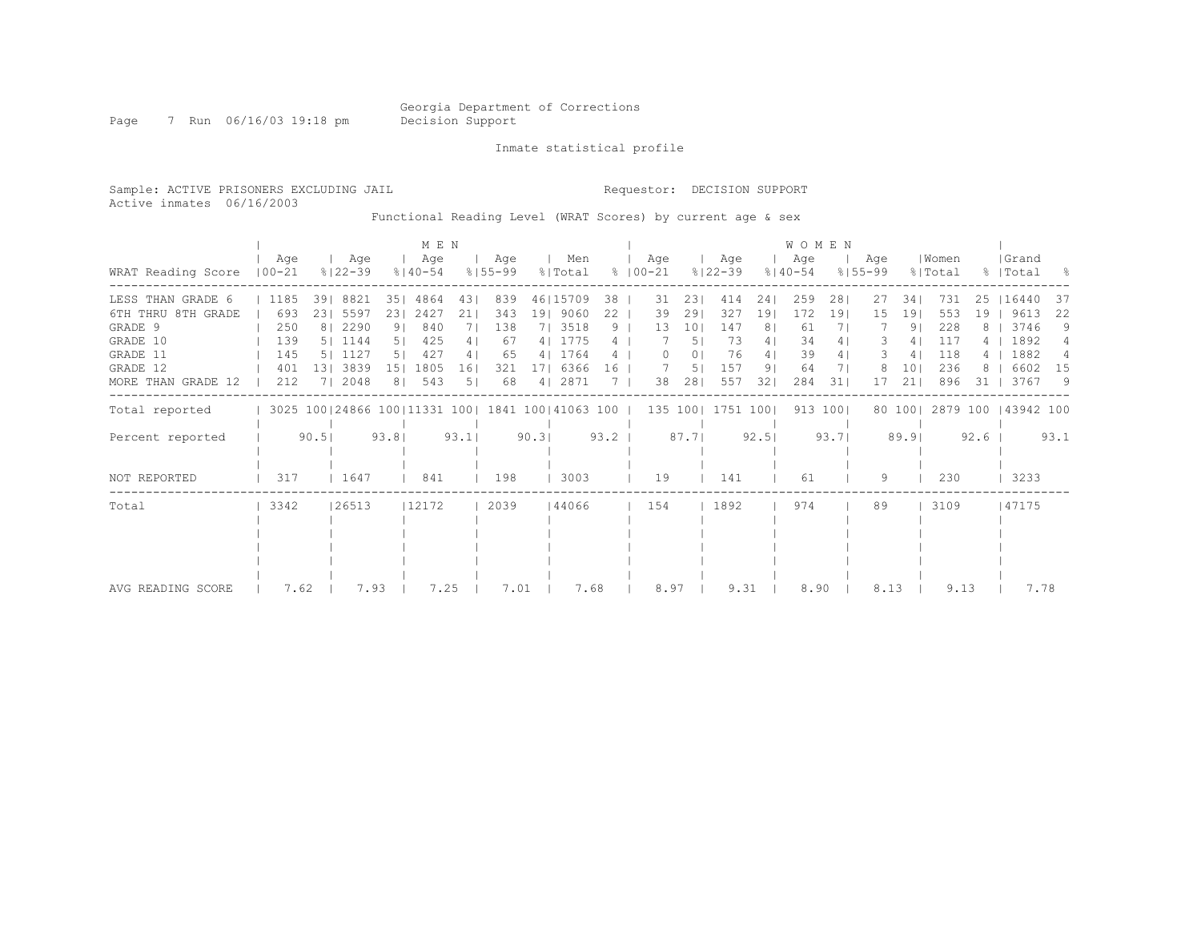Georgia Department of Corrections
Decision Support

Page 7 Run 06/16/03 19:18 pm

Inmate statistical profile

Sample: ACTIVE PRISONERS EXCLUDING JAIL

Requestor: DECISION SUPPORT

Active inmates 06/16/2003

Functional Reading Level (WRAT Scores) by current age & sex

| WRAT Reading Score | MEN Age 00-21 | % | Age 22-39 | % | Age 40-54 | % | Age 55-99 | % | Men Total | % | WOMEN Age 00-21 | % | Age 22-39 | % | Age 40-54 | % | Age 55-99 | % | Women Total | % | Grand Total | % |
|---|---|---|---|---|---|---|---|---|---|---|---|---|---|---|---|---|---|---|---|---|---|---|
| LESS THAN GRADE 6 | 1185 | 39 | 8821 | 35 | 4864 | 43 | 839 | 46 | 15709 | 38 | 31 | 23 | 414 | 24 | 259 | 28 | 27 | 34 | 731 | 25 | 16440 | 37 |
| 6TH THRU 8TH GRADE | 693 | 23 | 5597 | 23 | 2427 | 21 | 343 | 19 | 9060 | 22 | 39 | 29 | 327 | 19 | 172 | 19 | 15 | 19 | 553 | 19 | 9613 | 22 |
| GRADE 9 | 250 | 8 | 2290 | 9 | 840 | 7 | 138 | 7 | 3518 | 9 | 13 | 10 | 147 | 8 | 61 | 7 | 7 | 9 | 228 | 8 | 3746 | 9 |
| GRADE 10 | 139 | 5 | 1144 | 5 | 425 | 4 | 67 | 4 | 1775 | 4 | 7 | 5 | 73 | 4 | 34 | 4 | 3 | 4 | 117 | 4 | 1892 | 4 |
| GRADE 11 | 145 | 5 | 1127 | 5 | 427 | 4 | 65 | 4 | 1764 | 4 | 0 | 0 | 76 | 4 | 39 | 4 | 3 | 4 | 118 | 4 | 1882 | 4 |
| GRADE 12 | 401 | 13 | 3839 | 15 | 1805 | 16 | 321 | 17 | 6366 | 16 | 7 | 5 | 157 | 9 | 64 | 7 | 8 | 10 | 236 | 8 | 6602 | 15 |
| MORE THAN GRADE 12 | 212 | 7 | 2048 | 8 | 543 | 5 | 68 | 4 | 2871 | 7 | 38 | 28 | 557 | 32 | 284 | 31 | 17 | 21 | 896 | 31 | 3767 | 9 |
| Total reported | 3025 | 100 | 24866 | 100 | 11331 | 100 | 1841 | 100 | 41063 | 100 | 135 | 100 | 1751 | 100 | 913 | 100 | 80 | 100 | 2879 | 100 | 43942 | 100 |
| Percent reported | | 90.5 | | 93.8 | | 93.1 | | 90.3 | | 93.2 | | 87.7 | | 92.5 | | 93.7 | | 89.9 | | 92.6 | | 93.1 |
| NOT REPORTED | 317 | | 1647 | | 841 | | 198 | | 3003 | | 19 | | 141 | | 61 | | 9 | | 230 | | 3233 | |
| Total | 3342 | | 26513 | | 12172 | | 2039 | | 44066 | | 154 | | 1892 | | 974 | | 89 | | 3109 | | 47175 | |
| AVG READING SCORE | 7.62 | | 7.93 | | 7.25 | | 7.01 | | 7.68 | | 8.97 | | 9.31 | | 8.90 | | 8.13 | | 9.13 | | 7.78 | |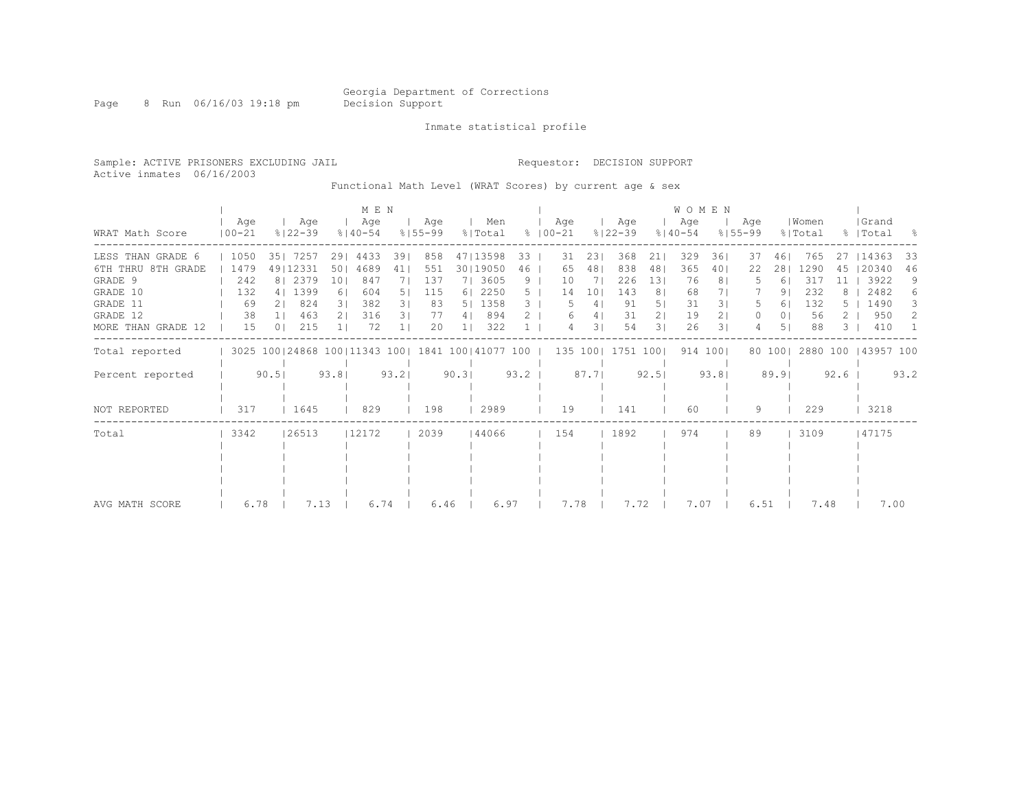Georgia Department of Corrections
Decision Support

Inmate statistical profile

Sample: ACTIVE PRISONERS EXCLUDING JAIL

Requestor: DECISION SUPPORT

Active inmates 06/16/2003

Functional Math Level (WRAT Scores) by current age & sex

| WRAT Math Score | MEN Age 00-21 | % | Age 22-39 | % | Age 40-54 | % | Age 55-99 | % | Men Total | % | WOMEN Age 00-21 | % | Age 22-39 | % | Age 40-54 | % | Age 55-99 | % | Women Total | % | Grand Total | % |
|---|---|---|---|---|---|---|---|---|---|---|---|---|---|---|---|---|---|---|---|---|---|---|
| LESS THAN GRADE 6 | 1050 | 35 | 7257 | 29 | 4433 | 39 | 858 | 47 | 13598 | 33 | 31 | 23 | 368 | 21 | 329 | 36 | 37 | 46 | 765 | 27 | 14363 | 33 |
| 6TH THRU 8TH GRADE | 1479 | 49 | 12331 | 50 | 4689 | 41 | 551 | 30 | 19050 | 46 | 65 | 48 | 838 | 48 | 365 | 40 | 22 | 28 | 1290 | 45 | 20340 | 46 |
| GRADE 9 | 242 | 8 | 2379 | 10 | 847 | 7 | 137 | 7 | 3605 | 9 | 10 | 7 | 226 | 13 | 76 | 8 | 5 | 6 | 317 | 11 | 3922 | 9 |
| GRADE 10 | 132 | 4 | 1399 | 6 | 604 | 5 | 115 | 6 | 2250 | 5 | 14 | 10 | 143 | 8 | 68 | 7 | 7 | 9 | 232 | 8 | 2482 | 6 |
| GRADE 11 | 69 | 2 | 824 | 3 | 382 | 3 | 83 | 5 | 1358 | 3 | 5 | 4 | 91 | 5 | 31 | 3 | 5 | 6 | 132 | 5 | 1490 | 3 |
| GRADE 12 | 38 | 1 | 463 | 2 | 316 | 3 | 77 | 4 | 894 | 2 | 6 | 4 | 31 | 2 | 19 | 2 | 0 | 0 | 56 | 2 | 950 | 2 |
| MORE THAN GRADE 12 | 15 | 0 | 215 | 1 | 72 | 1 | 20 | 1 | 322 | 1 | 4 | 3 | 54 | 3 | 26 | 3 | 4 | 5 | 88 | 3 | 410 | 1 |
| Total reported | 3025 | 100 | 24868 | 100 | 11343 | 100 | 1841 | 100 | 41077 | 100 | 135 | 100 | 1751 | 100 | 914 | 100 | 80 | 100 | 2880 | 100 | 43957 | 100 |
| Percent reported | | 90.5 | | 93.8 | | 93.2 | | 90.3 | | 93.2 | | 87.7 | | 92.5 | | 93.8 | | 89.9 | | 92.6 | | 93.2 |
| NOT REPORTED | 317 | | 1645 | | 829 | | 198 | | 2989 | | 19 | | 141 | | 60 | | 9 | | 229 | | 3218 | |
| Total | 3342 | | 26513 | | 12172 | | 2039 | | 44066 | | 154 | | 1892 | | 974 | | 89 | | 3109 | | 47175 | |
| AVG MATH SCORE | 6.78 | | 7.13 | | 6.74 | | 6.46 | | 6.97 | | 7.78 | | 7.72 | | 7.07 | | 6.51 | | 7.48 | | 7.00 | |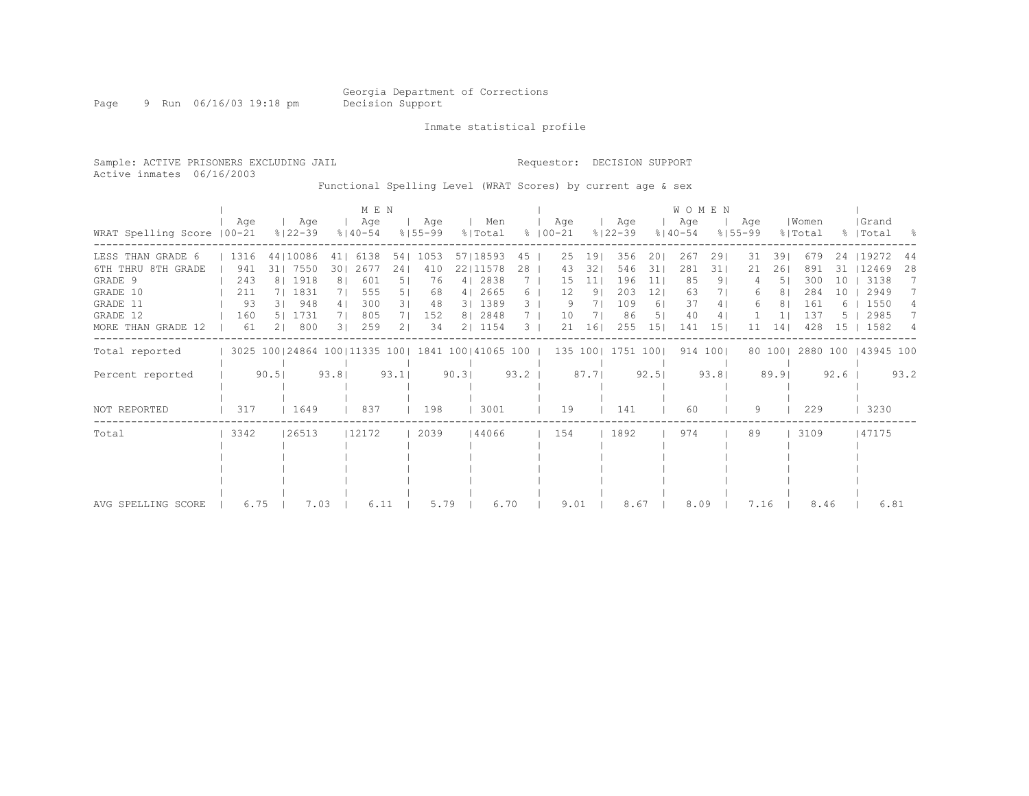Georgia Department of Corrections
Decision Support

Inmate statistical profile

Sample: ACTIVE PRISONERS EXCLUDING JAIL

Requestor: DECISION SUPPORT

Active inmates 06/16/2003

## Functional Spelling Level (WRAT Scores) by current age & sex

| WRAT Spelling Score | MEN Age 00-21 | % | MEN Age 22-39 | % | MEN Age 40-54 | % | MEN Age 55-99 | % | Men Total | % | WOMEN Age 00-21 | % | WOMEN Age 22-39 | % | WOMEN Age 40-54 | % | WOMEN Age 55-99 | % | Women Total | % | Grand Total | % |
|---|---|---|---|---|---|---|---|---|---|---|---|---|---|---|---|---|---|---|---|---|---|---|
| LESS THAN GRADE 6 | 1316 | 44 | 10086 | 41 | 6138 | 54 | 1053 | 57 | 18593 | 45 | 25 | 19 | 356 | 20 | 267 | 29 | 31 | 39 | 679 | 24 | 19272 | 44 |
| 6TH THRU 8TH GRADE | 941 | 31 | 7550 | 30 | 2677 | 24 | 410 | 22 | 11578 | 28 | 43 | 32 | 546 | 31 | 281 | 31 | 21 | 26 | 891 | 31 | 12469 | 28 |
| GRADE 9 | 243 | 8 | 1918 | 8 | 601 | 5 | 76 | 4 | 2838 | 7 | 15 | 11 | 196 | 11 | 85 | 9 | 4 | 5 | 300 | 10 | 3138 | 7 |
| GRADE 10 | 211 | 7 | 1831 | 7 | 555 | 5 | 68 | 4 | 2665 | 6 | 12 | 9 | 203 | 12 | 63 | 7 | 6 | 8 | 284 | 10 | 2949 | 7 |
| GRADE 11 | 93 | 3 | 948 | 4 | 300 | 3 | 48 | 3 | 1389 | 3 | 9 | 7 | 109 | 6 | 37 | 4 | 6 | 8 | 161 | 6 | 1550 | 4 |
| GRADE 12 | 160 | 5 | 1731 | 7 | 805 | 7 | 152 | 8 | 2848 | 7 | 10 | 7 | 86 | 5 | 40 | 4 | 1 | 1 | 137 | 5 | 2985 | 7 |
| MORE THAN GRADE 12 | 61 | 2 | 800 | 3 | 259 | 2 | 34 | 2 | 1154 | 3 | 21 | 16 | 255 | 15 | 141 | 15 | 11 | 14 | 428 | 15 | 1582 | 4 |
| Total reported | 3025 | 100 | 24864 | 100 | 11335 | 100 | 1841 | 100 | 41065 | 100 | 135 | 100 | 1751 | 100 | 914 | 100 | 80 | 100 | 2880 | 100 | 43945 | 100 |
| Percent reported | | 90.5 | | 93.8 | | 93.1 | | 90.3 | | 93.2 | | 87.7 | | 92.5 | | 93.8 | | 89.9 | | 92.6 | | 93.2 |
| NOT REPORTED | 317 | | 1649 | | 837 | | 198 | | 3001 | | 19 | | 141 | | 60 | | 9 | | 229 | | 3230 | |
| Total | 3342 | | 26513 | | 12172 | | 2039 | | 44066 | | 154 | | 1892 | | 974 | | 89 | | 3109 | | 47175 | |
| AVG SPELLING SCORE | 6.75 | | 7.03 | | 6.11 | | 5.79 | | 6.70 | | 9.01 | | 8.67 | | 8.09 | | 7.16 | | 8.46 | | 6.81 | |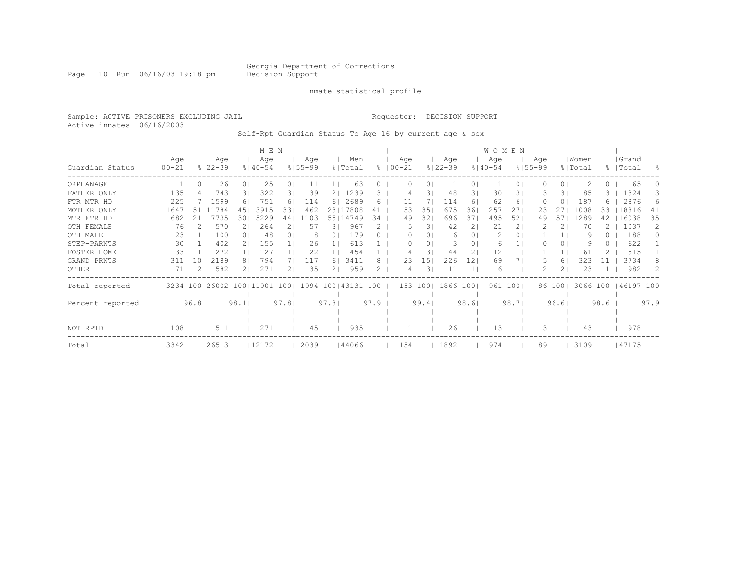Georgia Department of Corrections
Decision Support

Inmate statistical profile

Sample: ACTIVE PRISONERS EXCLUDING JAIL

Requestor: DECISION SUPPORT

Active inmates 06/16/2003

Self-Rpt Guardian Status To Age 16 by current age & sex

| | MEN | | | | | | | | | | WOMEN | | | | | | | | | | | |
|---|---|---|---|---|---|---|---|---|---|---|---|---|---|---|---|---|---|---|---|---|---|---|
| Guardian Status | Age 00-21 | % | Age 22-39 | % | Age 40-54 | % | Age 55-99 | % | Men Total | % | Age 00-21 | % | Age 22-39 | % | Age 40-54 | % | Age 55-99 | % | Women Total | % | Grand Total | % |
| ORPHANAGE | 1 | 0 | 26 | 0 | 25 | 0 | 11 | 1 | 63 | 0 | 0 | 0 | 1 | 0 | 1 | 0 | 0 | 0 | 2 | 0 | 65 | 0 |
| FATHER ONLY | 135 | 4 | 743 | 3 | 322 | 3 | 39 | 2 | 1239 | 3 | 4 | 3 | 48 | 3 | 30 | 3 | 3 | 3 | 85 | 3 | 1324 | 3 |
| FTR MTR HD | 225 | 7 | 1599 | 6 | 751 | 6 | 114 | 6 | 2689 | 6 | 11 | 7 | 114 | 6 | 62 | 6 | 0 | 0 | 187 | 6 | 2876 | 6 |
| MOTHER ONLY | 1647 | 51 | 11784 | 45 | 3915 | 33 | 462 | 23 | 17808 | 41 | 53 | 35 | 675 | 36 | 257 | 27 | 23 | 27 | 1008 | 33 | 18816 | 41 |
| MTR FTR HD | 682 | 21 | 7735 | 30 | 5229 | 44 | 1103 | 55 | 14749 | 34 | 49 | 32 | 696 | 37 | 495 | 52 | 49 | 57 | 1289 | 42 | 16038 | 35 |
| OTH FEMALE | 76 | 2 | 570 | 2 | 264 | 2 | 57 | 3 | 967 | 2 | 5 | 3 | 42 | 2 | 21 | 2 | 2 | 2 | 70 | 2 | 1037 | 2 |
| OTH MALE | 23 | 1 | 100 | 0 | 48 | 0 | 8 | 0 | 179 | 0 | 0 | 0 | 6 | 0 | 2 | 0 | 1 | 1 | 9 | 0 | 188 | 0 |
| STEP-PARNTS | 30 | 1 | 402 | 2 | 155 | 1 | 26 | 1 | 613 | 1 | 0 | 0 | 3 | 0 | 6 | 1 | 0 | 0 | 9 | 0 | 622 | 1 |
| FOSTER HOME | 33 | 1 | 272 | 1 | 127 | 1 | 22 | 1 | 454 | 1 | 4 | 3 | 44 | 2 | 12 | 1 | 1 | 1 | 61 | 2 | 515 | 1 |
| GRAND PRNTS | 311 | 10 | 2189 | 8 | 794 | 7 | 117 | 6 | 3411 | 8 | 23 | 15 | 226 | 12 | 69 | 7 | 5 | 6 | 323 | 11 | 3734 | 8 |
| OTHER | 71 | 2 | 582 | 2 | 271 | 2 | 35 | 2 | 959 | 2 | 4 | 3 | 11 | 1 | 6 | 1 | 2 | 2 | 23 | 1 | 982 | 2 |
| Total reported | 3234 | 100 | 26002 | 100 | 11901 | 100 | 1994 | 100 | 43131 | 100 | 153 | 100 | 1866 | 100 | 961 | 100 | 86 | 100 | 3066 | 100 | 46197 | 100 |
| Percent reported | | 96.8 | | 98.1 | | 97.8 | | 97.8 | | 97.9 | | 99.4 | | 98.6 | | 98.7 | | 96.6 | | 98.6 | | 97.9 |
| NOT RPTD | 108 | | 511 | | 271 | | 45 | | 935 | | 1 | | 26 | | 13 | | 3 | | 43 | | 978 | |
| Total | 3342 | | 26513 | | 12172 | | 2039 | | 44066 | | 154 | | 1892 | | 974 | | 89 | | 3109 | | 47175 | |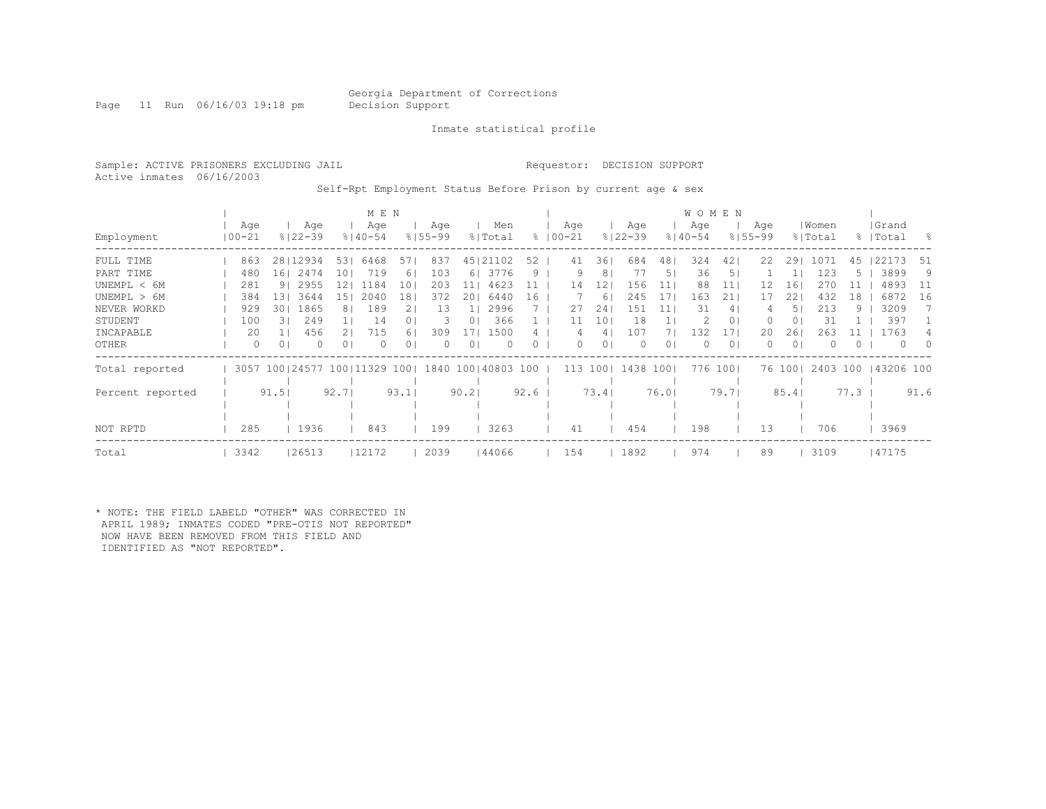Georgia Department of Corrections
Decision Support

Inmate statistical profile

Sample: ACTIVE PRISONERS EXCLUDING JAIL　　　Requestor: DECISION SUPPORT
Active inmates 06/16/2003

Self-Rpt Employment Status Before Prison by current age & sex

| | MEN | | | | | | | | | | WOMEN | | | | | | | | | | | |
|---|---|---|---|---|---|---|---|---|---|---|---|---|---|---|---|---|---|---|---|---|---|---|
| Employment | Age 00-21 | % | Age 22-39 | % | Age 40-54 | % | Age 55-99 | % | Men Total | % | Age 00-21 | % | Age 22-39 | % | Age 40-54 | % | Age 55-99 | % | Women Total | % | Grand Total | % |
| FULL TIME | 863 | 28 | 12934 | 53 | 6468 | 57 | 837 | 45 | 21102 | 52 | 41 | 36 | 684 | 48 | 324 | 42 | 22 | 29 | 1071 | 45 | 22173 | 51 |
| PART TIME | 480 | 16 | 2474 | 10 | 719 | 6 | 103 | 6 | 3776 | 9 | 9 | 8 | 77 | 5 | 36 | 5 | 1 | 1 | 123 | 5 | 3899 | 9 |
| UNEMPL < 6M | 281 | 9 | 2955 | 12 | 1184 | 10 | 203 | 11 | 4623 | 11 | 14 | 12 | 156 | 11 | 88 | 11 | 12 | 16 | 270 | 11 | 4893 | 11 |
| UNEMPL > 6M | 384 | 13 | 3644 | 15 | 2040 | 18 | 372 | 20 | 6440 | 16 | 7 | 6 | 245 | 17 | 163 | 21 | 17 | 22 | 432 | 18 | 6872 | 16 |
| NEVER WORKD | 929 | 30 | 1865 | 8 | 189 | 2 | 13 | 1 | 2996 | 7 | 27 | 24 | 151 | 11 | 31 | 4 | 4 | 5 | 213 | 9 | 3209 | 7 |
| STUDENT | 100 | 3 | 249 | 1 | 14 | 0 | 3 | 0 | 366 | 1 | 11 | 10 | 18 | 1 | 2 | 0 | 0 | 0 | 31 | 1 | 397 | 1 |
| INCAPABLE | 20 | 1 | 456 | 2 | 715 | 6 | 309 | 17 | 1500 | 4 | 4 | 4 | 107 | 7 | 132 | 17 | 20 | 26 | 263 | 11 | 1763 | 4 |
| OTHER | 0 | 0 | 0 | 0 | 0 | 0 | 0 | 0 | 0 | 0 | 0 | 0 | 0 | 0 | 0 | 0 | 0 | 0 | 0 | 0 | 0 | 0 |
| Total reported | 3057 | 100 | 24577 | 100 | 11329 | 100 | 1840 | 100 | 40803 | 100 | 113 | 100 | 1438 | 100 | 776 | 100 | 76 | 100 | 2403 | 100 | 43206 | 100 |
| Percent reported | | 91.5 | | 92.7 | | 93.1 | | 90.2 | | 92.6 | | 73.4 | | 76.0 | | 79.7 | | 85.4 | | 77.3 | | 91.6 |
| NOT RPTD | 285 | | 1936 | | 843 | | 199 | | 3263 | | 41 | | 454 | | 198 | | 13 | | 706 | | 3969 | |
| Total | 3342 | | 26513 | | 12172 | | 2039 | | 44066 | | 154 | | 1892 | | 974 | | 89 | | 3109 | | 47175 | |

* NOTE: THE FIELD LABELD "OTHER" WAS CORRECTED IN APRIL 1989; INMATES CODED "PRE-OTIS NOT REPORTED" NOW HAVE BEEN REMOVED FROM THIS FIELD AND IDENTIFIED AS "NOT REPORTED".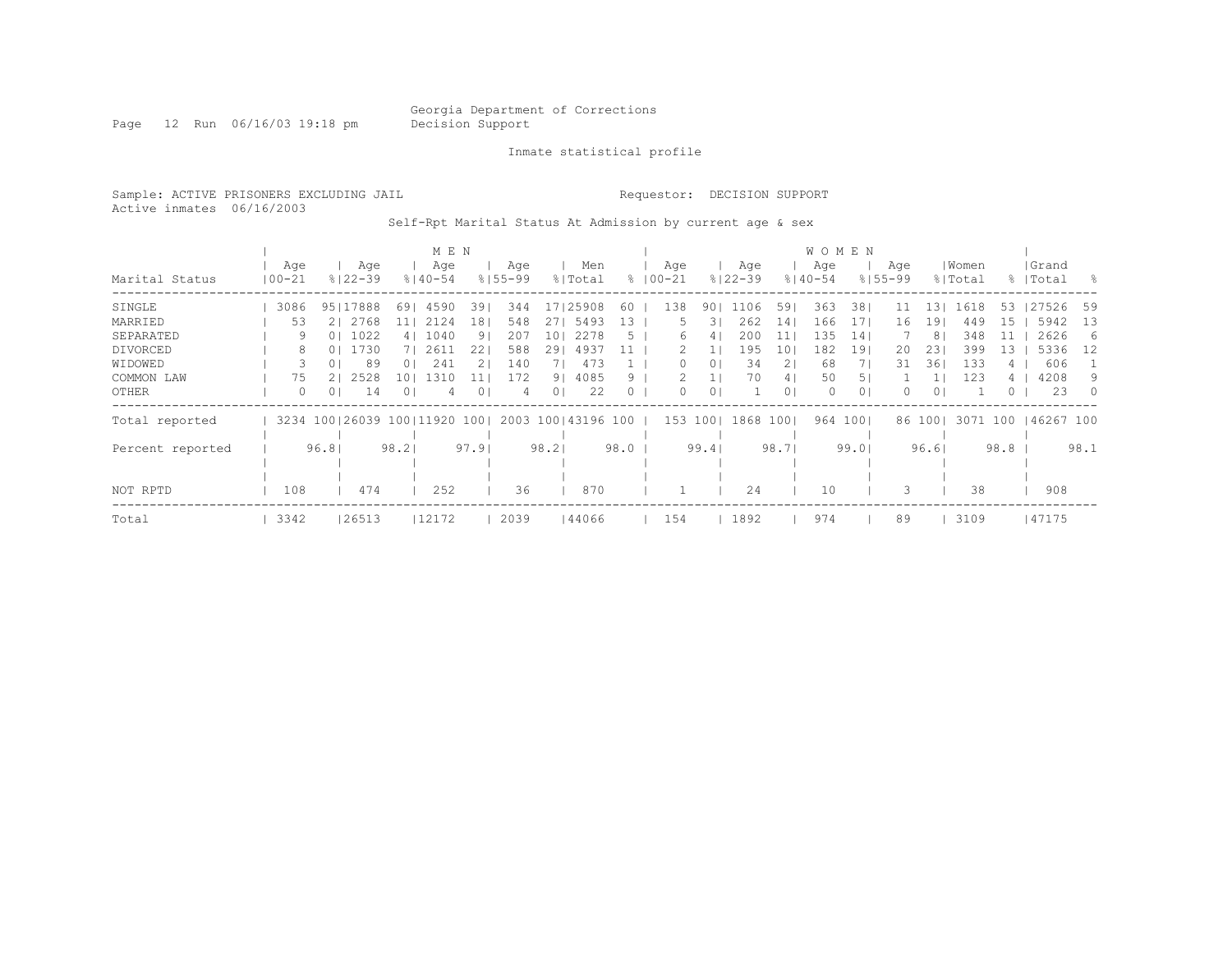Georgia Department of Corrections
Decision Support

Inmate statistical profile

Sample: ACTIVE PRISONERS EXCLUDING JAIL

Requestor: DECISION SUPPORT

Active inmates 06/16/2003

Self-Rpt Marital Status At Admission by current age & sex

| | MEN | | | | | | | | | | WOMEN | | | | | | | | | | | |
|---|---|---|---|---|---|---|---|---|---|---|---|---|---|---|---|---|---|---|---|---|---|---|
| Marital Status | Age 00-21 | % | Age 22-39 | % | Age 40-54 | % | Age 55-99 | % | Men Total | % | Age 00-21 | % | Age 22-39 | % | Age 40-54 | % | Age 55-99 | % | Women Total | % | Grand Total | % |
| SINGLE | 3086 | 95 | 17888 | 69 | 4590 | 39 | 344 | 17 | 25908 | 60 | 138 | 90 | 1106 | 59 | 363 | 38 | 11 | 13 | 1618 | 53 | 27526 | 59 |
| MARRIED | 53 | 2 | 2768 | 11 | 2124 | 18 | 548 | 27 | 5493 | 13 | 5 | 3 | 262 | 14 | 166 | 17 | 16 | 19 | 449 | 15 | 5942 | 13 |
| SEPARATED | 9 | 0 | 1022 | 4 | 1040 | 9 | 207 | 10 | 2278 | 5 | 6 | 4 | 200 | 11 | 135 | 14 | 7 | 8 | 348 | 11 | 2626 | 6 |
| DIVORCED | 8 | 0 | 1730 | 7 | 2611 | 22 | 588 | 29 | 4937 | 11 | 2 | 1 | 195 | 10 | 182 | 19 | 20 | 23 | 399 | 13 | 5336 | 12 |
| WIDOWED | 3 | 0 | 89 | 0 | 241 | 2 | 140 | 7 | 473 | 1 | 0 | 0 | 34 | 2 | 68 | 7 | 31 | 36 | 133 | 4 | 606 | 1 |
| COMMON LAW | 75 | 2 | 2528 | 10 | 1310 | 11 | 172 | 9 | 4085 | 9 | 2 | 1 | 70 | 4 | 50 | 5 | 1 | 1 | 123 | 4 | 4208 | 9 |
| OTHER | 0 | 0 | 14 | 0 | 4 | 0 | 4 | 0 | 22 | 0 | 0 | 0 | 1 | 0 | 0 | 0 | 0 | 0 | 1 | 0 | 23 | 0 |
| Total reported | 3234 | 100 | 26039 | 100 | 11920 | 100 | 2003 | 100 | 43196 | 100 | 153 | 100 | 1868 | 100 | 964 | 100 | 86 | 100 | 3071 | 100 | 46267 | 100 |
| Percent reported | | 96.8 | | 98.2 | | 97.9 | | 98.2 | | 98.0 | | 99.4 | | 98.7 | | 99.0 | | 96.6 | | 98.8 | | 98.1 |
| NOT RPTD | 108 | | 474 | | 252 | | 36 | | 870 | | 1 | | 24 | | 10 | | 3 | | 38 | | 908 | |
| Total | 3342 | | 26513 | | 12172 | | 2039 | | 44066 | | 154 | | 1892 | | 974 | | 89 | | 3109 | | 47175 | |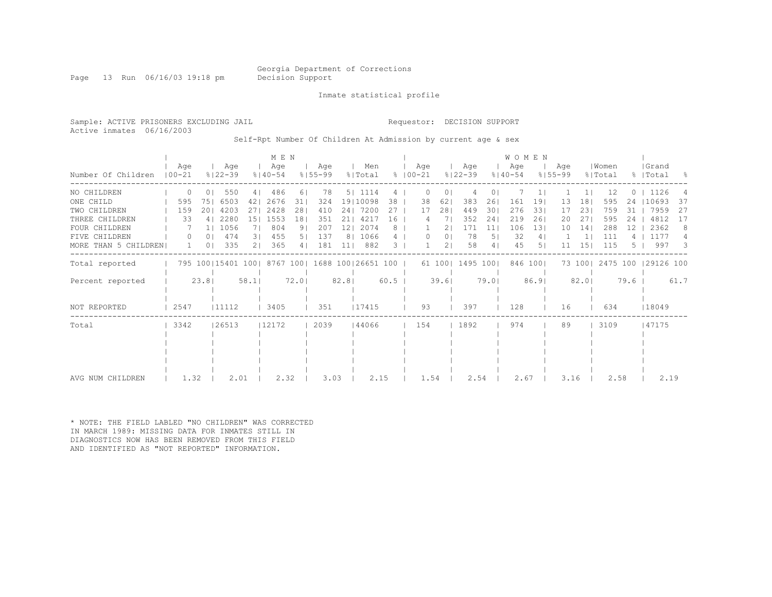Georgia Department of Corrections
Decision Support

Inmate statistical profile

Sample: ACTIVE PRISONERS EXCLUDING JAIL

Requestor: DECISION SUPPORT

Active inmates 06/16/2003

Self-Rpt Number Of Children At Admission by current age & sex

| Number Of Children | MEN Age 00-21 | % | Age 22-39 | % | Age 40-54 | % | Age 55-99 | % | Men Total | % | WOMEN Age 00-21 | % | Age 22-39 | % | Age 40-54 | % | Age 55-99 | % | Women Total | % | Grand Total | % |
|---|---|---|---|---|---|---|---|---|---|---|---|---|---|---|---|---|---|---|---|---|---|---|
| NO CHILDREN | 0 | 0 | 550 | 4 | 486 | 6 | 78 | 5 | 1114 | 4 | 0 | 0 | 4 | 0 | 7 | 1 | 1 | 1 | 12 | 0 | 1126 | 4 |
| ONE CHILD | 595 | 75 | 6503 | 42 | 2676 | 31 | 324 | 19 | 10098 | 38 | 38 | 62 | 383 | 26 | 161 | 19 | 13 | 18 | 595 | 24 | 10693 | 37 |
| TWO CHILDREN | 159 | 20 | 4203 | 27 | 2428 | 28 | 410 | 24 | 7200 | 27 | 17 | 28 | 449 | 30 | 276 | 33 | 17 | 23 | 759 | 31 | 7959 | 27 |
| THREE CHILDREN | 33 | 4 | 2280 | 15 | 1553 | 18 | 351 | 21 | 4217 | 16 | 4 | 7 | 352 | 24 | 219 | 26 | 20 | 27 | 595 | 24 | 4812 | 17 |
| FOUR CHILDREN | 7 | 1 | 1056 | 7 | 804 | 9 | 207 | 12 | 2074 | 8 | 1 | 2 | 171 | 11 | 106 | 13 | 10 | 14 | 288 | 12 | 2362 | 8 |
| FIVE CHILDREN | 0 | 0 | 474 | 3 | 455 | 5 | 137 | 8 | 1066 | 4 | 0 | 0 | 78 | 5 | 32 | 4 | 1 | 1 | 111 | 4 | 1177 | 4 |
| MORE THAN 5 CHILDREN | 1 | 0 | 335 | 2 | 365 | 4 | 181 | 11 | 882 | 3 | 1 | 2 | 58 | 4 | 45 | 5 | 11 | 15 | 115 | 5 | 997 | 3 |
| Total reported | 795 | 100 | 15401 | 100 | 8767 | 100 | 1688 | 100 | 26651 | 100 | 61 | 100 | 1495 | 100 | 846 | 100 | 73 | 100 | 2475 | 100 | 29126 | 100 |
| Percent reported | | 23.8 | | 58.1 | | 72.0 | | 82.8 | | 60.5 | | 39.6 | | 79.0 | | 86.9 | | 82.0 | | 79.6 | | 61.7 |
| NOT REPORTED | 2547 | | 11112 | | 3405 | | 351 | | 17415 | | 93 | | 397 | | 128 | | 16 | | 634 | | 18049 | |
| Total | 3342 | | 26513 | | 12172 | | 2039 | | 44066 | | 154 | | 1892 | | 974 | | 89 | | 3109 | | 47175 | |
| AVG NUM CHILDREN | 1.32 | | 2.01 | | 2.32 | | 3.03 | | 2.15 | | 1.54 | | 2.54 | | 2.67 | | 3.16 | | 2.58 | | 2.19 | |

* NOTE: THE FIELD LABLED "NO CHILDREN" WAS CORRECTED IN MARCH 1989: MISSING DATA FOR INMATES STILL IN DIAGNOSTICS NOW HAS BEEN REMOVED FROM THIS FIELD AND IDENTIFIED AS "NOT REPORTED" INFORMATION.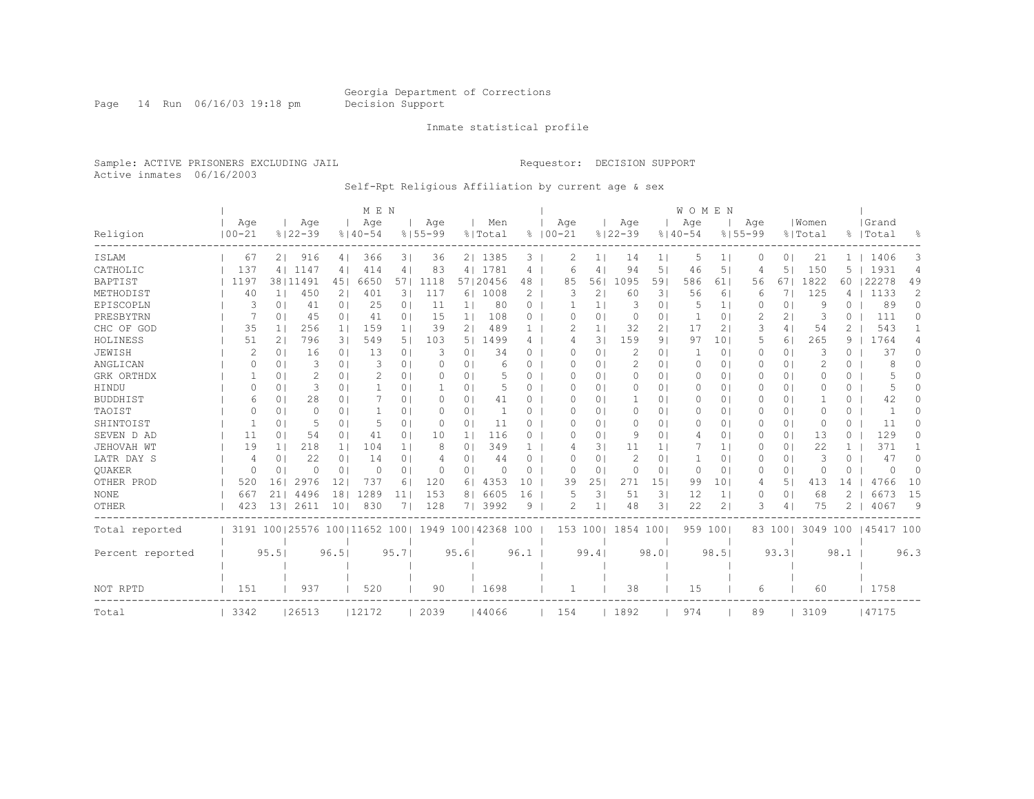Georgia Department of Corrections
Decision Support

Inmate statistical profile

Sample: ACTIVE PRISONERS EXCLUDING JAIL

Requestor: DECISION SUPPORT

Active inmates 06/16/2003

Self-Rpt Religious Affiliation by current age & sex

| Religion | MEN Age 00-21 | % | Age 22-39 | % | Age 40-54 | % | Age 55-99 | % | Men Total | % | WOMEN Age 00-21 | % | Age 22-39 | % | Age 40-54 | % | Age 55-99 | % | Women Total | % | Grand Total | % |
|---|---|---|---|---|---|---|---|---|---|---|---|---|---|---|---|---|---|---|---|---|---|---|
| ISLAM | 67 | 2 | 916 | 4 | 366 | 3 | 36 | 2 | 1385 | 3 | 2 | 1 | 14 | 1 | 5 | 1 | 0 | 0 | 21 | 1 | 1406 | 3 |
| CATHOLIC | 137 | 4 | 1147 | 4 | 414 | 4 | 83 | 4 | 1781 | 4 | 6 | 4 | 94 | 5 | 46 | 5 | 4 | 5 | 150 | 5 | 1931 | 4 |
| BAPTIST | 1197 | 38 | 11491 | 45 | 6650 | 57 | 1118 | 57 | 20456 | 48 | 85 | 56 | 1095 | 59 | 586 | 61 | 56 | 67 | 1822 | 60 | 22278 | 49 |
| METHODIST | 40 | 1 | 450 | 2 | 401 | 3 | 117 | 6 | 1008 | 2 | 3 | 2 | 60 | 3 | 56 | 6 | 6 | 7 | 125 | 4 | 1133 | 2 |
| EPISCOPLN | 3 | 0 | 41 | 0 | 25 | 0 | 11 | 1 | 80 | 0 | 1 | 1 | 3 | 0 | 5 | 1 | 0 | 0 | 9 | 0 | 89 | 0 |
| PRESBYTRN | 7 | 0 | 45 | 0 | 41 | 0 | 15 | 1 | 108 | 0 | 0 | 0 | 0 | 0 | 1 | 0 | 2 | 2 | 3 | 0 | 111 | 0 |
| CHC OF GOD | 35 | 1 | 256 | 1 | 159 | 1 | 39 | 2 | 489 | 1 | 2 | 1 | 32 | 2 | 17 | 2 | 3 | 4 | 54 | 2 | 543 | 1 |
| HOLINESS | 51 | 2 | 796 | 3 | 549 | 5 | 103 | 5 | 1499 | 4 | 4 | 3 | 159 | 9 | 97 | 10 | 5 | 6 | 265 | 9 | 1764 | 4 |
| JEWISH | 2 | 0 | 16 | 0 | 13 | 0 | 3 | 0 | 34 | 0 | 0 | 0 | 2 | 0 | 1 | 0 | 0 | 0 | 3 | 0 | 37 | 0 |
| ANGLICAN | 0 | 0 | 3 | 0 | 3 | 0 | 0 | 0 | 6 | 0 | 0 | 0 | 2 | 0 | 0 | 0 | 0 | 0 | 2 | 0 | 8 | 0 |
| GRK ORTHDX | 1 | 0 | 2 | 0 | 2 | 0 | 0 | 0 | 5 | 0 | 0 | 0 | 0 | 0 | 0 | 0 | 0 | 0 | 0 | 0 | 5 | 0 |
| HINDU | 0 | 0 | 3 | 0 | 1 | 0 | 1 | 0 | 5 | 0 | 0 | 0 | 0 | 0 | 0 | 0 | 0 | 0 | 0 | 0 | 5 | 0 |
| BUDDHIST | 6 | 0 | 28 | 0 | 7 | 0 | 0 | 0 | 41 | 0 | 0 | 0 | 1 | 0 | 0 | 0 | 0 | 0 | 1 | 0 | 42 | 0 |
| TAOIST | 0 | 0 | 0 | 0 | 1 | 0 | 0 | 0 | 1 | 0 | 0 | 0 | 0 | 0 | 0 | 0 | 0 | 0 | 0 | 0 | 1 | 0 |
| SHINTOIST | 1 | 0 | 5 | 0 | 5 | 0 | 0 | 0 | 11 | 0 | 0 | 0 | 0 | 0 | 0 | 0 | 0 | 0 | 0 | 0 | 11 | 0 |
| SEVEN D AD | 11 | 0 | 54 | 0 | 41 | 0 | 10 | 1 | 116 | 0 | 0 | 0 | 9 | 0 | 4 | 0 | 0 | 0 | 13 | 0 | 129 | 0 |
| JEHOVAH WT | 19 | 1 | 218 | 1 | 104 | 1 | 8 | 0 | 349 | 1 | 4 | 3 | 11 | 1 | 7 | 1 | 0 | 0 | 22 | 1 | 371 | 1 |
| LATR DAY S | 4 | 0 | 22 | 0 | 14 | 0 | 4 | 0 | 44 | 0 | 0 | 0 | 2 | 0 | 1 | 0 | 0 | 0 | 3 | 0 | 47 | 0 |
| QUAKER | 0 | 0 | 0 | 0 | 0 | 0 | 0 | 0 | 0 | 0 | 0 | 0 | 0 | 0 | 0 | 0 | 0 | 0 | 0 | 0 | 0 | 0 |
| OTHER PROD | 520 | 16 | 2976 | 12 | 737 | 6 | 120 | 6 | 4353 | 10 | 39 | 25 | 271 | 15 | 99 | 10 | 4 | 5 | 413 | 14 | 4766 | 10 |
| NONE | 667 | 21 | 4496 | 18 | 1289 | 11 | 153 | 8 | 6605 | 16 | 5 | 3 | 51 | 3 | 12 | 1 | 0 | 0 | 68 | 2 | 6673 | 15 |
| OTHER | 423 | 13 | 2611 | 10 | 830 | 7 | 128 | 7 | 3992 | 9 | 2 | 1 | 48 | 3 | 22 | 2 | 3 | 4 | 75 | 2 | 4067 | 9 |
| Total reported | 3191 | 100 | 25576 | 100 | 11652 | 100 | 1949 | 100 | 42368 | 100 | 153 | 100 | 1854 | 100 | 959 | 100 | 83 | 100 | 3049 | 100 | 45417 | 100 |
| Percent reported | | 95.5 | | 96.5 | | 95.7 | | 95.6 | | 96.1 | | 99.4 | | 98.0 | | 98.5 | | 93.3 | | 98.1 | | 96.3 |
| NOT RPTD | 151 | | 937 | | 520 | | 90 | | 1698 | | 1 | | 38 | | 15 | | 6 | | 60 | | 1758 | |
| Total | 3342 | | 26513 | | 12172 | | 2039 | | 44066 | | 154 | | 1892 | | 974 | | 89 | | 3109 | | 47175 | |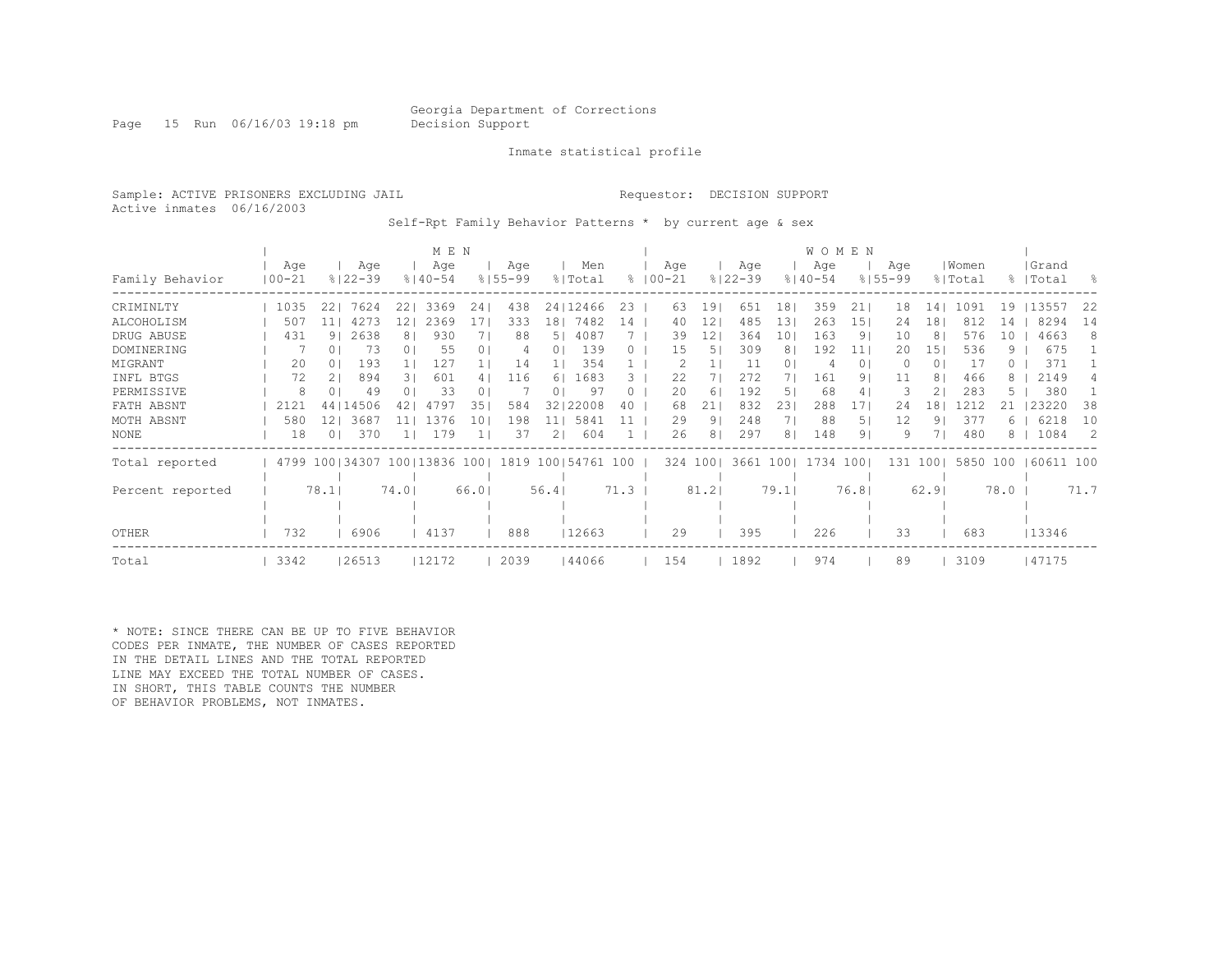Georgia Department of Corrections
Decision Support

Inmate statistical profile

Sample: ACTIVE PRISONERS EXCLUDING JAIL

Requestor: DECISION SUPPORT

Active inmates 06/16/2003

Self-Rpt Family Behavior Patterns * by current age & sex

| Family Behavior | MEN Age 00-21 | % | Age 22-39 | % | Age 40-54 | % | Age 55-99 | % | Men Total | % | WOMEN Age 00-21 | % | Age 22-39 | % | Age 40-54 | % | Age 55-99 | % | Women Total | % | Grand Total | % |
|---|---|---|---|---|---|---|---|---|---|---|---|---|---|---|---|---|---|---|---|---|---|---|
| CRIMINLTY | 1035 | 22 | 7624 | 22 | 3369 | 24 | 438 | 24 | 12466 | 23 | 63 | 19 | 651 | 18 | 359 | 21 | 18 | 14 | 1091 | 19 | 13557 | 22 |
| ALCOHOLISM | 507 | 11 | 4273 | 12 | 2369 | 17 | 333 | 18 | 7482 | 14 | 40 | 12 | 485 | 13 | 263 | 15 | 24 | 18 | 812 | 14 | 8294 | 14 |
| DRUG ABUSE | 431 | 9 | 2638 | 8 | 930 | 7 | 88 | 5 | 4087 | 7 | 39 | 12 | 364 | 10 | 163 | 9 | 10 | 8 | 576 | 10 | 4663 | 8 |
| DOMINERING | 7 | 0 | 73 | 0 | 55 | 0 | 4 | 0 | 139 | 0 | 15 | 5 | 309 | 8 | 192 | 11 | 20 | 15 | 536 | 9 | 675 | 1 |
| MIGRANT | 20 | 0 | 193 | 1 | 127 | 1 | 14 | 1 | 354 | 1 | 2 | 1 | 11 | 0 | 4 | 0 | 0 | 0 | 17 | 0 | 371 | 1 |
| INFL BTGS | 72 | 2 | 894 | 3 | 601 | 4 | 116 | 6 | 1683 | 3 | 22 | 7 | 272 | 7 | 161 | 9 | 11 | 8 | 466 | 8 | 2149 | 4 |
| PERMISSIVE | 8 | 0 | 49 | 0 | 33 | 0 | 7 | 0 | 97 | 0 | 20 | 6 | 192 | 5 | 68 | 4 | 3 | 2 | 283 | 5 | 380 | 1 |
| FATH ABSNT | 2121 | 44 | 14506 | 42 | 4797 | 35 | 584 | 32 | 22008 | 40 | 68 | 21 | 832 | 23 | 288 | 17 | 24 | 18 | 1212 | 21 | 23220 | 38 |
| MOTH ABSNT | 580 | 12 | 3687 | 11 | 1376 | 10 | 198 | 11 | 5841 | 11 | 29 | 9 | 248 | 7 | 88 | 5 | 12 | 9 | 377 | 6 | 6218 | 10 |
| NONE | 18 | 0 | 370 | 1 | 179 | 1 | 37 | 2 | 604 | 1 | 26 | 8 | 297 | 8 | 148 | 9 | 9 | 7 | 480 | 8 | 1084 | 2 |
| Total reported | 4799 | 100 | 34307 | 100 | 13836 | 100 | 1819 | 100 | 54761 | 100 | 324 | 100 | 3661 | 100 | 1734 | 100 | 131 | 100 | 5850 | 100 | 60611 | 100 |
| Percent reported | | 78.1 | | 74.0 | | 66.0 | | 56.4 | | 71.3 | | 81.2 | | 79.1 | | 76.8 | | 62.9 | | 78.0 | | 71.7 |
| OTHER | 732 | | 6906 | | 4137 | | 888 | | 12663 | | 29 | | 395 | | 226 | | 33 | | 683 | | 13346 | |
| Total | 3342 | | 26513 | | 12172 | | 2039 | | 44066 | | 154 | | 1892 | | 974 | | 89 | | 3109 | | 47175 | |

* NOTE: SINCE THERE CAN BE UP TO FIVE BEHAVIOR CODES PER INMATE, THE NUMBER OF CASES REPORTED IN THE DETAIL LINES AND THE TOTAL REPORTED LINE MAY EXCEED THE TOTAL NUMBER OF CASES. IN SHORT, THIS TABLE COUNTS THE NUMBER OF BEHAVIOR PROBLEMS, NOT INMATES.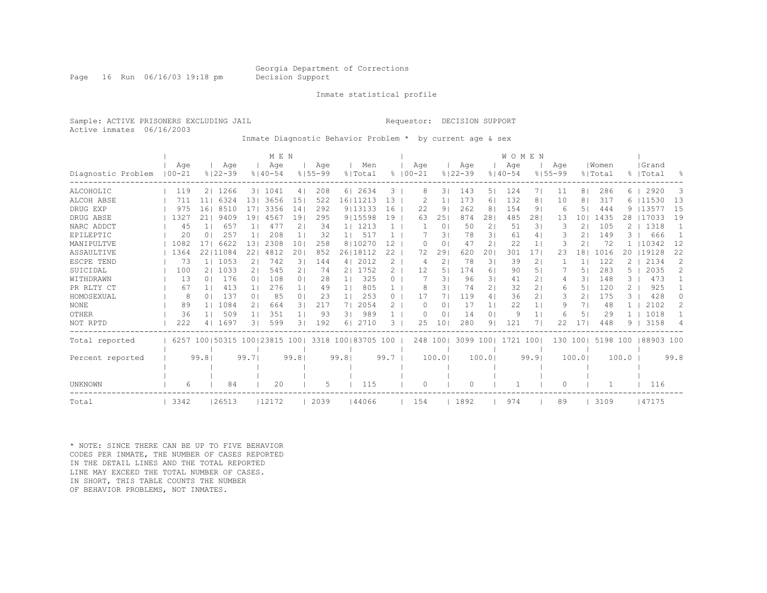Georgia Department of Corrections
Decision Support

Inmate statistical profile

Sample: ACTIVE PRISONERS EXCLUDING JAIL

Requestor: DECISION SUPPORT

Active inmates 06/16/2003

Inmate Diagnostic Behavior Problem * by current age & sex

| | MEN | | | | | | | | | | WOMEN | | | | | | | | | | | |
|---|---|---|---|---|---|---|---|---|---|---|---|---|---|---|---|---|---|---|---|---|---|---|
| Diagnostic Problem | Age 00-21 | % | Age 22-39 | % | Age 40-54 | % | Age 55-99 | % | Men Total | % | Age 00-21 | % | Age 22-39 | % | Age 40-54 | % | Age 55-99 | % | Women Total | % | Grand Total | % |
| ALCOHOLIC | 119 | 2 | 1266 | 3 | 1041 | 4 | 208 | 6 | 2634 | 3 | 8 | 3 | 143 | 5 | 124 | 7 | 11 | 8 | 286 | 6 | 2920 | 3 |
| ALCOH ABSE | 711 | 11 | 6324 | 13 | 3656 | 15 | 522 | 16 | 11213 | 13 | 2 | 1 | 173 | 6 | 132 | 8 | 10 | 8 | 317 | 6 | 11530 | 13 |
| DRUG EXP | 975 | 16 | 8510 | 17 | 3356 | 14 | 292 | 9 | 13133 | 16 | 22 | 9 | 262 | 8 | 154 | 9 | 6 | 5 | 444 | 9 | 13577 | 15 |
| DRUG ABSE | 1327 | 21 | 9409 | 19 | 4567 | 19 | 295 | 9 | 15598 | 19 | 63 | 25 | 874 | 28 | 485 | 28 | 13 | 10 | 1435 | 28 | 17033 | 19 |
| NARC ADDCT | 45 | 1 | 657 | 1 | 477 | 2 | 34 | 1 | 1213 | 1 | 1 | 0 | 50 | 2 | 51 | 3 | 3 | 2 | 105 | 2 | 1318 | 1 |
| EPILEPTIC | 20 | 0 | 257 | 1 | 208 | 1 | 32 | 1 | 517 | 1 | 7 | 3 | 78 | 3 | 61 | 4 | 3 | 2 | 149 | 3 | 666 | 1 |
| MANIPULTVE | 1082 | 17 | 6622 | 13 | 2308 | 10 | 258 | 8 | 10270 | 12 | 0 | 0 | 47 | 2 | 22 | 1 | 3 | 2 | 72 | 1 | 10342 | 12 |
| ASSAULTIVE | 1364 | 22 | 11084 | 22 | 4812 | 20 | 852 | 26 | 18112 | 22 | 72 | 29 | 620 | 20 | 301 | 17 | 23 | 18 | 1016 | 20 | 19128 | 22 |
| ESCPE TEND | 73 | 1 | 1053 | 2 | 742 | 3 | 144 | 4 | 2012 | 2 | 4 | 2 | 78 | 3 | 39 | 2 | 1 | 1 | 122 | 2 | 2134 | 2 |
| SUICIDAL | 100 | 2 | 1033 | 2 | 545 | 2 | 74 | 2 | 1752 | 2 | 12 | 5 | 174 | 6 | 90 | 5 | 7 | 5 | 283 | 5 | 2035 | 2 |
| WITHDRAWN | 13 | 0 | 176 | 0 | 108 | 0 | 28 | 1 | 325 | 0 | 7 | 3 | 96 | 3 | 41 | 2 | 4 | 3 | 148 | 3 | 473 | 1 |
| PR RLTY CT | 67 | 1 | 413 | 1 | 276 | 1 | 49 | 1 | 805 | 1 | 8 | 3 | 74 | 2 | 32 | 2 | 6 | 5 | 120 | 2 | 925 | 1 |
| HOMOSEXUAL | 8 | 0 | 137 | 0 | 85 | 0 | 23 | 1 | 253 | 0 | 17 | 7 | 119 | 4 | 36 | 2 | 3 | 2 | 175 | 3 | 428 | 0 |
| NONE | 89 | 1 | 1084 | 2 | 664 | 3 | 217 | 7 | 2054 | 2 | 0 | 0 | 17 | 1 | 22 | 1 | 9 | 7 | 48 | 1 | 2102 | 2 |
| OTHER | 36 | 1 | 509 | 1 | 351 | 1 | 93 | 3 | 989 | 1 | 0 | 0 | 14 | 0 | 9 | 1 | 6 | 5 | 29 | 1 | 1018 | 1 |
| NOT RPTD | 222 | 4 | 1697 | 3 | 599 | 3 | 192 | 6 | 2710 | 3 | 25 | 10 | 280 | 9 | 121 | 7 | 22 | 17 | 448 | 9 | 3158 | 4 |
| Total reported | 6257 | 100 | 50315 | 100 | 23815 | 100 | 3318 | 100 | 83705 | 100 | 248 | 100 | 3099 | 100 | 1721 | 100 | 130 | 100 | 5198 | 100 | 88903 | 100 |
| Percent reported | | 99.8 | | 99.7 | | 99.8 | | 99.8 | | 99.7 | | 100.0 | | 100.0 | | 99.9 | | 100.0 | | 100.0 | | 99.8 |
| UNKNOWN | 6 | | 84 | | 20 | | 5 | | 115 | | 0 | | 0 | | 1 | | 0 | | 1 | | 116 | |
| Total | 3342 | | 26513 | | 12172 | | 2039 | | 44066 | | 154 | | 1892 | | 974 | | 89 | | 3109 | | 47175 | |

* NOTE: SINCE THERE CAN BE UP TO FIVE BEHAVIOR CODES PER INMATE, THE NUMBER OF CASES REPORTED IN THE DETAIL LINES AND THE TOTAL REPORTED LINE MAY EXCEED THE TOTAL NUMBER OF CASES. IN SHORT, THIS TABLE COUNTS THE NUMBER OF BEHAVIOR PROBLEMS, NOT INMATES.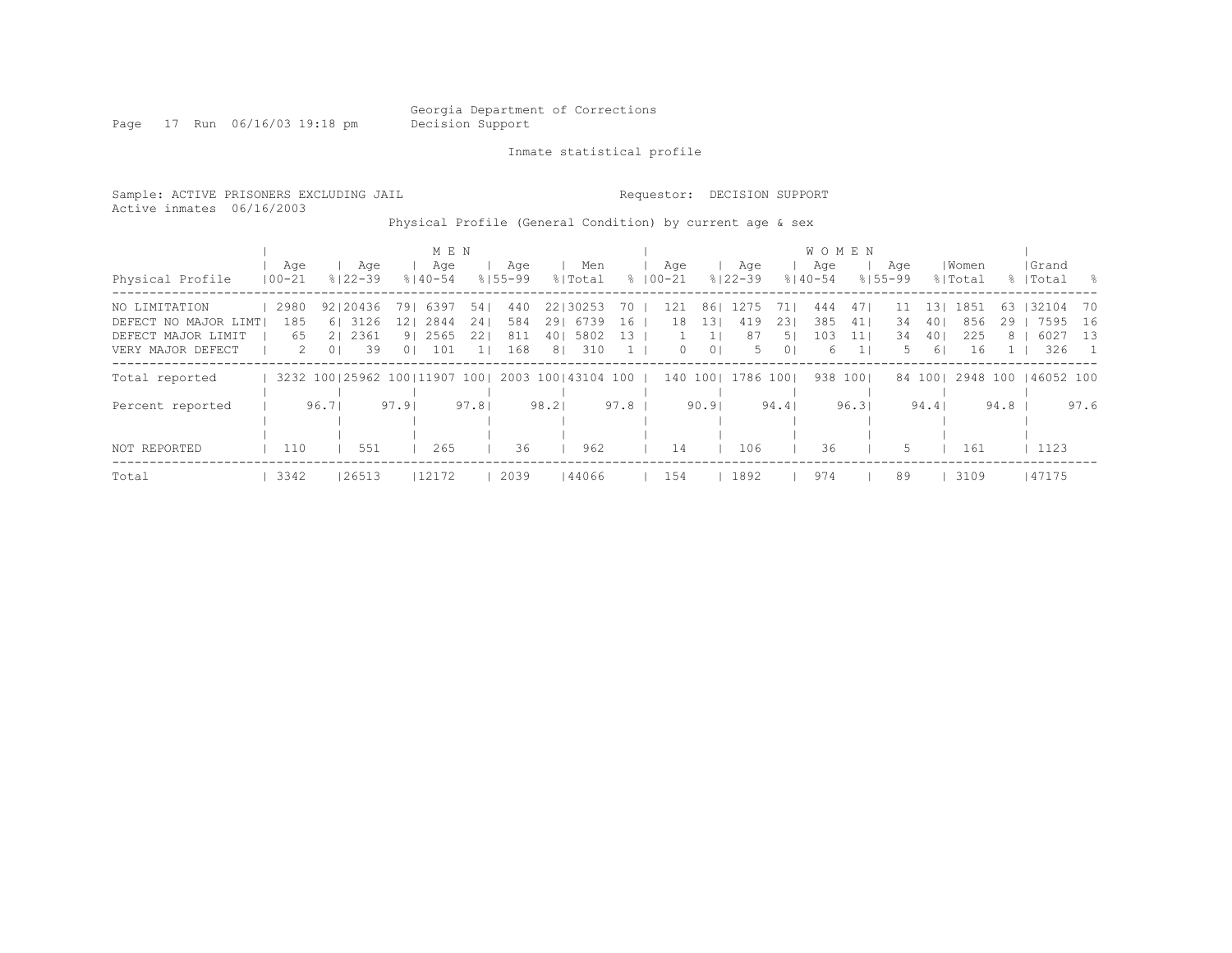Georgia Department of Corrections
Decision Support

Inmate statistical profile

Sample: ACTIVE PRISONERS EXCLUDING JAIL

Requestor: DECISION SUPPORT

Active inmates 06/16/2003

Physical Profile (General Condition) by current age & sex

| Physical Profile | MEN Age 00-21 | % | MEN Age 22-39 | % | MEN Age 40-54 | % | MEN Age 55-99 | % | Men Total | % | WOMEN Age 00-21 | % | WOMEN Age 22-39 | % | WOMEN Age 40-54 | % | WOMEN Age 55-99 | % | Women Total | % | Grand Total | % |
|---|---|---|---|---|---|---|---|---|---|---|---|---|---|---|---|---|---|---|---|---|---|---|
| NO LIMITATION | 2980 | 92 | 20436 | 79 | 6397 | 54 | 440 | 22 | 30253 | 70 | 121 | 86 | 1275 | 71 | 444 | 47 | 11 | 13 | 1851 | 63 | 32104 | 70 |
| DEFECT NO MAJOR LIMT | 185 | 6 | 3126 | 12 | 2844 | 24 | 584 | 29 | 6739 | 16 | 18 | 13 | 419 | 23 | 385 | 41 | 34 | 40 | 856 | 29 | 7595 | 16 |
| DEFECT MAJOR LIMIT | 65 | 2 | 2361 | 9 | 2565 | 22 | 811 | 40 | 5802 | 13 | 1 | 1 | 87 | 5 | 103 | 11 | 34 | 40 | 225 | 8 | 6027 | 13 |
| VERY MAJOR DEFECT | 2 | 0 | 39 | 0 | 101 | 1 | 168 | 8 | 310 | 1 | 0 | 0 | 5 | 0 | 6 | 1 | 5 | 6 | 16 | 1 | 326 | 1 |
| Total reported | 3232 | 100 | 25962 | 100 | 11907 | 100 | 2003 | 100 | 43104 | 100 | 140 | 100 | 1786 | 100 | 938 | 100 | 84 | 100 | 2948 | 100 | 46052 | 100 |
| Percent reported | | 96.7 | | 97.9 | | 97.8 | | 98.2 | | 97.8 | | 90.9 | | 94.4 | | 96.3 | | 94.4 | | 94.8 | | 97.6 |
| NOT REPORTED | 110 | | 551 | | 265 | | 36 | | 962 | | 14 | | 106 | | 36 | | 5 | | 161 | | 1123 | |
| Total | 3342 | | 26513 | | 12172 | | 2039 | | 44066 | | 154 | | 1892 | | 974 | | 89 | | 3109 | | 47175 | |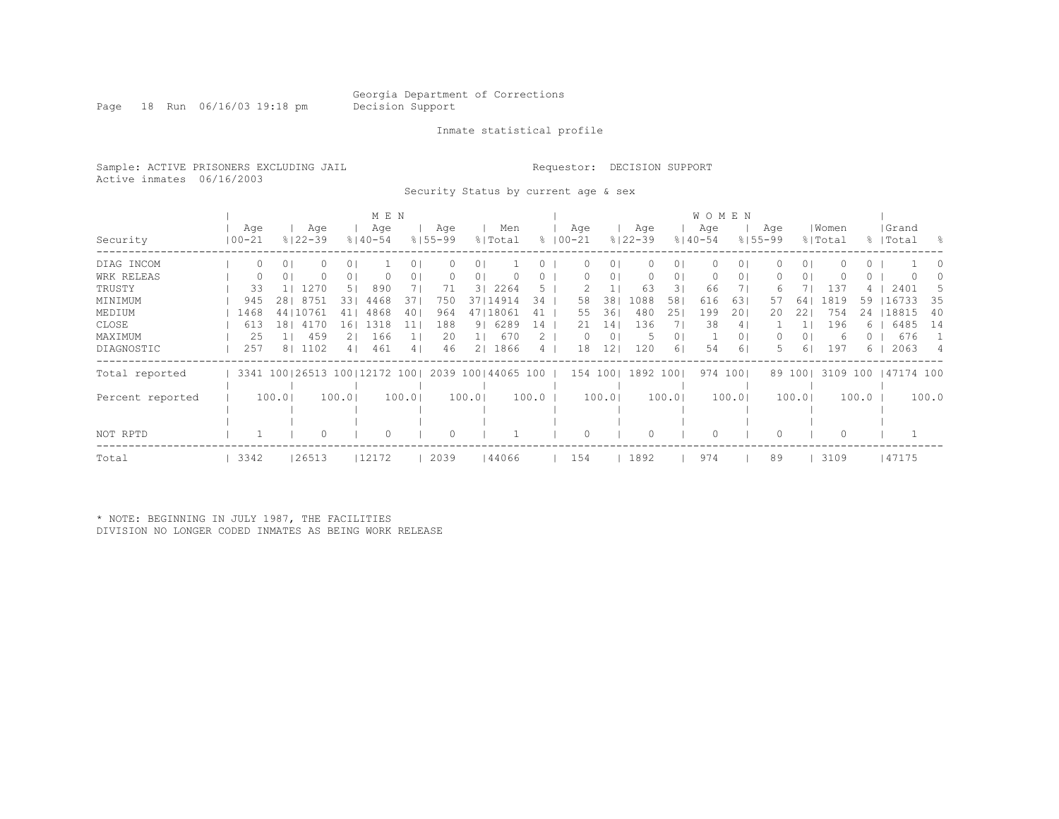Georgia Department of Corrections
Decision Support

Page 18 Run 06/16/03 19:18 pm

Inmate statistical profile

Sample: ACTIVE PRISONERS EXCLUDING JAIL

Requestor: DECISION SUPPORT

Active inmates 06/16/2003

Security Status by current age & sex

| | MEN | | | | | | | | | | WOMEN | | | | | | | | | | | |
|---|---|---|---|---|---|---|---|---|---|---|---|---|---|---|---|---|---|---|---|---|---|---|
| Security | Age 00-21 | % | Age 22-39 | % | Age 40-54 | % | Age 55-99 | % | Men Total | % | Age 00-21 | % | Age 22-39 | % | Age 40-54 | % | Age 55-99 | % | Women Total | % | Grand Total | % |
| DIAG INCOM | 0 | 0 | 0 | 0 | 1 | 0 | 0 | 0 | 1 | 0 | 0 | 0 | 0 | 0 | 0 | 0 | 0 | 0 | 0 | 0 | 1 | 0 |
| WRK RELEAS | 0 | 0 | 0 | 0 | 0 | 0 | 0 | 0 | 0 | 0 | 0 | 0 | 0 | 0 | 0 | 0 | 0 | 0 | 0 | 0 | 0 | 0 |
| TRUSTY | 33 | 1 | 1270 | 5 | 890 | 7 | 71 | 3 | 2264 | 5 | 2 | 1 | 63 | 3 | 66 | 7 | 6 | 7 | 137 | 4 | 2401 | 5 |
| MINIMUM | 945 | 28 | 8751 | 33 | 4468 | 37 | 750 | 37 | 14914 | 34 | 58 | 38 | 1088 | 58 | 616 | 63 | 57 | 64 | 1819 | 59 | 16733 | 35 |
| MEDIUM | 1468 | 44 | 10761 | 41 | 4868 | 40 | 964 | 47 | 18061 | 41 | 55 | 36 | 480 | 25 | 199 | 20 | 20 | 22 | 754 | 24 | 18815 | 40 |
| CLOSE | 613 | 18 | 4170 | 16 | 1318 | 11 | 188 | 9 | 6289 | 14 | 21 | 14 | 136 | 7 | 38 | 4 | 1 | 1 | 196 | 6 | 6485 | 14 |
| MAXIMUM | 25 | 1 | 459 | 2 | 166 | 1 | 20 | 1 | 670 | 2 | 0 | 0 | 5 | 0 | 1 | 0 | 0 | 0 | 6 | 0 | 676 | 1 |
| DIAGNOSTIC | 257 | 8 | 1102 | 4 | 461 | 4 | 46 | 2 | 1866 | 4 | 18 | 12 | 120 | 6 | 54 | 6 | 5 | 6 | 197 | 6 | 2063 | 4 |
| Total reported | 3341 | 100 | 26513 | 100 | 12172 | 100 | 2039 | 100 | 44065 | 100 | 154 | 100 | 1892 | 100 | 974 | 100 | 89 | 100 | 3109 | 100 | 47174 | 100 |
| Percent reported | | 100.0 | | 100.0 | | 100.0 | | 100.0 | | 100.0 | | 100.0 | | 100.0 | | 100.0 | | 100.0 | | 100.0 | | 100.0 |
| NOT RPTD | 1 | | 0 | | 0 | | 0 | | 1 | | 0 | | 0 | | 0 | | 0 | | 0 | | 1 | |
| Total | 3342 | | 26513 | | 12172 | | 2039 | | 44066 | | 154 | | 1892 | | 974 | | 89 | | 3109 | | 47175 | |

* NOTE: BEGINNING IN JULY 1987, THE FACILITIES DIVISION NO LONGER CODED INMATES AS BEING WORK RELEASE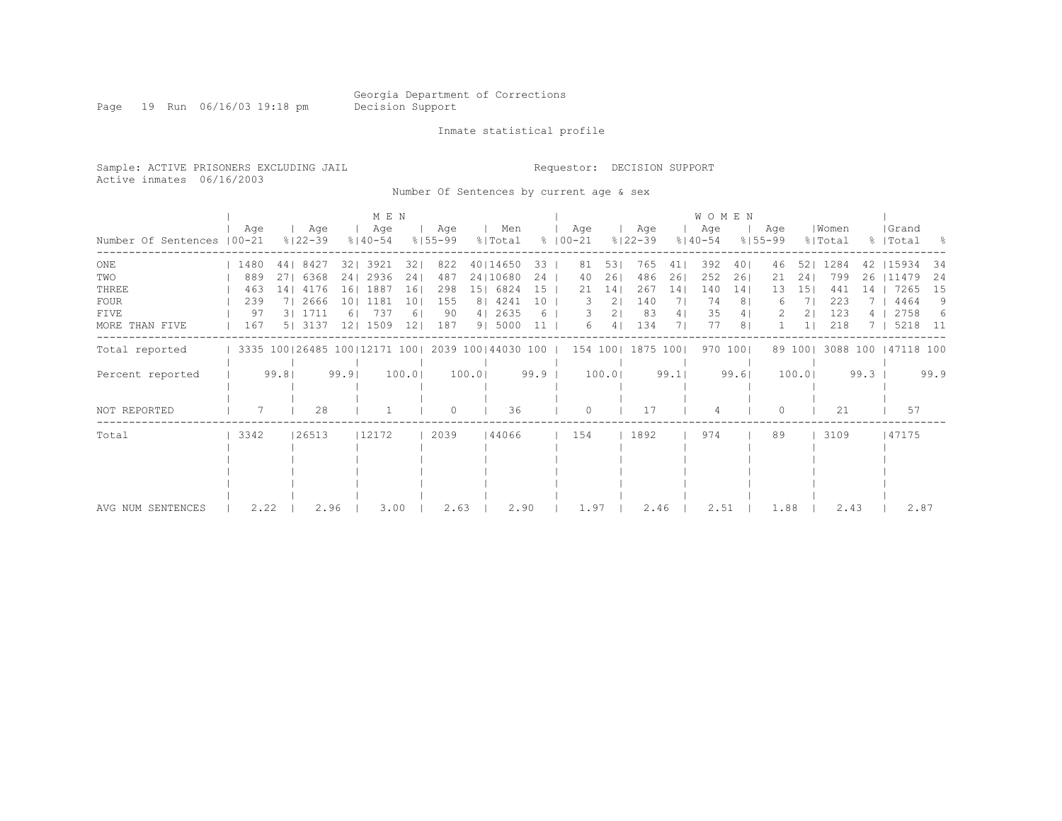Georgia Department of Corrections
Decision Support

Inmate statistical profile

Sample: ACTIVE PRISONERS EXCLUDING JAIL
Active inmates 06/16/2003

Requestor: DECISION SUPPORT

Number Of Sentences by current age & sex

| Number Of Sentences | MEN Age 00-21 | % | Age 22-39 | % | Age 40-54 | % | Age 55-99 | % | Men Total | % | WOMEN Age 00-21 | % | Age 22-39 | % | Age 40-54 | % | Age 55-99 | % | Women Total | % | Grand Total | % |
|---|---|---|---|---|---|---|---|---|---|---|---|---|---|---|---|---|---|---|---|---|---|---|
| ONE | 1480 | 44 | 8427 | 32 | 3921 | 32 | 822 | 40 | 14650 | 33 | 81 | 53 | 765 | 41 | 392 | 40 | 46 | 52 | 1284 | 42 | 15934 | 34 |
| TWO | 889 | 27 | 6368 | 24 | 2936 | 24 | 487 | 24 | 10680 | 24 | 40 | 26 | 486 | 26 | 252 | 26 | 21 | 24 | 799 | 26 | 11479 | 24 |
| THREE | 463 | 14 | 4176 | 16 | 1887 | 16 | 298 | 15 | 6824 | 15 | 21 | 14 | 267 | 14 | 140 | 14 | 13 | 15 | 441 | 14 | 7265 | 15 |
| FOUR | 239 | 7 | 2666 | 10 | 1181 | 10 | 155 | 8 | 4241 | 10 | 3 | 2 | 140 | 7 | 74 | 8 | 6 | 7 | 223 | 7 | 4464 | 9 |
| FIVE | 97 | 3 | 1711 | 6 | 737 | 6 | 90 | 4 | 2635 | 6 | 3 | 2 | 83 | 4 | 35 | 4 | 2 | 2 | 123 | 4 | 2758 | 6 |
| MORE THAN FIVE | 167 | 5 | 3137 | 12 | 1509 | 12 | 187 | 9 | 5000 | 11 | 6 | 4 | 134 | 7 | 77 | 8 | 1 | 1 | 218 | 7 | 5218 | 11 |
| Total reported | 3335 | 100 | 26485 | 100 | 12171 | 100 | 2039 | 100 | 44030 | 100 | 154 | 100 | 1875 | 100 | 970 | 100 | 89 | 100 | 3088 | 100 | 47118 | 100 |
| Percent reported | | 99.8 | | 99.9 | | 100.0 | | 100.0 | | 99.9 | | 100.0 | | 99.1 | | 99.6 | | 100.0 | | 99.3 | | 99.9 |
| NOT REPORTED | 7 | | 28 | | 1 | | 0 | | 36 | | 0 | | 17 | | 4 | | 0 | | 21 | | 57 | |
| Total | 3342 | | 26513 | | 12172 | | 2039 | | 44066 | | 154 | | 1892 | | 974 | | 89 | | 3109 | | 47175 | |
| AVG NUM SENTENCES | 2.22 | | 2.96 | | 3.00 | | 2.63 | | 2.90 | | 1.97 | | 2.46 | | 2.51 | | 1.88 | | 2.43 | | 2.87 | |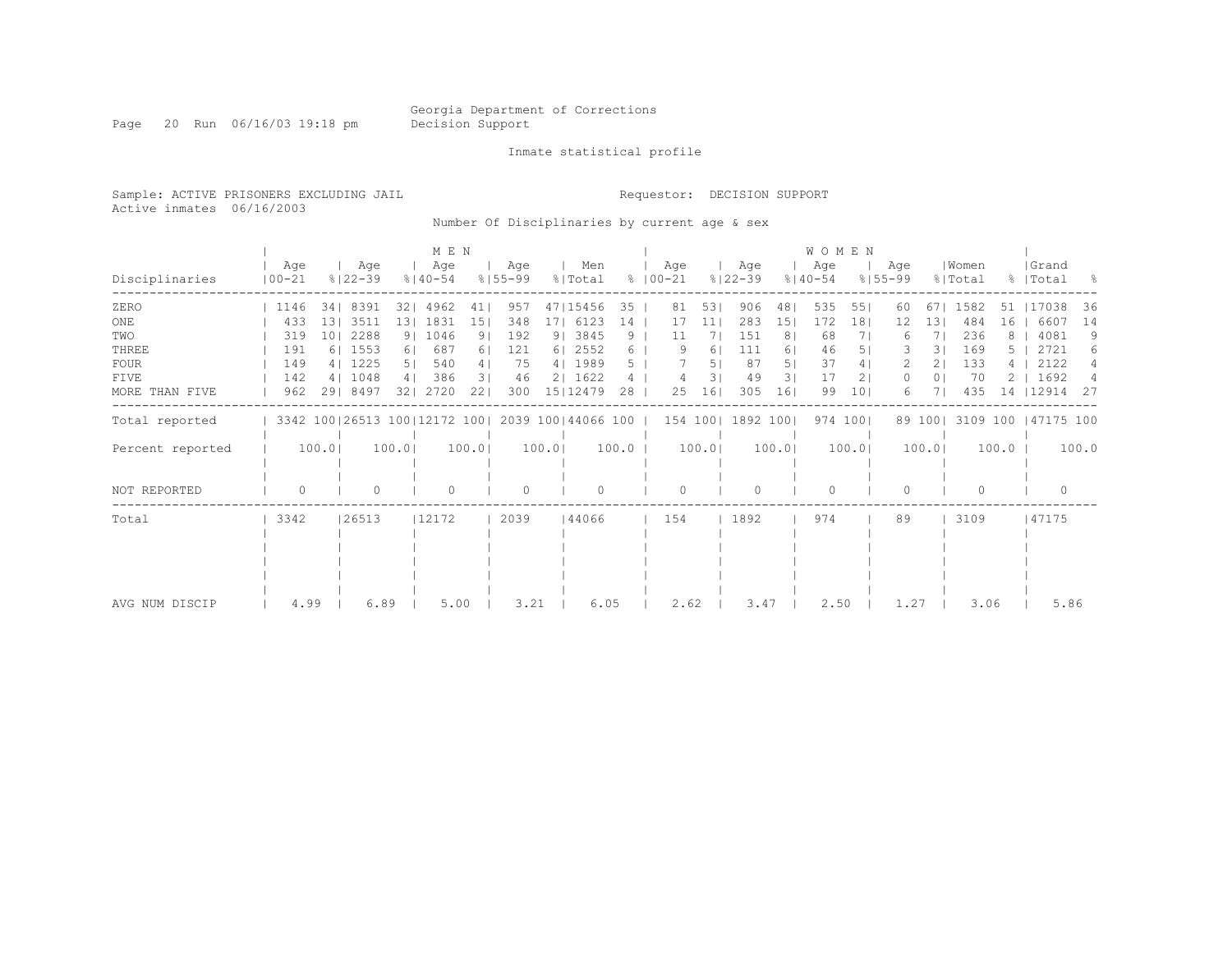Georgia Department of Corrections
Decision Support

Inmate statistical profile

Sample: ACTIVE PRISONERS EXCLUDING JAIL

Requestor: DECISION SUPPORT

Active inmates 06/16/2003

Number Of Disciplinaries by current age & sex

| Disciplinaries | MEN Age 00-21 | % | MEN Age 22-39 | % | MEN Age 40-54 | % | MEN Age 55-99 | % | Men Total | % | WOMEN Age 00-21 | % | WOMEN Age 22-39 | % | WOMEN Age 40-54 | % | WOMEN Age 55-99 | % | Women Total | % | Grand Total | % |
|---|---|---|---|---|---|---|---|---|---|---|---|---|---|---|---|---|---|---|---|---|---|---|
| ZERO | 1146 | 34 | 8391 | 32 | 4962 | 41 | 957 | 47 | 15456 | 35 | 81 | 53 | 906 | 48 | 535 | 55 | 60 | 67 | 1582 | 51 | 17038 | 36 |
| ONE | 433 | 13 | 3511 | 13 | 1831 | 15 | 348 | 17 | 6123 | 14 | 17 | 11 | 283 | 15 | 172 | 18 | 12 | 13 | 484 | 16 | 6607 | 14 |
| TWO | 319 | 10 | 2288 | 9 | 1046 | 9 | 192 | 9 | 3845 | 9 | 11 | 7 | 151 | 8 | 68 | 7 | 6 | 7 | 236 | 8 | 4081 | 9 |
| THREE | 191 | 6 | 1553 | 6 | 687 | 6 | 121 | 6 | 2552 | 6 | 9 | 6 | 111 | 6 | 46 | 5 | 3 | 3 | 169 | 5 | 2721 | 6 |
| FOUR | 149 | 4 | 1225 | 5 | 540 | 4 | 75 | 4 | 1989 | 5 | 7 | 5 | 87 | 5 | 37 | 4 | 2 | 2 | 133 | 4 | 2122 | 4 |
| FIVE | 142 | 4 | 1048 | 4 | 386 | 3 | 46 | 2 | 1622 | 4 | 4 | 3 | 49 | 3 | 17 | 2 | 0 | 0 | 70 | 2 | 1692 | 4 |
| MORE THAN FIVE | 962 | 29 | 8497 | 32 | 2720 | 22 | 300 | 15 | 12479 | 28 | 25 | 16 | 305 | 16 | 99 | 10 | 6 | 7 | 435 | 14 | 12914 | 27 |
| Total reported | 3342 | 100 | 26513 | 100 | 12172 | 100 | 2039 | 100 | 44066 | 100 | 154 | 100 | 1892 | 100 | 974 | 100 | 89 | 100 | 3109 | 100 | 47175 | 100 |
| Percent reported | 100.0 | | 100.0 | | 100.0 | | 100.0 | | 100.0 | | 100.0 | | 100.0 | | 100.0 | | 100.0 | | 100.0 | | 100.0 | |
| NOT REPORTED | 0 | | 0 | | 0 | | 0 | | 0 | | 0 | | 0 | | 0 | | 0 | | 0 | | 0 | |
| Total | 3342 | | 26513 | | 12172 | | 2039 | | 44066 | | 154 | | 1892 | | 974 | | 89 | | 3109 | | 47175 | |
| AVG NUM DISCIP | 4.99 | | 6.89 | | 5.00 | | 3.21 | | 6.05 | | 2.62 | | 3.47 | | 2.50 | | 1.27 | | 3.06 | | 5.86 | |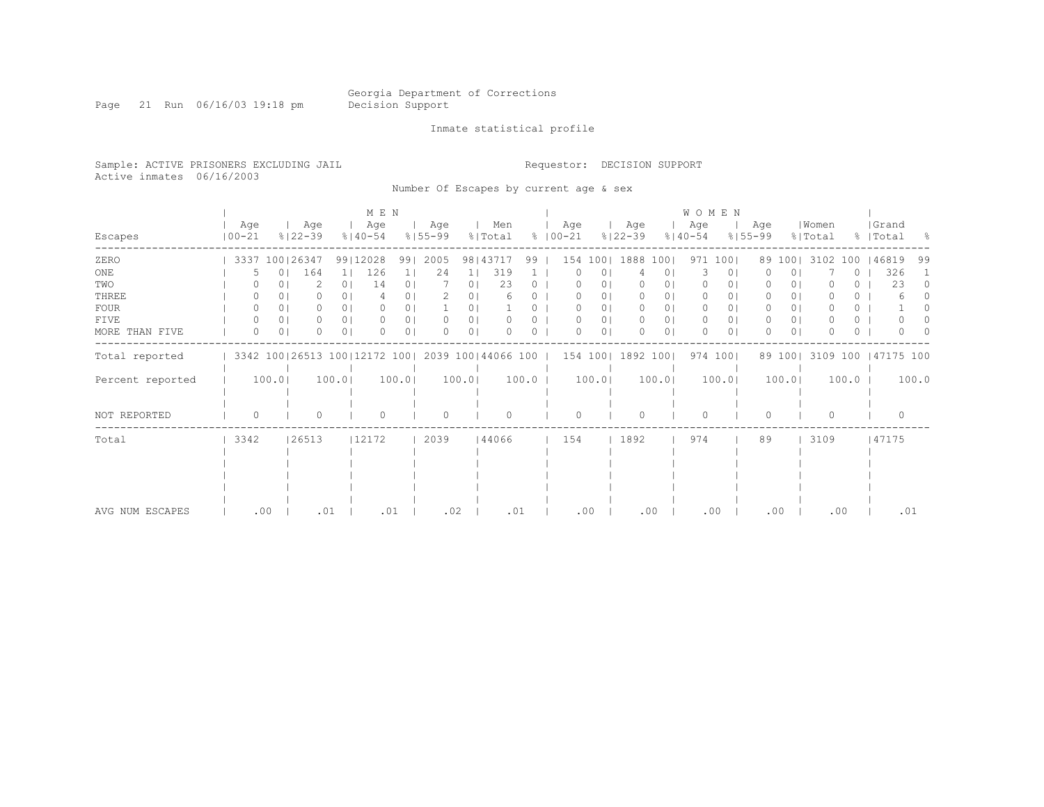Georgia Department of Corrections
Decision Support

Inmate statistical profile

Sample: ACTIVE PRISONERS EXCLUDING JAIL

Requestor: DECISION SUPPORT

Active inmates 06/16/2003

Number Of Escapes by current age & sex

| Escapes | MEN Age 00-21 | % | Age 22-39 | % | Age 40-54 | % | Age 55-99 | % | Men Total | % | WOMEN Age 00-21 | % | Age 22-39 | % | Age 40-54 | % | Age 55-99 | % | Women Total | % | Grand Total | % |
|---|---|---|---|---|---|---|---|---|---|---|---|---|---|---|---|---|---|---|---|---|---|---|
| ZERO | 3337 | 100 | 26347 | 99 | 12028 | 99 | 2005 | 98 | 43717 | 99 | 154 | 100 | 1888 | 100 | 971 | 100 | 89 | 100 | 3102 | 100 | 46819 | 99 |
| ONE | 5 | 0 | 164 | 1 | 126 | 1 | 24 | 1 | 319 | 1 | 0 | 0 | 4 | 0 | 3 | 0 | 0 | 0 | 7 | 0 | 326 | 1 |
| TWO | 0 | 0 | 2 | 0 | 14 | 0 | 7 | 0 | 23 | 0 | 0 | 0 | 0 | 0 | 0 | 0 | 0 | 0 | 0 | 0 | 23 | 0 |
| THREE | 0 | 0 | 0 | 0 | 4 | 0 | 2 | 0 | 6 | 0 | 0 | 0 | 0 | 0 | 0 | 0 | 0 | 0 | 0 | 0 | 6 | 0 |
| FOUR | 0 | 0 | 0 | 0 | 0 | 0 | 1 | 0 | 1 | 0 | 0 | 0 | 0 | 0 | 0 | 0 | 0 | 0 | 0 | 0 | 1 | 0 |
| FIVE | 0 | 0 | 0 | 0 | 0 | 0 | 0 | 0 | 0 | 0 | 0 | 0 | 0 | 0 | 0 | 0 | 0 | 0 | 0 | 0 | 0 | 0 |
| MORE THAN FIVE | 0 | 0 | 0 | 0 | 0 | 0 | 0 | 0 | 0 | 0 | 0 | 0 | 0 | 0 | 0 | 0 | 0 | 0 | 0 | 0 | 0 | 0 |
| Total reported | 3342 | 100 | 26513 | 100 | 12172 | 100 | 2039 | 100 | 44066 | 100 | 154 | 100 | 1892 | 100 | 974 | 100 | 89 | 100 | 3109 | 100 | 47175 | 100 |
| Percent reported | 100.0 | | 100.0 | | 100.0 | | 100.0 | | 100.0 | | 100.0 | | 100.0 | | 100.0 | | 100.0 | | 100.0 | | 100.0 | |
| NOT REPORTED | 0 | | 0 | | 0 | | 0 | | 0 | | 0 | | 0 | | 0 | | 0 | | 0 | | 0 | |
| Total | 3342 | | 26513 | | 12172 | | 2039 | | 44066 | | 154 | | 1892 | | 974 | | 89 | | 3109 | | 47175 | |
| AVG NUM ESCAPES | .00 | | .01 | | .01 | | .02 | | .01 | | .00 | | .00 | | .00 | | .00 | | .00 | | .01 | |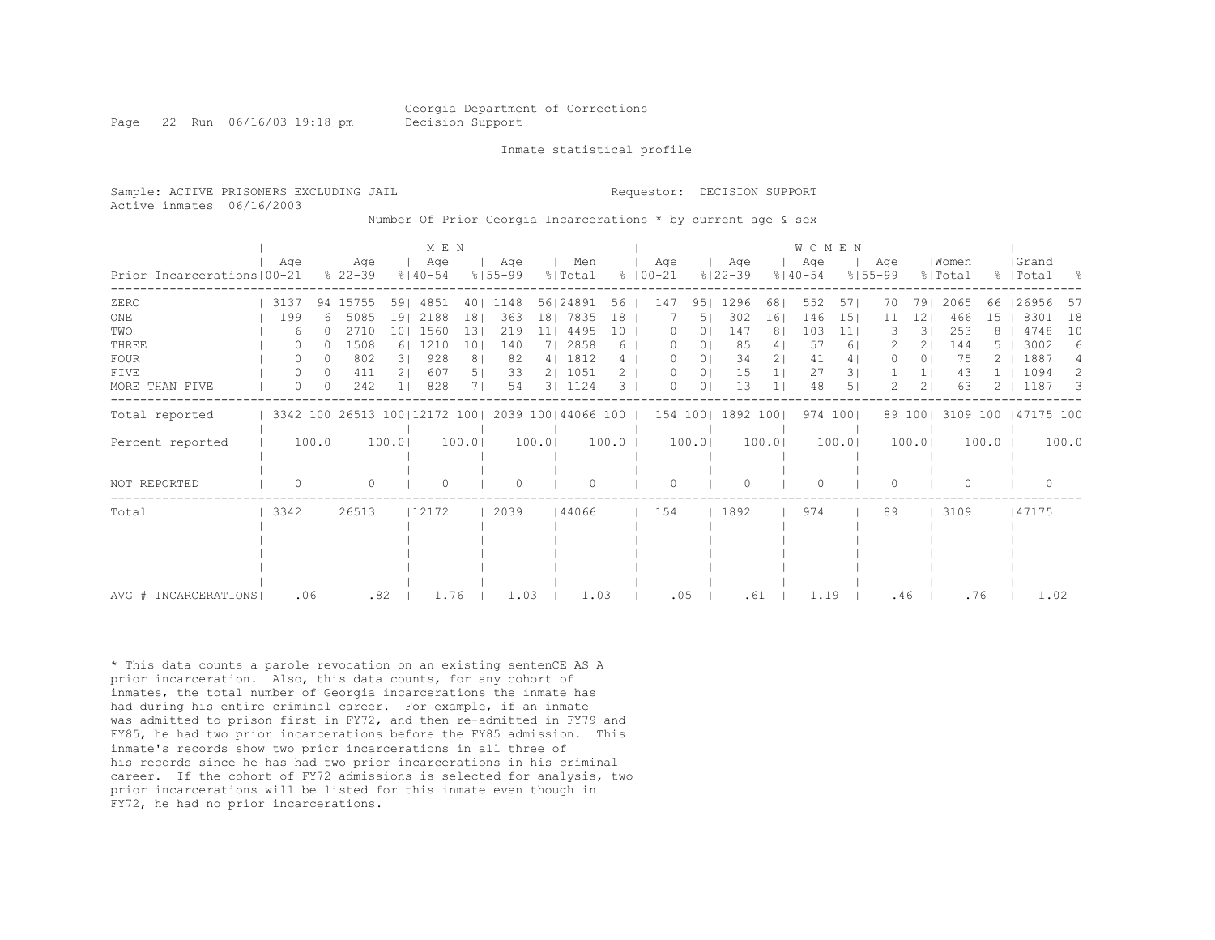Georgia Department of Corrections
Decision Support

Inmate statistical profile

Sample: ACTIVE PRISONERS EXCLUDING JAIL
Requestor: DECISION SUPPORT
Active inmates 06/16/2003

Number Of Prior Georgia Incarcerations * by current age & sex

| Prior Incarcerations | MEN Age 00-21 | % | MEN Age 22-39 | % | MEN Age 40-54 | % | MEN Age 55-99 | % | Men Total | % | WOMEN Age 00-21 | % | WOMEN Age 22-39 | % | WOMEN Age 40-54 | % | WOMEN Age 55-99 | % | Women Total | % | Grand Total | % |
|---|---|---|---|---|---|---|---|---|---|---|---|---|---|---|---|---|---|---|---|---|---|---|
| ZERO | 3137 | 94 | 15755 | 59 | 4851 | 40 | 1148 | 56 | 24891 | 56 | 147 | 95 | 1296 | 68 | 552 | 57 | 70 | 79 | 2065 | 66 | 26956 | 57 |
| ONE | 199 | 6 | 5085 | 19 | 2188 | 18 | 363 | 18 | 7835 | 18 | 7 | 5 | 302 | 16 | 146 | 15 | 11 | 12 | 466 | 15 | 8301 | 18 |
| TWO | 6 | 0 | 2710 | 10 | 1560 | 13 | 219 | 11 | 4495 | 10 | 0 | 0 | 147 | 8 | 103 | 11 | 3 | 3 | 253 | 8 | 4748 | 10 |
| THREE | 0 | 0 | 1508 | 6 | 1210 | 10 | 140 | 7 | 2858 | 6 | 0 | 0 | 85 | 4 | 57 | 6 | 2 | 2 | 144 | 5 | 3002 | 6 |
| FOUR | 0 | 0 | 802 | 3 | 928 | 8 | 82 | 4 | 1812 | 4 | 0 | 0 | 34 | 2 | 41 | 4 | 0 | 0 | 75 | 2 | 1887 | 4 |
| FIVE | 0 | 0 | 411 | 2 | 607 | 5 | 33 | 2 | 1051 | 2 | 0 | 0 | 15 | 1 | 27 | 3 | 1 | 1 | 43 | 1 | 1094 | 2 |
| MORE THAN FIVE | 0 | 0 | 242 | 1 | 828 | 7 | 54 | 3 | 1124 | 3 | 0 | 0 | 13 | 1 | 48 | 5 | 2 | 2 | 63 | 2 | 1187 | 3 |
| Total reported | 3342 | 100 | 26513 | 100 | 12172 | 100 | 2039 | 100 | 44066 | 100 | 154 | 100 | 1892 | 100 | 974 | 100 | 89 | 100 | 3109 | 100 | 47175 | 100 |
| Percent reported | 100.0 | | 100.0 | | 100.0 | | 100.0 | | 100.0 | | 100.0 | | 100.0 | | 100.0 | | 100.0 | | 100.0 | | 100.0 | |
| NOT REPORTED | 0 | | 0 | | 0 | | 0 | | 0 | | 0 | | 0 | | 0 | | 0 | | 0 | | 0 | |
| Total | 3342 | | 26513 | | 12172 | | 2039 | | 44066 | | 154 | | 1892 | | 974 | | 89 | | 3109 | | 47175 | |
| AVG # INCARCERATIONS | .06 | | .82 | | 1.76 | | 1.03 | | 1.03 | | .05 | | .61 | | 1.19 | | .46 | | .76 | | 1.02 | |

* This data counts a parole revocation on an existing sentenCE AS A prior incarceration. Also, this data counts, for any cohort of inmates, the total number of Georgia incarcerations the inmate has had during his entire criminal career. For example, if an inmate was admitted to prison first in FY72, and then re-admitted in FY79 and FY85, he had two prior incarcerations before the FY85 admission. This inmate's records show two prior incarcerations in all three of his records since he has had two prior incarcerations in his criminal career. If the cohort of FY72 admissions is selected for analysis, two prior incarcerations will be listed for this inmate even though in FY72, he had no prior incarcerations.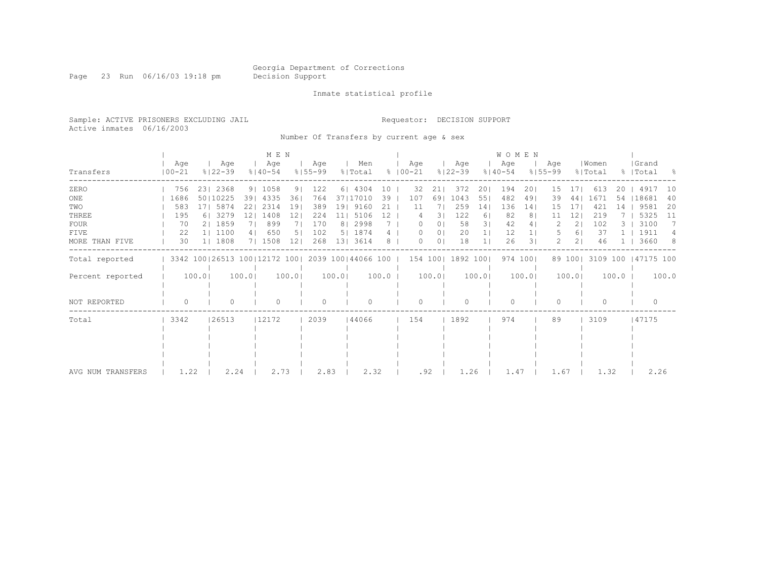Georgia Department of Corrections
Decision Support

Inmate statistical profile

Sample: ACTIVE PRISONERS EXCLUDING JAIL
Active inmates 06/16/2003

Requestor: DECISION SUPPORT

Number Of Transfers by current age & sex

| Transfers | MEN Age 00-21 | % | Age 22-39 | % | Age 40-54 | % | Age 55-99 | % | Men Total | % | WOMEN Age 00-21 | % | Age 22-39 | % | Age 40-54 | % | Age 55-99 | % | Women Total | % | Grand Total | % |
|---|---|---|---|---|---|---|---|---|---|---|---|---|---|---|---|---|---|---|---|---|---|---|
| ZERO | 756 | 23 | 2368 | 9 | 1058 | 9 | 122 | 6 | 4304 | 10 | 32 | 21 | 372 | 20 | 194 | 20 | 15 | 17 | 613 | 20 | 4917 | 10 |
| ONE | 1686 | 50 | 10225 | 39 | 4335 | 36 | 764 | 37 | 17010 | 39 | 107 | 69 | 1043 | 55 | 482 | 49 | 39 | 44 | 1671 | 54 | 18681 | 40 |
| TWO | 583 | 17 | 5874 | 22 | 2314 | 19 | 389 | 19 | 9160 | 21 | 11 | 7 | 259 | 14 | 136 | 14 | 15 | 17 | 421 | 14 | 9581 | 20 |
| THREE | 195 | 6 | 3279 | 12 | 1408 | 12 | 224 | 11 | 5106 | 12 | 4 | 3 | 122 | 6 | 82 | 8 | 11 | 12 | 219 | 7 | 5325 | 11 |
| FOUR | 70 | 2 | 1859 | 7 | 899 | 7 | 170 | 8 | 2998 | 7 | 0 | 0 | 58 | 3 | 42 | 4 | 2 | 2 | 102 | 3 | 3100 | 7 |
| FIVE | 22 | 1 | 1100 | 4 | 650 | 5 | 102 | 5 | 1874 | 4 | 0 | 0 | 20 | 1 | 12 | 1 | 5 | 6 | 37 | 1 | 1911 | 4 |
| MORE THAN FIVE | 30 | 1 | 1808 | 7 | 1508 | 12 | 268 | 13 | 3614 | 8 | 0 | 0 | 18 | 1 | 26 | 3 | 2 | 2 | 46 | 1 | 3660 | 8 |
| Total reported | 3342 | 100 | 26513 | 100 | 12172 | 100 | 2039 | 100 | 44066 | 100 | 154 | 100 | 1892 | 100 | 974 | 100 | 89 | 100 | 3109 | 100 | 47175 | 100 |
| Percent reported | 100.0 | | 100.0 | | 100.0 | | 100.0 | | 100.0 | | 100.0 | | 100.0 | | 100.0 | | 100.0 | | 100.0 | | 100.0 | |
| NOT REPORTED | 0 | | 0 | | 0 | | 0 | | 0 | | 0 | | 0 | | 0 | | 0 | | 0 | | 0 | |
| Total | 3342 | | 26513 | | 12172 | | 2039 | | 44066 | | 154 | | 1892 | | 974 | | 89 | | 3109 | | 47175 | |
| AVG NUM TRANSFERS | 1.22 | | 2.24 | | 2.73 | | 2.83 | | 2.32 | | .92 | | 1.26 | | 1.47 | | 1.67 | | 1.32 | | 2.26 | |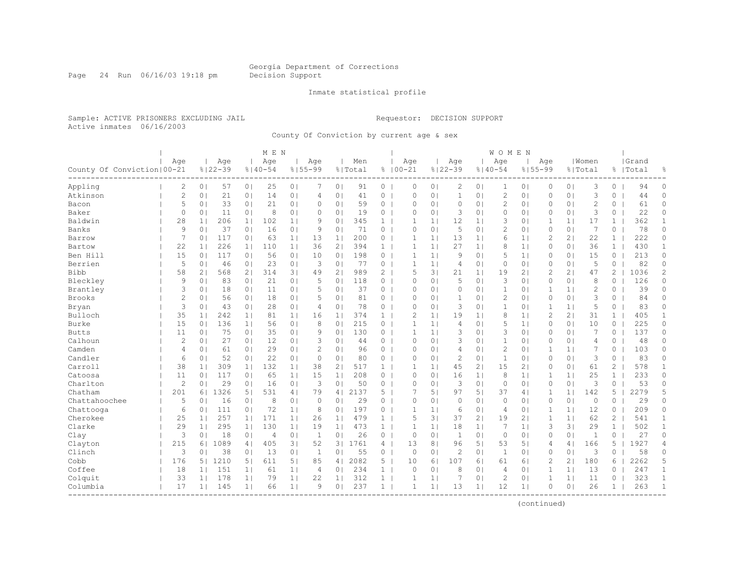Georgia Department of Corrections
Decision Support

Inmate statistical profile

Sample: ACTIVE PRISONERS EXCLUDING JAIL

Requestor: DECISION SUPPORT

Active inmates 06/16/2003

County Of Conviction by current age & sex

| County Of Conviction | MEN Age 00-21 | % | Age 22-39 | % | Age 40-54 | % | Age 55-99 | % | Men Total | % | WOMEN Age 00-21 | % | Age 22-39 | % | Age 40-54 | % | Age 55-99 | % | Women Total | % | Grand Total | % |
|---|---|---|---|---|---|---|---|---|---|---|---|---|---|---|---|---|---|---|---|---|---|---|
| Appling | 2 | 0 | 57 | 0 | 25 | 0 | 7 | 0 | 91 | 0 | 0 | 0 | 2 | 0 | 1 | 0 | 0 | 0 | 3 | 0 | 94 | 0 |
| Atkinson | 2 | 0 | 21 | 0 | 14 | 0 | 4 | 0 | 41 | 0 | 0 | 0 | 1 | 0 | 2 | 0 | 0 | 0 | 3 | 0 | 44 | 0 |
| Bacon | 5 | 0 | 33 | 0 | 21 | 0 | 0 | 0 | 59 | 0 | 0 | 0 | 0 | 0 | 2 | 0 | 0 | 0 | 2 | 0 | 61 | 0 |
| Baker | 0 | 0 | 11 | 0 | 8 | 0 | 0 | 0 | 19 | 0 | 0 | 0 | 3 | 0 | 0 | 0 | 0 | 0 | 3 | 0 | 22 | 0 |
| Baldwin | 28 | 1 | 206 | 1 | 102 | 1 | 9 | 0 | 345 | 1 | 1 | 1 | 12 | 1 | 3 | 0 | 1 | 1 | 17 | 1 | 362 | 1 |
| Banks | 9 | 0 | 37 | 0 | 16 | 0 | 9 | 0 | 71 | 0 | 0 | 0 | 5 | 0 | 2 | 0 | 0 | 0 | 7 | 0 | 78 | 0 |
| Barrow | 7 | 0 | 117 | 0 | 63 | 1 | 13 | 1 | 200 | 0 | 1 | 1 | 13 | 1 | 6 | 1 | 2 | 2 | 22 | 1 | 222 | 0 |
| Bartow | 22 | 1 | 226 | 1 | 110 | 1 | 36 | 2 | 394 | 1 | 1 | 1 | 27 | 1 | 8 | 1 | 0 | 0 | 36 | 1 | 430 | 1 |
| Ben Hill | 15 | 0 | 117 | 0 | 56 | 0 | 10 | 0 | 198 | 0 | 1 | 1 | 9 | 0 | 5 | 1 | 0 | 0 | 15 | 0 | 213 | 0 |
| Berrien | 5 | 0 | 46 | 0 | 23 | 0 | 3 | 0 | 77 | 0 | 1 | 1 | 4 | 0 | 0 | 0 | 0 | 0 | 5 | 0 | 82 | 0 |
| Bibb | 58 | 2 | 568 | 2 | 314 | 3 | 49 | 2 | 989 | 2 | 5 | 3 | 21 | 1 | 19 | 2 | 2 | 2 | 47 | 2 | 1036 | 2 |
| Bleckley | 9 | 0 | 83 | 0 | 21 | 0 | 5 | 0 | 118 | 0 | 0 | 0 | 5 | 0 | 3 | 0 | 0 | 0 | 8 | 0 | 126 | 0 |
| Brantley | 3 | 0 | 18 | 0 | 11 | 0 | 5 | 0 | 37 | 0 | 0 | 0 | 0 | 0 | 1 | 0 | 1 | 1 | 2 | 0 | 39 | 0 |
| Brooks | 2 | 0 | 56 | 0 | 18 | 0 | 5 | 0 | 81 | 0 | 0 | 0 | 1 | 0 | 2 | 0 | 0 | 0 | 3 | 0 | 84 | 0 |
| Bryan | 3 | 0 | 43 | 0 | 28 | 0 | 4 | 0 | 78 | 0 | 0 | 0 | 3 | 0 | 1 | 0 | 1 | 1 | 5 | 0 | 83 | 0 |
| Bulloch | 35 | 1 | 242 | 1 | 81 | 1 | 16 | 1 | 374 | 1 | 2 | 1 | 19 | 1 | 8 | 1 | 2 | 2 | 31 | 1 | 405 | 1 |
| Burke | 15 | 0 | 136 | 1 | 56 | 0 | 8 | 0 | 215 | 0 | 1 | 1 | 4 | 0 | 5 | 1 | 0 | 0 | 10 | 0 | 225 | 0 |
| Butts | 11 | 0 | 75 | 0 | 35 | 0 | 9 | 0 | 130 | 0 | 1 | 1 | 3 | 0 | 3 | 0 | 0 | 0 | 7 | 0 | 137 | 0 |
| Calhoun | 2 | 0 | 27 | 0 | 12 | 0 | 3 | 0 | 44 | 0 | 0 | 0 | 3 | 0 | 1 | 0 | 0 | 0 | 4 | 0 | 48 | 0 |
| Camden | 4 | 0 | 61 | 0 | 29 | 0 | 2 | 0 | 96 | 0 | 0 | 0 | 4 | 0 | 2 | 0 | 1 | 1 | 7 | 0 | 103 | 0 |
| Candler | 6 | 0 | 52 | 0 | 22 | 0 | 0 | 0 | 80 | 0 | 0 | 0 | 2 | 0 | 1 | 0 | 0 | 0 | 3 | 0 | 83 | 0 |
| Carroll | 38 | 1 | 309 | 1 | 132 | 1 | 38 | 2 | 517 | 1 | 1 | 1 | 45 | 2 | 15 | 2 | 0 | 0 | 61 | 2 | 578 | 1 |
| Catoosa | 11 | 0 | 117 | 0 | 65 | 1 | 15 | 1 | 208 | 0 | 0 | 0 | 16 | 1 | 8 | 1 | 1 | 1 | 25 | 1 | 233 | 0 |
| Charlton | 2 | 0 | 29 | 0 | 16 | 0 | 3 | 0 | 50 | 0 | 0 | 0 | 3 | 0 | 0 | 0 | 0 | 0 | 3 | 0 | 53 | 0 |
| Chatham | 201 | 6 | 1326 | 5 | 531 | 4 | 79 | 4 | 2137 | 5 | 7 | 5 | 97 | 5 | 37 | 4 | 1 | 1 | 142 | 5 | 2279 | 5 |
| Chattahoochee | 5 | 0 | 16 | 0 | 8 | 0 | 0 | 0 | 29 | 0 | 0 | 0 | 0 | 0 | 0 | 0 | 0 | 0 | 0 | 0 | 29 | 0 |
| Chattooga | 6 | 0 | 111 | 0 | 72 | 1 | 8 | 0 | 197 | 0 | 1 | 1 | 6 | 0 | 4 | 0 | 1 | 1 | 12 | 0 | 209 | 0 |
| Cherokee | 25 | 1 | 257 | 1 | 171 | 1 | 26 | 1 | 479 | 1 | 5 | 3 | 37 | 2 | 19 | 2 | 1 | 1 | 62 | 2 | 541 | 1 |
| Clarke | 29 | 1 | 295 | 1 | 130 | 1 | 19 | 1 | 473 | 1 | 1 | 1 | 18 | 1 | 7 | 1 | 3 | 3 | 29 | 1 | 502 | 1 |
| Clay | 3 | 0 | 18 | 0 | 4 | 0 | 1 | 0 | 26 | 0 | 0 | 0 | 1 | 0 | 0 | 0 | 0 | 0 | 1 | 0 | 27 | 0 |
| Clayton | 215 | 6 | 1089 | 4 | 405 | 3 | 52 | 3 | 1761 | 4 | 13 | 8 | 96 | 5 | 53 | 5 | 4 | 4 | 166 | 5 | 1927 | 4 |
| Clinch | 3 | 0 | 38 | 0 | 13 | 0 | 1 | 0 | 55 | 0 | 0 | 0 | 2 | 0 | 1 | 0 | 0 | 0 | 3 | 0 | 58 | 0 |
| Cobb | 176 | 5 | 1210 | 5 | 611 | 5 | 85 | 4 | 2082 | 5 | 10 | 6 | 107 | 6 | 61 | 6 | 2 | 2 | 180 | 6 | 2262 | 5 |
| Coffee | 18 | 1 | 151 | 1 | 61 | 1 | 4 | 0 | 234 | 1 | 0 | 0 | 8 | 0 | 4 | 0 | 1 | 1 | 13 | 0 | 247 | 1 |
| Colquit | 33 | 1 | 178 | 1 | 79 | 1 | 22 | 1 | 312 | 1 | 1 | 1 | 7 | 0 | 2 | 0 | 1 | 1 | 11 | 0 | 323 | 1 |
| Columbia | 17 | 1 | 145 | 1 | 66 | 1 | 9 | 0 | 237 | 1 | 1 | 1 | 13 | 1 | 12 | 1 | 0 | 0 | 26 | 1 | 263 | 1 |

(continued)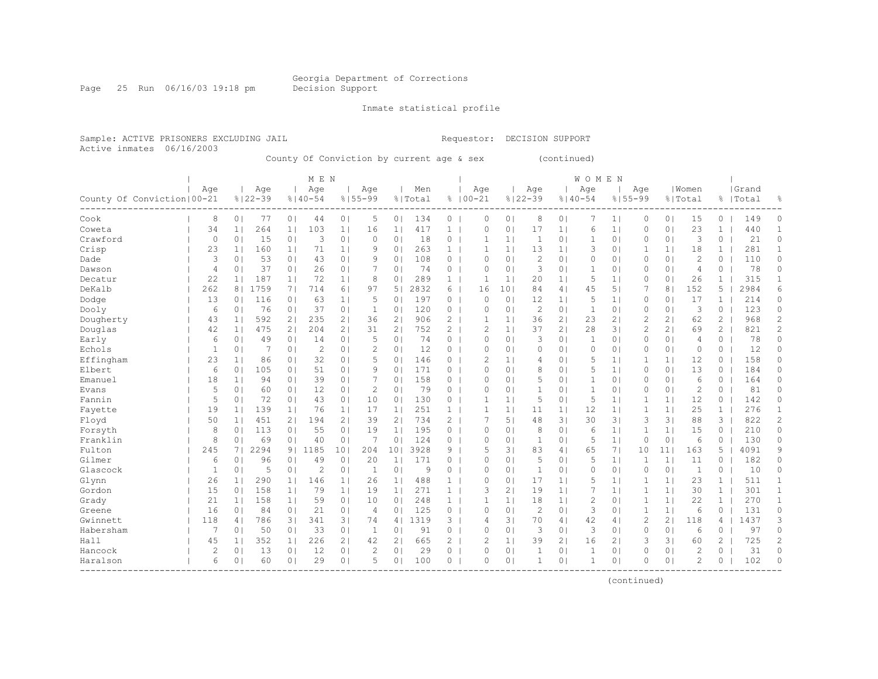Georgia Department of Corrections
Decision Support

Inmate statistical profile

Sample: ACTIVE PRISONERS EXCLUDING JAIL  Requestor: DECISION SUPPORT
Active inmates 06/16/2003

County Of Conviction by current age & sex (continued)

| County Of Conviction | MEN Age 00-21 | % | Age 22-39 | % | Age 40-54 | % | Age 55-99 | % | Men Total | % | WOMEN Age 00-21 | % | Age 22-39 | % | Age 40-54 | % | Age 55-99 | % | Women Total | % | Grand Total | % |
|---|---|---|---|---|---|---|---|---|---|---|---|---|---|---|---|---|---|---|---|---|---|---|
| Cook | 8 | 0 | 77 | 0 | 44 | 0 | 5 | 0 | 134 | 0 | 0 | 0 | 8 | 0 | 7 | 1 | 0 | 0 | 15 | 0 | 149 | 0 |
| Coweta | 34 | 1 | 264 | 1 | 103 | 1 | 16 | 1 | 417 | 1 | 0 | 0 | 17 | 1 | 6 | 1 | 0 | 0 | 23 | 1 | 440 | 1 |
| Crawford | 0 | 0 | 15 | 0 | 3 | 0 | 0 | 0 | 18 | 0 | 1 | 1 | 1 | 0 | 1 | 0 | 0 | 0 | 3 | 0 | 21 | 0 |
| Crisp | 23 | 1 | 160 | 1 | 71 | 1 | 9 | 0 | 263 | 1 | 1 | 1 | 13 | 1 | 3 | 0 | 1 | 1 | 18 | 1 | 281 | 1 |
| Dade | 3 | 0 | 53 | 0 | 43 | 0 | 9 | 0 | 108 | 0 | 0 | 0 | 2 | 0 | 0 | 0 | 0 | 0 | 2 | 0 | 110 | 0 |
| Dawson | 4 | 0 | 37 | 0 | 26 | 0 | 7 | 0 | 74 | 0 | 0 | 0 | 3 | 0 | 1 | 0 | 0 | 0 | 4 | 0 | 78 | 0 |
| Decatur | 22 | 1 | 187 | 1 | 72 | 1 | 8 | 0 | 289 | 1 | 1 | 1 | 20 | 1 | 5 | 1 | 0 | 0 | 26 | 1 | 315 | 1 |
| DeKalb | 262 | 8 | 1759 | 7 | 714 | 6 | 97 | 5 | 2832 | 6 | 16 | 10 | 84 | 4 | 45 | 5 | 7 | 8 | 152 | 5 | 2984 | 6 |
| Dodge | 13 | 0 | 116 | 0 | 63 | 1 | 5 | 0 | 197 | 0 | 0 | 0 | 12 | 1 | 5 | 1 | 0 | 0 | 17 | 1 | 214 | 0 |
| Dooly | 6 | 0 | 76 | 0 | 37 | 0 | 1 | 0 | 120 | 0 | 0 | 0 | 2 | 0 | 1 | 0 | 0 | 0 | 3 | 0 | 123 | 0 |
| Dougherty | 43 | 1 | 592 | 2 | 235 | 2 | 36 | 2 | 906 | 2 | 1 | 1 | 36 | 2 | 23 | 2 | 2 | 2 | 62 | 2 | 968 | 2 |
| Douglas | 42 | 1 | 475 | 2 | 204 | 2 | 31 | 2 | 752 | 2 | 2 | 1 | 37 | 2 | 28 | 3 | 2 | 2 | 69 | 2 | 821 | 2 |
| Early | 6 | 0 | 49 | 0 | 14 | 0 | 5 | 0 | 74 | 0 | 0 | 0 | 3 | 0 | 1 | 0 | 0 | 0 | 4 | 0 | 78 | 0 |
| Echols | 1 | 0 | 7 | 0 | 2 | 0 | 2 | 0 | 12 | 0 | 0 | 0 | 0 | 0 | 0 | 0 | 0 | 0 | 0 | 0 | 12 | 0 |
| Effingham | 23 | 1 | 86 | 0 | 32 | 0 | 5 | 0 | 146 | 0 | 2 | 1 | 4 | 0 | 5 | 1 | 1 | 1 | 12 | 0 | 158 | 0 |
| Elbert | 6 | 0 | 105 | 0 | 51 | 0 | 9 | 0 | 171 | 0 | 0 | 0 | 8 | 0 | 5 | 1 | 0 | 0 | 13 | 0 | 184 | 0 |
| Emanuel | 18 | 1 | 94 | 0 | 39 | 0 | 7 | 0 | 158 | 0 | 0 | 0 | 5 | 0 | 1 | 0 | 0 | 0 | 6 | 0 | 164 | 0 |
| Evans | 5 | 0 | 60 | 0 | 12 | 0 | 2 | 0 | 79 | 0 | 0 | 0 | 1 | 0 | 1 | 0 | 0 | 0 | 2 | 0 | 81 | 0 |
| Fannin | 5 | 0 | 72 | 0 | 43 | 0 | 10 | 0 | 130 | 0 | 1 | 1 | 5 | 0 | 5 | 1 | 1 | 1 | 12 | 0 | 142 | 0 |
| Fayette | 19 | 1 | 139 | 1 | 76 | 1 | 17 | 1 | 251 | 1 | 1 | 1 | 11 | 1 | 12 | 1 | 1 | 1 | 25 | 1 | 276 | 1 |
| Floyd | 50 | 1 | 451 | 2 | 194 | 2 | 39 | 2 | 734 | 2 | 7 | 5 | 48 | 3 | 30 | 3 | 3 | 3 | 88 | 3 | 822 | 2 |
| Forsyth | 8 | 0 | 113 | 0 | 55 | 0 | 19 | 1 | 195 | 0 | 0 | 0 | 8 | 0 | 6 | 1 | 1 | 1 | 15 | 0 | 210 | 0 |
| Franklin | 8 | 0 | 69 | 0 | 40 | 0 | 7 | 0 | 124 | 0 | 0 | 0 | 1 | 0 | 5 | 1 | 0 | 0 | 6 | 0 | 130 | 0 |
| Fulton | 245 | 7 | 2294 | 9 | 1185 | 10 | 204 | 10 | 3928 | 9 | 5 | 3 | 83 | 4 | 65 | 7 | 10 | 11 | 163 | 5 | 4091 | 9 |
| Gilmer | 6 | 0 | 96 | 0 | 49 | 0 | 20 | 1 | 171 | 0 | 0 | 0 | 5 | 0 | 5 | 1 | 1 | 1 | 11 | 0 | 182 | 0 |
| Glascock | 1 | 0 | 5 | 0 | 2 | 0 | 1 | 0 | 9 | 0 | 0 | 0 | 1 | 0 | 0 | 0 | 0 | 0 | 1 | 0 | 10 | 0 |
| Glynn | 26 | 1 | 290 | 1 | 146 | 1 | 26 | 1 | 488 | 1 | 0 | 0 | 17 | 1 | 5 | 1 | 1 | 1 | 23 | 1 | 511 | 1 |
| Gordon | 15 | 0 | 158 | 1 | 79 | 1 | 19 | 1 | 271 | 1 | 3 | 2 | 19 | 1 | 7 | 1 | 1 | 1 | 30 | 1 | 301 | 1 |
| Grady | 21 | 1 | 158 | 1 | 59 | 0 | 10 | 0 | 248 | 1 | 1 | 1 | 18 | 1 | 2 | 0 | 1 | 1 | 22 | 1 | 270 | 1 |
| Greene | 16 | 0 | 84 | 0 | 21 | 0 | 4 | 0 | 125 | 0 | 0 | 0 | 2 | 0 | 3 | 0 | 1 | 1 | 6 | 0 | 131 | 0 |
| Gwinnett | 118 | 4 | 786 | 3 | 341 | 3 | 74 | 4 | 1319 | 3 | 4 | 3 | 70 | 4 | 42 | 4 | 2 | 2 | 118 | 4 | 1437 | 3 |
| Habersham | 7 | 0 | 50 | 0 | 33 | 0 | 1 | 0 | 91 | 0 | 0 | 0 | 3 | 0 | 3 | 0 | 0 | 0 | 6 | 0 | 97 | 0 |
| Hall | 45 | 1 | 352 | 1 | 226 | 2 | 42 | 2 | 665 | 2 | 2 | 1 | 39 | 2 | 16 | 2 | 3 | 3 | 60 | 2 | 725 | 2 |
| Hancock | 2 | 0 | 13 | 0 | 12 | 0 | 2 | 0 | 29 | 0 | 0 | 0 | 1 | 0 | 1 | 0 | 0 | 0 | 2 | 0 | 31 | 0 |
| Haralson | 6 | 0 | 60 | 0 | 29 | 0 | 5 | 0 | 100 | 0 | 0 | 0 | 1 | 0 | 1 | 0 | 0 | 0 | 2 | 0 | 102 | 0 |

(continued)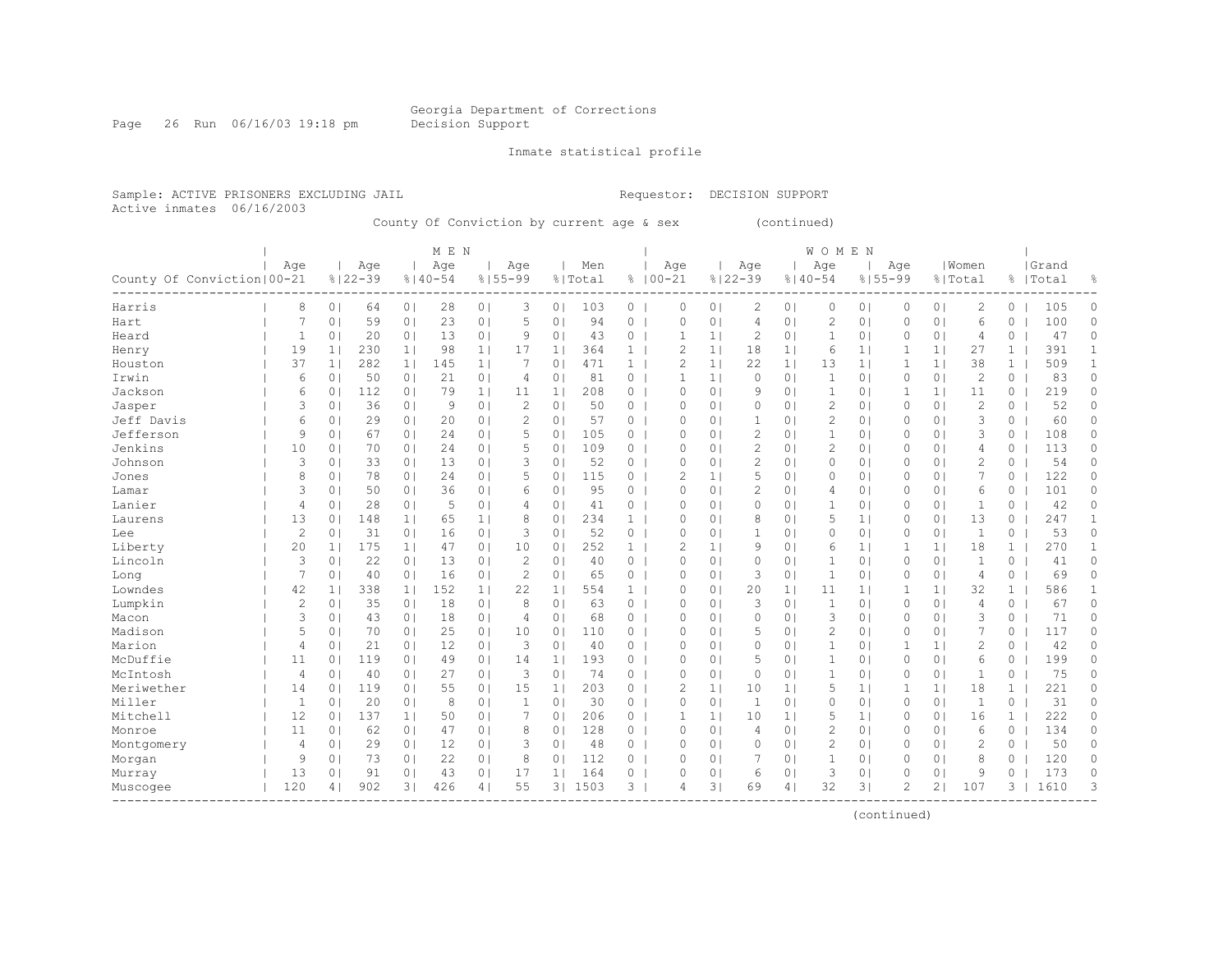Georgia Department of Corrections
Decision Support

Inmate statistical profile

Sample: ACTIVE PRISONERS EXCLUDING JAIL                    Requestor: DECISION SUPPORT
Active inmates 06/16/2003

County Of Conviction by current age & sex (continued)

| County Of Conviction | MEN Age 00-21 | % | MEN Age 22-39 | % | MEN Age 40-54 | % | MEN Age 55-99 | % | Men Total | % | WOMEN Age 00-21 | % | WOMEN Age 22-39 | % | WOMEN Age 40-54 | % | WOMEN Age 55-99 | % | Women Total | % | Grand Total | % |
|---|---|---|---|---|---|---|---|---|---|---|---|---|---|---|---|---|---|---|---|---|---|---|
| Harris | 8 | 0 | 64 | 0 | 28 | 0 | 3 | 0 | 103 | 0 | 0 | 0 | 2 | 0 | 0 | 0 | 0 | 0 | 2 | 0 | 105 | 0 |
| Hart | 7 | 0 | 59 | 0 | 23 | 0 | 5 | 0 | 94 | 0 | 0 | 0 | 4 | 0 | 2 | 0 | 0 | 0 | 6 | 0 | 100 | 0 |
| Heard | 1 | 0 | 20 | 0 | 13 | 0 | 9 | 0 | 43 | 0 | 1 | 1 | 2 | 0 | 1 | 0 | 0 | 0 | 4 | 0 | 47 | 0 |
| Henry | 19 | 1 | 230 | 1 | 98 | 1 | 17 | 1 | 364 | 1 | 2 | 1 | 18 | 1 | 6 | 1 | 1 | 1 | 27 | 1 | 391 | 1 |
| Houston | 37 | 1 | 282 | 1 | 145 | 1 | 7 | 0 | 471 | 1 | 2 | 1 | 22 | 1 | 13 | 1 | 1 | 1 | 38 | 1 | 509 | 1 |
| Irwin | 6 | 0 | 50 | 0 | 21 | 0 | 4 | 0 | 81 | 0 | 1 | 1 | 0 | 0 | 1 | 0 | 0 | 0 | 2 | 0 | 83 | 0 |
| Jackson | 6 | 0 | 112 | 0 | 79 | 1 | 11 | 1 | 208 | 0 | 0 | 0 | 9 | 0 | 1 | 0 | 1 | 1 | 11 | 0 | 219 | 0 |
| Jasper | 3 | 0 | 36 | 0 | 9 | 0 | 2 | 0 | 50 | 0 | 0 | 0 | 0 | 0 | 2 | 0 | 0 | 0 | 2 | 0 | 52 | 0 |
| Jeff Davis | 6 | 0 | 29 | 0 | 20 | 0 | 2 | 0 | 57 | 0 | 0 | 0 | 1 | 0 | 2 | 0 | 0 | 0 | 3 | 0 | 60 | 0 |
| Jefferson | 9 | 0 | 67 | 0 | 24 | 0 | 5 | 0 | 105 | 0 | 0 | 0 | 2 | 0 | 1 | 0 | 0 | 0 | 3 | 0 | 108 | 0 |
| Jenkins | 10 | 0 | 70 | 0 | 24 | 0 | 5 | 0 | 109 | 0 | 0 | 0 | 2 | 0 | 2 | 0 | 0 | 0 | 4 | 0 | 113 | 0 |
| Johnson | 3 | 0 | 33 | 0 | 13 | 0 | 3 | 0 | 52 | 0 | 0 | 0 | 2 | 0 | 0 | 0 | 0 | 0 | 2 | 0 | 54 | 0 |
| Jones | 8 | 0 | 78 | 0 | 24 | 0 | 5 | 0 | 115 | 0 | 2 | 1 | 5 | 0 | 0 | 0 | 0 | 0 | 7 | 0 | 122 | 0 |
| Lamar | 3 | 0 | 50 | 0 | 36 | 0 | 6 | 0 | 95 | 0 | 0 | 0 | 2 | 0 | 4 | 0 | 0 | 0 | 6 | 0 | 101 | 0 |
| Lanier | 4 | 0 | 28 | 0 | 5 | 0 | 4 | 0 | 41 | 0 | 0 | 0 | 0 | 0 | 1 | 0 | 0 | 0 | 1 | 0 | 42 | 0 |
| Laurens | 13 | 0 | 148 | 1 | 65 | 1 | 8 | 0 | 234 | 1 | 0 | 0 | 8 | 0 | 5 | 1 | 0 | 0 | 13 | 0 | 247 | 1 |
| Lee | 2 | 0 | 31 | 0 | 16 | 0 | 3 | 0 | 52 | 0 | 0 | 0 | 1 | 0 | 0 | 0 | 0 | 0 | 1 | 0 | 53 | 0 |
| Liberty | 20 | 1 | 175 | 1 | 47 | 0 | 10 | 0 | 252 | 1 | 2 | 1 | 9 | 0 | 6 | 1 | 1 | 1 | 18 | 1 | 270 | 1 |
| Lincoln | 3 | 0 | 22 | 0 | 13 | 0 | 2 | 0 | 40 | 0 | 0 | 0 | 0 | 0 | 1 | 0 | 0 | 0 | 1 | 0 | 41 | 0 |
| Long | 7 | 0 | 40 | 0 | 16 | 0 | 2 | 0 | 65 | 0 | 0 | 0 | 3 | 0 | 1 | 0 | 0 | 0 | 4 | 0 | 69 | 0 |
| Lowndes | 42 | 1 | 338 | 1 | 152 | 1 | 22 | 1 | 554 | 1 | 0 | 0 | 20 | 1 | 11 | 1 | 1 | 1 | 32 | 1 | 586 | 1 |
| Lumpkin | 2 | 0 | 35 | 0 | 18 | 0 | 8 | 0 | 63 | 0 | 0 | 0 | 3 | 0 | 1 | 0 | 0 | 0 | 4 | 0 | 67 | 0 |
| Macon | 3 | 0 | 43 | 0 | 18 | 0 | 4 | 0 | 68 | 0 | 0 | 0 | 0 | 0 | 3 | 0 | 0 | 0 | 3 | 0 | 71 | 0 |
| Madison | 5 | 0 | 70 | 0 | 25 | 0 | 10 | 0 | 110 | 0 | 0 | 0 | 5 | 0 | 2 | 0 | 0 | 0 | 7 | 0 | 117 | 0 |
| Marion | 4 | 0 | 21 | 0 | 12 | 0 | 3 | 0 | 40 | 0 | 0 | 0 | 0 | 0 | 1 | 0 | 1 | 1 | 2 | 0 | 42 | 0 |
| McDuffie | 11 | 0 | 119 | 0 | 49 | 0 | 14 | 1 | 193 | 0 | 0 | 0 | 5 | 0 | 1 | 0 | 0 | 0 | 6 | 0 | 199 | 0 |
| McIntosh | 4 | 0 | 40 | 0 | 27 | 0 | 3 | 0 | 74 | 0 | 0 | 0 | 0 | 0 | 1 | 0 | 0 | 0 | 1 | 0 | 75 | 0 |
| Meriwether | 14 | 0 | 119 | 0 | 55 | 0 | 15 | 1 | 203 | 0 | 2 | 1 | 10 | 1 | 5 | 1 | 1 | 1 | 18 | 1 | 221 | 0 |
| Miller | 1 | 0 | 20 | 0 | 8 | 0 | 1 | 0 | 30 | 0 | 0 | 0 | 1 | 0 | 0 | 0 | 0 | 0 | 1 | 0 | 31 | 0 |
| Mitchell | 12 | 0 | 137 | 1 | 50 | 0 | 7 | 0 | 206 | 0 | 1 | 1 | 10 | 1 | 5 | 1 | 0 | 0 | 16 | 1 | 222 | 0 |
| Monroe | 11 | 0 | 62 | 0 | 47 | 0 | 8 | 0 | 128 | 0 | 0 | 0 | 4 | 0 | 2 | 0 | 0 | 0 | 6 | 0 | 134 | 0 |
| Montgomery | 4 | 0 | 29 | 0 | 12 | 0 | 3 | 0 | 48 | 0 | 0 | 0 | 0 | 0 | 2 | 0 | 0 | 0 | 2 | 0 | 50 | 0 |
| Morgan | 9 | 0 | 73 | 0 | 22 | 0 | 8 | 0 | 112 | 0 | 0 | 0 | 7 | 0 | 1 | 0 | 0 | 0 | 8 | 0 | 120 | 0 |
| Murray | 13 | 0 | 91 | 0 | 43 | 0 | 17 | 1 | 164 | 0 | 0 | 0 | 6 | 0 | 3 | 0 | 0 | 0 | 9 | 0 | 173 | 0 |
| Muscogee | 120 | 4 | 902 | 3 | 426 | 4 | 55 | 3 | 1503 | 3 | 4 | 3 | 69 | 4 | 32 | 3 | 2 | 2 | 107 | 3 | 1610 | 3 |

(continued)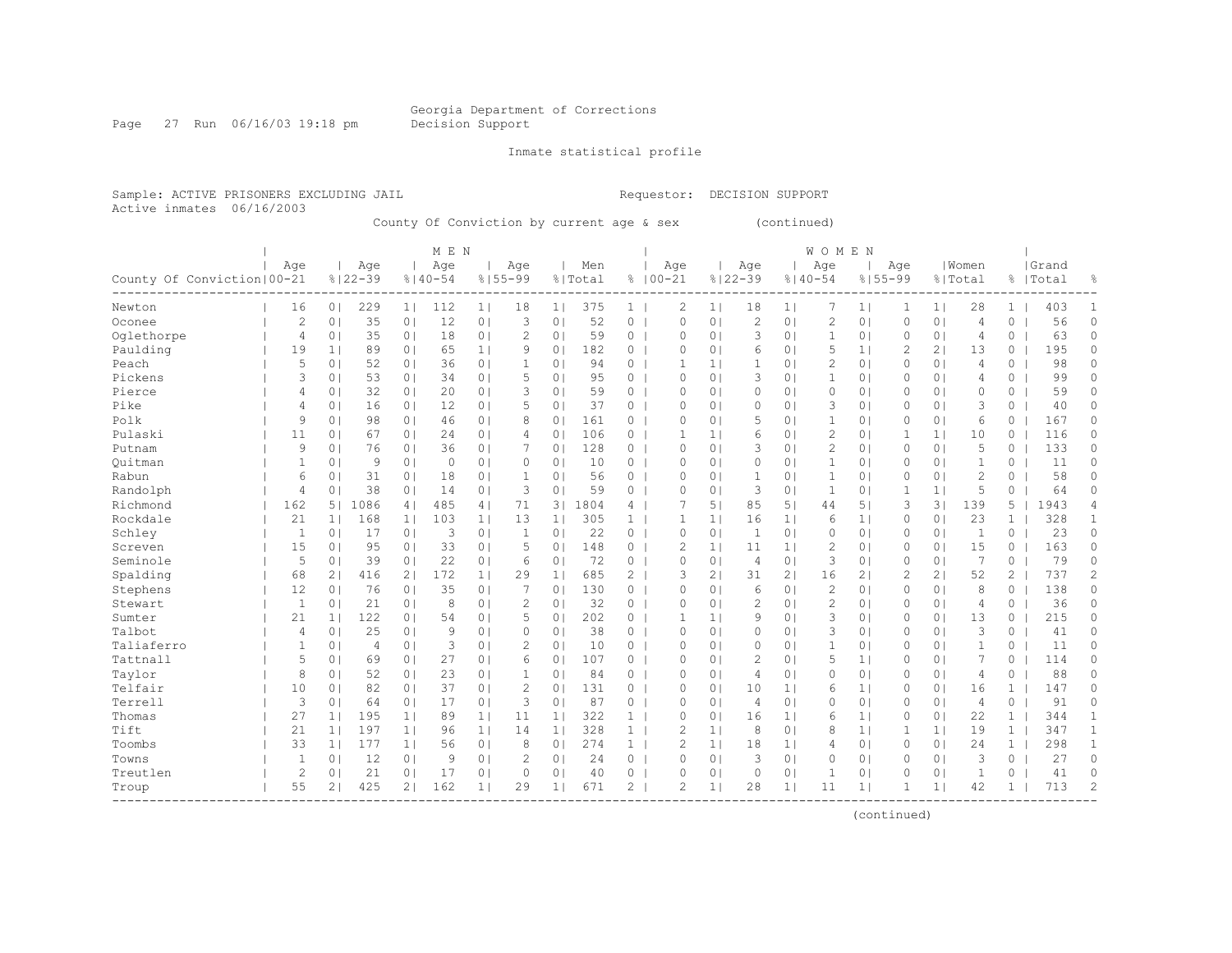Georgia Department of Corrections
Decision Support

Inmate statistical profile

Sample: ACTIVE PRISONERS EXCLUDING JAIL    Requestor: DECISION SUPPORT
Active inmates 06/16/2003

County Of Conviction by current age & sex (continued)

| County Of Conviction | MEN Age 00-21 | % | Age 22-39 | % | Age 40-54 | % | Age 55-99 | % | Men Total | % | WOMEN Age 00-21 | % | Age 22-39 | % | Age 40-54 | % | Age 55-99 | % | Women Total | % | Grand Total | % |
|---|---|---|---|---|---|---|---|---|---|---|---|---|---|---|---|---|---|---|---|---|---|---|
| Newton | 16 | 0 | 229 | 1 | 112 | 1 | 18 | 1 | 375 | 1 | 2 | 1 | 18 | 1 | 7 | 1 | 1 | 1 | 28 | 1 | 403 | 1 |
| Oconee | 2 | 0 | 35 | 0 | 12 | 0 | 3 | 0 | 52 | 0 | 0 | 0 | 2 | 0 | 2 | 0 | 0 | 0 | 4 | 0 | 56 | 0 |
| Oglethorpe | 4 | 0 | 35 | 0 | 18 | 0 | 2 | 0 | 59 | 0 | 0 | 0 | 3 | 0 | 1 | 0 | 0 | 0 | 4 | 0 | 63 | 0 |
| Paulding | 19 | 1 | 89 | 0 | 65 | 1 | 9 | 0 | 182 | 0 | 0 | 0 | 6 | 0 | 5 | 1 | 2 | 2 | 13 | 0 | 195 | 0 |
| Peach | 5 | 0 | 52 | 0 | 36 | 0 | 1 | 0 | 94 | 0 | 1 | 1 | 1 | 0 | 2 | 0 | 0 | 0 | 4 | 0 | 98 | 0 |
| Pickens | 3 | 0 | 53 | 0 | 34 | 0 | 5 | 0 | 95 | 0 | 0 | 0 | 3 | 0 | 1 | 0 | 0 | 0 | 4 | 0 | 99 | 0 |
| Pierce | 4 | 0 | 32 | 0 | 20 | 0 | 3 | 0 | 59 | 0 | 0 | 0 | 0 | 0 | 0 | 0 | 0 | 0 | 0 | 0 | 59 | 0 |
| Pike | 4 | 0 | 16 | 0 | 12 | 0 | 5 | 0 | 37 | 0 | 0 | 0 | 0 | 0 | 3 | 0 | 0 | 0 | 3 | 0 | 40 | 0 |
| Polk | 9 | 0 | 98 | 0 | 46 | 0 | 8 | 0 | 161 | 0 | 0 | 0 | 5 | 0 | 1 | 0 | 0 | 0 | 6 | 0 | 167 | 0 |
| Pulaski | 11 | 0 | 67 | 0 | 24 | 0 | 4 | 0 | 106 | 0 | 1 | 1 | 6 | 0 | 2 | 0 | 1 | 1 | 10 | 0 | 116 | 0 |
| Putnam | 9 | 0 | 76 | 0 | 36 | 0 | 7 | 0 | 128 | 0 | 0 | 0 | 3 | 0 | 2 | 0 | 0 | 0 | 5 | 0 | 133 | 0 |
| Quitman | 1 | 0 | 9 | 0 | 0 | 0 | 0 | 0 | 10 | 0 | 0 | 0 | 0 | 0 | 1 | 0 | 0 | 0 | 1 | 0 | 11 | 0 |
| Rabun | 6 | 0 | 31 | 0 | 18 | 0 | 1 | 0 | 56 | 0 | 0 | 0 | 1 | 0 | 1 | 0 | 0 | 0 | 2 | 0 | 58 | 0 |
| Randolph | 4 | 0 | 38 | 0 | 14 | 0 | 3 | 0 | 59 | 0 | 0 | 0 | 3 | 0 | 1 | 0 | 1 | 1 | 5 | 0 | 64 | 0 |
| Richmond | 162 | 5 | 1086 | 4 | 485 | 4 | 71 | 3 | 1804 | 4 | 7 | 5 | 85 | 5 | 44 | 5 | 3 | 3 | 139 | 5 | 1943 | 4 |
| Rockdale | 21 | 1 | 168 | 1 | 103 | 1 | 13 | 1 | 305 | 1 | 1 | 1 | 16 | 1 | 6 | 1 | 0 | 0 | 23 | 1 | 328 | 1 |
| Schley | 1 | 0 | 17 | 0 | 3 | 0 | 1 | 0 | 22 | 0 | 0 | 0 | 1 | 0 | 0 | 0 | 0 | 0 | 1 | 0 | 23 | 0 |
| Screven | 15 | 0 | 95 | 0 | 33 | 0 | 5 | 0 | 148 | 0 | 2 | 1 | 11 | 1 | 2 | 0 | 0 | 0 | 15 | 0 | 163 | 0 |
| Seminole | 5 | 0 | 39 | 0 | 22 | 0 | 6 | 0 | 72 | 0 | 0 | 0 | 4 | 0 | 3 | 0 | 0 | 0 | 7 | 0 | 79 | 0 |
| Spalding | 68 | 2 | 416 | 2 | 172 | 1 | 29 | 1 | 685 | 2 | 3 | 2 | 31 | 2 | 16 | 2 | 2 | 2 | 52 | 2 | 737 | 2 |
| Stephens | 12 | 0 | 76 | 0 | 35 | 0 | 7 | 0 | 130 | 0 | 0 | 0 | 6 | 0 | 2 | 0 | 0 | 0 | 8 | 0 | 138 | 0 |
| Stewart | 1 | 0 | 21 | 0 | 8 | 0 | 2 | 0 | 32 | 0 | 0 | 0 | 2 | 0 | 2 | 0 | 0 | 0 | 4 | 0 | 36 | 0 |
| Sumter | 21 | 1 | 122 | 0 | 54 | 0 | 5 | 0 | 202 | 0 | 1 | 1 | 9 | 0 | 3 | 0 | 0 | 0 | 13 | 0 | 215 | 0 |
| Talbot | 4 | 0 | 25 | 0 | 9 | 0 | 0 | 0 | 38 | 0 | 0 | 0 | 0 | 0 | 3 | 0 | 0 | 0 | 3 | 0 | 41 | 0 |
| Taliaferro | 1 | 0 | 4 | 0 | 3 | 0 | 2 | 0 | 10 | 0 | 0 | 0 | 0 | 0 | 1 | 0 | 0 | 0 | 1 | 0 | 11 | 0 |
| Tattnall | 5 | 0 | 69 | 0 | 27 | 0 | 6 | 0 | 107 | 0 | 0 | 0 | 2 | 0 | 5 | 1 | 0 | 0 | 7 | 0 | 114 | 0 |
| Taylor | 8 | 0 | 52 | 0 | 23 | 0 | 1 | 0 | 84 | 0 | 0 | 0 | 4 | 0 | 0 | 0 | 0 | 0 | 4 | 0 | 88 | 0 |
| Telfair | 10 | 0 | 82 | 0 | 37 | 0 | 2 | 0 | 131 | 0 | 0 | 0 | 10 | 1 | 6 | 1 | 0 | 0 | 16 | 1 | 147 | 0 |
| Terrell | 3 | 0 | 64 | 0 | 17 | 0 | 3 | 0 | 87 | 0 | 0 | 0 | 4 | 0 | 0 | 0 | 0 | 0 | 4 | 0 | 91 | 0 |
| Thomas | 27 | 1 | 195 | 1 | 89 | 1 | 11 | 1 | 322 | 1 | 0 | 0 | 16 | 1 | 6 | 1 | 0 | 0 | 22 | 1 | 344 | 1 |
| Tift | 21 | 1 | 197 | 1 | 96 | 1 | 14 | 1 | 328 | 1 | 2 | 1 | 8 | 0 | 8 | 1 | 1 | 1 | 19 | 1 | 347 | 1 |
| Toombs | 33 | 1 | 177 | 1 | 56 | 0 | 8 | 0 | 274 | 1 | 2 | 1 | 18 | 1 | 4 | 0 | 0 | 0 | 24 | 1 | 298 | 1 |
| Towns | 1 | 0 | 12 | 0 | 9 | 0 | 2 | 0 | 24 | 0 | 0 | 0 | 3 | 0 | 0 | 0 | 0 | 0 | 3 | 0 | 27 | 0 |
| Treutlen | 2 | 0 | 21 | 0 | 17 | 0 | 0 | 0 | 40 | 0 | 0 | 0 | 0 | 0 | 1 | 0 | 0 | 0 | 1 | 0 | 41 | 0 |
| Troup | 55 | 2 | 425 | 2 | 162 | 1 | 29 | 1 | 671 | 2 | 2 | 1 | 28 | 1 | 11 | 1 | 1 | 1 | 42 | 1 | 713 | 2 |

(continued)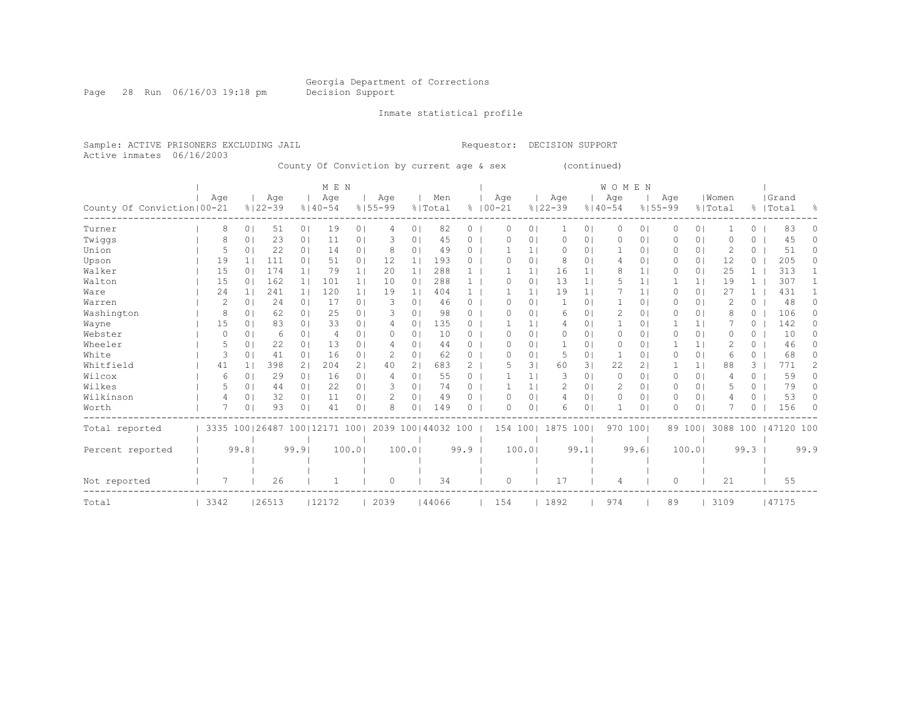Georgia Department of Corrections
Decision Support

Inmate statistical profile

Sample: ACTIVE PRISONERS EXCLUDING JAIL
Active inmates 06/16/2003

Requestor: DECISION SUPPORT

County Of Conviction by current age & sex (continued)

| | MEN | | | | | | | | | | WOMEN | | | | | | | | | | | |
|---|---|---|---|---|---|---|---|---|---|---|---|---|---|---|---|---|---|---|---|---|---|---|
| County Of Conviction | Age 00-21 | % | Age 22-39 | % | Age 40-54 | % | Age 55-99 | % | Men Total | % | Age 00-21 | % | Age 22-39 | % | Age 40-54 | % | Age 55-99 | % | Women Total | % | Grand Total | % |
| Turner | 8 | 0 | 51 | 0 | 19 | 0 | 4 | 0 | 82 | 0 | 0 | 0 | 1 | 0 | 0 | 0 | 0 | 0 | 1 | 0 | 83 | 0 |
| Twiggs | 8 | 0 | 23 | 0 | 11 | 0 | 3 | 0 | 45 | 0 | 0 | 0 | 0 | 0 | 0 | 0 | 0 | 0 | 0 | 0 | 45 | 0 |
| Union | 5 | 0 | 22 | 0 | 14 | 0 | 8 | 0 | 49 | 0 | 1 | 1 | 0 | 0 | 1 | 0 | 0 | 0 | 2 | 0 | 51 | 0 |
| Upson | 19 | 1 | 111 | 0 | 51 | 0 | 12 | 1 | 193 | 0 | 0 | 0 | 8 | 0 | 4 | 0 | 0 | 0 | 12 | 0 | 205 | 0 |
| Walker | 15 | 0 | 174 | 1 | 79 | 1 | 20 | 1 | 288 | 1 | 1 | 1 | 16 | 1 | 8 | 1 | 0 | 0 | 25 | 1 | 313 | 1 |
| Walton | 15 | 0 | 162 | 1 | 101 | 1 | 10 | 0 | 288 | 1 | 0 | 0 | 13 | 1 | 5 | 1 | 1 | 1 | 19 | 1 | 307 | 1 |
| Ware | 24 | 1 | 241 | 1 | 120 | 1 | 19 | 1 | 404 | 1 | 1 | 1 | 19 | 1 | 7 | 1 | 0 | 0 | 27 | 1 | 431 | 1 |
| Warren | 2 | 0 | 24 | 0 | 17 | 0 | 3 | 0 | 46 | 0 | 0 | 0 | 1 | 0 | 1 | 0 | 0 | 0 | 2 | 0 | 48 | 0 |
| Washington | 8 | 0 | 62 | 0 | 25 | 0 | 3 | 0 | 98 | 0 | 0 | 0 | 6 | 0 | 2 | 0 | 0 | 0 | 8 | 0 | 106 | 0 |
| Wayne | 15 | 0 | 83 | 0 | 33 | 0 | 4 | 0 | 135 | 0 | 1 | 1 | 4 | 0 | 1 | 0 | 1 | 1 | 7 | 0 | 142 | 0 |
| Webster | 0 | 0 | 6 | 0 | 4 | 0 | 0 | 0 | 10 | 0 | 0 | 0 | 0 | 0 | 0 | 0 | 0 | 0 | 0 | 0 | 10 | 0 |
| Wheeler | 5 | 0 | 22 | 0 | 13 | 0 | 4 | 0 | 44 | 0 | 0 | 0 | 1 | 0 | 0 | 0 | 1 | 1 | 2 | 0 | 46 | 0 |
| White | 3 | 0 | 41 | 0 | 16 | 0 | 2 | 0 | 62 | 0 | 0 | 0 | 5 | 0 | 1 | 0 | 0 | 0 | 6 | 0 | 68 | 0 |
| Whitfield | 41 | 1 | 398 | 2 | 204 | 2 | 40 | 2 | 683 | 2 | 5 | 3 | 60 | 3 | 22 | 2 | 1 | 1 | 88 | 3 | 771 | 2 |
| Wilcox | 6 | 0 | 29 | 0 | 16 | 0 | 4 | 0 | 55 | 0 | 1 | 1 | 3 | 0 | 0 | 0 | 0 | 0 | 4 | 0 | 59 | 0 |
| Wilkes | 5 | 0 | 44 | 0 | 22 | 0 | 3 | 0 | 74 | 0 | 1 | 1 | 2 | 0 | 2 | 0 | 0 | 0 | 5 | 0 | 79 | 0 |
| Wilkinson | 4 | 0 | 32 | 0 | 11 | 0 | 2 | 0 | 49 | 0 | 0 | 0 | 4 | 0 | 0 | 0 | 0 | 0 | 4 | 0 | 53 | 0 |
| Worth | 7 | 0 | 93 | 0 | 41 | 0 | 8 | 0 | 149 | 0 | 0 | 0 | 6 | 0 | 1 | 0 | 0 | 0 | 7 | 0 | 156 | 0 |
| Total reported | 3335 | 100 | 26487 | 100 | 12171 | 100 | 2039 | 100 | 44032 | 100 | 154 | 100 | 1875 | 100 | 970 | 100 | 89 | 100 | 3088 | 100 | 47120 | 100 |
| Percent reported | | 99.8 | | 99.9 | | 100.0 | | 100.0 | | 99.9 | | 100.0 | | 99.1 | | 99.6 | | 100.0 | | 99.3 | | 99.9 |
| Not reported | 7 | | 26 | | 1 | | 0 | | 34 | | 0 | | 17 | | 4 | | 0 | | 21 | | 55 | |
| Total | 3342 | | 26513 | | 12172 | | 2039 | | 44066 | | 154 | | 1892 | | 974 | | 89 | | 3109 | | 47175 | |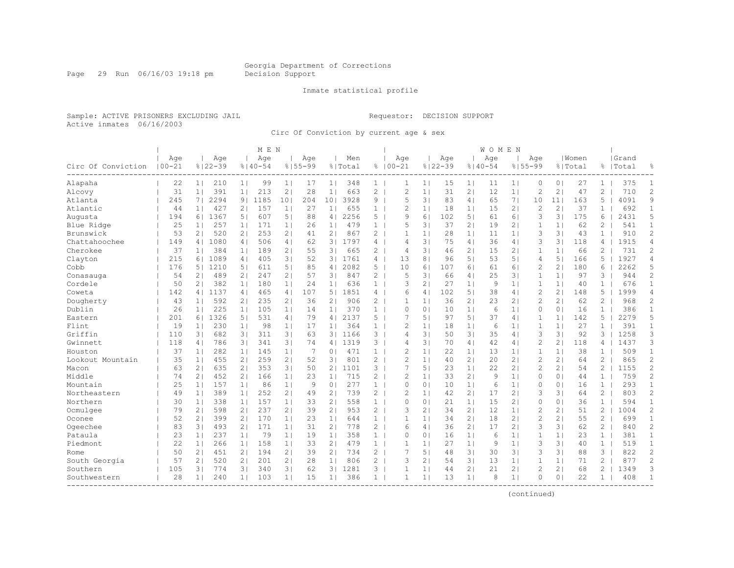Georgia Department of Corrections
Decision Support

Inmate statistical profile

Sample: ACTIVE PRISONERS EXCLUDING JAIL

Requestor: DECISION SUPPORT

Active inmates 06/16/2003

Circ Of Conviction by current age & sex

| Circ Of Conviction | MEN Age 00-21 | % | Age 22-39 | % | Age 40-54 | % | Age 55-99 | % | Men Total | % | WOMEN Age 00-21 | % | Age 22-39 | % | Age 40-54 | % | Age 55-99 | % | Women Total | % | Grand Total | % |
|---|---|---|---|---|---|---|---|---|---|---|---|---|---|---|---|---|---|---|---|---|---|---|
| Alapaha | 22 | 1 | 210 | 1 | 99 | 1 | 17 | 1 | 348 | 1 | 1 | 1 | 15 | 1 | 11 | 1 | 0 | 0 | 27 | 1 | 375 | 1 |
| Alcovy | 31 | 1 | 391 | 1 | 213 | 2 | 28 | 1 | 663 | 2 | 2 | 1 | 31 | 2 | 12 | 1 | 2 | 2 | 47 | 2 | 710 | 2 |
| Atlanta | 245 | 7 | 2294 | 9 | 1185 | 10 | 204 | 10 | 3928 | 9 | 5 | 3 | 83 | 4 | 65 | 7 | 10 | 11 | 163 | 5 | 4091 | 9 |
| Atlantic | 44 | 1 | 427 | 2 | 157 | 1 | 27 | 1 | 655 | 1 | 2 | 1 | 18 | 1 | 15 | 2 | 2 | 2 | 37 | 1 | 692 | 1 |
| Augusta | 194 | 6 | 1367 | 5 | 607 | 5 | 88 | 4 | 2256 | 5 | 9 | 6 | 102 | 5 | 61 | 6 | 3 | 3 | 175 | 6 | 2431 | 5 |
| Blue Ridge | 25 | 1 | 257 | 1 | 171 | 1 | 26 | 1 | 479 | 1 | 5 | 3 | 37 | 2 | 19 | 2 | 1 | 1 | 62 | 2 | 541 | 1 |
| Brunswick | 53 | 2 | 520 | 2 | 253 | 2 | 41 | 2 | 867 | 2 | 1 | 1 | 28 | 1 | 11 | 1 | 3 | 3 | 43 | 1 | 910 | 2 |
| Chattahoochee | 149 | 4 | 1080 | 4 | 506 | 4 | 62 | 3 | 1797 | 4 | 4 | 3 | 75 | 4 | 36 | 4 | 3 | 3 | 118 | 4 | 1915 | 4 |
| Cherokee | 37 | 1 | 384 | 1 | 189 | 2 | 55 | 3 | 665 | 2 | 4 | 3 | 46 | 2 | 15 | 2 | 1 | 1 | 66 | 2 | 731 | 2 |
| Clayton | 215 | 6 | 1089 | 4 | 405 | 3 | 52 | 3 | 1761 | 4 | 13 | 8 | 96 | 5 | 53 | 5 | 4 | 5 | 166 | 5 | 1927 | 4 |
| Cobb | 176 | 5 | 1210 | 5 | 611 | 5 | 85 | 4 | 2082 | 5 | 10 | 6 | 107 | 6 | 61 | 6 | 2 | 2 | 180 | 6 | 2262 | 5 |
| Conasauga | 54 | 2 | 489 | 2 | 247 | 2 | 57 | 3 | 847 | 2 | 5 | 3 | 66 | 4 | 25 | 3 | 1 | 1 | 97 | 3 | 944 | 2 |
| Cordele | 50 | 2 | 382 | 1 | 180 | 1 | 24 | 1 | 636 | 1 | 3 | 2 | 27 | 1 | 9 | 1 | 1 | 1 | 40 | 1 | 676 | 1 |
| Coweta | 142 | 4 | 1137 | 4 | 465 | 4 | 107 | 5 | 1851 | 4 | 6 | 4 | 102 | 5 | 38 | 4 | 2 | 2 | 148 | 5 | 1999 | 4 |
| Dougherty | 43 | 1 | 592 | 2 | 235 | 2 | 36 | 2 | 906 | 2 | 1 | 1 | 36 | 2 | 23 | 2 | 2 | 2 | 62 | 2 | 968 | 2 |
| Dublin | 26 | 1 | 225 | 1 | 105 | 1 | 14 | 1 | 370 | 1 | 0 | 0 | 10 | 1 | 6 | 1 | 0 | 0 | 16 | 1 | 386 | 1 |
| Eastern | 201 | 6 | 1326 | 5 | 531 | 4 | 79 | 4 | 2137 | 5 | 7 | 5 | 97 | 5 | 37 | 4 | 1 | 1 | 142 | 5 | 2279 | 5 |
| Flint | 19 | 1 | 230 | 1 | 98 | 1 | 17 | 1 | 364 | 1 | 2 | 1 | 18 | 1 | 6 | 1 | 1 | 1 | 27 | 1 | 391 | 1 |
| Griffin | 110 | 3 | 682 | 3 | 311 | 3 | 63 | 3 | 1166 | 3 | 4 | 3 | 50 | 3 | 35 | 4 | 3 | 3 | 92 | 3 | 1258 | 3 |
| Gwinnett | 118 | 4 | 786 | 3 | 341 | 3 | 74 | 4 | 1319 | 3 | 4 | 3 | 70 | 4 | 42 | 4 | 2 | 2 | 118 | 4 | 1437 | 3 |
| Houston | 37 | 1 | 282 | 1 | 145 | 1 | 7 | 0 | 471 | 1 | 2 | 1 | 22 | 1 | 13 | 1 | 1 | 1 | 38 | 1 | 509 | 1 |
| Lookout Mountain | 35 | 1 | 455 | 2 | 259 | 2 | 52 | 3 | 801 | 2 | 2 | 1 | 40 | 2 | 20 | 2 | 2 | 2 | 64 | 2 | 865 | 2 |
| Macon | 63 | 2 | 635 | 2 | 353 | 3 | 50 | 2 | 1101 | 3 | 7 | 5 | 23 | 1 | 22 | 2 | 2 | 2 | 54 | 2 | 1155 | 2 |
| Middle | 74 | 2 | 452 | 2 | 166 | 1 | 23 | 1 | 715 | 2 | 2 | 1 | 33 | 2 | 9 | 1 | 0 | 0 | 44 | 1 | 759 | 2 |
| Mountain | 25 | 1 | 157 | 1 | 86 | 1 | 9 | 0 | 277 | 1 | 0 | 0 | 10 | 1 | 6 | 1 | 0 | 0 | 16 | 1 | 293 | 1 |
| Northeastern | 49 | 1 | 389 | 1 | 252 | 2 | 49 | 2 | 739 | 2 | 2 | 1 | 42 | 2 | 17 | 2 | 3 | 3 | 64 | 2 | 803 | 2 |
| Northern | 30 | 1 | 338 | 1 | 157 | 1 | 33 | 2 | 558 | 1 | 0 | 0 | 21 | 1 | 15 | 2 | 0 | 0 | 36 | 1 | 594 | 1 |
| Ocmulgee | 79 | 2 | 598 | 2 | 237 | 2 | 39 | 2 | 953 | 2 | 3 | 2 | 34 | 2 | 12 | 1 | 2 | 2 | 51 | 2 | 1004 | 2 |
| Oconee | 52 | 2 | 399 | 2 | 170 | 1 | 23 | 1 | 644 | 1 | 1 | 1 | 34 | 2 | 18 | 2 | 2 | 2 | 55 | 2 | 699 | 1 |
| Ogeechee | 83 | 3 | 493 | 2 | 171 | 1 | 31 | 2 | 778 | 2 | 6 | 4 | 36 | 2 | 17 | 2 | 3 | 3 | 62 | 2 | 840 | 2 |
| Pataula | 23 | 1 | 237 | 1 | 79 | 1 | 19 | 1 | 358 | 1 | 0 | 0 | 16 | 1 | 6 | 1 | 1 | 1 | 23 | 1 | 381 | 1 |
| Piedmont | 22 | 1 | 266 | 1 | 158 | 1 | 33 | 2 | 479 | 1 | 1 | 1 | 27 | 1 | 9 | 1 | 3 | 3 | 40 | 1 | 519 | 1 |
| Rome | 50 | 2 | 451 | 2 | 194 | 2 | 39 | 2 | 734 | 2 | 7 | 5 | 48 | 3 | 30 | 3 | 3 | 3 | 88 | 3 | 822 | 2 |
| South Georgia | 57 | 2 | 520 | 2 | 201 | 2 | 28 | 1 | 806 | 2 | 3 | 2 | 54 | 3 | 13 | 1 | 1 | 1 | 71 | 2 | 877 | 2 |
| Southern | 105 | 3 | 774 | 3 | 340 | 3 | 62 | 3 | 1281 | 3 | 1 | 1 | 44 | 2 | 21 | 2 | 2 | 2 | 68 | 2 | 1349 | 3 |
| Southwestern | 28 | 1 | 240 | 1 | 103 | 1 | 15 | 1 | 386 | 1 | 1 | 1 | 13 | 1 | 8 | 1 | 0 | 0 | 22 | 1 | 408 | 1 |

(continued)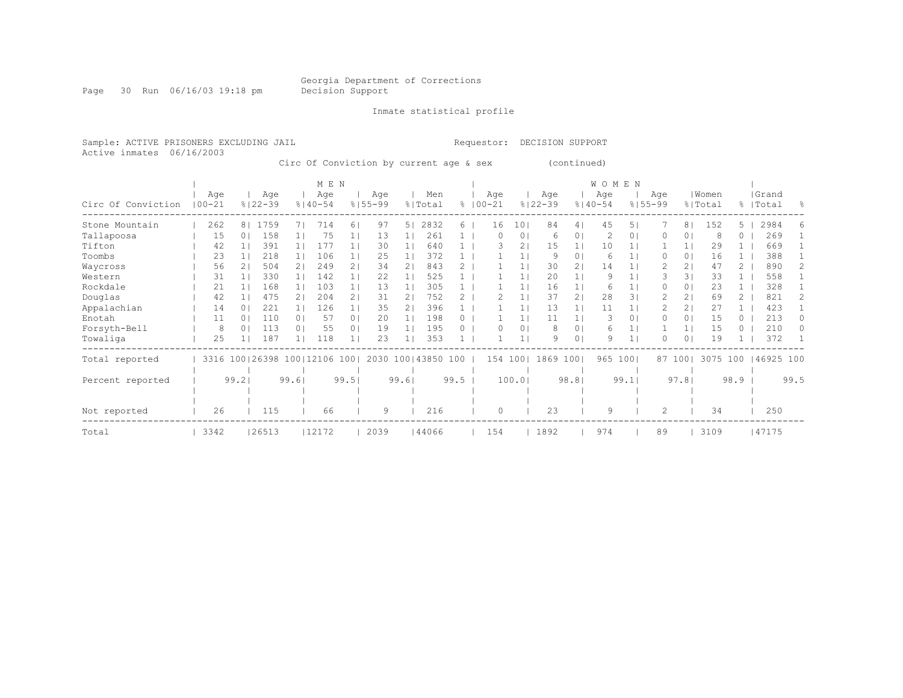Georgia Department of Corrections
Decision Support

Inmate statistical profile

Sample: ACTIVE PRISONERS EXCLUDING JAIL

Requestor: DECISION SUPPORT

Active inmates 06/16/2003

Circ Of Conviction by current age & sex (continued)

| | MEN | | | | | | | | | | WOMEN | | | | | | | | | | | |
|---|---|---|---|---|---|---|---|---|---|---|---|---|---|---|---|---|---|---|---|---|---|---|
| Circ Of Conviction | Age 00-21 | % | Age 22-39 | % | Age 40-54 | % | Age 55-99 | % | Men Total | % | Age 00-21 | % | Age 22-39 | % | Age 40-54 | % | Age 55-99 | % | Women Total | % | Grand Total | % |
| Stone Mountain | 262 | 8 | 1759 | 7 | 714 | 6 | 97 | 5 | 2832 | 6 | 16 | 10 | 84 | 4 | 45 | 5 | 7 | 8 | 152 | 5 | 2984 | 6 |
| Tallapoosa | 15 | 0 | 158 | 1 | 75 | 1 | 13 | 1 | 261 | 1 | 0 | 0 | 6 | 0 | 2 | 0 | 0 | 0 | 8 | 0 | 269 | 1 |
| Tifton | 42 | 1 | 391 | 1 | 177 | 1 | 30 | 1 | 640 | 1 | 3 | 2 | 15 | 1 | 10 | 1 | 1 | 1 | 29 | 1 | 669 | 1 |
| Toombs | 23 | 1 | 218 | 1 | 106 | 1 | 25 | 1 | 372 | 1 | 1 | 1 | 9 | 0 | 6 | 1 | 0 | 0 | 16 | 1 | 388 | 1 |
| Waycross | 56 | 2 | 504 | 2 | 249 | 2 | 34 | 2 | 843 | 2 | 1 | 1 | 30 | 2 | 14 | 1 | 2 | 2 | 47 | 2 | 890 | 2 |
| Western | 31 | 1 | 330 | 1 | 142 | 1 | 22 | 1 | 525 | 1 | 1 | 1 | 20 | 1 | 9 | 1 | 3 | 3 | 33 | 1 | 558 | 1 |
| Rockdale | 21 | 1 | 168 | 1 | 103 | 1 | 13 | 1 | 305 | 1 | 1 | 1 | 16 | 1 | 6 | 1 | 0 | 0 | 23 | 1 | 328 | 1 |
| Douglas | 42 | 1 | 475 | 2 | 204 | 2 | 31 | 2 | 752 | 2 | 2 | 1 | 37 | 2 | 28 | 3 | 2 | 2 | 69 | 2 | 821 | 2 |
| Appalachian | 14 | 0 | 221 | 1 | 126 | 1 | 35 | 2 | 396 | 1 | 1 | 1 | 13 | 1 | 11 | 1 | 2 | 2 | 27 | 1 | 423 | 1 |
| Enotah | 11 | 0 | 110 | 0 | 57 | 0 | 20 | 1 | 198 | 0 | 1 | 1 | 11 | 1 | 3 | 0 | 0 | 0 | 15 | 0 | 213 | 0 |
| Forsyth-Bell | 8 | 0 | 113 | 0 | 55 | 0 | 19 | 1 | 195 | 0 | 0 | 0 | 8 | 0 | 6 | 1 | 1 | 1 | 15 | 0 | 210 | 0 |
| Towaliga | 25 | 1 | 187 | 1 | 118 | 1 | 23 | 1 | 353 | 1 | 1 | 1 | 9 | 0 | 9 | 1 | 0 | 0 | 19 | 1 | 372 | 1 |
| Total reported | 3316 | 100 | 26398 | 100 | 12106 | 100 | 2030 | 100 | 43850 | 100 | 154 | 100 | 1869 | 100 | 965 | 100 | 87 | 100 | 3075 | 100 | 46925 | 100 |
| Percent reported | | 99.2 | | 99.6 | | 99.5 | | 99.6 | | 99.5 | | 100.0 | | 98.8 | | 99.1 | | 97.8 | | 98.9 | | 99.5 |
| Not reported | 26 | | 115 | | 66 | | 9 | | 216 | | 0 | | 23 | | 9 | | 2 | | 34 | | 250 | |
| Total | 3342 | | 26513 | | 12172 | | 2039 | | 44066 | | 154 | | 1892 | | 974 | | 89 | | 3109 | | 47175 | |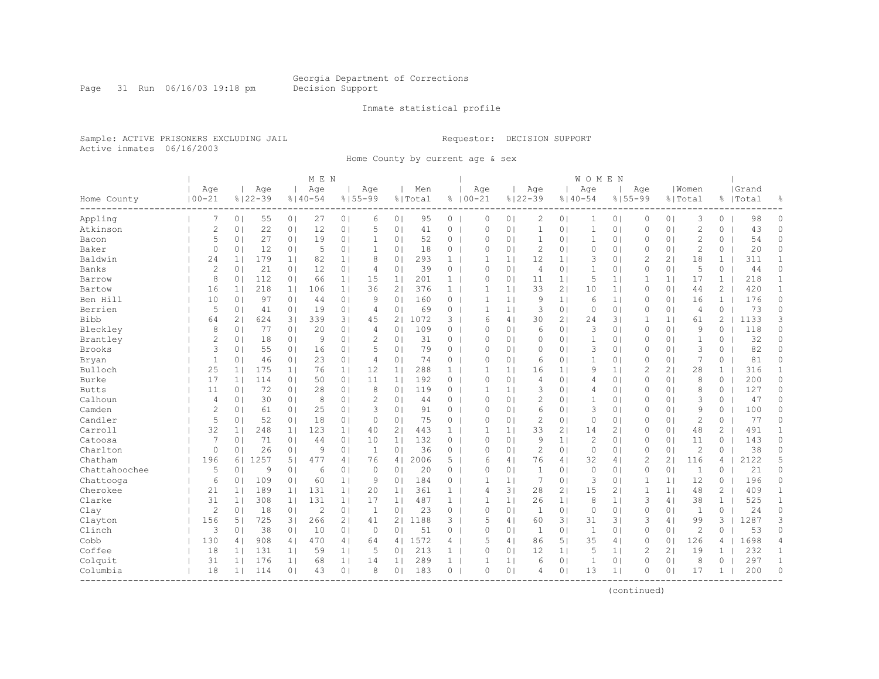Georgia Department of Corrections
Decision Support

Inmate statistical profile

Sample: ACTIVE PRISONERS EXCLUDING JAIL

Requestor: DECISION SUPPORT

Active inmates 06/16/2003

Home County by current age & sex

| Home County | MEN Age 00-21 | % | Age 22-39 | % | Age 40-54 | % | Age 55-99 | % | Men Total | % | WOMEN Age 00-21 | % | Age 22-39 | % | Age 40-54 | % | Age 55-99 | % | Women Total | % | Grand Total | % |
|---|---|---|---|---|---|---|---|---|---|---|---|---|---|---|---|---|---|---|---|---|---|---|
| Appling | 7 | 0 | 55 | 0 | 27 | 0 | 6 | 0 | 95 | 0 | 0 | 0 | 2 | 0 | 1 | 0 | 0 | 0 | 3 | 0 | 98 | 0 |
| Atkinson | 2 | 0 | 22 | 0 | 12 | 0 | 5 | 0 | 41 | 0 | 0 | 0 | 1 | 0 | 1 | 0 | 0 | 0 | 2 | 0 | 43 | 0 |
| Bacon | 5 | 0 | 27 | 0 | 19 | 0 | 1 | 0 | 52 | 0 | 0 | 0 | 1 | 0 | 1 | 0 | 0 | 0 | 2 | 0 | 54 | 0 |
| Baker | 0 | 0 | 12 | 0 | 5 | 0 | 1 | 0 | 18 | 0 | 0 | 0 | 2 | 0 | 0 | 0 | 0 | 0 | 2 | 0 | 20 | 0 |
| Baldwin | 24 | 1 | 179 | 1 | 82 | 1 | 8 | 0 | 293 | 1 | 1 | 1 | 12 | 1 | 3 | 0 | 2 | 2 | 18 | 1 | 311 | 1 |
| Banks | 2 | 0 | 21 | 0 | 12 | 0 | 4 | 0 | 39 | 0 | 0 | 0 | 4 | 0 | 1 | 0 | 0 | 0 | 5 | 0 | 44 | 0 |
| Barrow | 8 | 0 | 112 | 0 | 66 | 1 | 15 | 1 | 201 | 1 | 0 | 0 | 11 | 1 | 5 | 1 | 1 | 1 | 17 | 1 | 218 | 1 |
| Bartow | 16 | 1 | 218 | 1 | 106 | 1 | 36 | 2 | 376 | 1 | 1 | 1 | 33 | 2 | 10 | 1 | 0 | 0 | 44 | 2 | 420 | 1 |
| Ben Hill | 10 | 0 | 97 | 0 | 44 | 0 | 9 | 0 | 160 | 0 | 1 | 1 | 9 | 1 | 6 | 1 | 0 | 0 | 16 | 1 | 176 | 0 |
| Berrien | 5 | 0 | 41 | 0 | 19 | 0 | 4 | 0 | 69 | 0 | 1 | 1 | 3 | 0 | 0 | 0 | 0 | 0 | 4 | 0 | 73 | 0 |
| Bibb | 64 | 2 | 624 | 3 | 339 | 3 | 45 | 2 | 1072 | 3 | 6 | 4 | 30 | 2 | 24 | 3 | 1 | 1 | 61 | 2 | 1133 | 3 |
| Bleckley | 8 | 0 | 77 | 0 | 20 | 0 | 4 | 0 | 109 | 0 | 0 | 0 | 6 | 0 | 3 | 0 | 0 | 0 | 9 | 0 | 118 | 0 |
| Brantley | 2 | 0 | 18 | 0 | 9 | 0 | 2 | 0 | 31 | 0 | 0 | 0 | 0 | 0 | 1 | 0 | 0 | 0 | 1 | 0 | 32 | 0 |
| Brooks | 3 | 0 | 55 | 0 | 16 | 0 | 5 | 0 | 79 | 0 | 0 | 0 | 0 | 0 | 3 | 0 | 0 | 0 | 3 | 0 | 82 | 0 |
| Bryan | 1 | 0 | 46 | 0 | 23 | 0 | 4 | 0 | 74 | 0 | 0 | 0 | 6 | 0 | 1 | 0 | 0 | 0 | 7 | 0 | 81 | 0 |
| Bulloch | 25 | 1 | 175 | 1 | 76 | 1 | 12 | 1 | 288 | 1 | 1 | 1 | 16 | 1 | 9 | 1 | 2 | 2 | 28 | 1 | 316 | 1 |
| Burke | 17 | 1 | 114 | 0 | 50 | 0 | 11 | 1 | 192 | 0 | 0 | 0 | 4 | 0 | 4 | 0 | 0 | 0 | 8 | 0 | 200 | 0 |
| Butts | 11 | 0 | 72 | 0 | 28 | 0 | 8 | 0 | 119 | 0 | 1 | 1 | 3 | 0 | 4 | 0 | 0 | 0 | 8 | 0 | 127 | 0 |
| Calhoun | 4 | 0 | 30 | 0 | 8 | 0 | 2 | 0 | 44 | 0 | 0 | 0 | 2 | 0 | 1 | 0 | 0 | 0 | 3 | 0 | 47 | 0 |
| Camden | 2 | 0 | 61 | 0 | 25 | 0 | 3 | 0 | 91 | 0 | 0 | 0 | 6 | 0 | 3 | 0 | 0 | 0 | 9 | 0 | 100 | 0 |
| Candler | 5 | 0 | 52 | 0 | 18 | 0 | 0 | 0 | 75 | 0 | 0 | 0 | 2 | 0 | 0 | 0 | 0 | 0 | 2 | 0 | 77 | 0 |
| Carroll | 32 | 1 | 248 | 1 | 123 | 1 | 40 | 2 | 443 | 1 | 1 | 1 | 33 | 2 | 14 | 2 | 0 | 0 | 48 | 2 | 491 | 1 |
| Catoosa | 7 | 0 | 71 | 0 | 44 | 0 | 10 | 1 | 132 | 0 | 0 | 0 | 9 | 1 | 2 | 0 | 0 | 0 | 11 | 0 | 143 | 0 |
| Charlton | 0 | 0 | 26 | 0 | 9 | 0 | 1 | 0 | 36 | 0 | 0 | 0 | 2 | 0 | 0 | 0 | 0 | 0 | 2 | 0 | 38 | 0 |
| Chatham | 196 | 6 | 1257 | 5 | 477 | 4 | 76 | 4 | 2006 | 5 | 6 | 4 | 76 | 4 | 32 | 4 | 2 | 2 | 116 | 4 | 2122 | 5 |
| Chattahoochee | 5 | 0 | 9 | 0 | 6 | 0 | 0 | 0 | 20 | 0 | 0 | 0 | 1 | 0 | 0 | 0 | 0 | 0 | 1 | 0 | 21 | 0 |
| Chattooga | 6 | 0 | 109 | 0 | 60 | 1 | 9 | 0 | 184 | 0 | 1 | 1 | 7 | 0 | 3 | 0 | 1 | 1 | 12 | 0 | 196 | 0 |
| Cherokee | 21 | 1 | 189 | 1 | 131 | 1 | 20 | 1 | 361 | 1 | 4 | 3 | 28 | 2 | 15 | 2 | 1 | 1 | 48 | 2 | 409 | 1 |
| Clarke | 31 | 1 | 308 | 1 | 131 | 1 | 17 | 1 | 487 | 1 | 1 | 1 | 26 | 1 | 8 | 1 | 3 | 4 | 38 | 1 | 525 | 1 |
| Clay | 2 | 0 | 18 | 0 | 2 | 0 | 1 | 0 | 23 | 0 | 0 | 0 | 1 | 0 | 0 | 0 | 0 | 0 | 1 | 0 | 24 | 0 |
| Clayton | 156 | 5 | 725 | 3 | 266 | 2 | 41 | 2 | 1188 | 3 | 5 | 4 | 60 | 3 | 31 | 3 | 3 | 4 | 99 | 3 | 1287 | 3 |
| Clinch | 3 | 0 | 38 | 0 | 10 | 0 | 0 | 0 | 51 | 0 | 0 | 0 | 1 | 0 | 1 | 0 | 0 | 0 | 2 | 0 | 53 | 0 |
| Cobb | 130 | 4 | 908 | 4 | 470 | 4 | 64 | 4 | 1572 | 4 | 5 | 4 | 86 | 5 | 35 | 4 | 0 | 0 | 126 | 4 | 1698 | 4 |
| Coffee | 18 | 1 | 131 | 1 | 59 | 1 | 5 | 0 | 213 | 1 | 0 | 0 | 12 | 1 | 5 | 1 | 2 | 2 | 19 | 1 | 232 | 1 |
| Colquit | 31 | 1 | 176 | 1 | 68 | 1 | 14 | 1 | 289 | 1 | 1 | 1 | 6 | 0 | 1 | 0 | 0 | 0 | 8 | 0 | 297 | 1 |
| Columbia | 18 | 1 | 114 | 0 | 43 | 0 | 8 | 0 | 183 | 0 | 0 | 0 | 4 | 0 | 13 | 1 | 0 | 0 | 17 | 1 | 200 | 0 |

(continued)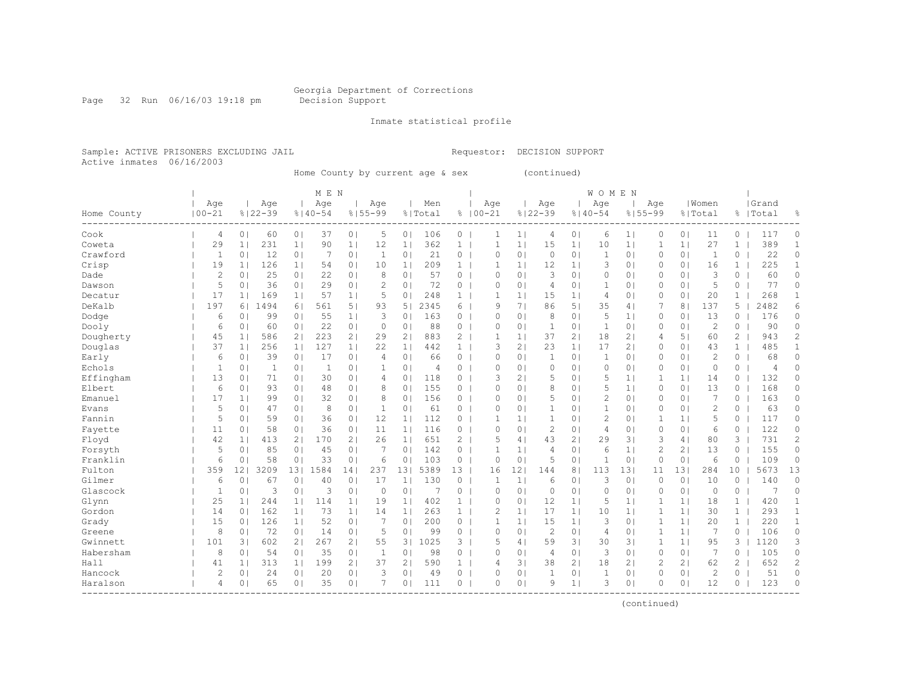Georgia Department of Corrections
Decision Support

Inmate statistical profile

Sample: ACTIVE PRISONERS EXCLUDING JAIL

Requestor: DECISION SUPPORT

Active inmates 06/16/2003

Home County by current age & sex (continued)

| Home County | MEN Age 00-21 | % | Age 22-39 | % | Age 40-54 | % | Age 55-99 | % | Men Total | % | WOMEN Age 00-21 | % | Age 22-39 | % | Age 40-54 | % | Age 55-99 | % | Women Total | % | Grand Total | % |
|---|---|---|---|---|---|---|---|---|---|---|---|---|---|---|---|---|---|---|---|---|---|---|
| Cook | 4 | 0 | 60 | 0 | 37 | 0 | 5 | 0 | 106 | 0 | 1 | 1 | 4 | 0 | 6 | 1 | 0 | 0 | 11 | 0 | 117 | 0 |
| Coweta | 29 | 1 | 231 | 1 | 90 | 1 | 12 | 1 | 362 | 1 | 1 | 1 | 15 | 1 | 10 | 1 | 1 | 1 | 27 | 1 | 389 | 1 |
| Crawford | 1 | 0 | 12 | 0 | 7 | 0 | 1 | 0 | 21 | 0 | 0 | 0 | 0 | 0 | 1 | 0 | 0 | 0 | 1 | 0 | 22 | 0 |
| Crisp | 19 | 1 | 126 | 1 | 54 | 0 | 10 | 1 | 209 | 1 | 1 | 1 | 12 | 1 | 3 | 0 | 0 | 0 | 16 | 1 | 225 | 1 |
| Dade | 2 | 0 | 25 | 0 | 22 | 0 | 8 | 0 | 57 | 0 | 0 | 0 | 3 | 0 | 0 | 0 | 0 | 0 | 3 | 0 | 60 | 0 |
| Dawson | 5 | 0 | 36 | 0 | 29 | 0 | 2 | 0 | 72 | 0 | 0 | 0 | 4 | 0 | 1 | 0 | 0 | 0 | 5 | 0 | 77 | 0 |
| Decatur | 17 | 1 | 169 | 1 | 57 | 1 | 5 | 0 | 248 | 1 | 1 | 1 | 15 | 1 | 4 | 0 | 0 | 0 | 20 | 1 | 268 | 1 |
| DeKalb | 197 | 6 | 1494 | 6 | 561 | 5 | 93 | 5 | 2345 | 6 | 9 | 7 | 86 | 5 | 35 | 4 | 7 | 8 | 137 | 5 | 2482 | 6 |
| Dodge | 6 | 0 | 99 | 0 | 55 | 1 | 3 | 0 | 163 | 0 | 0 | 0 | 8 | 0 | 5 | 1 | 0 | 0 | 13 | 0 | 176 | 0 |
| Dooly | 6 | 0 | 60 | 0 | 22 | 0 | 0 | 0 | 88 | 0 | 0 | 0 | 1 | 0 | 1 | 0 | 0 | 0 | 2 | 0 | 90 | 0 |
| Dougherty | 45 | 1 | 586 | 2 | 223 | 2 | 29 | 2 | 883 | 2 | 1 | 1 | 37 | 2 | 18 | 2 | 4 | 5 | 60 | 2 | 943 | 2 |
| Douglas | 37 | 1 | 256 | 1 | 127 | 1 | 22 | 1 | 442 | 1 | 3 | 2 | 23 | 1 | 17 | 2 | 0 | 0 | 43 | 1 | 485 | 1 |
| Early | 6 | 0 | 39 | 0 | 17 | 0 | 4 | 0 | 66 | 0 | 0 | 0 | 1 | 0 | 1 | 0 | 0 | 0 | 2 | 0 | 68 | 0 |
| Echols | 1 | 0 | 1 | 0 | 1 | 0 | 1 | 0 | 4 | 0 | 0 | 0 | 0 | 0 | 0 | 0 | 0 | 0 | 0 | 0 | 4 | 0 |
| Effingham | 13 | 0 | 71 | 0 | 30 | 0 | 4 | 0 | 118 | 0 | 3 | 2 | 5 | 0 | 5 | 1 | 1 | 1 | 14 | 0 | 132 | 0 |
| Elbert | 6 | 0 | 93 | 0 | 48 | 0 | 8 | 0 | 155 | 0 | 0 | 0 | 8 | 0 | 5 | 1 | 0 | 0 | 13 | 0 | 168 | 0 |
| Emanuel | 17 | 1 | 99 | 0 | 32 | 0 | 8 | 0 | 156 | 0 | 0 | 0 | 5 | 0 | 2 | 0 | 0 | 0 | 7 | 0 | 163 | 0 |
| Evans | 5 | 0 | 47 | 0 | 8 | 0 | 1 | 0 | 61 | 0 | 0 | 0 | 1 | 0 | 1 | 0 | 0 | 0 | 2 | 0 | 63 | 0 |
| Fannin | 5 | 0 | 59 | 0 | 36 | 0 | 12 | 1 | 112 | 0 | 1 | 1 | 1 | 0 | 2 | 0 | 1 | 1 | 5 | 0 | 117 | 0 |
| Fayette | 11 | 0 | 58 | 0 | 36 | 0 | 11 | 1 | 116 | 0 | 0 | 0 | 2 | 0 | 4 | 0 | 0 | 0 | 6 | 0 | 122 | 0 |
| Floyd | 42 | 1 | 413 | 2 | 170 | 2 | 26 | 1 | 651 | 2 | 5 | 4 | 43 | 2 | 29 | 3 | 3 | 4 | 80 | 3 | 731 | 2 |
| Forsyth | 5 | 0 | 85 | 0 | 45 | 0 | 7 | 0 | 142 | 0 | 1 | 1 | 4 | 0 | 6 | 1 | 2 | 2 | 13 | 0 | 155 | 0 |
| Franklin | 6 | 0 | 58 | 0 | 33 | 0 | 6 | 0 | 103 | 0 | 0 | 0 | 5 | 0 | 1 | 0 | 0 | 0 | 6 | 0 | 109 | 0 |
| Fulton | 359 | 12 | 3209 | 13 | 1584 | 14 | 237 | 13 | 5389 | 13 | 16 | 12 | 144 | 8 | 113 | 13 | 11 | 13 | 284 | 10 | 5673 | 13 |
| Gilmer | 6 | 0 | 67 | 0 | 40 | 0 | 17 | 1 | 130 | 0 | 1 | 1 | 6 | 0 | 3 | 0 | 0 | 0 | 10 | 0 | 140 | 0 |
| Glascock | 1 | 0 | 3 | 0 | 3 | 0 | 0 | 0 | 7 | 0 | 0 | 0 | 0 | 0 | 0 | 0 | 0 | 0 | 0 | 0 | 7 | 0 |
| Glynn | 25 | 1 | 244 | 1 | 114 | 1 | 19 | 1 | 402 | 1 | 0 | 0 | 12 | 1 | 5 | 1 | 1 | 1 | 18 | 1 | 420 | 1 |
| Gordon | 14 | 0 | 162 | 1 | 73 | 1 | 14 | 1 | 263 | 1 | 2 | 1 | 17 | 1 | 10 | 1 | 1 | 1 | 30 | 1 | 293 | 1 |
| Grady | 15 | 0 | 126 | 1 | 52 | 0 | 7 | 0 | 200 | 0 | 1 | 1 | 15 | 1 | 3 | 0 | 1 | 1 | 20 | 1 | 220 | 1 |
| Greene | 8 | 0 | 72 | 0 | 14 | 0 | 5 | 0 | 99 | 0 | 0 | 0 | 2 | 0 | 4 | 0 | 1 | 1 | 7 | 0 | 106 | 0 |
| Gwinnett | 101 | 3 | 602 | 2 | 267 | 2 | 55 | 3 | 1025 | 3 | 5 | 4 | 59 | 3 | 30 | 3 | 1 | 1 | 95 | 3 | 1120 | 3 |
| Habersham | 8 | 0 | 54 | 0 | 35 | 0 | 1 | 0 | 98 | 0 | 0 | 0 | 4 | 0 | 3 | 0 | 0 | 0 | 7 | 0 | 105 | 0 |
| Hall | 41 | 1 | 313 | 1 | 199 | 2 | 37 | 2 | 590 | 1 | 4 | 3 | 38 | 2 | 18 | 2 | 2 | 2 | 62 | 2 | 652 | 2 |
| Hancock | 2 | 0 | 24 | 0 | 20 | 0 | 3 | 0 | 49 | 0 | 0 | 0 | 1 | 0 | 1 | 0 | 0 | 0 | 2 | 0 | 51 | 0 |
| Haralson | 4 | 0 | 65 | 0 | 35 | 0 | 7 | 0 | 111 | 0 | 0 | 0 | 9 | 1 | 3 | 0 | 0 | 0 | 12 | 0 | 123 | 0 |

(continued)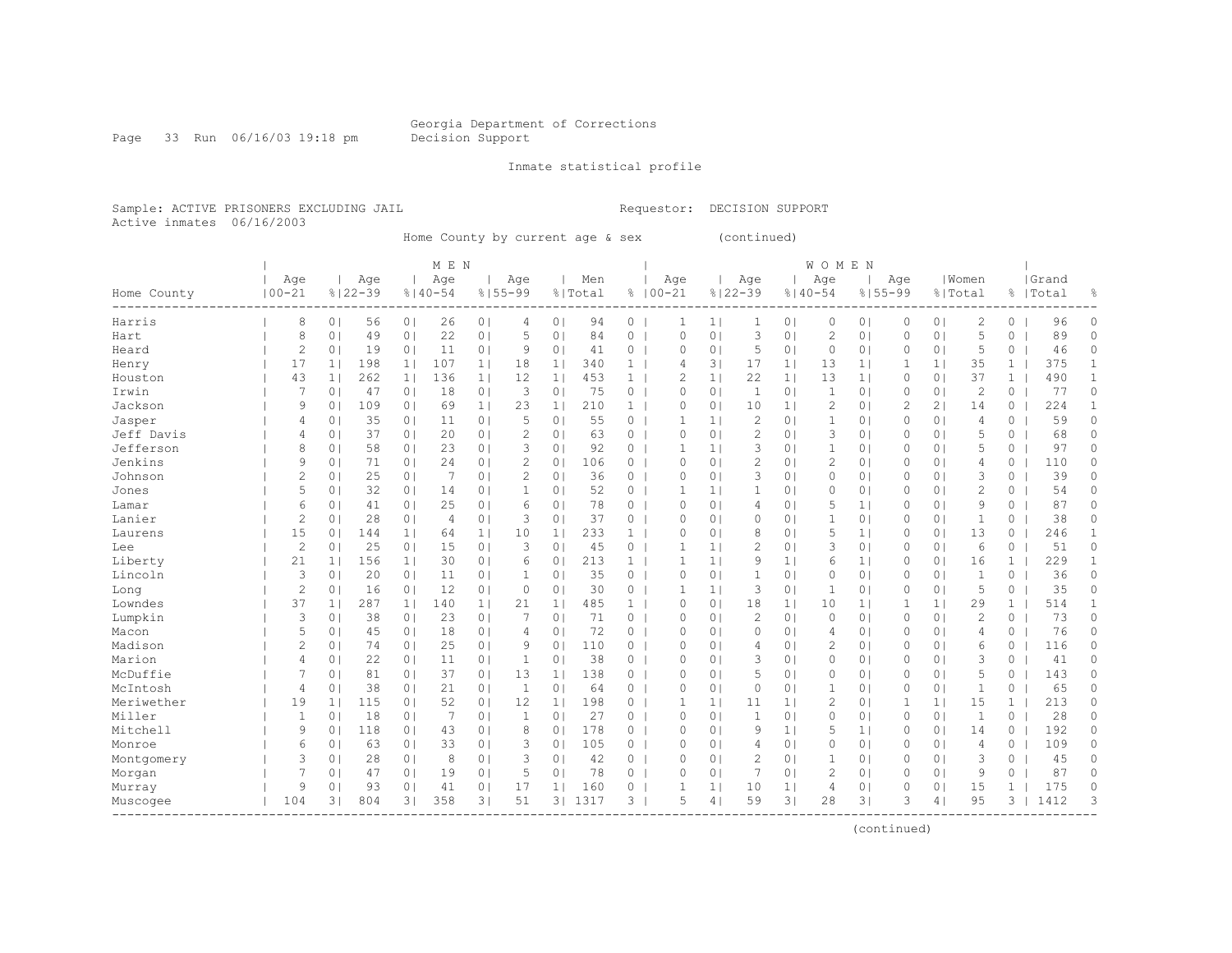Georgia Department of Corrections
Decision Support

Inmate statistical profile

Sample: ACTIVE PRISONERS EXCLUDING JAIL　　　　Requestor: DECISION SUPPORT
Active inmates 06/16/2003

Home County by current age & sex (continued)

| Home County | MEN Age 00-21 | % | Age 22-39 | % | Age 40-54 | % | Age 55-99 | % | Men Total | % | WOMEN Age 00-21 | % | Age 22-39 | % | Age 40-54 | % | Age 55-99 | % | Women Total | % | Grand Total | % |
|---|---|---|---|---|---|---|---|---|---|---|---|---|---|---|---|---|---|---|---|---|---|---|
| Harris | 8 | 0 | 56 | 0 | 26 | 0 | 4 | 0 | 94 | 0 | 1 | 1 | 1 | 0 | 0 | 0 | 0 | 0 | 2 | 0 | 96 | 0 |
| Hart | 8 | 0 | 49 | 0 | 22 | 0 | 5 | 0 | 84 | 0 | 0 | 0 | 3 | 0 | 2 | 0 | 0 | 0 | 5 | 0 | 89 | 0 |
| Heard | 2 | 0 | 19 | 0 | 11 | 0 | 9 | 0 | 41 | 0 | 0 | 0 | 5 | 0 | 0 | 0 | 0 | 0 | 5 | 0 | 46 | 0 |
| Henry | 17 | 1 | 198 | 1 | 107 | 1 | 18 | 1 | 340 | 1 | 4 | 3 | 17 | 1 | 13 | 1 | 1 | 1 | 35 | 1 | 375 | 1 |
| Houston | 43 | 1 | 262 | 1 | 136 | 1 | 12 | 1 | 453 | 1 | 2 | 1 | 22 | 1 | 13 | 1 | 0 | 0 | 37 | 1 | 490 | 1 |
| Irwin | 7 | 0 | 47 | 0 | 18 | 0 | 3 | 0 | 75 | 0 | 0 | 0 | 1 | 0 | 1 | 0 | 0 | 0 | 2 | 0 | 77 | 0 |
| Jackson | 9 | 0 | 109 | 0 | 69 | 1 | 23 | 1 | 210 | 1 | 0 | 0 | 10 | 1 | 2 | 0 | 2 | 2 | 14 | 0 | 224 | 1 |
| Jasper | 4 | 0 | 35 | 0 | 11 | 0 | 5 | 0 | 55 | 0 | 1 | 1 | 2 | 0 | 1 | 0 | 0 | 0 | 4 | 0 | 59 | 0 |
| Jeff Davis | 4 | 0 | 37 | 0 | 20 | 0 | 2 | 0 | 63 | 0 | 0 | 0 | 2 | 0 | 3 | 0 | 0 | 0 | 5 | 0 | 68 | 0 |
| Jefferson | 8 | 0 | 58 | 0 | 23 | 0 | 3 | 0 | 92 | 0 | 1 | 1 | 3 | 0 | 1 | 0 | 0 | 0 | 5 | 0 | 97 | 0 |
| Jenkins | 9 | 0 | 71 | 0 | 24 | 0 | 2 | 0 | 106 | 0 | 0 | 0 | 2 | 0 | 2 | 0 | 0 | 0 | 4 | 0 | 110 | 0 |
| Johnson | 2 | 0 | 25 | 0 | 7 | 0 | 2 | 0 | 36 | 0 | 0 | 0 | 3 | 0 | 0 | 0 | 0 | 0 | 3 | 0 | 39 | 0 |
| Jones | 5 | 0 | 32 | 0 | 14 | 0 | 1 | 0 | 52 | 0 | 1 | 1 | 1 | 0 | 0 | 0 | 0 | 0 | 2 | 0 | 54 | 0 |
| Lamar | 6 | 0 | 41 | 0 | 25 | 0 | 6 | 0 | 78 | 0 | 0 | 0 | 4 | 0 | 5 | 1 | 0 | 0 | 9 | 0 | 87 | 0 |
| Lanier | 2 | 0 | 28 | 0 | 4 | 0 | 3 | 0 | 37 | 0 | 0 | 0 | 0 | 0 | 1 | 0 | 0 | 0 | 1 | 0 | 38 | 0 |
| Laurens | 15 | 0 | 144 | 1 | 64 | 1 | 10 | 1 | 233 | 1 | 0 | 0 | 8 | 0 | 5 | 1 | 0 | 0 | 13 | 0 | 246 | 1 |
| Lee | 2 | 0 | 25 | 0 | 15 | 0 | 3 | 0 | 45 | 0 | 1 | 1 | 2 | 0 | 3 | 0 | 0 | 0 | 6 | 0 | 51 | 0 |
| Liberty | 21 | 1 | 156 | 1 | 30 | 0 | 6 | 0 | 213 | 1 | 1 | 1 | 9 | 1 | 6 | 1 | 0 | 0 | 16 | 1 | 229 | 1 |
| Lincoln | 3 | 0 | 20 | 0 | 11 | 0 | 1 | 0 | 35 | 0 | 0 | 0 | 1 | 0 | 0 | 0 | 0 | 0 | 1 | 0 | 36 | 0 |
| Long | 2 | 0 | 16 | 0 | 12 | 0 | 0 | 0 | 30 | 0 | 1 | 1 | 3 | 0 | 1 | 0 | 0 | 0 | 5 | 0 | 35 | 0 |
| Lowndes | 37 | 1 | 287 | 1 | 140 | 1 | 21 | 1 | 485 | 1 | 0 | 0 | 18 | 1 | 10 | 1 | 1 | 1 | 29 | 1 | 514 | 1 |
| Lumpkin | 3 | 0 | 38 | 0 | 23 | 0 | 7 | 0 | 71 | 0 | 0 | 0 | 2 | 0 | 0 | 0 | 0 | 0 | 2 | 0 | 73 | 0 |
| Macon | 5 | 0 | 45 | 0 | 18 | 0 | 4 | 0 | 72 | 0 | 0 | 0 | 0 | 0 | 4 | 0 | 0 | 0 | 4 | 0 | 76 | 0 |
| Madison | 2 | 0 | 74 | 0 | 25 | 0 | 9 | 0 | 110 | 0 | 0 | 0 | 4 | 0 | 2 | 0 | 0 | 0 | 6 | 0 | 116 | 0 |
| Marion | 4 | 0 | 22 | 0 | 11 | 0 | 1 | 0 | 38 | 0 | 0 | 0 | 3 | 0 | 0 | 0 | 0 | 0 | 3 | 0 | 41 | 0 |
| McDuffie | 7 | 0 | 81 | 0 | 37 | 0 | 13 | 1 | 138 | 0 | 0 | 0 | 5 | 0 | 0 | 0 | 0 | 0 | 5 | 0 | 143 | 0 |
| McIntosh | 4 | 0 | 38 | 0 | 21 | 0 | 1 | 0 | 64 | 0 | 0 | 0 | 0 | 0 | 1 | 0 | 0 | 0 | 1 | 0 | 65 | 0 |
| Meriwether | 19 | 1 | 115 | 0 | 52 | 0 | 12 | 1 | 198 | 0 | 1 | 1 | 11 | 1 | 2 | 0 | 1 | 1 | 15 | 1 | 213 | 0 |
| Miller | 1 | 0 | 18 | 0 | 7 | 0 | 1 | 0 | 27 | 0 | 0 | 0 | 1 | 0 | 0 | 0 | 0 | 0 | 1 | 0 | 28 | 0 |
| Mitchell | 9 | 0 | 118 | 0 | 43 | 0 | 8 | 0 | 178 | 0 | 0 | 0 | 9 | 1 | 5 | 1 | 0 | 0 | 14 | 0 | 192 | 0 |
| Monroe | 6 | 0 | 63 | 0 | 33 | 0 | 3 | 0 | 105 | 0 | 0 | 0 | 4 | 0 | 0 | 0 | 0 | 0 | 4 | 0 | 109 | 0 |
| Montgomery | 3 | 0 | 28 | 0 | 8 | 0 | 3 | 0 | 42 | 0 | 0 | 0 | 2 | 0 | 1 | 0 | 0 | 0 | 3 | 0 | 45 | 0 |
| Morgan | 7 | 0 | 47 | 0 | 19 | 0 | 5 | 0 | 78 | 0 | 0 | 0 | 7 | 0 | 2 | 0 | 0 | 0 | 9 | 0 | 87 | 0 |
| Murray | 9 | 0 | 93 | 0 | 41 | 0 | 17 | 1 | 160 | 0 | 1 | 1 | 10 | 1 | 4 | 0 | 0 | 0 | 15 | 1 | 175 | 0 |
| Muscogee | 104 | 3 | 804 | 3 | 358 | 3 | 51 | 3 | 1317 | 3 | 5 | 4 | 59 | 3 | 28 | 3 | 3 | 4 | 95 | 3 | 1412 | 3 |

(continued)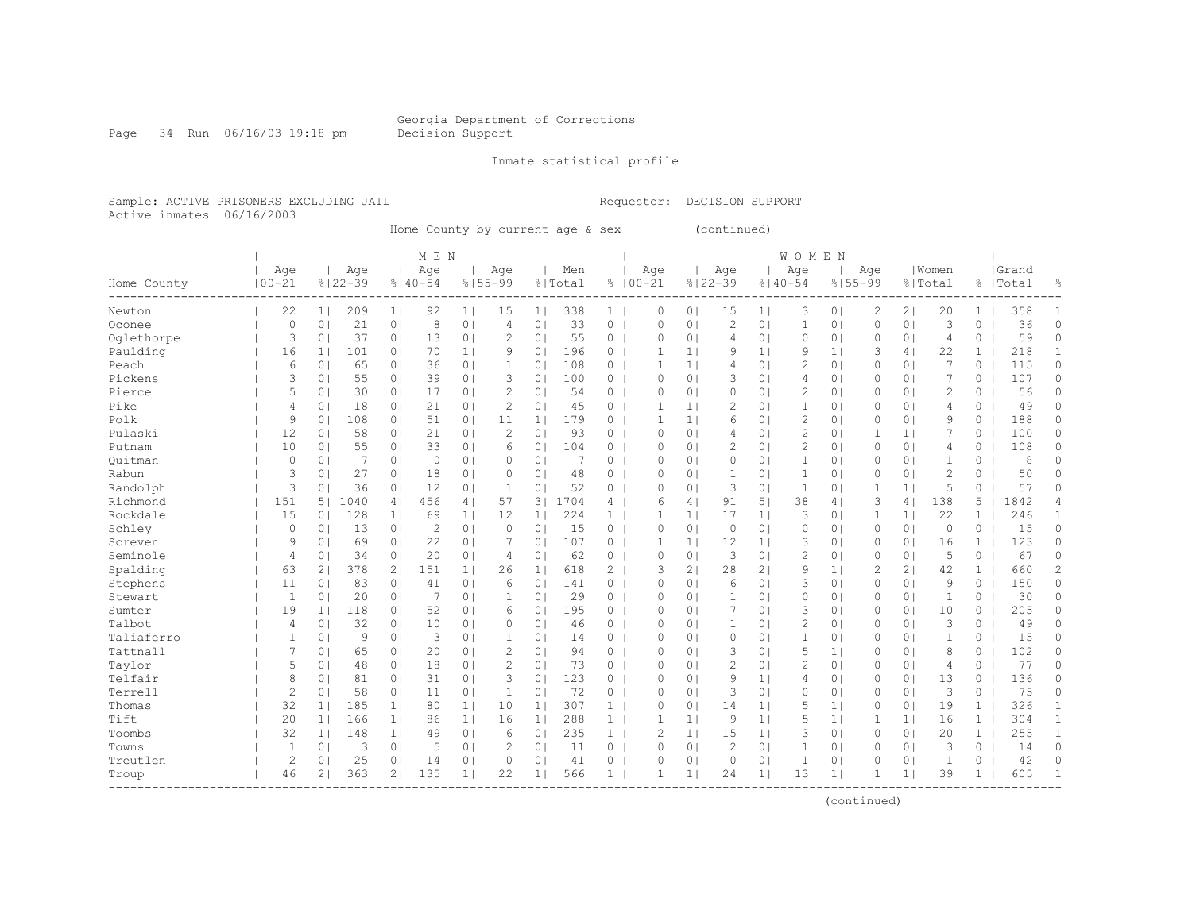Georgia Department of Corrections
Decision Support

Inmate statistical profile

Sample: ACTIVE PRISONERS EXCLUDING JAIL

Requestor: DECISION SUPPORT

Active inmates 06/16/2003

Home County by current age & sex (continued)

| Home County | MEN Age 00-21 | % | Age 22-39 | % | Age 40-54 | % | Age 55-99 | % | Men Total | % | WOMEN Age 00-21 | % | Age 22-39 | % | Age 40-54 | % | Age 55-99 | % | Women Total | % | Grand Total | % |
|---|---|---|---|---|---|---|---|---|---|---|---|---|---|---|---|---|---|---|---|---|---|---|
| Newton | 22 | 1 | 209 | 1 | 92 | 1 | 15 | 1 | 338 | 1 | 0 | 0 | 15 | 1 | 3 | 0 | 2 | 2 | 20 | 1 | 358 | 1 |
| Oconee | 0 | 0 | 21 | 0 | 8 | 0 | 4 | 0 | 33 | 0 | 0 | 0 | 2 | 0 | 1 | 0 | 0 | 0 | 3 | 0 | 36 | 0 |
| Oglethorpe | 3 | 0 | 37 | 0 | 13 | 0 | 2 | 0 | 55 | 0 | 0 | 0 | 4 | 0 | 0 | 0 | 0 | 0 | 4 | 0 | 59 | 0 |
| Paulding | 16 | 1 | 101 | 0 | 70 | 1 | 9 | 0 | 196 | 0 | 1 | 1 | 9 | 1 | 9 | 1 | 3 | 4 | 22 | 1 | 218 | 1 |
| Peach | 6 | 0 | 65 | 0 | 36 | 0 | 1 | 0 | 108 | 0 | 1 | 1 | 4 | 0 | 2 | 0 | 0 | 0 | 7 | 0 | 115 | 0 |
| Pickens | 3 | 0 | 55 | 0 | 39 | 0 | 3 | 0 | 100 | 0 | 0 | 0 | 3 | 0 | 4 | 0 | 0 | 0 | 7 | 0 | 107 | 0 |
| Pierce | 5 | 0 | 30 | 0 | 17 | 0 | 2 | 0 | 54 | 0 | 0 | 0 | 0 | 0 | 2 | 0 | 0 | 0 | 2 | 0 | 56 | 0 |
| Pike | 4 | 0 | 18 | 0 | 21 | 0 | 2 | 0 | 45 | 0 | 1 | 1 | 2 | 0 | 1 | 0 | 0 | 0 | 4 | 0 | 49 | 0 |
| Polk | 9 | 0 | 108 | 0 | 51 | 0 | 11 | 1 | 179 | 0 | 1 | 1 | 6 | 0 | 2 | 0 | 0 | 0 | 9 | 0 | 188 | 0 |
| Pulaski | 12 | 0 | 58 | 0 | 21 | 0 | 2 | 0 | 93 | 0 | 0 | 0 | 4 | 0 | 2 | 0 | 1 | 1 | 7 | 0 | 100 | 0 |
| Putnam | 10 | 0 | 55 | 0 | 33 | 0 | 6 | 0 | 104 | 0 | 0 | 0 | 2 | 0 | 2 | 0 | 0 | 0 | 4 | 0 | 108 | 0 |
| Quitman | 0 | 0 | 7 | 0 | 0 | 0 | 0 | 0 | 7 | 0 | 0 | 0 | 0 | 0 | 1 | 0 | 0 | 0 | 1 | 0 | 8 | 0 |
| Rabun | 3 | 0 | 27 | 0 | 18 | 0 | 0 | 0 | 48 | 0 | 0 | 0 | 1 | 0 | 1 | 0 | 0 | 0 | 2 | 0 | 50 | 0 |
| Randolph | 3 | 0 | 36 | 0 | 12 | 0 | 1 | 0 | 52 | 0 | 0 | 0 | 3 | 0 | 1 | 0 | 1 | 1 | 5 | 0 | 57 | 0 |
| Richmond | 151 | 5 | 1040 | 4 | 456 | 4 | 57 | 3 | 1704 | 4 | 6 | 4 | 91 | 5 | 38 | 4 | 3 | 4 | 138 | 5 | 1842 | 4 |
| Rockdale | 15 | 0 | 128 | 1 | 69 | 1 | 12 | 1 | 224 | 1 | 1 | 1 | 17 | 1 | 3 | 0 | 1 | 1 | 22 | 1 | 246 | 1 |
| Schley | 0 | 0 | 13 | 0 | 2 | 0 | 0 | 0 | 15 | 0 | 0 | 0 | 0 | 0 | 0 | 0 | 0 | 0 | 0 | 0 | 15 | 0 |
| Screven | 9 | 0 | 69 | 0 | 22 | 0 | 7 | 0 | 107 | 0 | 1 | 1 | 12 | 1 | 3 | 0 | 0 | 0 | 16 | 1 | 123 | 0 |
| Seminole | 4 | 0 | 34 | 0 | 20 | 0 | 4 | 0 | 62 | 0 | 0 | 0 | 3 | 0 | 2 | 0 | 0 | 0 | 5 | 0 | 67 | 0 |
| Spalding | 63 | 2 | 378 | 2 | 151 | 1 | 26 | 1 | 618 | 2 | 3 | 2 | 28 | 2 | 9 | 1 | 2 | 2 | 42 | 1 | 660 | 2 |
| Stephens | 11 | 0 | 83 | 0 | 41 | 0 | 6 | 0 | 141 | 0 | 0 | 0 | 6 | 0 | 3 | 0 | 0 | 0 | 9 | 0 | 150 | 0 |
| Stewart | 1 | 0 | 20 | 0 | 7 | 0 | 1 | 0 | 29 | 0 | 0 | 0 | 1 | 0 | 0 | 0 | 0 | 0 | 1 | 0 | 30 | 0 |
| Sumter | 19 | 1 | 118 | 0 | 52 | 0 | 6 | 0 | 195 | 0 | 0 | 0 | 7 | 0 | 3 | 0 | 0 | 0 | 10 | 0 | 205 | 0 |
| Talbot | 4 | 0 | 32 | 0 | 10 | 0 | 0 | 0 | 46 | 0 | 0 | 0 | 1 | 0 | 2 | 0 | 0 | 0 | 3 | 0 | 49 | 0 |
| Taliaferro | 1 | 0 | 9 | 0 | 3 | 0 | 1 | 0 | 14 | 0 | 0 | 0 | 0 | 0 | 1 | 0 | 0 | 0 | 1 | 0 | 15 | 0 |
| Tattnall | 7 | 0 | 65 | 0 | 20 | 0 | 2 | 0 | 94 | 0 | 0 | 0 | 3 | 0 | 5 | 1 | 0 | 0 | 8 | 0 | 102 | 0 |
| Taylor | 5 | 0 | 48 | 0 | 18 | 0 | 2 | 0 | 73 | 0 | 0 | 0 | 2 | 0 | 2 | 0 | 0 | 0 | 4 | 0 | 77 | 0 |
| Telfair | 8 | 0 | 81 | 0 | 31 | 0 | 3 | 0 | 123 | 0 | 0 | 0 | 9 | 1 | 4 | 0 | 0 | 0 | 13 | 0 | 136 | 0 |
| Terrell | 2 | 0 | 58 | 0 | 11 | 0 | 1 | 0 | 72 | 0 | 0 | 0 | 3 | 0 | 0 | 0 | 0 | 0 | 3 | 0 | 75 | 0 |
| Thomas | 32 | 1 | 185 | 1 | 80 | 1 | 10 | 1 | 307 | 1 | 0 | 0 | 14 | 1 | 5 | 1 | 0 | 0 | 19 | 1 | 326 | 1 |
| Tift | 20 | 1 | 166 | 1 | 86 | 1 | 16 | 1 | 288 | 1 | 1 | 1 | 9 | 1 | 5 | 1 | 1 | 1 | 16 | 1 | 304 | 1 |
| Toombs | 32 | 1 | 148 | 1 | 49 | 0 | 6 | 0 | 235 | 1 | 2 | 1 | 15 | 1 | 3 | 0 | 0 | 0 | 20 | 1 | 255 | 1 |
| Towns | 1 | 0 | 3 | 0 | 5 | 0 | 2 | 0 | 11 | 0 | 0 | 0 | 2 | 0 | 1 | 0 | 0 | 0 | 3 | 0 | 14 | 0 |
| Treutlen | 2 | 0 | 25 | 0 | 14 | 0 | 0 | 0 | 41 | 0 | 0 | 0 | 0 | 0 | 1 | 0 | 0 | 0 | 1 | 0 | 42 | 0 |
| Troup | 46 | 2 | 363 | 2 | 135 | 1 | 22 | 1 | 566 | 1 | 1 | 1 | 24 | 1 | 13 | 1 | 1 | 1 | 39 | 1 | 605 | 1 |

(continued)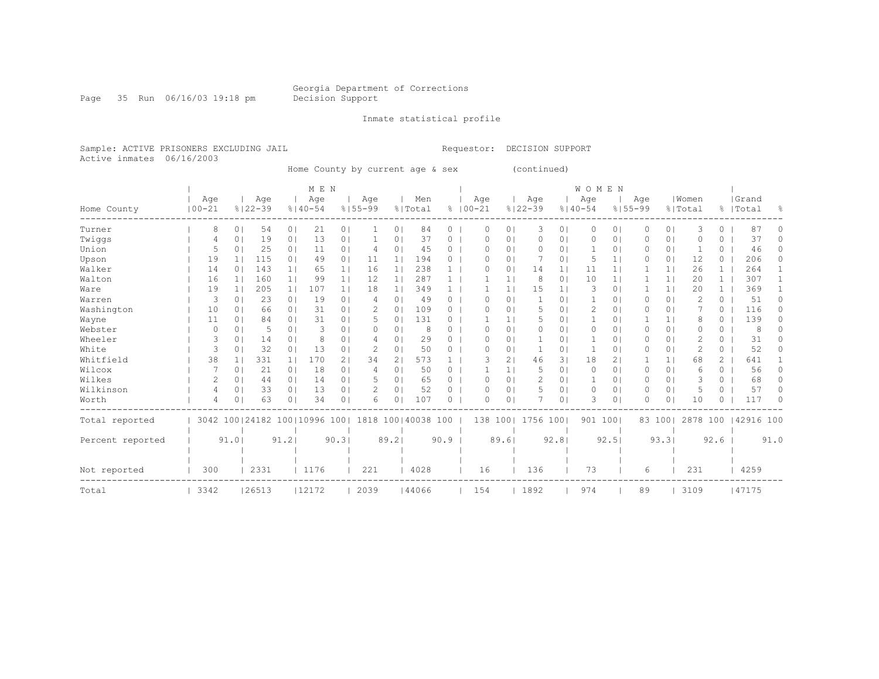Georgia Department of Corrections
Decision Support

Inmate statistical profile

Sample: ACTIVE PRISONERS EXCLUDING JAIL    Requestor: DECISION SUPPORT
Active inmates 06/16/2003

Home County by current age & sex (continued)

| Home County | MEN Age 00-21 | % | Age 22-39 | % | Age 40-54 | % | Age 55-99 | % | Men Total | % | WOMEN Age 00-21 | % | Age 22-39 | % | Age 40-54 | % | Age 55-99 | % | Women Total | % | Grand Total | % |
|---|---|---|---|---|---|---|---|---|---|---|---|---|---|---|---|---|---|---|---|---|---|---|
| Turner | 8 | 0 | 54 | 0 | 21 | 0 | 1 | 0 | 84 | 0 | 0 | 0 | 3 | 0 | 0 | 0 | 0 | 0 | 3 | 0 | 87 | 0 |
| Twiggs | 4 | 0 | 19 | 0 | 13 | 0 | 1 | 0 | 37 | 0 | 0 | 0 | 0 | 0 | 0 | 0 | 0 | 0 | 0 | 0 | 37 | 0 |
| Union | 5 | 0 | 25 | 0 | 11 | 0 | 4 | 0 | 45 | 0 | 0 | 0 | 0 | 0 | 1 | 0 | 0 | 0 | 1 | 0 | 46 | 0 |
| Upson | 19 | 1 | 115 | 0 | 49 | 0 | 11 | 1 | 194 | 0 | 0 | 0 | 7 | 0 | 5 | 1 | 0 | 0 | 12 | 0 | 206 | 0 |
| Walker | 14 | 0 | 143 | 1 | 65 | 1 | 16 | 1 | 238 | 1 | 0 | 0 | 14 | 1 | 11 | 1 | 1 | 1 | 26 | 1 | 264 | 1 |
| Walton | 16 | 1 | 160 | 1 | 99 | 1 | 12 | 1 | 287 | 1 | 1 | 1 | 8 | 0 | 10 | 1 | 1 | 1 | 20 | 1 | 307 | 1 |
| Ware | 19 | 1 | 205 | 1 | 107 | 1 | 18 | 1 | 349 | 1 | 1 | 1 | 15 | 1 | 3 | 0 | 1 | 1 | 20 | 1 | 369 | 1 |
| Warren | 3 | 0 | 23 | 0 | 19 | 0 | 4 | 0 | 49 | 0 | 0 | 0 | 1 | 0 | 1 | 0 | 0 | 0 | 2 | 0 | 51 | 0 |
| Washington | 10 | 0 | 66 | 0 | 31 | 0 | 2 | 0 | 109 | 0 | 0 | 0 | 5 | 0 | 2 | 0 | 0 | 0 | 7 | 0 | 116 | 0 |
| Wayne | 11 | 0 | 84 | 0 | 31 | 0 | 5 | 0 | 131 | 0 | 1 | 1 | 5 | 0 | 1 | 0 | 1 | 1 | 8 | 0 | 139 | 0 |
| Webster | 0 | 0 | 5 | 0 | 3 | 0 | 0 | 0 | 8 | 0 | 0 | 0 | 0 | 0 | 0 | 0 | 0 | 0 | 0 | 0 | 8 | 0 |
| Wheeler | 3 | 0 | 14 | 0 | 8 | 0 | 4 | 0 | 29 | 0 | 0 | 0 | 1 | 0 | 1 | 0 | 0 | 0 | 2 | 0 | 31 | 0 |
| White | 3 | 0 | 32 | 0 | 13 | 0 | 2 | 0 | 50 | 0 | 0 | 0 | 1 | 0 | 1 | 0 | 0 | 0 | 2 | 0 | 52 | 0 |
| Whitfield | 38 | 1 | 331 | 1 | 170 | 2 | 34 | 2 | 573 | 1 | 3 | 2 | 46 | 3 | 18 | 2 | 1 | 1 | 68 | 2 | 641 | 1 |
| Wilcox | 7 | 0 | 21 | 0 | 18 | 0 | 4 | 0 | 50 | 0 | 1 | 1 | 5 | 0 | 0 | 0 | 0 | 0 | 6 | 0 | 56 | 0 |
| Wilkes | 2 | 0 | 44 | 0 | 14 | 0 | 5 | 0 | 65 | 0 | 0 | 0 | 2 | 0 | 1 | 0 | 0 | 0 | 3 | 0 | 68 | 0 |
| Wilkinson | 4 | 0 | 33 | 0 | 13 | 0 | 2 | 0 | 52 | 0 | 0 | 0 | 5 | 0 | 0 | 0 | 0 | 0 | 5 | 0 | 57 | 0 |
| Worth | 4 | 0 | 63 | 0 | 34 | 0 | 6 | 0 | 107 | 0 | 0 | 0 | 7 | 0 | 3 | 0 | 0 | 0 | 10 | 0 | 117 | 0 |
| Total reported | 3042 | 100 | 24182 | 100 | 10996 | 100 | 1818 | 100 | 40038 | 100 | 138 | 100 | 1756 | 100 | 901 | 100 | 83 | 100 | 2878 | 100 | 42916 | 100 |
| Percent reported | | 91.0 | | 91.2 | | 90.3 | | 89.2 | | 90.9 | | 89.6 | | 92.8 | | 92.5 | | 93.3 | | 92.6 | | 91.0 |
| Not reported | 300 | | 2331 | | 1176 | | 221 | | 4028 | | 16 | | 136 | | 73 | | 6 | | 231 | | 4259 | |
| Total | 3342 | | 26513 | | 12172 | | 2039 | | 44066 | | 154 | | 1892 | | 974 | | 89 | | 3109 | | 47175 | |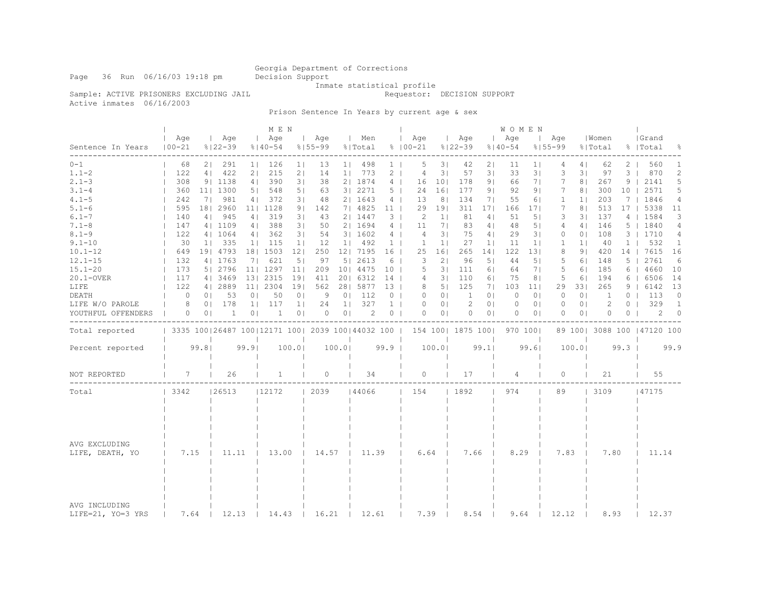Georgia Department of Corrections
Decision Support
Inmate statistical profile

Sample: ACTIVE PRISONERS EXCLUDING JAIL — Requestor: DECISION SUPPORT

Active inmates 06/16/2003

## Prison Sentence In Years by current age & sex

| Sentence In Years | MEN Age 00-21 | % | Age 22-39 | % | Age 40-54 | % | Age 55-99 | % | Men Total | % | WOMEN Age 00-21 | % | Age 22-39 | % | Age 40-54 | % | Age 55-99 | % | Women Total | % | Grand Total | % |
|---|---|---|---|---|---|---|---|---|---|---|---|---|---|---|---|---|---|---|---|---|---|---|
| 0-1 | 68 | 2 | 291 | 1 | 126 | 1 | 13 | 1 | 498 | 1 | 5 | 3 | 42 | 2 | 11 | 1 | 4 | 4 | 62 | 2 | 560 | 1 |
| 1.1-2 | 122 | 4 | 422 | 2 | 215 | 2 | 14 | 1 | 773 | 2 | 4 | 3 | 57 | 3 | 33 | 3 | 3 | 3 | 97 | 3 | 870 | 2 |
| 2.1-3 | 308 | 9 | 1138 | 4 | 390 | 3 | 38 | 2 | 1874 | 4 | 16 | 10 | 178 | 9 | 66 | 7 | 7 | 8 | 267 | 9 | 2141 | 5 |
| 3.1-4 | 360 | 11 | 1300 | 5 | 548 | 5 | 63 | 3 | 2271 | 5 | 24 | 16 | 177 | 9 | 92 | 9 | 7 | 8 | 300 | 10 | 2571 | 5 |
| 4.1-5 | 242 | 7 | 981 | 4 | 372 | 3 | 48 | 2 | 1643 | 4 | 13 | 8 | 134 | 7 | 55 | 6 | 1 | 1 | 203 | 7 | 1846 | 4 |
| 5.1-6 | 595 | 18 | 2960 | 11 | 1128 | 9 | 142 | 7 | 4825 | 11 | 29 | 19 | 311 | 17 | 166 | 17 | 7 | 8 | 513 | 17 | 5338 | 11 |
| 6.1-7 | 140 | 4 | 945 | 4 | 319 | 3 | 43 | 2 | 1447 | 3 | 2 | 1 | 81 | 4 | 51 | 5 | 3 | 3 | 137 | 4 | 1584 | 3 |
| 7.1-8 | 147 | 4 | 1109 | 4 | 388 | 3 | 50 | 2 | 1694 | 4 | 11 | 7 | 83 | 4 | 48 | 5 | 4 | 4 | 146 | 5 | 1840 | 4 |
| 8.1-9 | 122 | 4 | 1064 | 4 | 362 | 3 | 54 | 3 | 1602 | 4 | 4 | 3 | 75 | 4 | 29 | 3 | 0 | 0 | 108 | 3 | 1710 | 4 |
| 9.1-10 | 30 | 1 | 335 | 1 | 115 | 1 | 12 | 1 | 492 | 1 | 1 | 1 | 27 | 1 | 11 | 1 | 1 | 1 | 40 | 1 | 532 | 1 |
| 10.1-12 | 649 | 19 | 4793 | 18 | 1503 | 12 | 250 | 12 | 7195 | 16 | 25 | 16 | 265 | 14 | 122 | 13 | 8 | 9 | 420 | 14 | 7615 | 16 |
| 12.1-15 | 132 | 4 | 1763 | 7 | 621 | 5 | 97 | 5 | 2613 | 6 | 3 | 2 | 96 | 5 | 44 | 5 | 5 | 6 | 148 | 5 | 2761 | 6 |
| 15.1-20 | 173 | 5 | 2796 | 11 | 1297 | 11 | 209 | 10 | 4475 | 10 | 5 | 3 | 111 | 6 | 64 | 7 | 5 | 6 | 185 | 6 | 4660 | 10 |
| 20.1-OVER | 117 | 4 | 3469 | 13 | 2315 | 19 | 411 | 20 | 6312 | 14 | 4 | 3 | 110 | 6 | 75 | 8 | 5 | 6 | 194 | 6 | 6506 | 14 |
| LIFE | 122 | 4 | 2889 | 11 | 2304 | 19 | 562 | 28 | 5877 | 13 | 8 | 5 | 125 | 7 | 103 | 11 | 29 | 33 | 265 | 9 | 6142 | 13 |
| DEATH | 0 | 0 | 53 | 0 | 50 | 0 | 9 | 0 | 112 | 0 | 0 | 0 | 1 | 0 | 0 | 0 | 0 | 0 | 1 | 0 | 113 | 0 |
| LIFE W/O PAROLE | 8 | 0 | 178 | 1 | 117 | 1 | 24 | 1 | 327 | 1 | 0 | 0 | 2 | 0 | 0 | 0 | 0 | 0 | 2 | 0 | 329 | 1 |
| YOUTHFUL OFFENDERS | 0 | 0 | 1 | 0 | 1 | 0 | 0 | 0 | 2 | 0 | 0 | 0 | 0 | 0 | 0 | 0 | 0 | 0 | 0 | 0 | 2 | 0 |
| Total reported | 3335 | 100 | 26487 | 100 | 12171 | 100 | 2039 | 100 | 44032 | 100 | 154 | 100 | 1875 | 100 | 970 | 100 | 89 | 100 | 3088 | 100 | 47120 | 100 |
| Percent reported | | 99.8 | | 99.9 | | 100.0 | | 100.0 | | 99.9 | | 100.0 | | 99.1 | | 99.6 | | 100.0 | | 99.3 | | 99.9 |
| NOT REPORTED | 7 | | 26 | | 1 | | 0 | | 34 | | 0 | | 17 | | 4 | | 0 | | 21 | | 55 | |
| Total | 3342 | | 26513 | | 12172 | | 2039 | | 44066 | | 154 | | 1892 | | 974 | | 89 | | 3109 | | 47175 | |
| AVG EXCLUDING LIFE, DEATH, YO | 7.15 | | 11.11 | | 13.00 | | 14.57 | | 11.39 | | 6.64 | | 7.66 | | 8.29 | | 7.83 | | 7.80 | | 11.14 | |
| AVG INCLUDING LIFE=21, YO=3 YRS | 7.64 | | 12.13 | | 14.43 | | 16.21 | | 12.61 | | 7.39 | | 8.54 | | 9.64 | | 12.12 | | 8.93 | | 12.37 | |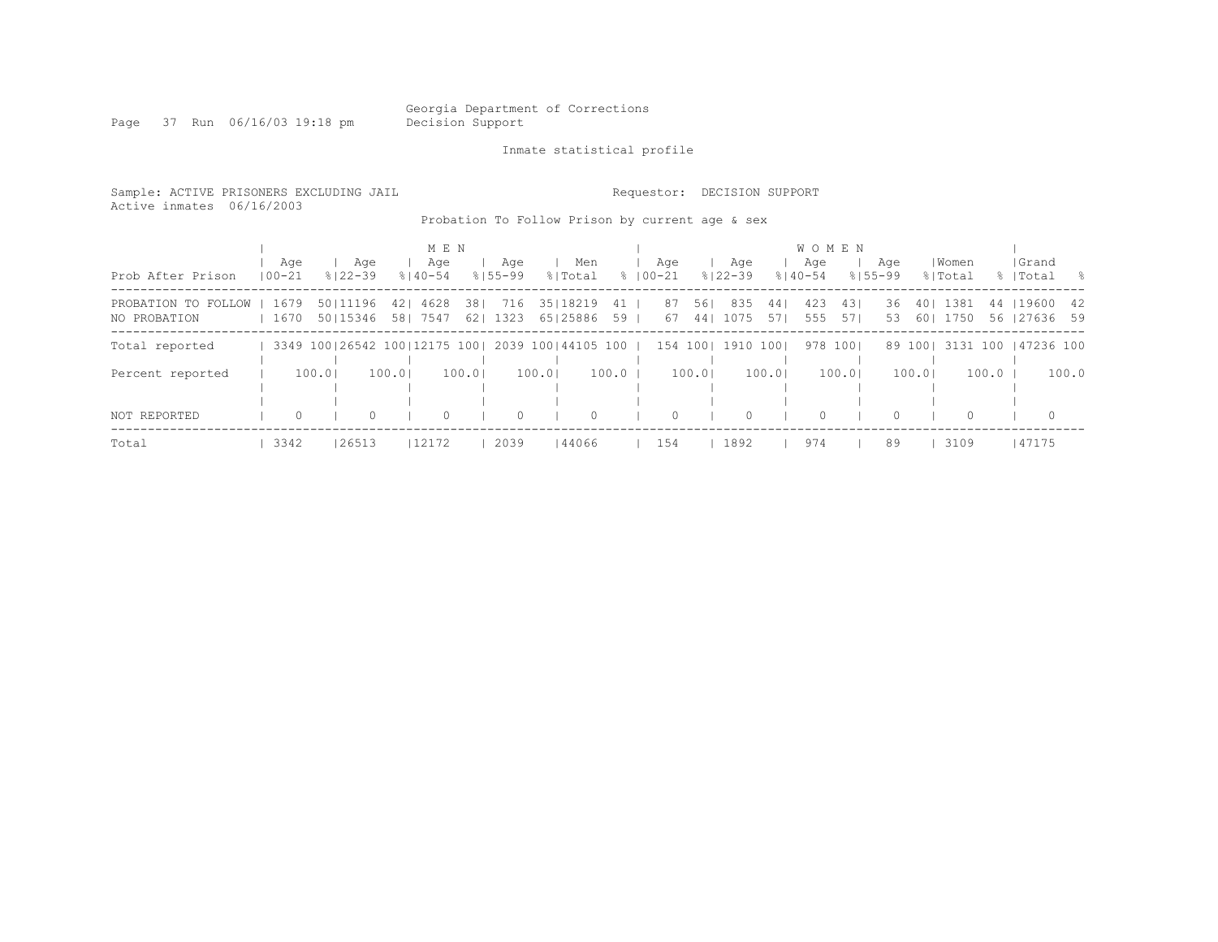Georgia Department of Corrections
Decision Support

Inmate statistical profile

Sample: ACTIVE PRISONERS EXCLUDING JAIL

Requestor: DECISION SUPPORT

Active inmates 06/16/2003

Probation To Follow Prison by current age & sex

| | MEN | | | | | | | | | | WOMEN | | | | | | | | | | | |
|---|---|---|---|---|---|---|---|---|---|---|---|---|---|---|---|---|---|---|---|---|---|---|
| Prob After Prison | Age 00-21 | % | Age 22-39 | % | Age 40-54 | % | Age 55-99 | % | Men Total | % | Age 00-21 | % | Age 22-39 | % | Age 40-54 | % | Age 55-99 | % | Women Total | % | Grand Total | % |
| PROBATION TO FOLLOW | 1679 | 50 | 11196 | 42 | 4628 | 38 | 716 | 35 | 18219 | 41 | 87 | 56 | 835 | 44 | 423 | 43 | 36 | 40 | 1381 | 44 | 19600 | 42 |
| NO PROBATION | 1670 | 50 | 15346 | 58 | 7547 | 62 | 1323 | 65 | 25886 | 59 | 67 | 44 | 1075 | 57 | 555 | 57 | 53 | 60 | 1750 | 56 | 27636 | 59 |
| Total reported | 3349 | 100 | 26542 | 100 | 12175 | 100 | 2039 | 100 | 44105 | 100 | 154 | 100 | 1910 | 100 | 978 | 100 | 89 | 100 | 3131 | 100 | 47236 | 100 |
| Percent reported | | 100.0 | | 100.0 | | 100.0 | | 100.0 | | 100.0 | | 100.0 | | 100.0 | | 100.0 | | 100.0 | | 100.0 | | 100.0 |
| NOT REPORTED | 0 | | 0 | | 0 | | 0 | | 0 | | 0 | | 0 | | 0 | | 0 | | 0 | | 0 | |
| Total | 3342 | | 26513 | | 12172 | | 2039 | | 44066 | | 154 | | 1892 | | 974 | | 89 | | 3109 | | 47175 | |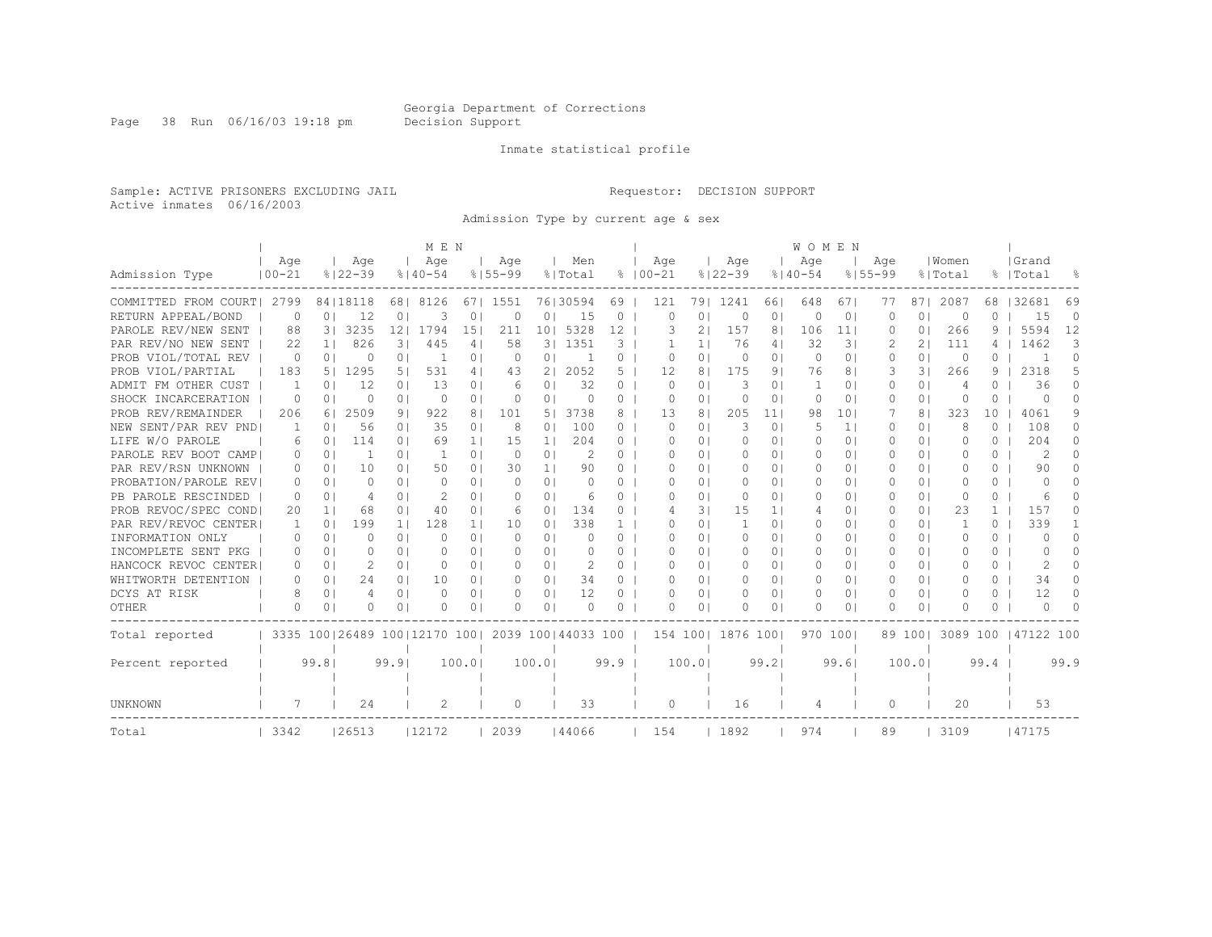Georgia Department of Corrections
Decision Support

Inmate statistical profile

Sample: ACTIVE PRISONERS EXCLUDING JAIL
Active inmates 06/16/2003

Requestor: DECISION SUPPORT

Admission Type by current age & sex

| Admission Type | MEN Age 00-21 | % | Age 22-39 | % | Age 40-54 | % | Age 55-99 | % | Men Total | % | WOMEN Age 00-21 | % | Age 22-39 | % | Age 40-54 | % | Age 55-99 | % | Women Total | % | Grand Total | % |
|---|---|---|---|---|---|---|---|---|---|---|---|---|---|---|---|---|---|---|---|---|---|---|
| COMMITTED FROM COURT | 2799 | 84 | 18118 | 68 | 8126 | 67 | 1551 | 76 | 30594 | 69 | 121 | 79 | 1241 | 66 | 648 | 67 | 77 | 87 | 2087 | 68 | 32681 | 69 |
| RETURN APPEAL/BOND | 0 | 0 | 12 | 0 | 3 | 0 | 0 | 0 | 15 | 0 | 0 | 0 | 0 | 0 | 0 | 0 | 0 | 0 | 0 | 0 | 15 | 0 |
| PAROLE REV/NEW SENT | 88 | 3 | 3235 | 12 | 1794 | 15 | 211 | 10 | 5328 | 12 | 3 | 2 | 157 | 8 | 106 | 11 | 0 | 0 | 266 | 9 | 5594 | 12 |
| PAR REV/NO NEW SENT | 22 | 1 | 826 | 3 | 445 | 4 | 58 | 3 | 1351 | 3 | 1 | 1 | 76 | 4 | 32 | 3 | 2 | 2 | 111 | 4 | 1462 | 3 |
| PROB VIOL/TOTAL REV | 0 | 0 | 0 | 0 | 1 | 0 | 0 | 0 | 1 | 0 | 0 | 0 | 0 | 0 | 0 | 0 | 0 | 0 | 0 | 0 | 1 | 0 |
| PROB VIOL/PARTIAL | 183 | 5 | 1295 | 5 | 531 | 4 | 43 | 2 | 2052 | 5 | 12 | 8 | 175 | 9 | 76 | 8 | 3 | 3 | 266 | 9 | 2318 | 5 |
| ADMIT FM OTHER CUST | 1 | 0 | 12 | 0 | 13 | 0 | 6 | 0 | 32 | 0 | 0 | 0 | 3 | 0 | 1 | 0 | 0 | 0 | 4 | 0 | 36 | 0 |
| SHOCK INCARCERATION | 0 | 0 | 0 | 0 | 0 | 0 | 0 | 0 | 0 | 0 | 0 | 0 | 0 | 0 | 0 | 0 | 0 | 0 | 0 | 0 | 0 | 0 |
| PROB REV/REMAINDER | 206 | 6 | 2509 | 9 | 922 | 8 | 101 | 5 | 3738 | 8 | 13 | 8 | 205 | 11 | 98 | 10 | 7 | 8 | 323 | 10 | 4061 | 9 |
| NEW SENT/PAR REV PND | 1 | 0 | 56 | 0 | 35 | 0 | 8 | 0 | 100 | 0 | 0 | 0 | 3 | 0 | 5 | 1 | 0 | 0 | 8 | 0 | 108 | 0 |
| LIFE W/O PAROLE | 6 | 0 | 114 | 0 | 69 | 1 | 15 | 1 | 204 | 0 | 0 | 0 | 0 | 0 | 0 | 0 | 0 | 0 | 0 | 0 | 204 | 0 |
| PAROLE REV BOOT CAMP | 0 | 0 | 1 | 0 | 1 | 0 | 0 | 0 | 2 | 0 | 0 | 0 | 0 | 0 | 0 | 0 | 0 | 0 | 0 | 0 | 2 | 0 |
| PAR REV/RSN UNKNOWN | 0 | 0 | 10 | 0 | 50 | 0 | 30 | 1 | 90 | 0 | 0 | 0 | 0 | 0 | 0 | 0 | 0 | 0 | 0 | 0 | 90 | 0 |
| PROBATION/PAROLE REV | 0 | 0 | 0 | 0 | 0 | 0 | 0 | 0 | 0 | 0 | 0 | 0 | 0 | 0 | 0 | 0 | 0 | 0 | 0 | 0 | 0 | 0 |
| PB PAROLE RESCINDED | 0 | 0 | 4 | 0 | 2 | 0 | 0 | 0 | 6 | 0 | 0 | 0 | 0 | 0 | 0 | 0 | 0 | 0 | 0 | 0 | 6 | 0 |
| PROB REVOC/SPEC COND | 20 | 1 | 68 | 0 | 40 | 0 | 6 | 0 | 134 | 0 | 4 | 3 | 15 | 1 | 4 | 0 | 0 | 0 | 23 | 1 | 157 | 0 |
| PAR REV/REVOC CENTER | 1 | 0 | 199 | 1 | 128 | 1 | 10 | 0 | 338 | 1 | 0 | 0 | 1 | 0 | 0 | 0 | 0 | 0 | 1 | 0 | 339 | 1 |
| INFORMATION ONLY | 0 | 0 | 0 | 0 | 0 | 0 | 0 | 0 | 0 | 0 | 0 | 0 | 0 | 0 | 0 | 0 | 0 | 0 | 0 | 0 | 0 | 0 |
| INCOMPLETE SENT PKG | 0 | 0 | 0 | 0 | 0 | 0 | 0 | 0 | 0 | 0 | 0 | 0 | 0 | 0 | 0 | 0 | 0 | 0 | 0 | 0 | 0 | 0 |
| HANCOCK REVOC CENTER | 0 | 0 | 2 | 0 | 0 | 0 | 0 | 0 | 2 | 0 | 0 | 0 | 0 | 0 | 0 | 0 | 0 | 0 | 0 | 0 | 2 | 0 |
| WHITWORTH DETENTION | 0 | 0 | 24 | 0 | 10 | 0 | 0 | 0 | 34 | 0 | 0 | 0 | 0 | 0 | 0 | 0 | 0 | 0 | 0 | 0 | 34 | 0 |
| DCYS AT RISK | 8 | 0 | 4 | 0 | 0 | 0 | 0 | 0 | 12 | 0 | 0 | 0 | 0 | 0 | 0 | 0 | 0 | 0 | 0 | 0 | 12 | 0 |
| OTHER | 0 | 0 | 0 | 0 | 0 | 0 | 0 | 0 | 0 | 0 | 0 | 0 | 0 | 0 | 0 | 0 | 0 | 0 | 0 | 0 | 0 | 0 |
| Total reported | 3335 | 100 | 26489 | 100 | 12170 | 100 | 2039 | 100 | 44033 | 100 | 154 | 100 | 1876 | 100 | 970 | 100 | 89 | 100 | 3089 | 100 | 47122 | 100 |
| Percent reported | | 99.8 | | 99.9 | | 100.0 | | 100.0 | | 99.9 | | 100.0 | | 99.2 | | 99.6 | | 100.0 | | 99.4 | | 99.9 |
| UNKNOWN | 7 | | 24 | | 2 | | 0 | | 33 | | 0 | | 16 | | 4 | | 0 | | 20 | | 53 | |
| Total | 3342 | | 26513 | | 12172 | | 2039 | | 44066 | | 154 | | 1892 | | 974 | | 89 | | 3109 | | 47175 | |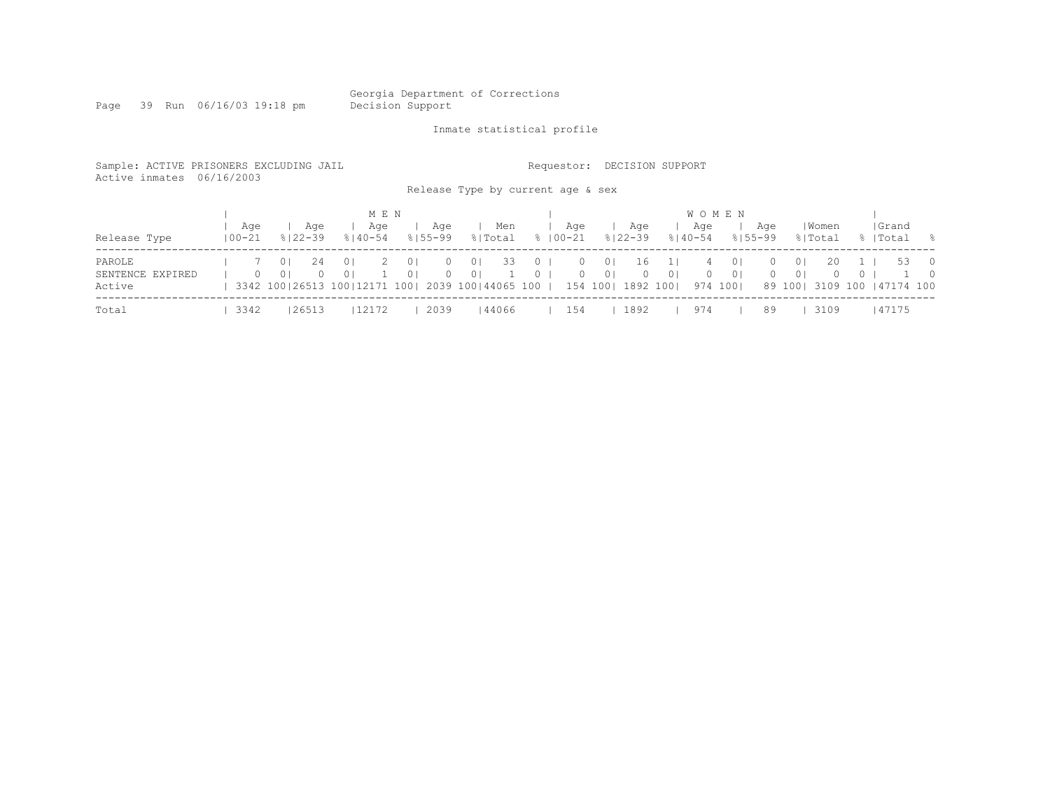Georgia Department of Corrections
Decision Support

Inmate statistical profile

Sample: ACTIVE PRISONERS EXCLUDING JAIL

Requestor: DECISION SUPPORT

Active inmates 06/16/2003

Release Type by current age & sex

| Release Type | MEN Age 00-21 | % | MEN Age 22-39 | % | MEN Age 40-54 | % | MEN Age 55-99 | % | Men Total | % | WOMEN Age 00-21 | % | WOMEN Age 22-39 | % | WOMEN Age 40-54 | % | WOMEN Age 55-99 | % | Women Total | % | Grand Total | % |
|---|---|---|---|---|---|---|---|---|---|---|---|---|---|---|---|---|---|---|---|---|---|---|
| PAROLE | 7 | 0 | 24 | 0 | 2 | 0 | 0 | 0 | 33 | 0 | 0 | 0 | 16 | 1 | 4 | 0 | 0 | 0 | 20 | 1 | 53 | 0 |
| SENTENCE EXPIRED | 0 | 0 | 0 | 0 | 1 | 0 | 0 | 0 | 1 | 0 | 0 | 0 | 0 | 0 | 0 | 0 | 0 | 0 | 0 | 0 | 1 | 0 |
| Active | 3342 | 100 | 26513 | 100 | 12171 | 100 | 2039 | 100 | 44065 | 100 | 154 | 100 | 1892 | 100 | 974 | 100 | 89 | 100 | 3109 | 100 | 47174 | 100 |
| Total | 3342 | | 26513 | | 12172 | | 2039 | | 44066 | | 154 | | 1892 | | 974 | | 89 | | 3109 | | 47175 | |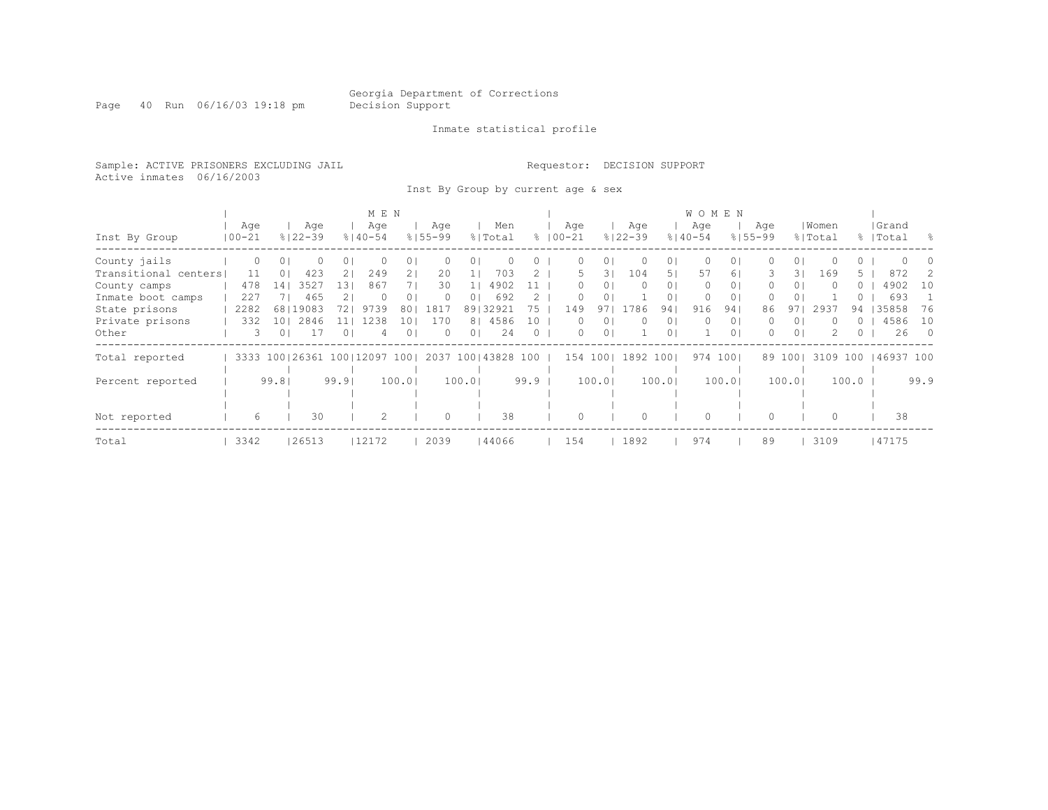Georgia Department of Corrections
Decision Support

Inmate statistical profile

Sample: ACTIVE PRISONERS EXCLUDING JAIL
Active inmates 06/16/2003

Requestor: DECISION SUPPORT

Inst By Group by current age & sex

| Inst By Group | MEN Age 00-21 | % | Age 22-39 | % | Age 40-54 | % | Age 55-99 | % | Men Total | % | WOMEN Age 00-21 | % | Age 22-39 | % | Age 40-54 | % | Age 55-99 | % | Women Total | % | Grand Total | % |
|---|---|---|---|---|---|---|---|---|---|---|---|---|---|---|---|---|---|---|---|---|---|---|
| County jails | 0 | 0 | 0 | 0 | 0 | 0 | 0 | 0 | 0 | 0 | 0 | 0 | 0 | 0 | 0 | 0 | 0 | 0 | 0 | 0 | 0 | 0 |
| Transitional centers | 11 | 0 | 423 | 2 | 249 | 2 | 20 | 1 | 703 | 2 | 5 | 3 | 104 | 5 | 57 | 6 | 3 | 3 | 169 | 5 | 872 | 2 |
| County camps | 478 | 14 | 3527 | 13 | 867 | 7 | 30 | 1 | 4902 | 11 | 0 | 0 | 0 | 0 | 0 | 0 | 0 | 0 | 0 | 0 | 4902 | 10 |
| Inmate boot camps | 227 | 7 | 465 | 2 | 0 | 0 | 0 | 0 | 692 | 2 | 0 | 0 | 1 | 0 | 0 | 0 | 0 | 0 | 1 | 0 | 693 | 1 |
| State prisons | 2282 | 68 | 19083 | 72 | 9739 | 80 | 1817 | 89 | 32921 | 75 | 149 | 97 | 1786 | 94 | 916 | 94 | 86 | 97 | 2937 | 94 | 35858 | 76 |
| Private prisons | 332 | 10 | 2846 | 11 | 1238 | 10 | 170 | 8 | 4586 | 10 | 0 | 0 | 0 | 0 | 0 | 0 | 0 | 0 | 0 | 0 | 4586 | 10 |
| Other | 3 | 0 | 17 | 0 | 4 | 0 | 0 | 0 | 24 | 0 | 0 | 0 | 1 | 0 | 1 | 0 | 0 | 0 | 2 | 0 | 26 | 0 |
| Total reported | 3333 | 100 | 26361 | 100 | 12097 | 100 | 2037 | 100 | 43828 | 100 | 154 | 100 | 1892 | 100 | 974 | 100 | 89 | 100 | 3109 | 100 | 46937 | 100 |
| Percent reported | | 99.8 | | 99.9 | | 100.0 | | 100.0 | | 99.9 | | 100.0 | | 100.0 | | 100.0 | | 100.0 | | 100.0 | | 99.9 |
| Not reported | 6 | | 30 | | 2 | | 0 | | 38 | | 0 | | 0 | | 0 | | 0 | | 0 | | 38 | |
| Total | 3342 | | 26513 | | 12172 | | 2039 | | 44066 | | 154 | | 1892 | | 974 | | 89 | | 3109 | | 47175 | |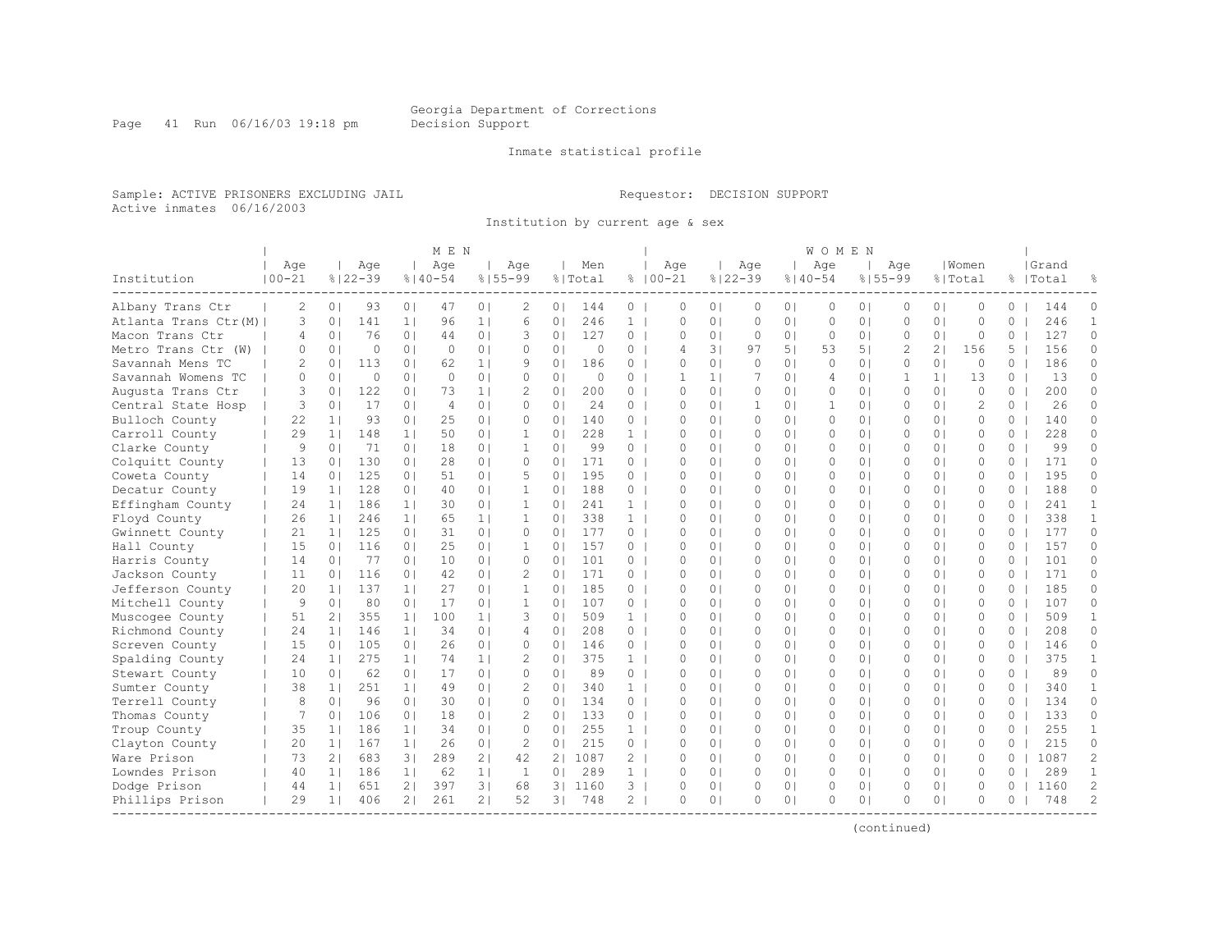Georgia Department of Corrections
Decision Support

Inmate statistical profile

Sample: ACTIVE PRISONERS EXCLUDING JAIL
Active inmates 06/16/2003

Requestor: DECISION SUPPORT

Institution by current age & sex

| Institution | MEN Age 00-21 | % | Age 22-39 | % | Age 40-54 | % | Age 55-99 | % | Men Total | % | WOMEN Age 00-21 | % | Age 22-39 | % | Age 40-54 | % | Age 55-99 | % | Women Total | % | Grand Total | % |
|---|---|---|---|---|---|---|---|---|---|---|---|---|---|---|---|---|---|---|---|---|---|---|
| Albany Trans Ctr | 2 | 0 | 93 | 0 | 47 | 0 | 2 | 0 | 144 | 0 | 0 | 0 | 0 | 0 | 0 | 0 | 0 | 0 | 0 | 0 | 144 | 0 |
| Atlanta Trans Ctr(M) | 3 | 0 | 141 | 1 | 96 | 1 | 6 | 0 | 246 | 1 | 0 | 0 | 0 | 0 | 0 | 0 | 0 | 0 | 0 | 0 | 246 | 1 |
| Macon Trans Ctr | 4 | 0 | 76 | 0 | 44 | 0 | 3 | 0 | 127 | 0 | 0 | 0 | 0 | 0 | 0 | 0 | 0 | 0 | 0 | 0 | 127 | 0 |
| Metro Trans Ctr (W) | 0 | 0 | 0 | 0 | 0 | 0 | 0 | 0 | 0 | 0 | 4 | 3 | 97 | 5 | 53 | 5 | 2 | 2 | 156 | 5 | 156 | 0 |
| Savannah Mens TC | 2 | 0 | 113 | 0 | 62 | 1 | 9 | 0 | 186 | 0 | 0 | 0 | 0 | 0 | 0 | 0 | 0 | 0 | 0 | 0 | 186 | 0 |
| Savannah Womens TC | 0 | 0 | 0 | 0 | 0 | 0 | 0 | 0 | 0 | 0 | 1 | 1 | 7 | 0 | 4 | 0 | 1 | 1 | 13 | 0 | 13 | 0 |
| Augusta Trans Ctr | 3 | 0 | 122 | 0 | 73 | 1 | 2 | 0 | 200 | 0 | 0 | 0 | 0 | 0 | 0 | 0 | 0 | 0 | 0 | 0 | 200 | 0 |
| Central State Hosp | 3 | 0 | 17 | 0 | 4 | 0 | 0 | 0 | 24 | 0 | 0 | 0 | 1 | 0 | 1 | 0 | 0 | 0 | 2 | 0 | 26 | 0 |
| Bulloch County | 22 | 1 | 93 | 0 | 25 | 0 | 0 | 0 | 140 | 0 | 0 | 0 | 0 | 0 | 0 | 0 | 0 | 0 | 0 | 0 | 140 | 0 |
| Carroll County | 29 | 1 | 148 | 1 | 50 | 0 | 1 | 0 | 228 | 1 | 0 | 0 | 0 | 0 | 0 | 0 | 0 | 0 | 0 | 0 | 228 | 0 |
| Clarke County | 9 | 0 | 71 | 0 | 18 | 0 | 1 | 0 | 99 | 0 | 0 | 0 | 0 | 0 | 0 | 0 | 0 | 0 | 0 | 0 | 99 | 0 |
| Colquitt County | 13 | 0 | 130 | 0 | 28 | 0 | 0 | 0 | 171 | 0 | 0 | 0 | 0 | 0 | 0 | 0 | 0 | 0 | 0 | 0 | 171 | 0 |
| Coweta County | 14 | 0 | 125 | 0 | 51 | 0 | 5 | 0 | 195 | 0 | 0 | 0 | 0 | 0 | 0 | 0 | 0 | 0 | 0 | 0 | 195 | 0 |
| Decatur County | 19 | 1 | 128 | 0 | 40 | 0 | 1 | 0 | 188 | 0 | 0 | 0 | 0 | 0 | 0 | 0 | 0 | 0 | 0 | 0 | 188 | 0 |
| Effingham County | 24 | 1 | 186 | 1 | 30 | 0 | 1 | 0 | 241 | 1 | 0 | 0 | 0 | 0 | 0 | 0 | 0 | 0 | 0 | 0 | 241 | 1 |
| Floyd County | 26 | 1 | 246 | 1 | 65 | 1 | 1 | 0 | 338 | 1 | 0 | 0 | 0 | 0 | 0 | 0 | 0 | 0 | 0 | 0 | 338 | 1 |
| Gwinnett County | 21 | 1 | 125 | 0 | 31 | 0 | 0 | 0 | 177 | 0 | 0 | 0 | 0 | 0 | 0 | 0 | 0 | 0 | 0 | 0 | 177 | 0 |
| Hall County | 15 | 0 | 116 | 0 | 25 | 0 | 1 | 0 | 157 | 0 | 0 | 0 | 0 | 0 | 0 | 0 | 0 | 0 | 0 | 0 | 157 | 0 |
| Harris County | 14 | 0 | 77 | 0 | 10 | 0 | 0 | 0 | 101 | 0 | 0 | 0 | 0 | 0 | 0 | 0 | 0 | 0 | 0 | 0 | 101 | 0 |
| Jackson County | 11 | 0 | 116 | 0 | 42 | 0 | 2 | 0 | 171 | 0 | 0 | 0 | 0 | 0 | 0 | 0 | 0 | 0 | 0 | 0 | 171 | 0 |
| Jefferson County | 20 | 1 | 137 | 1 | 27 | 0 | 1 | 0 | 185 | 0 | 0 | 0 | 0 | 0 | 0 | 0 | 0 | 0 | 0 | 0 | 185 | 0 |
| Mitchell County | 9 | 0 | 80 | 0 | 17 | 0 | 1 | 0 | 107 | 0 | 0 | 0 | 0 | 0 | 0 | 0 | 0 | 0 | 0 | 0 | 107 | 0 |
| Muscogee County | 51 | 2 | 355 | 1 | 100 | 1 | 3 | 0 | 509 | 1 | 0 | 0 | 0 | 0 | 0 | 0 | 0 | 0 | 0 | 0 | 509 | 1 |
| Richmond County | 24 | 1 | 146 | 1 | 34 | 0 | 4 | 0 | 208 | 0 | 0 | 0 | 0 | 0 | 0 | 0 | 0 | 0 | 0 | 0 | 208 | 0 |
| Screven County | 15 | 0 | 105 | 0 | 26 | 0 | 0 | 0 | 146 | 0 | 0 | 0 | 0 | 0 | 0 | 0 | 0 | 0 | 0 | 0 | 146 | 0 |
| Spalding County | 24 | 1 | 275 | 1 | 74 | 1 | 2 | 0 | 375 | 1 | 0 | 0 | 0 | 0 | 0 | 0 | 0 | 0 | 0 | 0 | 375 | 1 |
| Stewart County | 10 | 0 | 62 | 0 | 17 | 0 | 0 | 0 | 89 | 0 | 0 | 0 | 0 | 0 | 0 | 0 | 0 | 0 | 0 | 0 | 89 | 0 |
| Sumter County | 38 | 1 | 251 | 1 | 49 | 0 | 2 | 0 | 340 | 1 | 0 | 0 | 0 | 0 | 0 | 0 | 0 | 0 | 0 | 0 | 340 | 1 |
| Terrell County | 8 | 0 | 96 | 0 | 30 | 0 | 0 | 0 | 134 | 0 | 0 | 0 | 0 | 0 | 0 | 0 | 0 | 0 | 0 | 0 | 134 | 0 |
| Thomas County | 7 | 0 | 106 | 0 | 18 | 0 | 2 | 0 | 133 | 0 | 0 | 0 | 0 | 0 | 0 | 0 | 0 | 0 | 0 | 0 | 133 | 0 |
| Troup County | 35 | 1 | 186 | 1 | 34 | 0 | 0 | 0 | 255 | 1 | 0 | 0 | 0 | 0 | 0 | 0 | 0 | 0 | 0 | 0 | 255 | 1 |
| Clayton County | 20 | 1 | 167 | 1 | 26 | 0 | 2 | 0 | 215 | 0 | 0 | 0 | 0 | 0 | 0 | 0 | 0 | 0 | 0 | 0 | 215 | 0 |
| Ware Prison | 73 | 2 | 683 | 3 | 289 | 2 | 42 | 2 | 1087 | 2 | 0 | 0 | 0 | 0 | 0 | 0 | 0 | 0 | 0 | 0 | 1087 | 2 |
| Lowndes Prison | 40 | 1 | 186 | 1 | 62 | 1 | 1 | 0 | 289 | 1 | 0 | 0 | 0 | 0 | 0 | 0 | 0 | 0 | 0 | 0 | 289 | 1 |
| Dodge Prison | 44 | 1 | 651 | 2 | 397 | 3 | 68 | 3 | 1160 | 3 | 0 | 0 | 0 | 0 | 0 | 0 | 0 | 0 | 0 | 0 | 1160 | 2 |
| Phillips Prison | 29 | 1 | 406 | 2 | 261 | 2 | 52 | 3 | 748 | 2 | 0 | 0 | 0 | 0 | 0 | 0 | 0 | 0 | 0 | 0 | 748 | 2 |

(continued)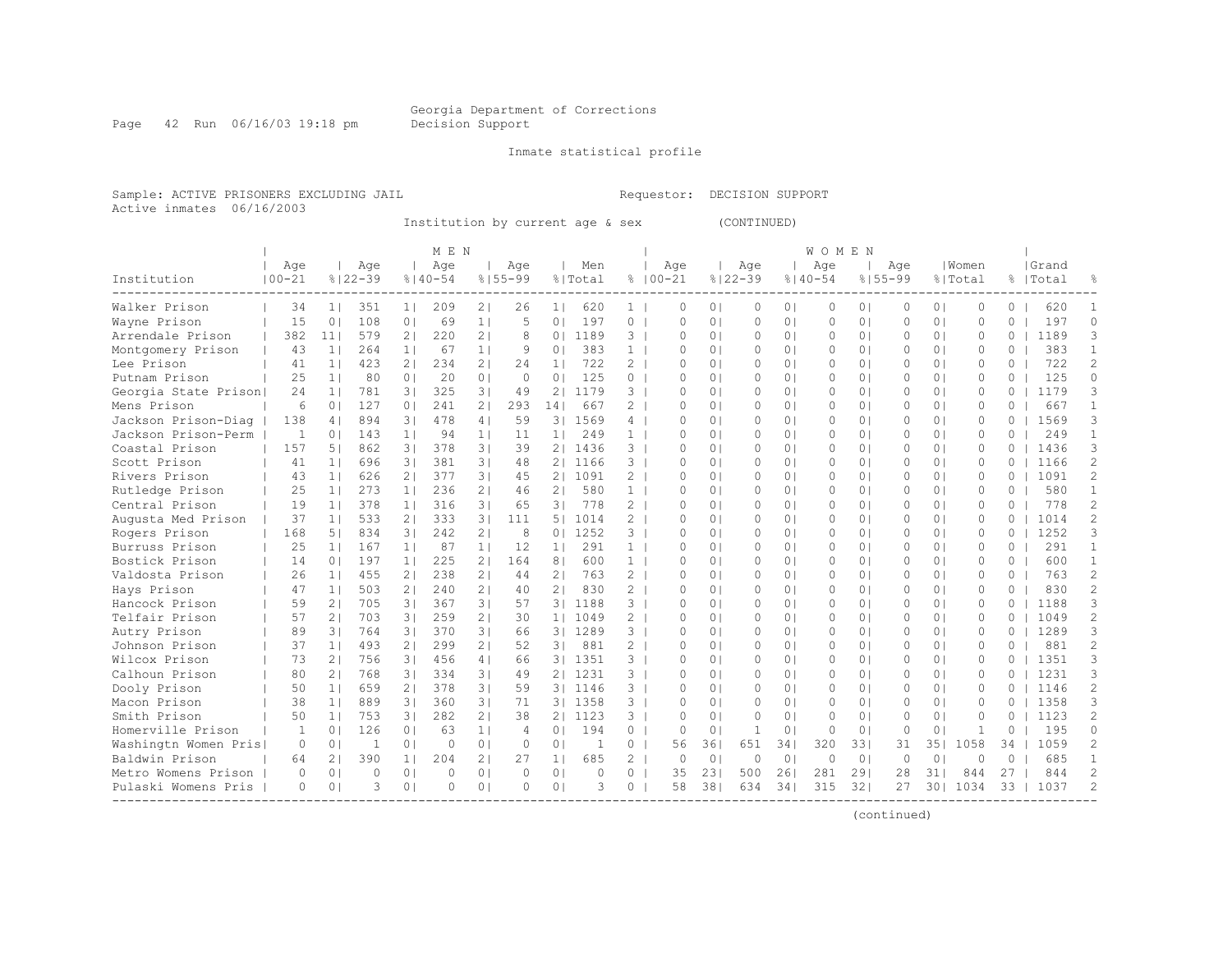Georgia Department of Corrections
Decision Support

Inmate statistical profile

Sample: ACTIVE PRISONERS EXCLUDING JAIL                    Requestor: DECISION SUPPORT
Active inmates 06/16/2003

Institution by current age & sex (CONTINUED)

| Institution | MEN Age 00-21 | % | Age 22-39 | % | Age 40-54 | % | Age 55-99 | % | Men Total | % | WOMEN Age 00-21 | % | Age 22-39 | % | Age 40-54 | % | Age 55-99 | % | Women Total | % | Grand Total | % |
|---|---|---|---|---|---|---|---|---|---|---|---|---|---|---|---|---|---|---|---|---|---|---|
| Walker Prison | 34 | 1 | 351 | 1 | 209 | 2 | 26 | 1 | 620 | 1 | 0 | 0 | 0 | 0 | 0 | 0 | 0 | 0 | 0 | 0 | 620 | 1 |
| Wayne Prison | 15 | 0 | 108 | 0 | 69 | 1 | 5 | 0 | 197 | 0 | 0 | 0 | 0 | 0 | 0 | 0 | 0 | 0 | 0 | 0 | 197 | 0 |
| Arrendale Prison | 382 | 11 | 579 | 2 | 220 | 2 | 8 | 0 | 1189 | 3 | 0 | 0 | 0 | 0 | 0 | 0 | 0 | 0 | 0 | 0 | 1189 | 3 |
| Montgomery Prison | 43 | 1 | 264 | 1 | 67 | 1 | 9 | 0 | 383 | 1 | 0 | 0 | 0 | 0 | 0 | 0 | 0 | 0 | 0 | 0 | 383 | 1 |
| Lee Prison | 41 | 1 | 423 | 2 | 234 | 2 | 24 | 1 | 722 | 2 | 0 | 0 | 0 | 0 | 0 | 0 | 0 | 0 | 0 | 0 | 722 | 2 |
| Putnam Prison | 25 | 1 | 80 | 0 | 20 | 0 | 0 | 0 | 125 | 0 | 0 | 0 | 0 | 0 | 0 | 0 | 0 | 0 | 0 | 0 | 125 | 0 |
| Georgia State Prison | 24 | 1 | 781 | 3 | 325 | 3 | 49 | 2 | 1179 | 3 | 0 | 0 | 0 | 0 | 0 | 0 | 0 | 0 | 0 | 0 | 1179 | 3 |
| Mens Prison | 6 | 0 | 127 | 0 | 241 | 2 | 293 | 14 | 667 | 2 | 0 | 0 | 0 | 0 | 0 | 0 | 0 | 0 | 0 | 0 | 667 | 1 |
| Jackson Prison-Diag | 138 | 4 | 894 | 3 | 478 | 4 | 59 | 3 | 1569 | 4 | 0 | 0 | 0 | 0 | 0 | 0 | 0 | 0 | 0 | 0 | 1569 | 3 |
| Jackson Prison-Perm | 1 | 0 | 143 | 1 | 94 | 1 | 11 | 1 | 249 | 1 | 0 | 0 | 0 | 0 | 0 | 0 | 0 | 0 | 0 | 0 | 249 | 1 |
| Coastal Prison | 157 | 5 | 862 | 3 | 378 | 3 | 39 | 2 | 1436 | 3 | 0 | 0 | 0 | 0 | 0 | 0 | 0 | 0 | 0 | 0 | 1436 | 3 |
| Scott Prison | 41 | 1 | 696 | 3 | 381 | 3 | 48 | 2 | 1166 | 3 | 0 | 0 | 0 | 0 | 0 | 0 | 0 | 0 | 0 | 0 | 1166 | 2 |
| Rivers Prison | 43 | 1 | 626 | 2 | 377 | 3 | 45 | 2 | 1091 | 2 | 0 | 0 | 0 | 0 | 0 | 0 | 0 | 0 | 0 | 0 | 1091 | 2 |
| Rutledge Prison | 25 | 1 | 273 | 1 | 236 | 2 | 46 | 2 | 580 | 1 | 0 | 0 | 0 | 0 | 0 | 0 | 0 | 0 | 0 | 0 | 580 | 1 |
| Central Prison | 19 | 1 | 378 | 1 | 316 | 3 | 65 | 3 | 778 | 2 | 0 | 0 | 0 | 0 | 0 | 0 | 0 | 0 | 0 | 0 | 778 | 2 |
| Augusta Med Prison | 37 | 1 | 533 | 2 | 333 | 3 | 111 | 5 | 1014 | 2 | 0 | 0 | 0 | 0 | 0 | 0 | 0 | 0 | 0 | 0 | 1014 | 2 |
| Rogers Prison | 168 | 5 | 834 | 3 | 242 | 2 | 8 | 0 | 1252 | 3 | 0 | 0 | 0 | 0 | 0 | 0 | 0 | 0 | 0 | 0 | 1252 | 3 |
| Burruss Prison | 25 | 1 | 167 | 1 | 87 | 1 | 12 | 1 | 291 | 1 | 0 | 0 | 0 | 0 | 0 | 0 | 0 | 0 | 0 | 0 | 291 | 1 |
| Bostick Prison | 14 | 0 | 197 | 1 | 225 | 2 | 164 | 8 | 600 | 1 | 0 | 0 | 0 | 0 | 0 | 0 | 0 | 0 | 0 | 0 | 600 | 1 |
| Valdosta Prison | 26 | 1 | 455 | 2 | 238 | 2 | 44 | 2 | 763 | 2 | 0 | 0 | 0 | 0 | 0 | 0 | 0 | 0 | 0 | 0 | 763 | 2 |
| Hays Prison | 47 | 1 | 503 | 2 | 240 | 2 | 40 | 2 | 830 | 2 | 0 | 0 | 0 | 0 | 0 | 0 | 0 | 0 | 0 | 0 | 830 | 2 |
| Hancock Prison | 59 | 2 | 705 | 3 | 367 | 3 | 57 | 3 | 1188 | 3 | 0 | 0 | 0 | 0 | 0 | 0 | 0 | 0 | 0 | 0 | 1188 | 3 |
| Telfair Prison | 57 | 2 | 703 | 3 | 259 | 2 | 30 | 1 | 1049 | 2 | 0 | 0 | 0 | 0 | 0 | 0 | 0 | 0 | 0 | 0 | 1049 | 2 |
| Autry Prison | 89 | 3 | 764 | 3 | 370 | 3 | 66 | 3 | 1289 | 3 | 0 | 0 | 0 | 0 | 0 | 0 | 0 | 0 | 0 | 0 | 1289 | 3 |
| Johnson Prison | 37 | 1 | 493 | 2 | 299 | 2 | 52 | 3 | 881 | 2 | 0 | 0 | 0 | 0 | 0 | 0 | 0 | 0 | 0 | 0 | 881 | 2 |
| Wilcox Prison | 73 | 2 | 756 | 3 | 456 | 4 | 66 | 3 | 1351 | 3 | 0 | 0 | 0 | 0 | 0 | 0 | 0 | 0 | 0 | 0 | 1351 | 3 |
| Calhoun Prison | 80 | 2 | 768 | 3 | 334 | 3 | 49 | 2 | 1231 | 3 | 0 | 0 | 0 | 0 | 0 | 0 | 0 | 0 | 0 | 0 | 1231 | 3 |
| Dooly Prison | 50 | 1 | 659 | 2 | 378 | 3 | 59 | 3 | 1146 | 3 | 0 | 0 | 0 | 0 | 0 | 0 | 0 | 0 | 0 | 0 | 1146 | 2 |
| Macon Prison | 38 | 1 | 889 | 3 | 360 | 3 | 71 | 3 | 1358 | 3 | 0 | 0 | 0 | 0 | 0 | 0 | 0 | 0 | 0 | 0 | 1358 | 3 |
| Smith Prison | 50 | 1 | 753 | 3 | 282 | 2 | 38 | 2 | 1123 | 3 | 0 | 0 | 0 | 0 | 0 | 0 | 0 | 0 | 0 | 0 | 1123 | 2 |
| Homerville Prison | 1 | 0 | 126 | 0 | 63 | 1 | 4 | 0 | 194 | 0 | 0 | 0 | 1 | 0 | 0 | 0 | 0 | 0 | 1 | 0 | 195 | 0 |
| Washingtn Women Pris | 0 | 0 | 1 | 0 | 0 | 0 | 0 | 0 | 1 | 0 | 56 | 36 | 651 | 34 | 320 | 33 | 31 | 35 | 1058 | 34 | 1059 | 2 |
| Baldwin Prison | 64 | 2 | 390 | 1 | 204 | 2 | 27 | 1 | 685 | 2 | 0 | 0 | 0 | 0 | 0 | 0 | 0 | 0 | 0 | 0 | 685 | 1 |
| Metro Womens Prison | 0 | 0 | 0 | 0 | 0 | 0 | 0 | 0 | 0 | 0 | 35 | 23 | 500 | 26 | 281 | 29 | 28 | 31 | 844 | 27 | 844 | 2 |
| Pulaski Womens Pris | 0 | 0 | 3 | 0 | 0 | 0 | 0 | 0 | 3 | 0 | 58 | 38 | 634 | 34 | 315 | 32 | 27 | 30 | 1034 | 33 | 1037 | 2 |

(continued)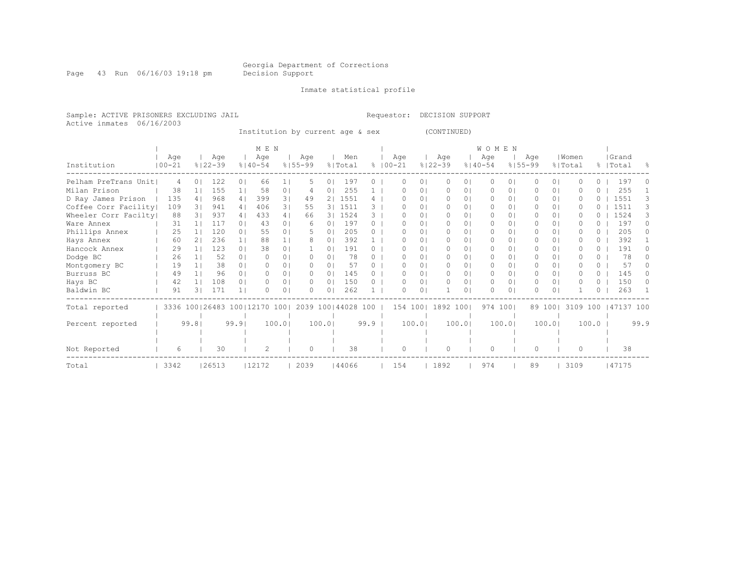Georgia Department of Corrections
Decision Support

Inmate statistical profile

Sample: ACTIVE PRISONERS EXCLUDING JAIL          Requestor: DECISION SUPPORT
Active inmates 06/16/2003

Institution by current age & sex (CONTINUED)

| | MEN | | | | | | | | | | WOMEN | | | | | | | | | | | |
|---|---|---|---|---|---|---|---|---|---|---|---|---|---|---|---|---|---|---|---|---|---|---|
| Institution | Age 00-21 | % | Age 22-39 | % | Age 40-54 | % | Age 55-99 | % | Men Total | % | Age 00-21 | % | Age 22-39 | % | Age 40-54 | % | Age 55-99 | % | Women Total | % | Grand Total | % |
| Pelham PreTrans Unit | 4 | 0 | 122 | 0 | 66 | 1 | 5 | 0 | 197 | 0 | 0 | 0 | 0 | 0 | 0 | 0 | 0 | 0 | 0 | 0 | 197 | 0 |
| Milan Prison | 38 | 1 | 155 | 1 | 58 | 0 | 4 | 0 | 255 | 1 | 0 | 0 | 0 | 0 | 0 | 0 | 0 | 0 | 0 | 0 | 255 | 1 |
| D Ray James Prison | 135 | 4 | 968 | 4 | 399 | 3 | 49 | 2 | 1551 | 4 | 0 | 0 | 0 | 0 | 0 | 0 | 0 | 0 | 0 | 0 | 1551 | 3 |
| Coffee Corr Facility | 109 | 3 | 941 | 4 | 406 | 3 | 55 | 3 | 1511 | 3 | 0 | 0 | 0 | 0 | 0 | 0 | 0 | 0 | 0 | 0 | 1511 | 3 |
| Wheeler Corr Facilty | 88 | 3 | 937 | 4 | 433 | 4 | 66 | 3 | 1524 | 3 | 0 | 0 | 0 | 0 | 0 | 0 | 0 | 0 | 0 | 0 | 1524 | 3 |
| Ware Annex | 31 | 1 | 117 | 0 | 43 | 0 | 6 | 0 | 197 | 0 | 0 | 0 | 0 | 0 | 0 | 0 | 0 | 0 | 0 | 0 | 197 | 0 |
| Phillips Annex | 25 | 1 | 120 | 0 | 55 | 0 | 5 | 0 | 205 | 0 | 0 | 0 | 0 | 0 | 0 | 0 | 0 | 0 | 0 | 0 | 205 | 0 |
| Hays Annex | 60 | 2 | 236 | 1 | 88 | 1 | 8 | 0 | 392 | 1 | 0 | 0 | 0 | 0 | 0 | 0 | 0 | 0 | 0 | 0 | 392 | 1 |
| Hancock Annex | 29 | 1 | 123 | 0 | 38 | 0 | 1 | 0 | 191 | 0 | 0 | 0 | 0 | 0 | 0 | 0 | 0 | 0 | 0 | 0 | 191 | 0 |
| Dodge BC | 26 | 1 | 52 | 0 | 0 | 0 | 0 | 0 | 78 | 0 | 0 | 0 | 0 | 0 | 0 | 0 | 0 | 0 | 0 | 0 | 78 | 0 |
| Montgomery BC | 19 | 1 | 38 | 0 | 0 | 0 | 0 | 0 | 57 | 0 | 0 | 0 | 0 | 0 | 0 | 0 | 0 | 0 | 0 | 0 | 57 | 0 |
| Burruss BC | 49 | 1 | 96 | 0 | 0 | 0 | 0 | 0 | 145 | 0 | 0 | 0 | 0 | 0 | 0 | 0 | 0 | 0 | 0 | 0 | 145 | 0 |
| Hays BC | 42 | 1 | 108 | 0 | 0 | 0 | 0 | 0 | 150 | 0 | 0 | 0 | 0 | 0 | 0 | 0 | 0 | 0 | 0 | 0 | 150 | 0 |
| Baldwin BC | 91 | 3 | 171 | 1 | 0 | 0 | 0 | 0 | 262 | 1 | 0 | 0 | 1 | 0 | 0 | 0 | 0 | 0 | 1 | 0 | 263 | 1 |
| Total reported | 3336 | 100 | 26483 | 100 | 12170 | 100 | 2039 | 100 | 44028 | 100 | 154 | 100 | 1892 | 100 | 974 | 100 | 89 | 100 | 3109 | 100 | 47137 | 100 |
| Percent reported | | 99.8 | | 99.9 | | 100.0 | | 100.0 | | 99.9 | | 100.0 | | 100.0 | | 100.0 | | 100.0 | | 100.0 | | 99.9 |
| Not Reported | 6 | | 30 | | 2 | | 0 | | 38 | | 0 | | 0 | | 0 | | 0 | | 0 | | 38 | |
| Total | 3342 | | 26513 | | 12172 | | 2039 | | 44066 | | 154 | | 1892 | | 974 | | 89 | | 3109 | | 47175 | |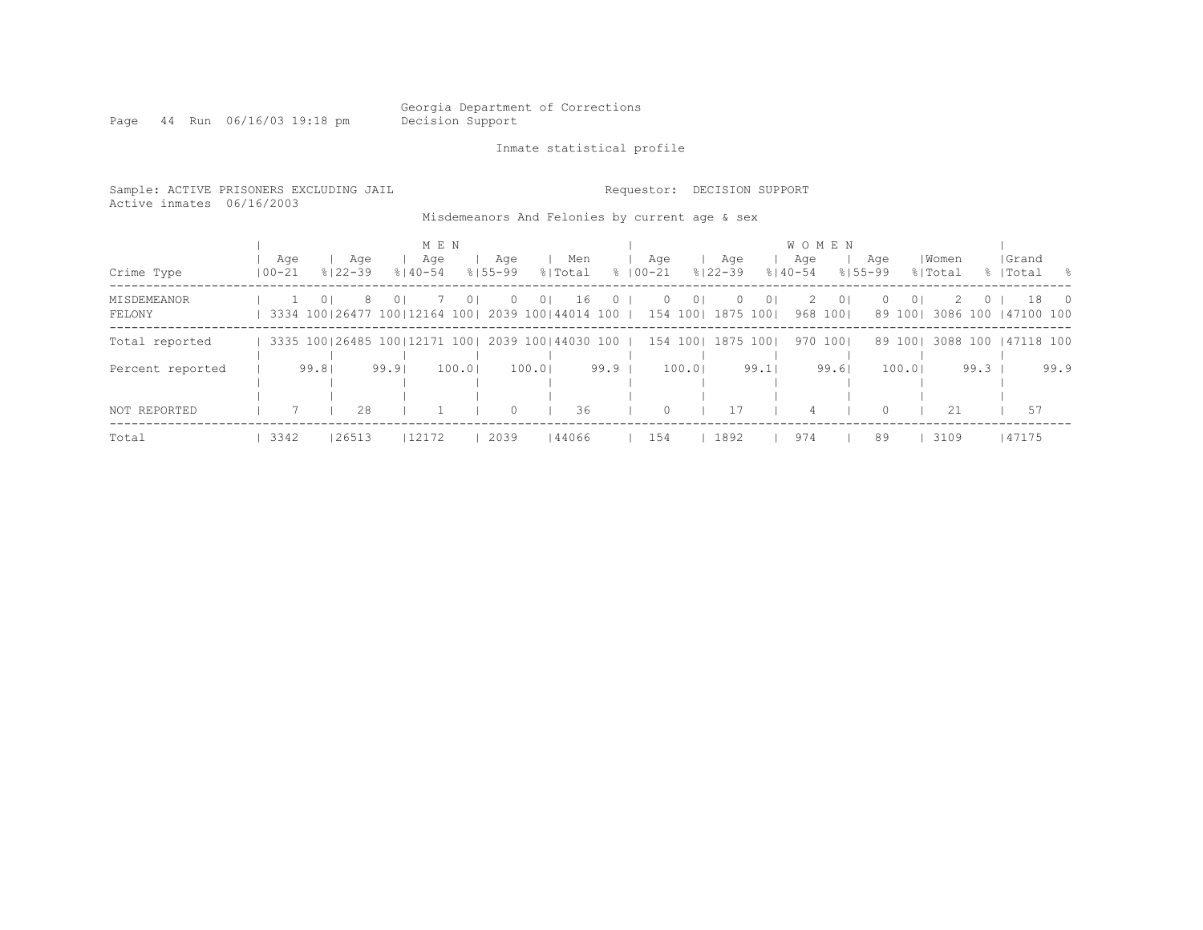Georgia Department of Corrections
Decision Support

Inmate statistical profile

Sample: ACTIVE PRISONERS EXCLUDING JAIL
Requestor: DECISION SUPPORT
Active inmates 06/16/2003

Misdemeanors And Felonies by current age & sex

| Crime Type | MEN Age 00-21 | % | Age 22-39 | % | Age 40-54 | % | Age 55-99 | % | Men Total | % | WOMEN Age 00-21 | % | Age 22-39 | % | Age 40-54 | % | Age 55-99 | % | Women Total | % | Grand Total | % |
|---|---|---|---|---|---|---|---|---|---|---|---|---|---|---|---|---|---|---|---|---|---|---|
| MISDEMEANOR | 1 | 0 | 8 | 0 | 7 | 0 | 0 | 0 | 16 | 0 | 0 | 0 | 0 | 0 | 2 | 0 | 0 | 0 | 2 | 0 | 18 | 0 |
| FELONY | 3334 | 100 | 26477 | 100 | 12164 | 100 | 2039 | 100 | 44014 | 100 | 154 | 100 | 1875 | 100 | 968 | 100 | 89 | 100 | 3086 | 100 | 47100 | 100 |
| Total reported | 3335 | 100 | 26485 | 100 | 12171 | 100 | 2039 | 100 | 44030 | 100 | 154 | 100 | 1875 | 100 | 970 | 100 | 89 | 100 | 3088 | 100 | 47118 | 100 |
| Percent reported | | 99.8 | | 99.9 | | 100.0 | | 100.0 | | 99.9 | | 100.0 | | 99.1 | | 99.6 | | 100.0 | | 99.3 | | 99.9 |
| NOT REPORTED | 7 | | 28 | | 1 | | 0 | | 36 | | 0 | | 17 | | 4 | | 0 | | 21 | | 57 | |
| Total | 3342 | | 26513 | | 12172 | | 2039 | | 44066 | | 154 | | 1892 | | 974 | | 89 | | 3109 | | 47175 | |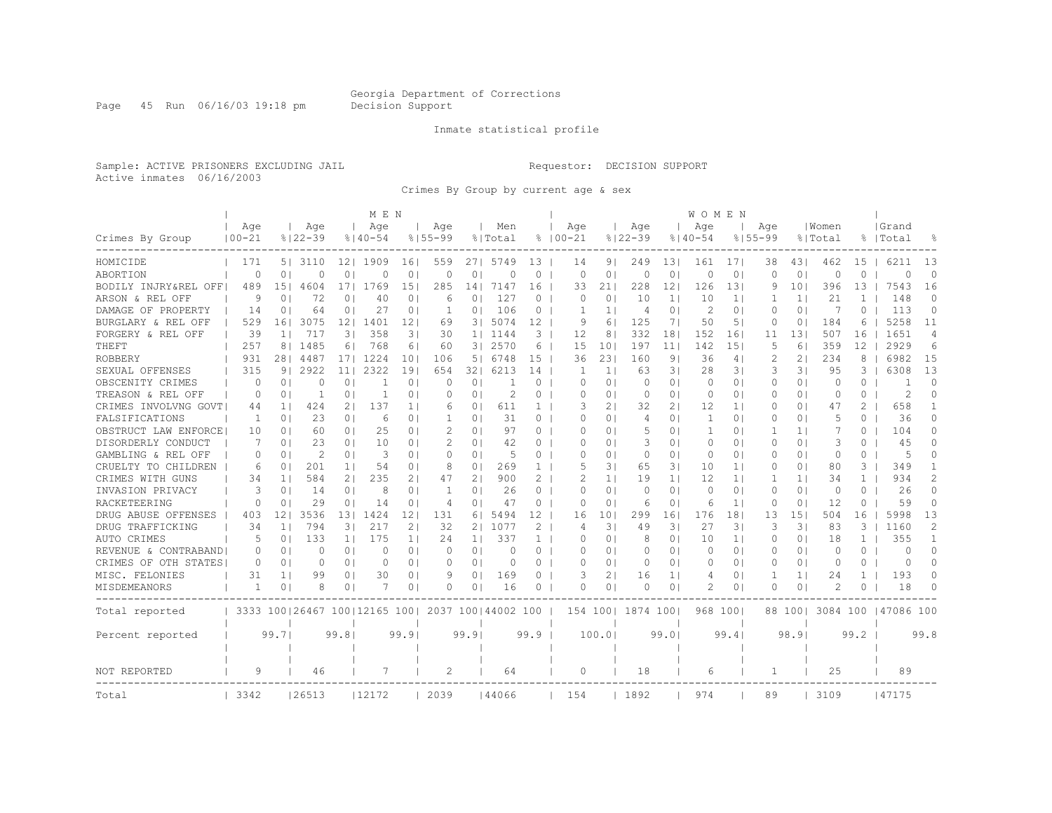Georgia Department of Corrections
Decision Support

Inmate statistical profile

Sample: ACTIVE PRISONERS EXCLUDING JAIL

Requestor: DECISION SUPPORT

Active inmates 06/16/2003

Crimes By Group by current age & sex

| Crimes By Group | MEN Age 00-21 | % | Age 22-39 | % | Age 40-54 | % | Age 55-99 | % | Men Total | % | WOMEN Age 00-21 | % | Age 22-39 | % | Age 40-54 | % | Age 55-99 | % | Women Total | % | Grand Total | % |
|---|---|---|---|---|---|---|---|---|---|---|---|---|---|---|---|---|---|---|---|---|---|---|
| HOMICIDE | 171 | 5 | 3110 | 12 | 1909 | 16 | 559 | 27 | 5749 | 13 | 14 | 9 | 249 | 13 | 161 | 17 | 38 | 43 | 462 | 15 | 6211 | 13 |
| ABORTION | 0 | 0 | 0 | 0 | 0 | 0 | 0 | 0 | 0 | 0 | 0 | 0 | 0 | 0 | 0 | 0 | 0 | 0 | 0 | 0 | 0 | 0 |
| BODILY INJRY&REL OFF | 489 | 15 | 4604 | 17 | 1769 | 15 | 285 | 14 | 7147 | 16 | 33 | 21 | 228 | 12 | 126 | 13 | 9 | 10 | 396 | 13 | 7543 | 16 |
| ARSON & REL OFF | 9 | 0 | 72 | 0 | 40 | 0 | 6 | 0 | 127 | 0 | 0 | 0 | 10 | 1 | 10 | 1 | 1 | 1 | 21 | 1 | 148 | 0 |
| DAMAGE OF PROPERTY | 14 | 0 | 64 | 0 | 27 | 0 | 1 | 0 | 106 | 0 | 1 | 1 | 4 | 0 | 2 | 0 | 0 | 0 | 7 | 0 | 113 | 0 |
| BURGLARY & REL OFF | 529 | 16 | 3075 | 12 | 1401 | 12 | 69 | 3 | 5074 | 12 | 9 | 6 | 125 | 7 | 50 | 5 | 0 | 0 | 184 | 6 | 5258 | 11 |
| FORGERY & REL OFF | 39 | 1 | 717 | 3 | 358 | 3 | 30 | 1 | 1144 | 3 | 12 | 8 | 332 | 18 | 152 | 16 | 11 | 13 | 507 | 16 | 1651 | 4 |
| THEFT | 257 | 8 | 1485 | 6 | 768 | 6 | 60 | 3 | 2570 | 6 | 15 | 10 | 197 | 11 | 142 | 15 | 5 | 6 | 359 | 12 | 2929 | 6 |
| ROBBERY | 931 | 28 | 4487 | 17 | 1224 | 10 | 106 | 5 | 6748 | 15 | 36 | 23 | 160 | 9 | 36 | 4 | 2 | 2 | 234 | 8 | 6982 | 15 |
| SEXUAL OFFENSES | 315 | 9 | 2922 | 11 | 2322 | 19 | 654 | 32 | 6213 | 14 | 1 | 1 | 63 | 3 | 28 | 3 | 3 | 3 | 95 | 3 | 6308 | 13 |
| OBSCENITY CRIMES | 0 | 0 | 0 | 0 | 1 | 0 | 0 | 0 | 1 | 0 | 0 | 0 | 0 | 0 | 0 | 0 | 0 | 0 | 0 | 0 | 1 | 0 |
| TREASON & REL OFF | 0 | 0 | 1 | 0 | 1 | 0 | 0 | 0 | 2 | 0 | 0 | 0 | 0 | 0 | 0 | 0 | 0 | 0 | 0 | 0 | 2 | 0 |
| CRIMES INVOLVNG GOVT | 44 | 1 | 424 | 2 | 137 | 1 | 6 | 0 | 611 | 1 | 3 | 2 | 32 | 2 | 12 | 1 | 0 | 0 | 47 | 2 | 658 | 1 |
| FALSIFICATIONS | 1 | 0 | 23 | 0 | 6 | 0 | 1 | 0 | 31 | 0 | 0 | 0 | 4 | 0 | 1 | 0 | 0 | 0 | 5 | 0 | 36 | 0 |
| OBSTRUCT LAW ENFORCE | 10 | 0 | 60 | 0 | 25 | 0 | 2 | 0 | 97 | 0 | 0 | 0 | 5 | 0 | 1 | 0 | 1 | 1 | 7 | 0 | 104 | 0 |
| DISORDERLY CONDUCT | 7 | 0 | 23 | 0 | 10 | 0 | 2 | 0 | 42 | 0 | 0 | 0 | 3 | 0 | 0 | 0 | 0 | 0 | 3 | 0 | 45 | 0 |
| GAMBLING & REL OFF | 0 | 0 | 2 | 0 | 3 | 0 | 0 | 0 | 5 | 0 | 0 | 0 | 0 | 0 | 0 | 0 | 0 | 0 | 0 | 0 | 5 | 0 |
| CRUELTY TO CHILDREN | 6 | 0 | 201 | 1 | 54 | 0 | 8 | 0 | 269 | 1 | 5 | 3 | 65 | 3 | 10 | 1 | 0 | 0 | 80 | 3 | 349 | 1 |
| CRIMES WITH GUNS | 34 | 1 | 584 | 2 | 235 | 2 | 47 | 2 | 900 | 2 | 2 | 1 | 19 | 1 | 12 | 1 | 1 | 1 | 34 | 1 | 934 | 2 |
| INVASION PRIVACY | 3 | 0 | 14 | 0 | 8 | 0 | 1 | 0 | 26 | 0 | 0 | 0 | 0 | 0 | 0 | 0 | 0 | 0 | 0 | 0 | 26 | 0 |
| RACKETEERING | 0 | 0 | 29 | 0 | 14 | 0 | 4 | 0 | 47 | 0 | 0 | 0 | 6 | 0 | 6 | 1 | 0 | 0 | 12 | 0 | 59 | 0 |
| DRUG ABUSE OFFENSES | 403 | 12 | 3536 | 13 | 1424 | 12 | 131 | 6 | 5494 | 12 | 16 | 10 | 299 | 16 | 176 | 18 | 13 | 15 | 504 | 16 | 5998 | 13 |
| DRUG TRAFFICKING | 34 | 1 | 794 | 3 | 217 | 2 | 32 | 2 | 1077 | 2 | 4 | 3 | 49 | 3 | 27 | 3 | 3 | 3 | 83 | 3 | 1160 | 2 |
| AUTO CRIMES | 5 | 0 | 133 | 1 | 175 | 1 | 24 | 1 | 337 | 1 | 0 | 0 | 8 | 0 | 10 | 1 | 0 | 0 | 18 | 1 | 355 | 1 |
| REVENUE & CONTRABAND | 0 | 0 | 0 | 0 | 0 | 0 | 0 | 0 | 0 | 0 | 0 | 0 | 0 | 0 | 0 | 0 | 0 | 0 | 0 | 0 | 0 | 0 |
| CRIMES OF OTH STATES | 0 | 0 | 0 | 0 | 0 | 0 | 0 | 0 | 0 | 0 | 0 | 0 | 0 | 0 | 0 | 0 | 0 | 0 | 0 | 0 | 0 | 0 |
| MISC. FELONIES | 31 | 1 | 99 | 0 | 30 | 0 | 9 | 0 | 169 | 0 | 3 | 2 | 16 | 1 | 4 | 0 | 1 | 1 | 24 | 1 | 193 | 0 |
| MISDEMEANORS | 1 | 0 | 8 | 0 | 7 | 0 | 0 | 0 | 16 | 0 | 0 | 0 | 0 | 0 | 2 | 0 | 0 | 0 | 2 | 0 | 18 | 0 |
| Total reported | 3333 | 100 | 26467 | 100 | 12165 | 100 | 2037 | 100 | 44002 | 100 | 154 | 100 | 1874 | 100 | 968 | 100 | 88 | 100 | 3084 | 100 | 47086 | 100 |
| Percent reported | | 99.7 | | 99.8 | | 99.9 | | 99.9 | | 99.9 | | 100.0 | | 99.0 | | 99.4 | | 98.9 | | 99.2 | | 99.8 |
| NOT REPORTED | 9 | | 46 | | 7 | | 2 | | 64 | | 0 | | 18 | | 6 | | 1 | | 25 | | 89 | |
| Total | 3342 | | 26513 | | 12172 | | 2039 | | 44066 | | 154 | | 1892 | | 974 | | 89 | | 3109 | | 47175 | |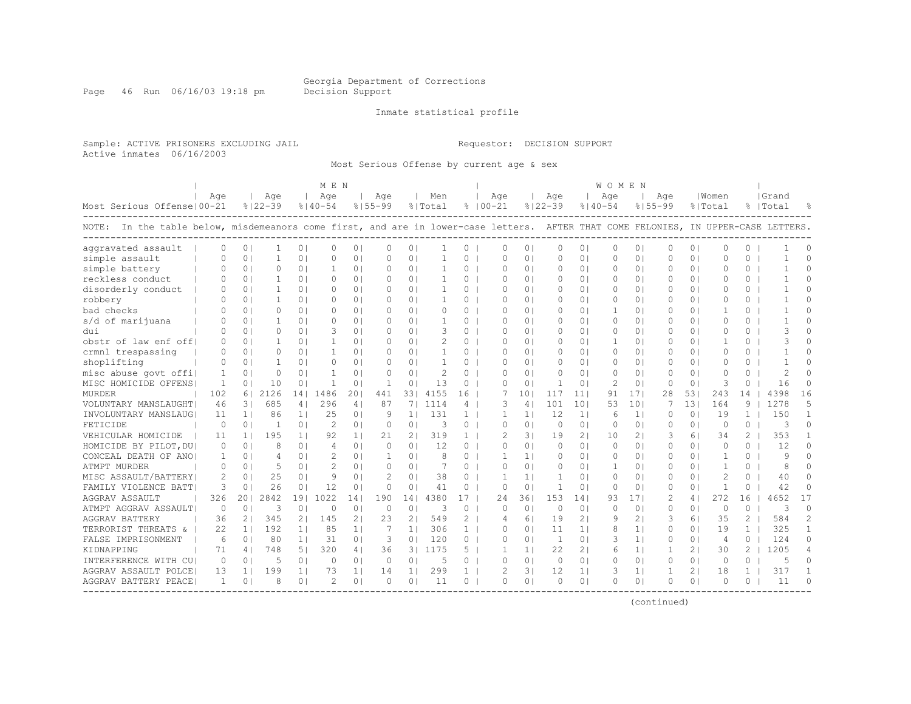Georgia Department of Corrections
Decision Support

Inmate statistical profile

Sample: ACTIVE PRISONERS EXCLUDING JAIL
Active inmates 06/16/2003

Requestor: DECISION SUPPORT

Most Serious Offense by current age & sex

NOTE: In the table below, misdemeanors come first, and are in lower-case letters. AFTER THAT COME FELONIES, IN UPPER-CASE LETTERS.

| Most Serious Offense | MEN Age 00-21 | % | Age 22-39 | % | Age 40-54 | % | Age 55-99 | % | Men Total | % | WOMEN Age 00-21 | % | Age 22-39 | % | Age 40-54 | % | Age 55-99 | % | Women Total | % | Grand Total | % |
|---|---|---|---|---|---|---|---|---|---|---|---|---|---|---|---|---|---|---|---|---|---|---|
| aggravated assault | 0 | 0 | 1 | 0 | 0 | 0 | 0 | 0 | 1 | 0 | 0 | 0 | 0 | 0 | 0 | 0 | 0 | 0 | 0 | 0 | 1 | 0 |
| simple assault | 0 | 0 | 1 | 0 | 0 | 0 | 0 | 0 | 1 | 0 | 0 | 0 | 0 | 0 | 0 | 0 | 0 | 0 | 0 | 0 | 1 | 0 |
| simple battery | 0 | 0 | 0 | 0 | 1 | 0 | 0 | 0 | 1 | 0 | 0 | 0 | 0 | 0 | 0 | 0 | 0 | 0 | 0 | 0 | 1 | 0 |
| reckless conduct | 0 | 0 | 1 | 0 | 0 | 0 | 0 | 0 | 1 | 0 | 0 | 0 | 0 | 0 | 0 | 0 | 0 | 0 | 0 | 0 | 1 | 0 |
| disorderly conduct | 0 | 0 | 1 | 0 | 0 | 0 | 0 | 0 | 1 | 0 | 0 | 0 | 0 | 0 | 0 | 0 | 0 | 0 | 0 | 0 | 1 | 0 |
| robbery | 0 | 0 | 1 | 0 | 0 | 0 | 0 | 0 | 1 | 0 | 0 | 0 | 0 | 0 | 0 | 0 | 0 | 0 | 0 | 0 | 1 | 0 |
| bad checks | 0 | 0 | 0 | 0 | 0 | 0 | 0 | 0 | 0 | 0 | 0 | 0 | 0 | 0 | 1 | 0 | 0 | 0 | 1 | 0 | 1 | 0 |
| s/d of marijuana | 0 | 0 | 1 | 0 | 0 | 0 | 0 | 0 | 1 | 0 | 0 | 0 | 0 | 0 | 0 | 0 | 0 | 0 | 0 | 0 | 1 | 0 |
| dui | 0 | 0 | 0 | 0 | 3 | 0 | 0 | 0 | 3 | 0 | 0 | 0 | 0 | 0 | 0 | 0 | 0 | 0 | 0 | 0 | 3 | 0 |
| obstr of law enf off | 0 | 0 | 1 | 0 | 1 | 0 | 0 | 0 | 2 | 0 | 0 | 0 | 0 | 0 | 1 | 0 | 0 | 0 | 1 | 0 | 3 | 0 |
| crmnl trespassing | 0 | 0 | 0 | 0 | 1 | 0 | 0 | 0 | 1 | 0 | 0 | 0 | 0 | 0 | 0 | 0 | 0 | 0 | 0 | 0 | 1 | 0 |
| shoplifting | 0 | 0 | 1 | 0 | 0 | 0 | 0 | 0 | 1 | 0 | 0 | 0 | 0 | 0 | 0 | 0 | 0 | 0 | 0 | 0 | 1 | 0 |
| misc abuse govt offi | 1 | 0 | 0 | 0 | 1 | 0 | 0 | 0 | 2 | 0 | 0 | 0 | 0 | 0 | 0 | 0 | 0 | 0 | 0 | 0 | 2 | 0 |
| MISC HOMICIDE OFFENS | 1 | 0 | 10 | 0 | 1 | 0 | 1 | 0 | 13 | 0 | 0 | 0 | 1 | 0 | 2 | 0 | 0 | 0 | 3 | 0 | 16 | 0 |
| MURDER | 102 | 6 | 2126 | 14 | 1486 | 20 | 441 | 33 | 4155 | 16 | 7 | 10 | 117 | 11 | 91 | 17 | 28 | 53 | 243 | 14 | 4398 | 16 |
| VOLUNTARY MANSLAUGHT | 46 | 3 | 685 | 4 | 296 | 4 | 87 | 7 | 1114 | 4 | 3 | 4 | 101 | 10 | 53 | 10 | 7 | 13 | 164 | 9 | 1278 | 5 |
| INVOLUNTARY MANSLAUG | 11 | 1 | 86 | 1 | 25 | 0 | 9 | 1 | 131 | 1 | 1 | 1 | 12 | 1 | 6 | 1 | 0 | 0 | 19 | 1 | 150 | 1 |
| FETICIDE | 0 | 0 | 1 | 0 | 2 | 0 | 0 | 0 | 3 | 0 | 0 | 0 | 0 | 0 | 0 | 0 | 0 | 0 | 0 | 0 | 3 | 0 |
| VEHICULAR HOMICIDE | 11 | 1 | 195 | 1 | 92 | 1 | 21 | 2 | 319 | 1 | 2 | 3 | 19 | 2 | 10 | 2 | 3 | 6 | 34 | 2 | 353 | 1 |
| HOMICIDE BY PILOT,DU | 0 | 0 | 8 | 0 | 4 | 0 | 0 | 0 | 12 | 0 | 0 | 0 | 0 | 0 | 0 | 0 | 0 | 0 | 0 | 0 | 12 | 0 |
| CONCEAL DEATH OF ANO | 1 | 0 | 4 | 0 | 2 | 0 | 1 | 0 | 8 | 0 | 1 | 1 | 0 | 0 | 0 | 0 | 0 | 0 | 1 | 0 | 9 | 0 |
| ATMPT MURDER | 0 | 0 | 5 | 0 | 2 | 0 | 0 | 0 | 7 | 0 | 0 | 0 | 0 | 0 | 1 | 0 | 0 | 0 | 1 | 0 | 8 | 0 |
| MISC ASSAULT/BATTERY | 2 | 0 | 25 | 0 | 9 | 0 | 2 | 0 | 38 | 0 | 1 | 1 | 1 | 0 | 0 | 0 | 0 | 0 | 2 | 0 | 40 | 0 |
| FAMILY VIOLENCE BATT | 3 | 0 | 26 | 0 | 12 | 0 | 0 | 0 | 41 | 0 | 0 | 0 | 1 | 0 | 0 | 0 | 0 | 0 | 1 | 0 | 42 | 0 |
| AGGRAV ASSAULT | 326 | 20 | 2842 | 19 | 1022 | 14 | 190 | 14 | 4380 | 17 | 24 | 36 | 153 | 14 | 93 | 17 | 2 | 4 | 272 | 16 | 4652 | 17 |
| ATMPT AGGRAV ASSAULT | 0 | 0 | 3 | 0 | 0 | 0 | 0 | 0 | 3 | 0 | 0 | 0 | 0 | 0 | 0 | 0 | 0 | 0 | 0 | 0 | 3 | 0 |
| AGGRAV BATTERY | 36 | 2 | 345 | 2 | 145 | 2 | 23 | 2 | 549 | 2 | 4 | 6 | 19 | 2 | 9 | 2 | 3 | 6 | 35 | 2 | 584 | 2 |
| TERRORIST THREATS & | 22 | 1 | 192 | 1 | 85 | 1 | 7 | 1 | 306 | 1 | 0 | 0 | 11 | 1 | 8 | 1 | 0 | 0 | 19 | 1 | 325 | 1 |
| FALSE IMPRISONMENT | 6 | 0 | 80 | 1 | 31 | 0 | 3 | 0 | 120 | 0 | 0 | 0 | 1 | 0 | 3 | 1 | 0 | 0 | 4 | 0 | 124 | 0 |
| KIDNAPPING | 71 | 4 | 748 | 5 | 320 | 4 | 36 | 3 | 1175 | 5 | 1 | 1 | 22 | 2 | 6 | 1 | 1 | 2 | 30 | 2 | 1205 | 4 |
| INTERFERENCE WITH CU | 0 | 0 | 5 | 0 | 0 | 0 | 0 | 0 | 5 | 0 | 0 | 0 | 0 | 0 | 0 | 0 | 0 | 0 | 0 | 0 | 5 | 0 |
| AGGRAV ASSAULT POLCE | 13 | 1 | 199 | 1 | 73 | 1 | 14 | 1 | 299 | 1 | 2 | 3 | 12 | 1 | 3 | 1 | 1 | 2 | 18 | 1 | 317 | 1 |
| AGGRAV BATTERY PEACE | 1 | 0 | 8 | 0 | 2 | 0 | 0 | 0 | 11 | 0 | 0 | 0 | 0 | 0 | 0 | 0 | 0 | 0 | 0 | 0 | 11 | 0 |

(continued)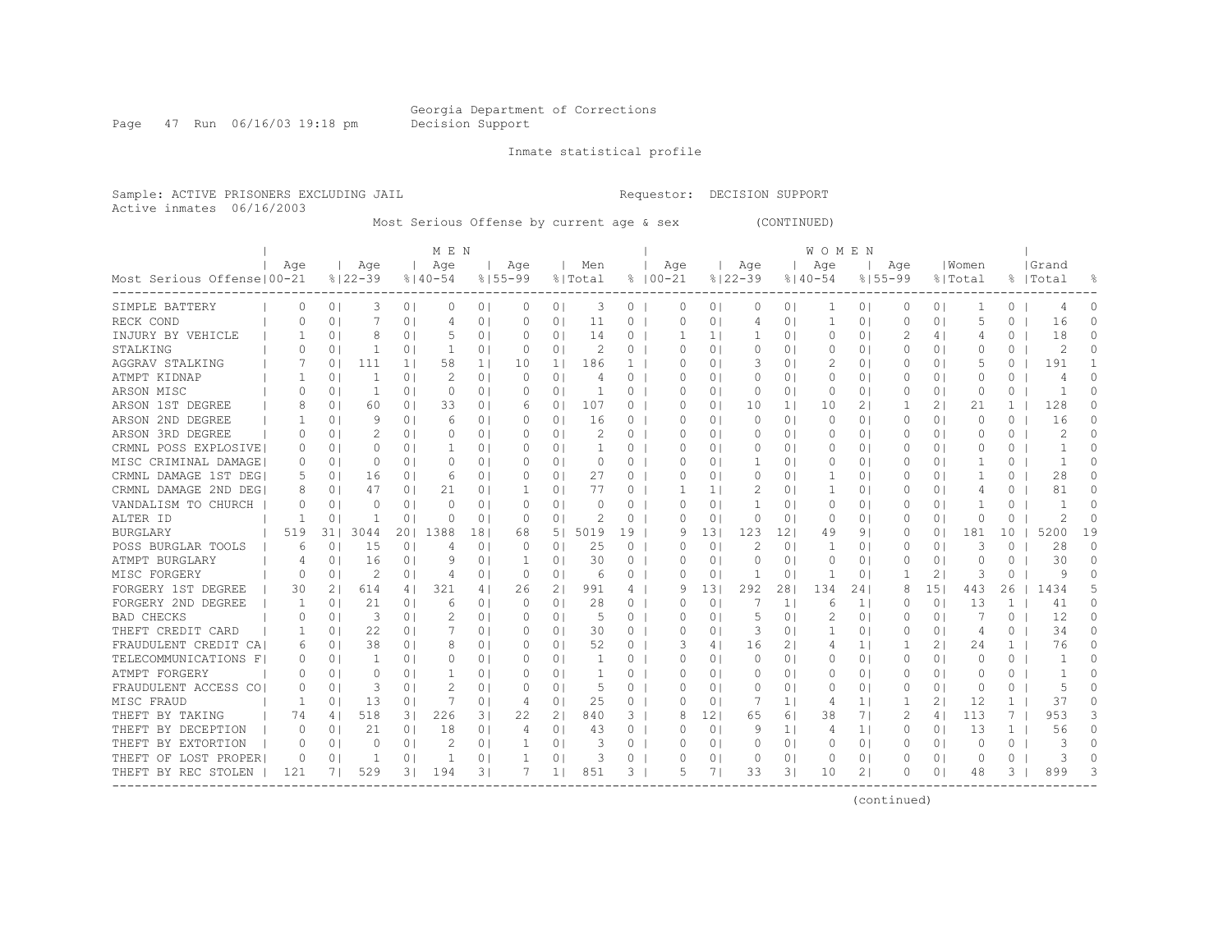Georgia Department of Corrections
Decision Support

Inmate statistical profile

Sample: ACTIVE PRISONERS EXCLUDING JAIL                Requestor: DECISION SUPPORT
Active inmates 06/16/2003

Most Serious Offense by current age & sex (CONTINUED)

| Most Serious Offense | MEN Age 00-21 | % | Age 22-39 | % | Age 40-54 | % | Age 55-99 | % | Men Total | % | WOMEN Age 00-21 | % | Age 22-39 | % | Age 40-54 | % | Age 55-99 | % | Women Total | % | Grand Total | % |
|---|---|---|---|---|---|---|---|---|---|---|---|---|---|---|---|---|---|---|---|---|---|---|
| SIMPLE BATTERY | 0 | 0 | 3 | 0 | 0 | 0 | 0 | 0 | 3 | 0 | 0 | 0 | 0 | 0 | 1 | 0 | 0 | 0 | 1 | 0 | 4 | 0 |
| RECK COND | 0 | 0 | 7 | 0 | 4 | 0 | 0 | 0 | 11 | 0 | 0 | 0 | 4 | 0 | 1 | 0 | 0 | 0 | 5 | 0 | 16 | 0 |
| INJURY BY VEHICLE | 1 | 0 | 8 | 0 | 5 | 0 | 0 | 0 | 14 | 0 | 1 | 1 | 1 | 0 | 0 | 0 | 2 | 4 | 4 | 0 | 18 | 0 |
| STALKING | 0 | 0 | 1 | 0 | 1 | 0 | 0 | 0 | 2 | 0 | 0 | 0 | 0 | 0 | 0 | 0 | 0 | 0 | 0 | 0 | 2 | 0 |
| AGGRAV STALKING | 7 | 0 | 111 | 1 | 58 | 1 | 10 | 1 | 186 | 1 | 0 | 0 | 3 | 0 | 2 | 0 | 0 | 0 | 5 | 0 | 191 | 1 |
| ATMPT KIDNAP | 1 | 0 | 1 | 0 | 2 | 0 | 0 | 0 | 4 | 0 | 0 | 0 | 0 | 0 | 0 | 0 | 0 | 0 | 0 | 0 | 4 | 0 |
| ARSON MISC | 0 | 0 | 1 | 0 | 0 | 0 | 0 | 0 | 1 | 0 | 0 | 0 | 0 | 0 | 0 | 0 | 0 | 0 | 0 | 0 | 1 | 0 |
| ARSON 1ST DEGREE | 8 | 0 | 60 | 0 | 33 | 0 | 6 | 0 | 107 | 0 | 0 | 0 | 10 | 1 | 10 | 2 | 1 | 2 | 21 | 1 | 128 | 0 |
| ARSON 2ND DEGREE | 1 | 0 | 9 | 0 | 6 | 0 | 0 | 0 | 16 | 0 | 0 | 0 | 0 | 0 | 0 | 0 | 0 | 0 | 0 | 0 | 16 | 0 |
| ARSON 3RD DEGREE | 0 | 0 | 2 | 0 | 0 | 0 | 0 | 0 | 2 | 0 | 0 | 0 | 0 | 0 | 0 | 0 | 0 | 0 | 0 | 0 | 2 | 0 |
| CRMNL POSS EXPLOSIVE | 0 | 0 | 0 | 0 | 1 | 0 | 0 | 0 | 1 | 0 | 0 | 0 | 0 | 0 | 0 | 0 | 0 | 0 | 0 | 0 | 1 | 0 |
| MISC CRIMINAL DAMAGE | 0 | 0 | 0 | 0 | 0 | 0 | 0 | 0 | 0 | 0 | 0 | 0 | 1 | 0 | 0 | 0 | 0 | 0 | 1 | 0 | 1 | 0 |
| CRMNL DAMAGE 1ST DEG | 5 | 0 | 16 | 0 | 6 | 0 | 0 | 0 | 27 | 0 | 0 | 0 | 0 | 0 | 1 | 0 | 0 | 0 | 1 | 0 | 28 | 0 |
| CRMNL DAMAGE 2ND DEG | 8 | 0 | 47 | 0 | 21 | 0 | 1 | 0 | 77 | 0 | 1 | 1 | 2 | 0 | 1 | 0 | 0 | 0 | 4 | 0 | 81 | 0 |
| VANDALISM TO CHURCH | 0 | 0 | 0 | 0 | 0 | 0 | 0 | 0 | 0 | 0 | 0 | 0 | 1 | 0 | 0 | 0 | 0 | 0 | 1 | 0 | 1 | 0 |
| ALTER ID | 1 | 0 | 1 | 0 | 0 | 0 | 0 | 0 | 2 | 0 | 0 | 0 | 0 | 0 | 0 | 0 | 0 | 0 | 0 | 0 | 2 | 0 |
| BURGLARY | 519 | 31 | 3044 | 20 | 1388 | 18 | 68 | 5 | 5019 | 19 | 9 | 13 | 123 | 12 | 49 | 9 | 0 | 0 | 181 | 10 | 5200 | 19 |
| POSS BURGLAR TOOLS | 6 | 0 | 15 | 0 | 4 | 0 | 0 | 0 | 25 | 0 | 0 | 0 | 2 | 0 | 1 | 0 | 0 | 0 | 3 | 0 | 28 | 0 |
| ATMPT BURGLARY | 4 | 0 | 16 | 0 | 9 | 0 | 1 | 0 | 30 | 0 | 0 | 0 | 0 | 0 | 0 | 0 | 0 | 0 | 0 | 0 | 30 | 0 |
| MISC FORGERY | 0 | 0 | 2 | 0 | 4 | 0 | 0 | 0 | 6 | 0 | 0 | 0 | 1 | 0 | 1 | 0 | 1 | 2 | 3 | 0 | 9 | 0 |
| FORGERY 1ST DEGREE | 30 | 2 | 614 | 4 | 321 | 4 | 26 | 2 | 991 | 4 | 9 | 13 | 292 | 28 | 134 | 24 | 8 | 15 | 443 | 26 | 1434 | 5 |
| FORGERY 2ND DEGREE | 1 | 0 | 21 | 0 | 6 | 0 | 0 | 0 | 28 | 0 | 0 | 0 | 7 | 1 | 6 | 1 | 0 | 0 | 13 | 1 | 41 | 0 |
| BAD CHECKS | 0 | 0 | 3 | 0 | 2 | 0 | 0 | 0 | 5 | 0 | 0 | 0 | 5 | 0 | 2 | 0 | 0 | 0 | 7 | 0 | 12 | 0 |
| THEFT CREDIT CARD | 1 | 0 | 22 | 0 | 7 | 0 | 0 | 0 | 30 | 0 | 0 | 0 | 3 | 0 | 1 | 0 | 0 | 0 | 4 | 0 | 34 | 0 |
| FRAUDULENT CREDIT CA | 6 | 0 | 38 | 0 | 8 | 0 | 0 | 0 | 52 | 0 | 3 | 4 | 16 | 2 | 4 | 1 | 1 | 2 | 24 | 1 | 76 | 0 |
| TELECOMMUNICATIONS F | 0 | 0 | 1 | 0 | 0 | 0 | 0 | 0 | 1 | 0 | 0 | 0 | 0 | 0 | 0 | 0 | 0 | 0 | 0 | 0 | 1 | 0 |
| ATMPT FORGERY | 0 | 0 | 0 | 0 | 1 | 0 | 0 | 0 | 1 | 0 | 0 | 0 | 0 | 0 | 0 | 0 | 0 | 0 | 0 | 0 | 1 | 0 |
| FRAUDULENT ACCESS CO | 0 | 0 | 3 | 0 | 2 | 0 | 0 | 0 | 5 | 0 | 0 | 0 | 0 | 0 | 0 | 0 | 0 | 0 | 0 | 0 | 5 | 0 |
| MISC FRAUD | 1 | 0 | 13 | 0 | 7 | 0 | 4 | 0 | 25 | 0 | 0 | 0 | 7 | 1 | 4 | 1 | 1 | 2 | 12 | 1 | 37 | 0 |
| THEFT BY TAKING | 74 | 4 | 518 | 3 | 226 | 3 | 22 | 2 | 840 | 3 | 8 | 12 | 65 | 6 | 38 | 7 | 2 | 4 | 113 | 7 | 953 | 3 |
| THEFT BY DECEPTION | 0 | 0 | 21 | 0 | 18 | 0 | 4 | 0 | 43 | 0 | 0 | 0 | 9 | 1 | 4 | 1 | 0 | 0 | 13 | 1 | 56 | 0 |
| THEFT BY EXTORTION | 0 | 0 | 0 | 0 | 2 | 0 | 1 | 0 | 3 | 0 | 0 | 0 | 0 | 0 | 0 | 0 | 0 | 0 | 0 | 0 | 3 | 0 |
| THEFT OF LOST PROPER | 0 | 0 | 1 | 0 | 1 | 0 | 1 | 0 | 3 | 0 | 0 | 0 | 0 | 0 | 0 | 0 | 0 | 0 | 0 | 0 | 3 | 0 |
| THEFT BY REC STOLEN | 121 | 7 | 529 | 3 | 194 | 3 | 7 | 1 | 851 | 3 | 5 | 7 | 33 | 3 | 10 | 2 | 0 | 0 | 48 | 3 | 899 | 3 |

(continued)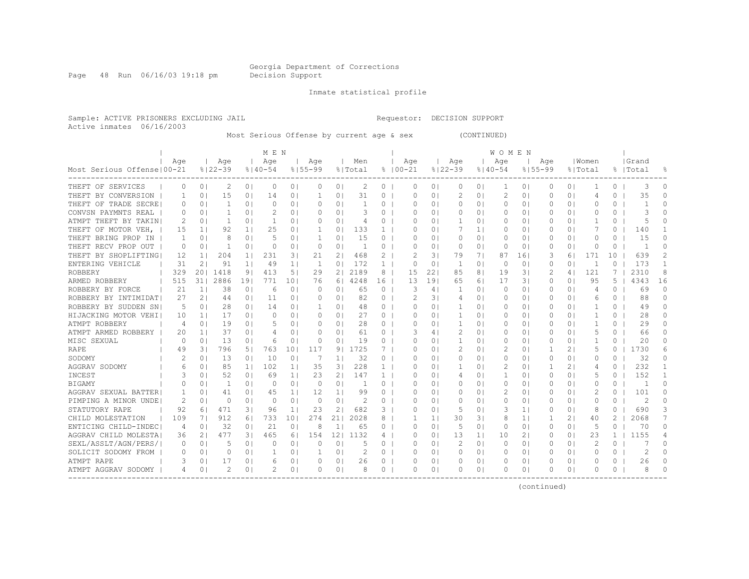Georgia Department of Corrections
Decision Support

Inmate statistical profile

Sample: ACTIVE PRISONERS EXCLUDING JAIL    Requestor: DECISION SUPPORT
Active inmates 06/16/2003

Most Serious Offense by current age & sex (CONTINUED)

| Most Serious Offense | MEN Age 00-21 | % | Age 22-39 | % | Age 40-54 | % | Age 55-99 | % | Men Total | % | WOMEN Age 00-21 | % | Age 22-39 | % | Age 40-54 | % | Age 55-99 | % | Women Total | % | Grand Total | % |
|---|---|---|---|---|---|---|---|---|---|---|---|---|---|---|---|---|---|---|---|---|---|---|
| THEFT OF SERVICES | 0 | 0 | 2 | 0 | 0 | 0 | 0 | 0 | 2 | 0 | 0 | 0 | 0 | 0 | 1 | 0 | 0 | 0 | 1 | 0 | 3 | 0 |
| THEFT BY CONVERSION | 1 | 0 | 15 | 0 | 14 | 0 | 1 | 0 | 31 | 0 | 0 | 0 | 2 | 0 | 2 | 0 | 0 | 0 | 4 | 0 | 35 | 0 |
| THEFT OF TRADE SECRE | 0 | 0 | 1 | 0 | 0 | 0 | 0 | 0 | 1 | 0 | 0 | 0 | 0 | 0 | 0 | 0 | 0 | 0 | 0 | 0 | 1 | 0 |
| CONVSN PAYMNTS REAL | 0 | 0 | 1 | 0 | 2 | 0 | 0 | 0 | 3 | 0 | 0 | 0 | 0 | 0 | 0 | 0 | 0 | 0 | 0 | 0 | 3 | 0 |
| ATMPT THEFT BY TAKIN | 2 | 0 | 1 | 0 | 1 | 0 | 0 | 0 | 4 | 0 | 0 | 0 | 1 | 0 | 0 | 0 | 0 | 0 | 1 | 0 | 5 | 0 |
| THEFT OF MOTOR VEH, | 15 | 1 | 92 | 1 | 25 | 0 | 1 | 0 | 133 | 1 | 0 | 0 | 7 | 1 | 0 | 0 | 0 | 0 | 7 | 0 | 140 | 1 |
| THEFT BRING PROP IN | 1 | 0 | 8 | 0 | 5 | 0 | 1 | 0 | 15 | 0 | 0 | 0 | 0 | 0 | 0 | 0 | 0 | 0 | 0 | 0 | 15 | 0 |
| THEFT RECV PROP OUT | 0 | 0 | 1 | 0 | 0 | 0 | 0 | 0 | 1 | 0 | 0 | 0 | 0 | 0 | 0 | 0 | 0 | 0 | 0 | 0 | 1 | 0 |
| THEFT BY SHOPLIFTING | 12 | 1 | 204 | 1 | 231 | 3 | 21 | 2 | 468 | 2 | 2 | 3 | 79 | 7 | 87 | 16 | 3 | 6 | 171 | 10 | 639 | 2 |
| ENTERING VEHICLE | 31 | 2 | 91 | 1 | 49 | 1 | 1 | 0 | 172 | 1 | 0 | 0 | 1 | 0 | 0 | 0 | 0 | 0 | 1 | 0 | 173 | 1 |
| ROBBERY | 329 | 20 | 1418 | 9 | 413 | 5 | 29 | 2 | 2189 | 8 | 15 | 22 | 85 | 8 | 19 | 3 | 2 | 4 | 121 | 7 | 2310 | 8 |
| ARMED ROBBERY | 515 | 31 | 2886 | 19 | 771 | 10 | 76 | 6 | 4248 | 16 | 13 | 19 | 65 | 6 | 17 | 3 | 0 | 0 | 95 | 5 | 4343 | 16 |
| ROBBERY BY FORCE | 21 | 1 | 38 | 0 | 6 | 0 | 0 | 0 | 65 | 0 | 3 | 4 | 1 | 0 | 0 | 0 | 0 | 0 | 4 | 0 | 69 | 0 |
| ROBBERY BY INTIMIDAT | 27 | 2 | 44 | 0 | 11 | 0 | 0 | 0 | 82 | 0 | 2 | 3 | 4 | 0 | 0 | 0 | 0 | 0 | 6 | 0 | 88 | 0 |
| ROBBERY BY SUDDEN SN | 5 | 0 | 28 | 0 | 14 | 0 | 1 | 0 | 48 | 0 | 0 | 0 | 1 | 0 | 0 | 0 | 0 | 0 | 1 | 0 | 49 | 0 |
| HIJACKING MOTOR VEHI | 10 | 1 | 17 | 0 | 0 | 0 | 0 | 0 | 27 | 0 | 0 | 0 | 1 | 0 | 0 | 0 | 0 | 0 | 1 | 0 | 28 | 0 |
| ATMPT ROBBERY | 4 | 0 | 19 | 0 | 5 | 0 | 0 | 0 | 28 | 0 | 0 | 0 | 1 | 0 | 0 | 0 | 0 | 0 | 1 | 0 | 29 | 0 |
| ATMPT ARMED ROBBERY | 20 | 1 | 37 | 0 | 4 | 0 | 0 | 0 | 61 | 0 | 3 | 4 | 2 | 0 | 0 | 0 | 0 | 0 | 5 | 0 | 66 | 0 |
| MISC SEXUAL | 0 | 0 | 13 | 0 | 6 | 0 | 0 | 0 | 19 | 0 | 0 | 0 | 1 | 0 | 0 | 0 | 0 | 0 | 1 | 0 | 20 | 0 |
| RAPE | 49 | 3 | 796 | 5 | 763 | 10 | 117 | 9 | 1725 | 7 | 0 | 0 | 2 | 0 | 2 | 0 | 1 | 2 | 5 | 0 | 1730 | 6 |
| SODOMY | 2 | 0 | 13 | 0 | 10 | 0 | 7 | 1 | 32 | 0 | 0 | 0 | 0 | 0 | 0 | 0 | 0 | 0 | 0 | 0 | 32 | 0 |
| AGGRAV SODOMY | 6 | 0 | 85 | 1 | 102 | 1 | 35 | 3 | 228 | 1 | 0 | 0 | 1 | 0 | 2 | 0 | 1 | 2 | 4 | 0 | 232 | 1 |
| INCEST | 3 | 0 | 52 | 0 | 69 | 1 | 23 | 2 | 147 | 1 | 0 | 0 | 4 | 0 | 1 | 0 | 0 | 0 | 5 | 0 | 152 | 1 |
| BIGAMY | 0 | 0 | 1 | 0 | 0 | 0 | 0 | 0 | 1 | 0 | 0 | 0 | 0 | 0 | 0 | 0 | 0 | 0 | 0 | 0 | 1 | 0 |
| AGGRAV SEXUAL BATTER | 1 | 0 | 41 | 0 | 45 | 1 | 12 | 1 | 99 | 0 | 0 | 0 | 0 | 0 | 2 | 0 | 0 | 0 | 2 | 0 | 101 | 0 |
| PIMPING A MINOR UNDE | 2 | 0 | 0 | 0 | 0 | 0 | 0 | 0 | 2 | 0 | 0 | 0 | 0 | 0 | 0 | 0 | 0 | 0 | 0 | 0 | 2 | 0 |
| STATUTORY RAPE | 92 | 6 | 471 | 3 | 96 | 1 | 23 | 2 | 682 | 3 | 0 | 0 | 5 | 0 | 3 | 1 | 0 | 0 | 8 | 0 | 690 | 3 |
| CHILD MOLESTATION | 109 | 7 | 912 | 6 | 733 | 10 | 274 | 21 | 2028 | 8 | 1 | 1 | 30 | 3 | 8 | 1 | 1 | 2 | 40 | 2 | 2068 | 7 |
| ENTICING CHILD-INDEC | 4 | 0 | 32 | 0 | 21 | 0 | 8 | 1 | 65 | 0 | 0 | 0 | 5 | 0 | 0 | 0 | 0 | 0 | 5 | 0 | 70 | 0 |
| AGGRAV CHILD MOLESTA | 36 | 2 | 477 | 3 | 465 | 6 | 154 | 12 | 1132 | 4 | 0 | 0 | 13 | 1 | 10 | 2 | 0 | 0 | 23 | 1 | 1155 | 4 |
| SEXL/ASSLT/AGN/PERS/ | 0 | 0 | 5 | 0 | 0 | 0 | 0 | 0 | 5 | 0 | 0 | 0 | 2 | 0 | 0 | 0 | 0 | 0 | 2 | 0 | 7 | 0 |
| SOLICIT SODOMY FROM | 0 | 0 | 0 | 0 | 1 | 0 | 1 | 0 | 2 | 0 | 0 | 0 | 0 | 0 | 0 | 0 | 0 | 0 | 0 | 0 | 2 | 0 |
| ATMPT RAPE | 3 | 0 | 17 | 0 | 6 | 0 | 0 | 0 | 26 | 0 | 0 | 0 | 0 | 0 | 0 | 0 | 0 | 0 | 0 | 0 | 26 | 0 |
| ATMPT AGGRAV SODOMY | 4 | 0 | 2 | 0 | 2 | 0 | 0 | 0 | 8 | 0 | 0 | 0 | 0 | 0 | 0 | 0 | 0 | 0 | 0 | 0 | 8 | 0 |

(continued)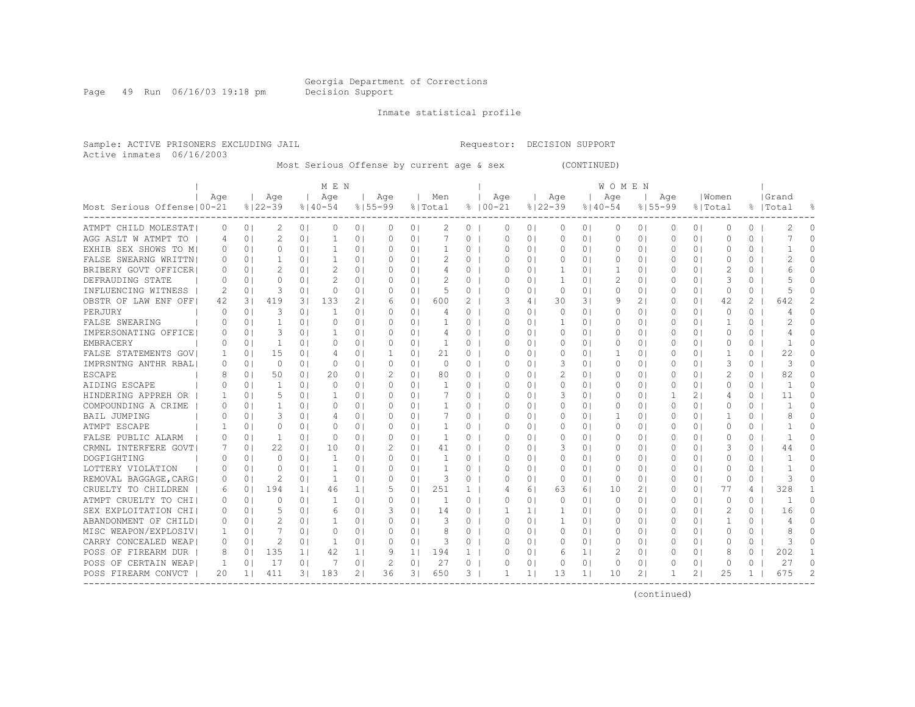Georgia Department of Corrections
Decision Support

Inmate statistical profile

Sample: ACTIVE PRISONERS EXCLUDING JAIL                    Requestor: DECISION SUPPORT
Active inmates 06/16/2003

Most Serious Offense by current age & sex (CONTINUED)

| Most Serious Offense | MEN Age 00-21 | % | Age 22-39 | % | Age 40-54 | % | Age 55-99 | % | Men Total | % | WOMEN Age 00-21 | % | Age 22-39 | % | Age 40-54 | % | Age 55-99 | % | Women Total | % | Grand Total | % |
|---|---|---|---|---|---|---|---|---|---|---|---|---|---|---|---|---|---|---|---|---|---|---|
| ATMPT CHILD MOLESTAT | 0 | 0 | 2 | 0 | 0 | 0 | 0 | 0 | 2 | 0 | 0 | 0 | 0 | 0 | 0 | 0 | 0 | 0 | 0 | 0 | 2 | 0 |
| AGG ASLT W ATMPT TO | 4 | 0 | 2 | 0 | 1 | 0 | 0 | 0 | 7 | 0 | 0 | 0 | 0 | 0 | 0 | 0 | 0 | 0 | 0 | 0 | 7 | 0 |
| EXHIB SEX SHOWS TO M | 0 | 0 | 0 | 0 | 1 | 0 | 0 | 0 | 1 | 0 | 0 | 0 | 0 | 0 | 0 | 0 | 0 | 0 | 0 | 0 | 1 | 0 |
| FALSE SWEARNG WRITTN | 0 | 0 | 1 | 0 | 1 | 0 | 0 | 0 | 2 | 0 | 0 | 0 | 0 | 0 | 0 | 0 | 0 | 0 | 0 | 0 | 2 | 0 |
| BRIBERY GOVT OFFICER | 0 | 0 | 2 | 0 | 2 | 0 | 0 | 0 | 4 | 0 | 0 | 0 | 1 | 0 | 1 | 0 | 0 | 0 | 2 | 0 | 6 | 0 |
| DEFRAUDING STATE | 0 | 0 | 0 | 0 | 2 | 0 | 0 | 0 | 2 | 0 | 0 | 0 | 1 | 0 | 2 | 0 | 0 | 0 | 3 | 0 | 5 | 0 |
| INFLUENCING WITNESS | 2 | 0 | 3 | 0 | 0 | 0 | 0 | 0 | 5 | 0 | 0 | 0 | 0 | 0 | 0 | 0 | 0 | 0 | 0 | 0 | 5 | 0 |
| OBSTR OF LAW ENF OFF | 42 | 3 | 419 | 3 | 133 | 2 | 6 | 0 | 600 | 2 | 3 | 4 | 30 | 3 | 9 | 2 | 0 | 0 | 42 | 2 | 642 | 2 |
| PERJURY | 0 | 0 | 3 | 0 | 1 | 0 | 0 | 0 | 4 | 0 | 0 | 0 | 0 | 0 | 0 | 0 | 0 | 0 | 0 | 0 | 4 | 0 |
| FALSE SWEARING | 0 | 0 | 1 | 0 | 0 | 0 | 0 | 0 | 1 | 0 | 0 | 0 | 1 | 0 | 0 | 0 | 0 | 0 | 1 | 0 | 2 | 0 |
| IMPERSONATING OFFICE | 0 | 0 | 3 | 0 | 1 | 0 | 0 | 0 | 4 | 0 | 0 | 0 | 0 | 0 | 0 | 0 | 0 | 0 | 0 | 0 | 4 | 0 |
| EMBRACERY | 0 | 0 | 1 | 0 | 0 | 0 | 0 | 0 | 1 | 0 | 0 | 0 | 0 | 0 | 0 | 0 | 0 | 0 | 0 | 0 | 1 | 0 |
| FALSE STATEMENTS GOV | 1 | 0 | 15 | 0 | 4 | 0 | 1 | 0 | 21 | 0 | 0 | 0 | 0 | 0 | 1 | 0 | 0 | 0 | 1 | 0 | 22 | 0 |
| IMPRSNTNG ANTHR RBAL | 0 | 0 | 0 | 0 | 0 | 0 | 0 | 0 | 0 | 0 | 0 | 0 | 3 | 0 | 0 | 0 | 0 | 0 | 3 | 0 | 3 | 0 |
| ESCAPE | 8 | 0 | 50 | 0 | 20 | 0 | 2 | 0 | 80 | 0 | 0 | 0 | 2 | 0 | 0 | 0 | 0 | 0 | 2 | 0 | 82 | 0 |
| AIDING ESCAPE | 0 | 0 | 1 | 0 | 0 | 0 | 0 | 0 | 1 | 0 | 0 | 0 | 0 | 0 | 0 | 0 | 0 | 0 | 0 | 0 | 1 | 0 |
| HINDERING APPREH OR | 1 | 0 | 5 | 0 | 1 | 0 | 0 | 0 | 7 | 0 | 0 | 0 | 3 | 0 | 0 | 0 | 1 | 2 | 4 | 0 | 11 | 0 |
| COMPOUNDING A CRIME | 0 | 0 | 1 | 0 | 0 | 0 | 0 | 0 | 1 | 0 | 0 | 0 | 0 | 0 | 0 | 0 | 0 | 0 | 0 | 0 | 1 | 0 |
| BAIL JUMPING | 0 | 0 | 3 | 0 | 4 | 0 | 0 | 0 | 7 | 0 | 0 | 0 | 0 | 0 | 1 | 0 | 0 | 0 | 1 | 0 | 8 | 0 |
| ATMPT ESCAPE | 1 | 0 | 0 | 0 | 0 | 0 | 0 | 0 | 1 | 0 | 0 | 0 | 0 | 0 | 0 | 0 | 0 | 0 | 0 | 0 | 1 | 0 |
| FALSE PUBLIC ALARM | 0 | 0 | 1 | 0 | 0 | 0 | 0 | 0 | 1 | 0 | 0 | 0 | 0 | 0 | 0 | 0 | 0 | 0 | 0 | 0 | 1 | 0 |
| CRMNL INTERFERE GOVT | 7 | 0 | 22 | 0 | 10 | 0 | 2 | 0 | 41 | 0 | 0 | 0 | 3 | 0 | 0 | 0 | 0 | 0 | 3 | 0 | 44 | 0 |
| DOGFIGHTING | 0 | 0 | 0 | 0 | 1 | 0 | 0 | 0 | 1 | 0 | 0 | 0 | 0 | 0 | 0 | 0 | 0 | 0 | 0 | 0 | 1 | 0 |
| LOTTERY VIOLATION | 0 | 0 | 0 | 0 | 1 | 0 | 0 | 0 | 1 | 0 | 0 | 0 | 0 | 0 | 0 | 0 | 0 | 0 | 0 | 0 | 1 | 0 |
| REMOVAL BAGGAGE,CARG | 0 | 0 | 2 | 0 | 1 | 0 | 0 | 0 | 3 | 0 | 0 | 0 | 0 | 0 | 0 | 0 | 0 | 0 | 0 | 0 | 3 | 0 |
| CRUELTY TO CHILDREN | 6 | 0 | 194 | 1 | 46 | 1 | 5 | 0 | 251 | 1 | 4 | 6 | 63 | 6 | 10 | 2 | 0 | 0 | 77 | 4 | 328 | 1 |
| ATMPT CRUELTY TO CHI | 0 | 0 | 0 | 0 | 1 | 0 | 0 | 0 | 1 | 0 | 0 | 0 | 0 | 0 | 0 | 0 | 0 | 0 | 0 | 0 | 1 | 0 |
| SEX EXPLOITATION CHI | 0 | 0 | 5 | 0 | 6 | 0 | 3 | 0 | 14 | 0 | 1 | 1 | 1 | 0 | 0 | 0 | 0 | 0 | 2 | 0 | 16 | 0 |
| ABANDONMENT OF CHILD | 0 | 0 | 2 | 0 | 1 | 0 | 0 | 0 | 3 | 0 | 0 | 0 | 1 | 0 | 0 | 0 | 0 | 0 | 1 | 0 | 4 | 0 |
| MISC WEAPON/EXPLOSIV | 1 | 0 | 7 | 0 | 0 | 0 | 0 | 0 | 8 | 0 | 0 | 0 | 0 | 0 | 0 | 0 | 0 | 0 | 0 | 0 | 8 | 0 |
| CARRY CONCEALED WEAP | 0 | 0 | 2 | 0 | 1 | 0 | 0 | 0 | 3 | 0 | 0 | 0 | 0 | 0 | 0 | 0 | 0 | 0 | 0 | 0 | 3 | 0 |
| POSS OF FIREARM DUR | 8 | 0 | 135 | 1 | 42 | 1 | 9 | 1 | 194 | 1 | 0 | 0 | 6 | 1 | 2 | 0 | 0 | 0 | 8 | 0 | 202 | 1 |
| POSS OF CERTAIN WEAP | 1 | 0 | 17 | 0 | 7 | 0 | 2 | 0 | 27 | 0 | 0 | 0 | 0 | 0 | 0 | 0 | 0 | 0 | 0 | 0 | 27 | 0 |
| POSS FIREARM CONVCT | 20 | 1 | 411 | 3 | 183 | 2 | 36 | 3 | 650 | 3 | 1 | 1 | 13 | 1 | 10 | 2 | 1 | 2 | 25 | 1 | 675 | 2 |

(continued)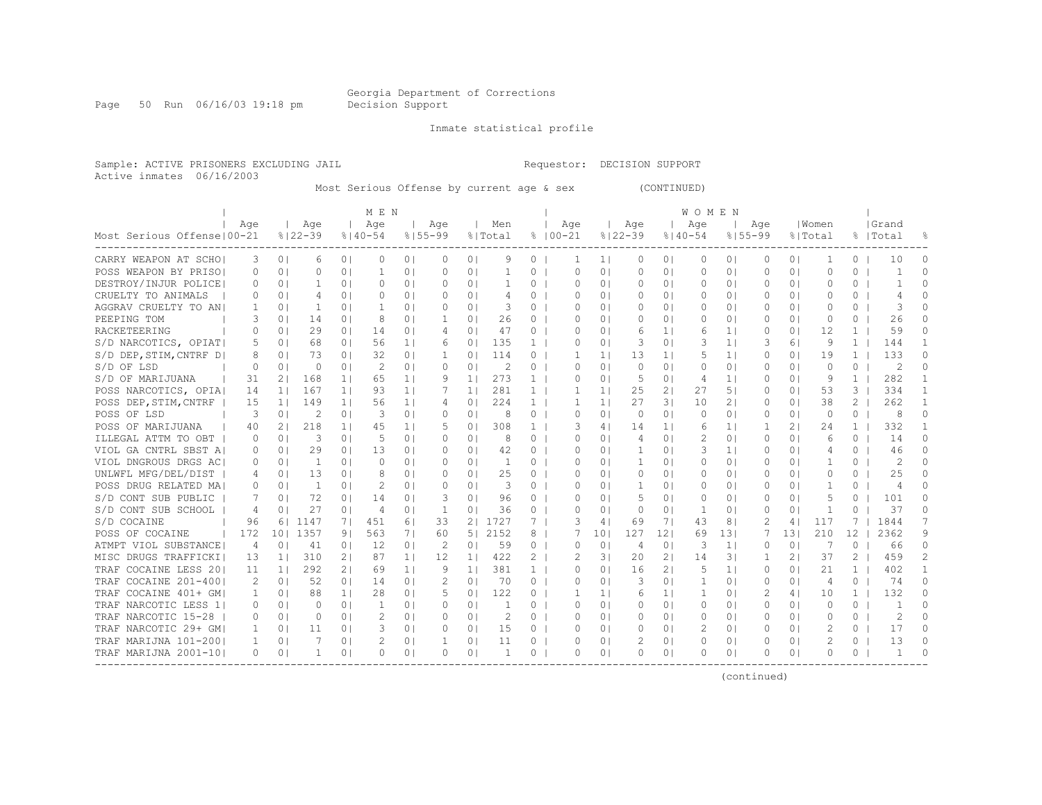Georgia Department of Corrections
Decision Support

Inmate statistical profile

Sample: ACTIVE PRISONERS EXCLUDING JAIL Requestor: DECISION SUPPORT
Active inmates 06/16/2003

Most Serious Offense by current age & sex (CONTINUED)

| Most Serious Offense | MEN Age 00-21 | % | Age 22-39 | % | Age 40-54 | % | Age 55-99 | % | Men Total | % | WOMEN Age 00-21 | % | Age 22-39 | % | Age 40-54 | % | Age 55-99 | % | Women Total | % | Grand Total | % |
|---|---|---|---|---|---|---|---|---|---|---|---|---|---|---|---|---|---|---|---|---|---|---|
| CARRY WEAPON AT SCHO | 3 | 0 | 6 | 0 | 0 | 0 | 0 | 0 | 9 | 0 | 1 | 1 | 0 | 0 | 0 | 0 | 0 | 0 | 1 | 0 | 10 | 0 |
| POSS WEAPON BY PRISO | 0 | 0 | 0 | 0 | 1 | 0 | 0 | 0 | 1 | 0 | 0 | 0 | 0 | 0 | 0 | 0 | 0 | 0 | 0 | 0 | 1 | 0 |
| DESTROY/INJUR POLICE | 0 | 0 | 1 | 0 | 0 | 0 | 0 | 0 | 1 | 0 | 0 | 0 | 0 | 0 | 0 | 0 | 0 | 0 | 0 | 0 | 1 | 0 |
| CRUELTY TO ANIMALS | 0 | 0 | 4 | 0 | 0 | 0 | 0 | 0 | 4 | 0 | 0 | 0 | 0 | 0 | 0 | 0 | 0 | 0 | 0 | 0 | 4 | 0 |
| AGGRAV CRUELTY TO AN | 1 | 0 | 1 | 0 | 1 | 0 | 0 | 0 | 3 | 0 | 0 | 0 | 0 | 0 | 0 | 0 | 0 | 0 | 0 | 0 | 3 | 0 |
| PEEPING TOM | 3 | 0 | 14 | 0 | 8 | 0 | 1 | 0 | 26 | 0 | 0 | 0 | 0 | 0 | 0 | 0 | 0 | 0 | 0 | 0 | 26 | 0 |
| RACKETEERING | 0 | 0 | 29 | 0 | 14 | 0 | 4 | 0 | 47 | 0 | 0 | 0 | 6 | 1 | 6 | 1 | 0 | 0 | 12 | 1 | 59 | 0 |
| S/D NARCOTICS, OPIAT | 5 | 0 | 68 | 0 | 56 | 1 | 6 | 0 | 135 | 1 | 0 | 0 | 3 | 0 | 3 | 1 | 3 | 6 | 9 | 1 | 144 | 1 |
| S/D DEP,STIM,CNTRF D | 8 | 0 | 73 | 0 | 32 | 0 | 1 | 0 | 114 | 0 | 1 | 1 | 13 | 1 | 5 | 1 | 0 | 0 | 19 | 1 | 133 | 0 |
| S/D OF LSD | 0 | 0 | 0 | 0 | 2 | 0 | 0 | 0 | 2 | 0 | 0 | 0 | 0 | 0 | 0 | 0 | 0 | 0 | 0 | 0 | 2 | 0 |
| S/D OF MARIJUANA | 31 | 2 | 168 | 1 | 65 | 1 | 9 | 1 | 273 | 1 | 0 | 0 | 5 | 0 | 4 | 1 | 0 | 0 | 9 | 1 | 282 | 1 |
| POSS NARCOTICS, OPIA | 14 | 1 | 167 | 1 | 93 | 1 | 7 | 1 | 281 | 1 | 1 | 1 | 25 | 2 | 27 | 5 | 0 | 0 | 53 | 3 | 334 | 1 |
| POSS DEP,STIM,CNTRF | 15 | 1 | 149 | 1 | 56 | 1 | 4 | 0 | 224 | 1 | 1 | 1 | 27 | 3 | 10 | 2 | 0 | 0 | 38 | 2 | 262 | 1 |
| POSS OF LSD | 3 | 0 | 2 | 0 | 3 | 0 | 0 | 0 | 8 | 0 | 0 | 0 | 0 | 0 | 0 | 0 | 0 | 0 | 0 | 0 | 8 | 0 |
| POSS OF MARIJUANA | 40 | 2 | 218 | 1 | 45 | 1 | 5 | 0 | 308 | 1 | 3 | 4 | 14 | 1 | 6 | 1 | 1 | 2 | 24 | 1 | 332 | 1 |
| ILLEGAL ATTM TO OBT | 0 | 0 | 3 | 0 | 5 | 0 | 0 | 0 | 8 | 0 | 0 | 0 | 4 | 0 | 2 | 0 | 0 | 0 | 6 | 0 | 14 | 0 |
| VIOL GA CNTRL SBST A | 0 | 0 | 29 | 0 | 13 | 0 | 0 | 0 | 42 | 0 | 0 | 0 | 1 | 0 | 3 | 1 | 0 | 0 | 4 | 0 | 46 | 0 |
| VIOL DNGROUS DRGS AC | 0 | 0 | 1 | 0 | 0 | 0 | 0 | 0 | 1 | 0 | 0 | 0 | 1 | 0 | 0 | 0 | 0 | 0 | 1 | 0 | 2 | 0 |
| UNLWFL MFG/DEL/DIST | 4 | 0 | 13 | 0 | 8 | 0 | 0 | 0 | 25 | 0 | 0 | 0 | 0 | 0 | 0 | 0 | 0 | 0 | 0 | 0 | 25 | 0 |
| POSS DRUG RELATED MA | 0 | 0 | 1 | 0 | 2 | 0 | 0 | 0 | 3 | 0 | 0 | 0 | 1 | 0 | 0 | 0 | 0 | 0 | 1 | 0 | 4 | 0 |
| S/D CONT SUB PUBLIC | 7 | 0 | 72 | 0 | 14 | 0 | 3 | 0 | 96 | 0 | 0 | 0 | 5 | 0 | 0 | 0 | 0 | 0 | 5 | 0 | 101 | 0 |
| S/D CONT SUB SCHOOL | 4 | 0 | 27 | 0 | 4 | 0 | 1 | 0 | 36 | 0 | 0 | 0 | 0 | 0 | 1 | 0 | 0 | 0 | 1 | 0 | 37 | 0 |
| S/D COCAINE | 96 | 6 | 1147 | 7 | 451 | 6 | 33 | 2 | 1727 | 7 | 3 | 4 | 69 | 7 | 43 | 8 | 2 | 4 | 117 | 7 | 1844 | 7 |
| POSS OF COCAINE | 172 | 10 | 1357 | 9 | 563 | 7 | 60 | 5 | 2152 | 8 | 7 | 10 | 127 | 12 | 69 | 13 | 7 | 13 | 210 | 12 | 2362 | 9 |
| ATMPT VIOL SUBSTANCE | 4 | 0 | 41 | 0 | 12 | 0 | 2 | 0 | 59 | 0 | 0 | 0 | 4 | 0 | 3 | 1 | 0 | 0 | 7 | 0 | 66 | 0 |
| MISC DRUGS TRAFFICKI | 13 | 1 | 310 | 2 | 87 | 1 | 12 | 1 | 422 | 2 | 2 | 3 | 20 | 2 | 14 | 3 | 1 | 2 | 37 | 2 | 459 | 2 |
| TRAF COCAINE LESS 20 | 11 | 1 | 292 | 2 | 69 | 1 | 9 | 1 | 381 | 1 | 0 | 0 | 16 | 2 | 5 | 1 | 0 | 0 | 21 | 1 | 402 | 1 |
| TRAF COCAINE 201-400 | 2 | 0 | 52 | 0 | 14 | 0 | 2 | 0 | 70 | 0 | 0 | 0 | 3 | 0 | 1 | 0 | 0 | 0 | 4 | 0 | 74 | 0 |
| TRAF COCAINE 401+ GM | 1 | 0 | 88 | 1 | 28 | 0 | 5 | 0 | 122 | 0 | 1 | 1 | 6 | 1 | 1 | 0 | 2 | 4 | 10 | 1 | 132 | 0 |
| TRAF NARCOTIC LESS 1 | 0 | 0 | 0 | 0 | 1 | 0 | 0 | 0 | 1 | 0 | 0 | 0 | 0 | 0 | 0 | 0 | 0 | 0 | 0 | 0 | 1 | 0 |
| TRAF NARCOTIC 15-28 | 0 | 0 | 0 | 0 | 2 | 0 | 0 | 0 | 2 | 0 | 0 | 0 | 0 | 0 | 0 | 0 | 0 | 0 | 0 | 0 | 2 | 0 |
| TRAF NARCOTIC 29+ GM | 1 | 0 | 11 | 0 | 3 | 0 | 0 | 0 | 15 | 0 | 0 | 0 | 0 | 0 | 2 | 0 | 0 | 0 | 2 | 0 | 17 | 0 |
| TRAF MARIJNA 101-200 | 1 | 0 | 7 | 0 | 2 | 0 | 1 | 0 | 11 | 0 | 0 | 0 | 2 | 0 | 0 | 0 | 0 | 0 | 2 | 0 | 13 | 0 |
| TRAF MARIJNA 2001-10 | 0 | 0 | 1 | 0 | 0 | 0 | 0 | 0 | 1 | 0 | 0 | 0 | 0 | 0 | 0 | 0 | 0 | 0 | 0 | 0 | 1 | 0 |

(continued)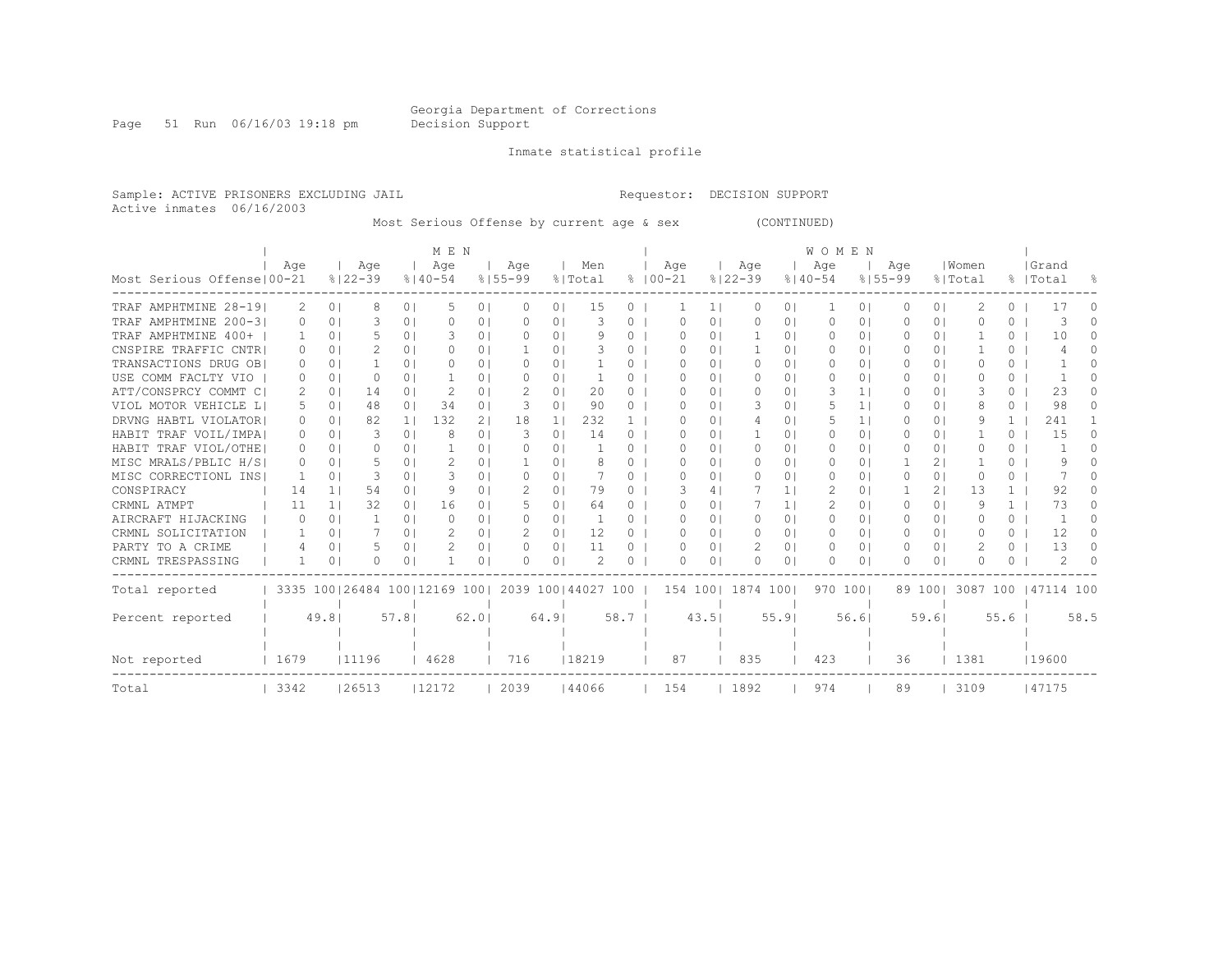Georgia Department of Corrections
Decision Support

Inmate statistical profile

Sample: ACTIVE PRISONERS EXCLUDING JAIL

Requestor: DECISION SUPPORT

Active inmates 06/16/2003

Most Serious Offense by current age & sex (CONTINUED)

| | MEN | | | | | | | | | | WOMEN | | | | | | | | | | | |
|---|---|---|---|---|---|---|---|---|---|---|---|---|---|---|---|---|---|---|---|---|---|---|
| Most Serious Offense | Age 00-21 | % | Age 22-39 | % | Age 40-54 | % | Age 55-99 | % | Men Total | % | Age 00-21 | % | Age 22-39 | % | Age 40-54 | % | Age 55-99 | % | Women Total | % | Grand Total | % |
| TRAF AMPHTMINE 28-19 | 2 | 0 | 8 | 0 | 5 | 0 | 0 | 0 | 15 | 0 | 1 | 1 | 0 | 0 | 1 | 0 | 0 | 0 | 2 | 0 | 17 | 0 |
| TRAF AMPHTMINE 200-3 | 0 | 0 | 3 | 0 | 0 | 0 | 0 | 0 | 3 | 0 | 0 | 0 | 0 | 0 | 0 | 0 | 0 | 0 | 0 | 0 | 3 | 0 |
| TRAF AMPHTMINE 400+ | 1 | 0 | 5 | 0 | 3 | 0 | 0 | 0 | 9 | 0 | 0 | 0 | 1 | 0 | 0 | 0 | 0 | 0 | 1 | 0 | 10 | 0 |
| CNSPIRE TRAFFIC CNTR | 0 | 0 | 2 | 0 | 0 | 0 | 1 | 0 | 3 | 0 | 0 | 0 | 1 | 0 | 0 | 0 | 0 | 0 | 1 | 0 | 4 | 0 |
| TRANSACTIONS DRUG OB | 0 | 0 | 1 | 0 | 0 | 0 | 0 | 0 | 1 | 0 | 0 | 0 | 0 | 0 | 0 | 0 | 0 | 0 | 0 | 0 | 1 | 0 |
| USE COMM FACLTY VIO | 0 | 0 | 0 | 0 | 1 | 0 | 0 | 0 | 1 | 0 | 0 | 0 | 0 | 0 | 0 | 0 | 0 | 0 | 0 | 0 | 1 | 0 |
| ATT/CONSPRCY COMMT C | 2 | 0 | 14 | 0 | 2 | 0 | 2 | 0 | 20 | 0 | 0 | 0 | 0 | 0 | 3 | 1 | 0 | 0 | 3 | 0 | 23 | 0 |
| VIOL MOTOR VEHICLE L | 5 | 0 | 48 | 0 | 34 | 0 | 3 | 0 | 90 | 0 | 0 | 0 | 3 | 0 | 5 | 1 | 0 | 0 | 8 | 0 | 98 | 0 |
| DRVNG HABTL VIOLATOR | 0 | 0 | 82 | 1 | 132 | 2 | 18 | 1 | 232 | 1 | 0 | 0 | 4 | 0 | 5 | 1 | 0 | 0 | 9 | 1 | 241 | 1 |
| HABIT TRAF VOIL/IMPA | 0 | 0 | 3 | 0 | 8 | 0 | 3 | 0 | 14 | 0 | 0 | 0 | 1 | 0 | 0 | 0 | 0 | 0 | 1 | 0 | 15 | 0 |
| HABIT TRAF VIOL/OTHE | 0 | 0 | 0 | 0 | 1 | 0 | 0 | 0 | 1 | 0 | 0 | 0 | 0 | 0 | 0 | 0 | 0 | 0 | 0 | 0 | 1 | 0 |
| MISC MRALS/PBLIC H/S | 0 | 0 | 5 | 0 | 2 | 0 | 1 | 0 | 8 | 0 | 0 | 0 | 0 | 0 | 0 | 0 | 1 | 2 | 1 | 0 | 9 | 0 |
| MISC CORRECTIONL INS | 1 | 0 | 3 | 0 | 3 | 0 | 0 | 0 | 7 | 0 | 0 | 0 | 0 | 0 | 0 | 0 | 0 | 0 | 0 | 0 | 7 | 0 |
| CONSPIRACY | 14 | 1 | 54 | 0 | 9 | 0 | 2 | 0 | 79 | 0 | 3 | 4 | 7 | 1 | 2 | 0 | 1 | 2 | 13 | 1 | 92 | 0 |
| CRMNL ATMPT | 11 | 1 | 32 | 0 | 16 | 0 | 5 | 0 | 64 | 0 | 0 | 0 | 7 | 1 | 2 | 0 | 0 | 0 | 9 | 1 | 73 | 0 |
| AIRCRAFT HIJACKING | 0 | 0 | 1 | 0 | 0 | 0 | 0 | 0 | 1 | 0 | 0 | 0 | 0 | 0 | 0 | 0 | 0 | 0 | 0 | 0 | 1 | 0 |
| CRMNL SOLICITATION | 1 | 0 | 7 | 0 | 2 | 0 | 2 | 0 | 12 | 0 | 0 | 0 | 0 | 0 | 0 | 0 | 0 | 0 | 0 | 0 | 12 | 0 |
| PARTY TO A CRIME | 4 | 0 | 5 | 0 | 2 | 0 | 0 | 0 | 11 | 0 | 0 | 0 | 2 | 0 | 0 | 0 | 0 | 0 | 2 | 0 | 13 | 0 |
| CRMNL TRESPASSING | 1 | 0 | 0 | 0 | 1 | 0 | 0 | 0 | 2 | 0 | 0 | 0 | 0 | 0 | 0 | 0 | 0 | 0 | 0 | 0 | 2 | 0 |
| Total reported | 3335 | 100 | 26484 | 100 | 12169 | 100 | 2039 | 100 | 44027 | 100 | 154 | 100 | 1874 | 100 | 970 | 100 | 89 | 100 | 3087 | 100 | 47114 | 100 |
| Percent reported | | 49.8 | | 57.8 | | 62.0 | | 64.9 | | 58.7 | | 43.5 | | 55.9 | | 56.6 | | 59.6 | | 55.6 | | 58.5 |
| Not reported | 1679 | | 11196 | | 4628 | | 716 | | 18219 | | 87 | | 835 | | 423 | | 36 | | 1381 | | 19600 | |
| Total | 3342 | | 26513 | | 12172 | | 2039 | | 44066 | | 154 | | 1892 | | 974 | | 89 | | 3109 | | 47175 | |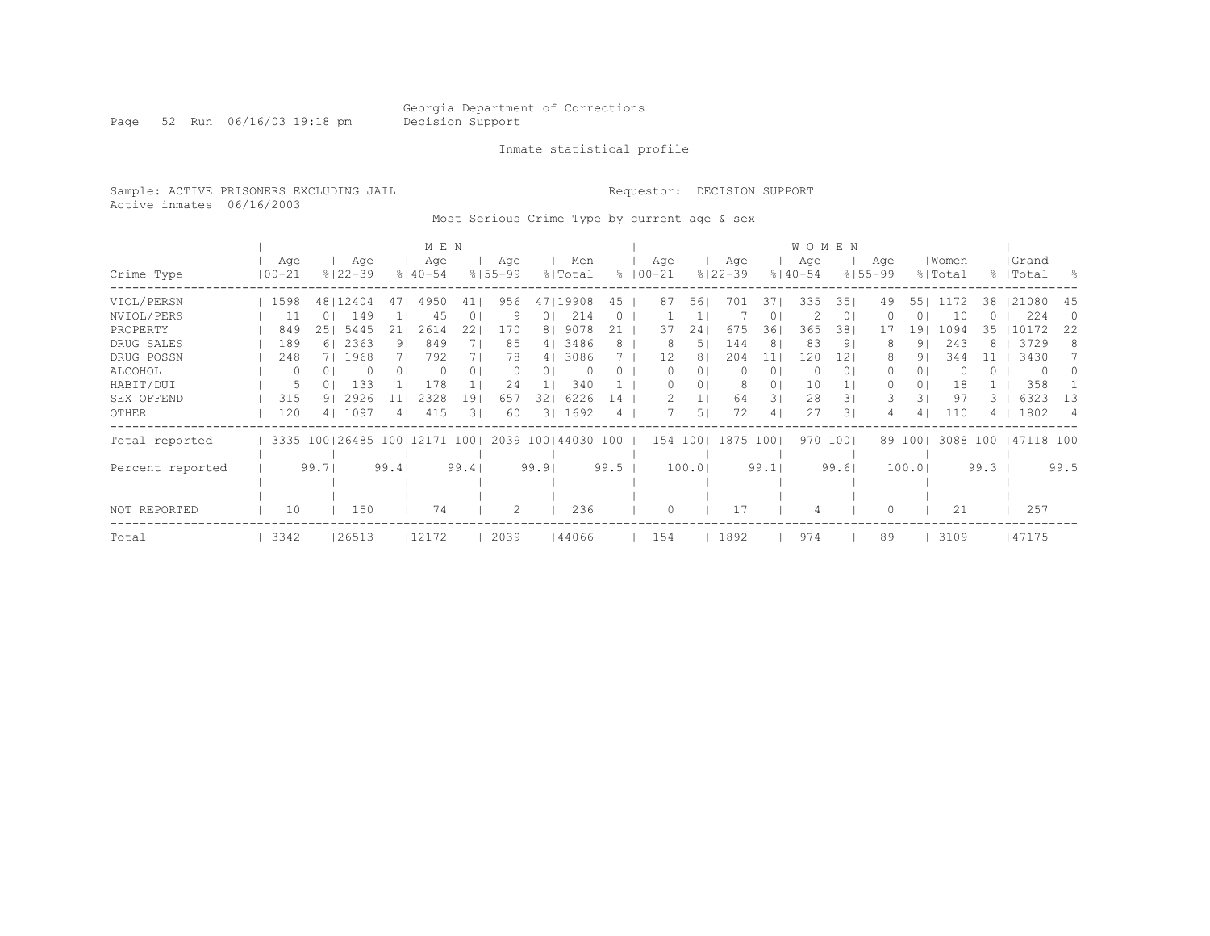Georgia Department of Corrections
Decision Support

Inmate statistical profile

Sample: ACTIVE PRISONERS EXCLUDING JAIL

Requestor: DECISION SUPPORT

Active inmates 06/16/2003

Most Serious Crime Type by current age & sex

| | MEN | | | | | | | | | | WOMEN | | | | | | | | | | | |
|---|---|---|---|---|---|---|---|---|---|---|---|---|---|---|---|---|---|---|---|---|---|---|
| Crime Type | Age 00-21 | % | Age 22-39 | % | Age 40-54 | % | Age 55-99 | % | Men Total | % | Age 00-21 | % | Age 22-39 | % | Age 40-54 | % | Age 55-99 | % | Women Total | % | Grand Total | % |
| VIOL/PERSN | 1598 | 48 | 12404 | 47 | 4950 | 41 | 956 | 47 | 19908 | 45 | 87 | 56 | 701 | 37 | 335 | 35 | 49 | 55 | 1172 | 38 | 21080 | 45 |
| NVIOL/PERS | 11 | 0 | 149 | 1 | 45 | 0 | 9 | 0 | 214 | 0 | 1 | 1 | 7 | 0 | 2 | 0 | 0 | 0 | 10 | 0 | 224 | 0 |
| PROPERTY | 849 | 25 | 5445 | 21 | 2614 | 22 | 170 | 8 | 9078 | 21 | 37 | 24 | 675 | 36 | 365 | 38 | 17 | 19 | 1094 | 35 | 10172 | 22 |
| DRUG SALES | 189 | 6 | 2363 | 9 | 849 | 7 | 85 | 4 | 3486 | 8 | 8 | 5 | 144 | 8 | 83 | 9 | 8 | 9 | 243 | 8 | 3729 | 8 |
| DRUG POSSN | 248 | 7 | 1968 | 7 | 792 | 7 | 78 | 4 | 3086 | 7 | 12 | 8 | 204 | 11 | 120 | 12 | 8 | 9 | 344 | 11 | 3430 | 7 |
| ALCOHOL | 0 | 0 | 0 | 0 | 0 | 0 | 0 | 0 | 0 | 0 | 0 | 0 | 0 | 0 | 0 | 0 | 0 | 0 | 0 | 0 | 0 | 0 |
| HABIT/DUI | 5 | 0 | 133 | 1 | 178 | 1 | 24 | 1 | 340 | 1 | 0 | 0 | 8 | 0 | 10 | 1 | 0 | 0 | 18 | 1 | 358 | 1 |
| SEX OFFEND | 315 | 9 | 2926 | 11 | 2328 | 19 | 657 | 32 | 6226 | 14 | 2 | 1 | 64 | 3 | 28 | 3 | 3 | 3 | 97 | 3 | 6323 | 13 |
| OTHER | 120 | 4 | 1097 | 4 | 415 | 3 | 60 | 3 | 1692 | 4 | 7 | 5 | 72 | 4 | 27 | 3 | 4 | 4 | 110 | 4 | 1802 | 4 |
| Total reported | 3335 | 100 | 26485 | 100 | 12171 | 100 | 2039 | 100 | 44030 | 100 | 154 | 100 | 1875 | 100 | 970 | 100 | 89 | 100 | 3088 | 100 | 47118 | 100 |
| Percent reported | | 99.7 | | 99.4 | | 99.4 | | 99.9 | | 99.5 | | 100.0 | | 99.1 | | 99.6 | | 100.0 | | 99.3 | | 99.5 |
| NOT REPORTED | 10 | | 150 | | 74 | | 2 | | 236 | | 0 | | 17 | | 4 | | 0 | | 21 | | 257 | |
| Total | 3342 | | 26513 | | 12172 | | 2039 | | 44066 | | 154 | | 1892 | | 974 | | 89 | | 3109 | | 47175 | |